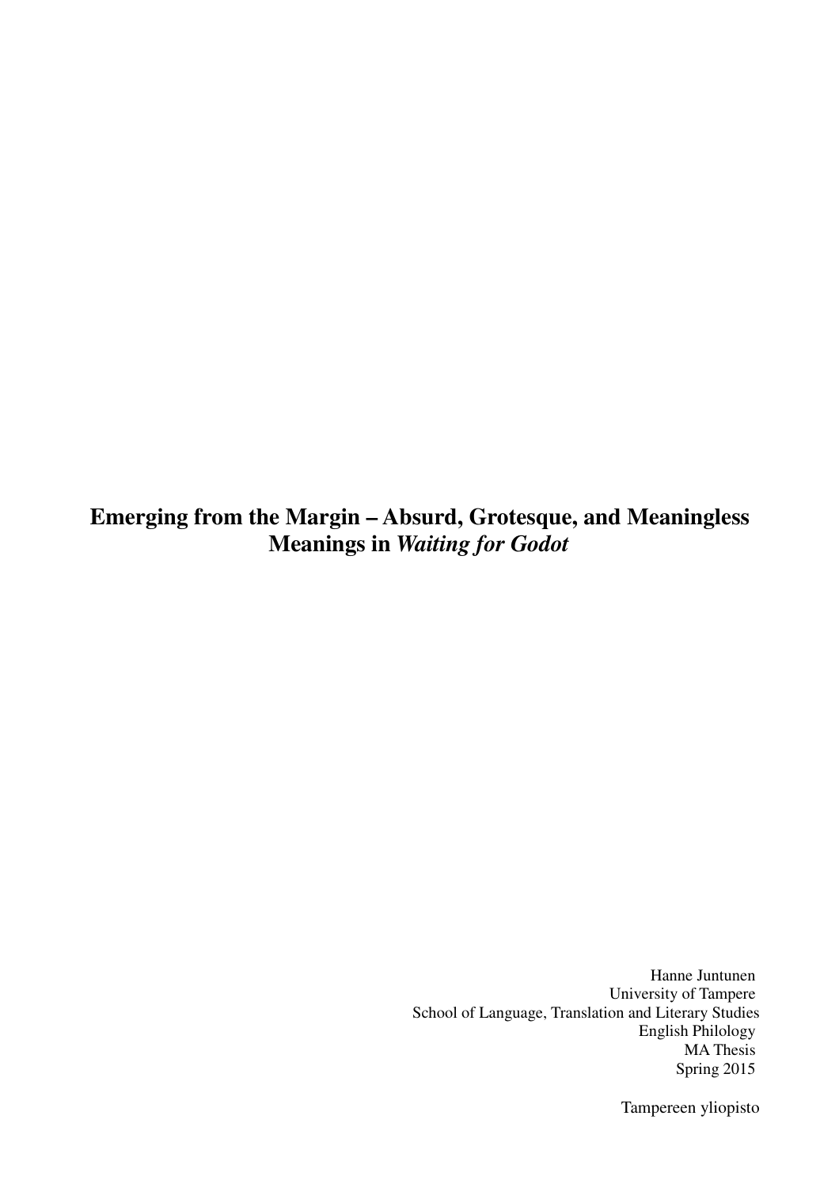# Emerging from the Margin – Absurd, Grotesque, and Meaningless Meanings in *Waiting for Godot*

Hanne Juntunen
University of Tampere
School of Language, Translation and Literary Studies
English Philology
MA Thesis
Spring 2015

Tampereen yliopisto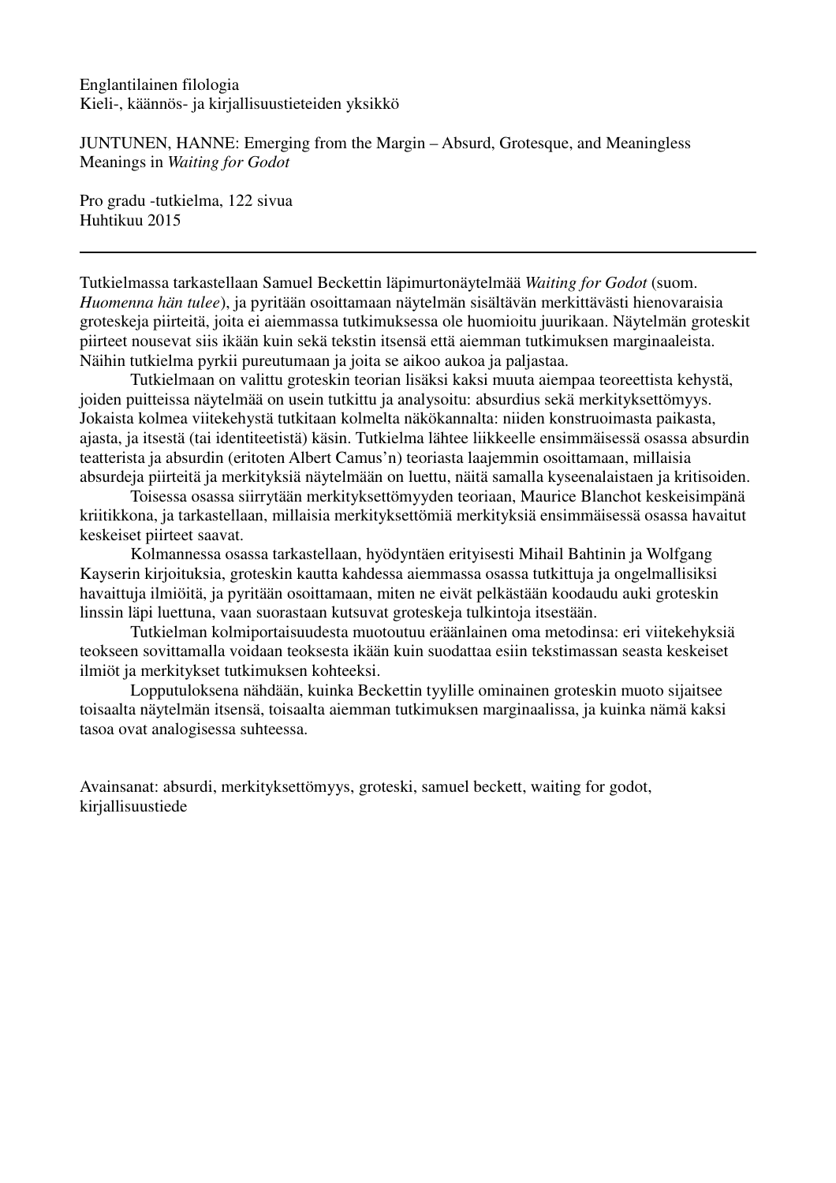Englantilainen filologia
Kieli-, käännös- ja kirjallisuustieteiden yksikkö

JUNTUNEN, HANNE: Emerging from the Margin – Absurd, Grotesque, and Meaningless Meanings in *Waiting for Godot*

Pro gradu -tutkielma, 122 sivua
Huhtikuu 2015

---

Tutkielmassa tarkastellaan Samuel Beckettin läpimurtonäytelmää *Waiting for Godot* (suom. *Huomenna hän tulee*), ja pyritään osoittamaan näytelmän sisältävän merkittävästi hienovaraisia groteskeja piirteitä, joita ei aiemmassa tutkimuksessa ole huomioitu juurikaan. Näytelmän groteskit piirteet nousevat siis ikään kuin sekä tekstin itsensä että aiemman tutkimuksen marginaaleista. Näihin tutkielma pyrkii pureutumaan ja joita se aikoo aukoa ja paljastaa.

Tutkielmaan on valittu groteskin teorian lisäksi kaksi muuta aiempaa teoreettista kehystä, joiden puitteissa näytelmää on usein tutkittu ja analysoitu: absurdius sekä merkityksettömyys. Jokaista kolmea viitekehystä tutkitaan kolmelta näkökannalta: niiden konstruoimasta paikasta, ajasta, ja itsestä (tai identiteetistä) käsin. Tutkielma lähtee liikkeelle ensimmäisessä osassa absurdin teatterista ja absurdin (eritoten Albert Camus'n) teoriasta laajemmin osoittamaan, millaisia absurdeja piirteitä ja merkityksiä näytelmään on luettu, näitä samalla kyseenalaistaen ja kritisoiden.

Toisessa osassa siirrytään merkityksettömyyden teoriaan, Maurice Blanchot keskeisimpänä kriitikkona, ja tarkastellaan, millaisia merkityksettömiä merkityksiä ensimmäisessä osassa havaitut keskeiset piirteet saavat.

Kolmannessa osassa tarkastellaan, hyödyntäen erityisesti Mihail Bahtinin ja Wolfgang Kayserin kirjoituksia, groteskin kautta kahdessa aiemmassa osassa tutkittuja ja ongelmallisiksi havaittuja ilmiöitä, ja pyritään osoittamaan, miten ne eivät pelkästään koodaudu auki groteskin linssin läpi luettuna, vaan suorastaan kutsuvat groteskeja tulkintoja itsestään.

Tutkielman kolmiportaisuudesta muotoutuu eräänlainen oma metodinsa: eri viitekehyksiä teokseen sovittamalla voidaan teoksesta ikään kuin suodattaa esiin tekstimassan seasta keskeiset ilmiöt ja merkitykset tutkimuksen kohteeksi.

Lopputuloksena nähdään, kuinka Beckettin tyylille ominainen groteskin muoto sijaitsee toisaalta näytelmän itsensä, toisaalta aiemman tutkimuksen marginaalissa, ja kuinka nämä kaksi tasoa ovat analogisessa suhteessa.

Avainsanat: absurdi, merkityksettömyys, groteski, samuel beckett, waiting for godot, kirjallisuustiede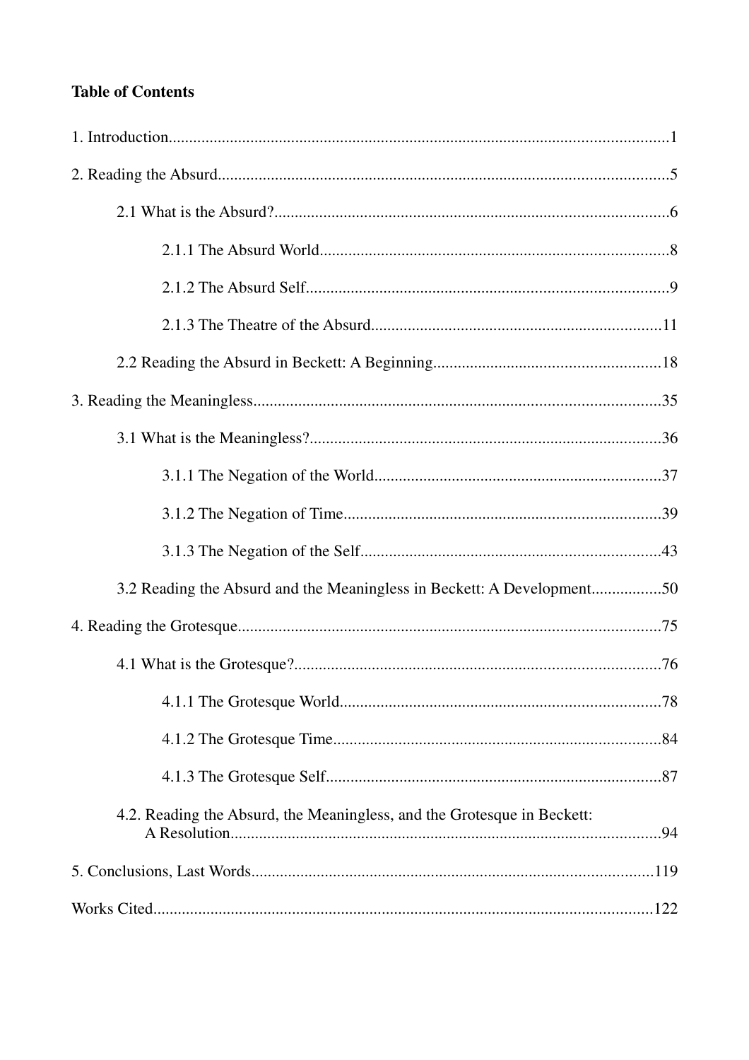**Table of Contents**

1. Introduction..........1

2. Reading the Absurd..........5

    2.1 What is the Absurd?..........6

        2.1.1 The Absurd World..........8

        2.1.2 The Absurd Self..........9

        2.1.3 The Theatre of the Absurd..........11

    2.2 Reading the Absurd in Beckett: A Beginning..........18

3. Reading the Meaningless..........35

    3.1 What is the Meaningless?..........36

        3.1.1 The Negation of the World..........37

        3.1.2 The Negation of Time..........39

        3.1.3 The Negation of the Self..........43

    3.2 Reading the Absurd and the Meaningless in Beckett: A Development..........50

4. Reading the Grotesque..........75

    4.1 What is the Grotesque?..........76

        4.1.1 The Grotesque World..........78

        4.1.2 The Grotesque Time..........84

        4.1.3 The Grotesque Self..........87

    4.2. Reading the Absurd, the Meaningless, and the Grotesque in Beckett: A Resolution..........94

5. Conclusions, Last Words..........119

Works Cited..........122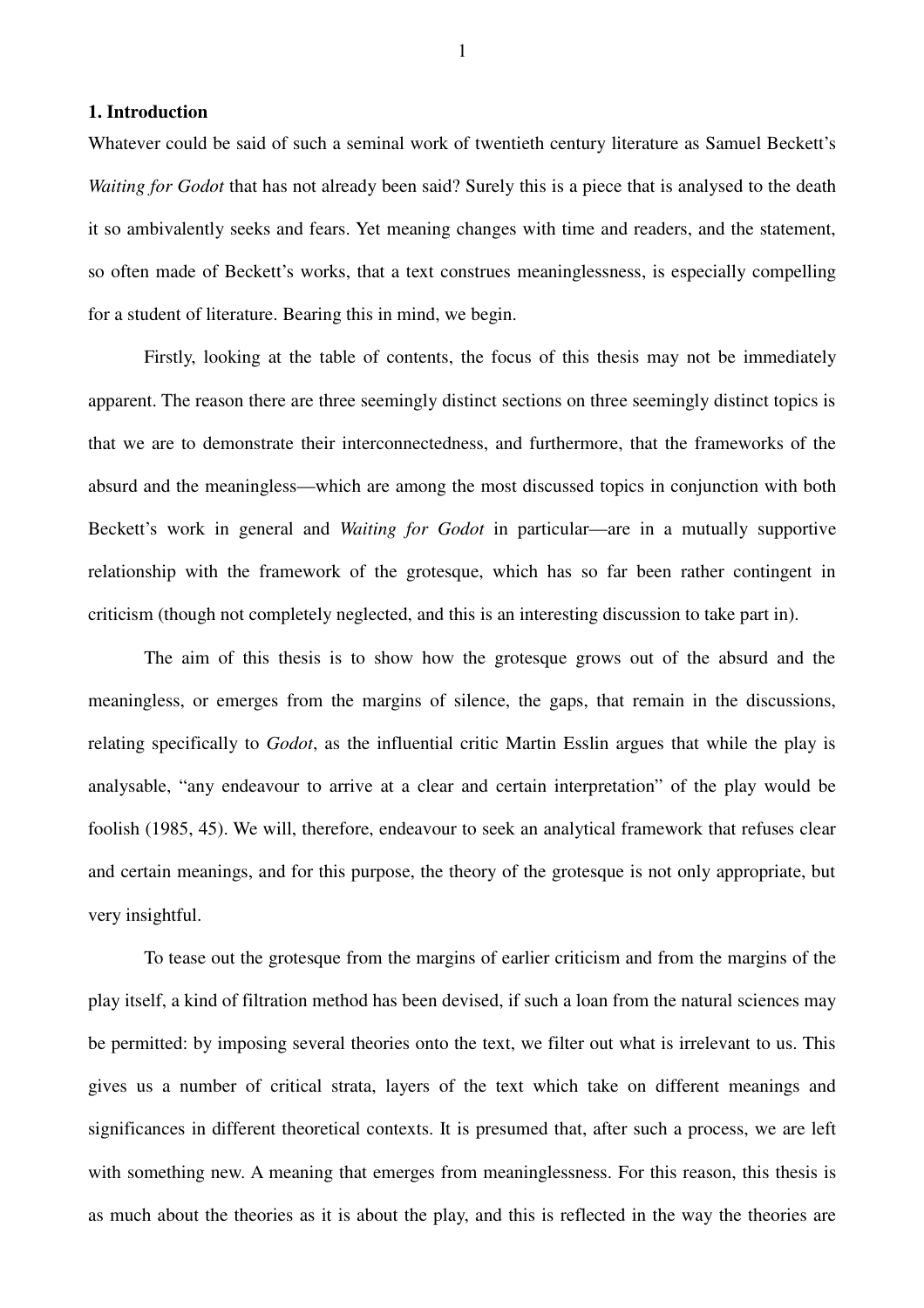## 1. Introduction

Whatever could be said of such a seminal work of twentieth century literature as Samuel Beckett's *Waiting for Godot* that has not already been said? Surely this is a piece that is analysed to the death it so ambivalently seeks and fears. Yet meaning changes with time and readers, and the statement, so often made of Beckett's works, that a text construes meaninglessness, is especially compelling for a student of literature. Bearing this in mind, we begin.

Firstly, looking at the table of contents, the focus of this thesis may not be immediately apparent. The reason there are three seemingly distinct sections on three seemingly distinct topics is that we are to demonstrate their interconnectedness, and furthermore, that the frameworks of the absurd and the meaningless—which are among the most discussed topics in conjunction with both Beckett's work in general and *Waiting for Godot* in particular—are in a mutually supportive relationship with the framework of the grotesque, which has so far been rather contingent in criticism (though not completely neglected, and this is an interesting discussion to take part in).

The aim of this thesis is to show how the grotesque grows out of the absurd and the meaningless, or emerges from the margins of silence, the gaps, that remain in the discussions, relating specifically to *Godot*, as the influential critic Martin Esslin argues that while the play is analysable, "any endeavour to arrive at a clear and certain interpretation" of the play would be foolish (1985, 45). We will, therefore, endeavour to seek an analytical framework that refuses clear and certain meanings, and for this purpose, the theory of the grotesque is not only appropriate, but very insightful.

To tease out the grotesque from the margins of earlier criticism and from the margins of the play itself, a kind of filtration method has been devised, if such a loan from the natural sciences may be permitted: by imposing several theories onto the text, we filter out what is irrelevant to us. This gives us a number of critical strata, layers of the text which take on different meanings and significances in different theoretical contexts. It is presumed that, after such a process, we are left with something new. A meaning that emerges from meaninglessness. For this reason, this thesis is as much about the theories as it is about the play, and this is reflected in the way the theories are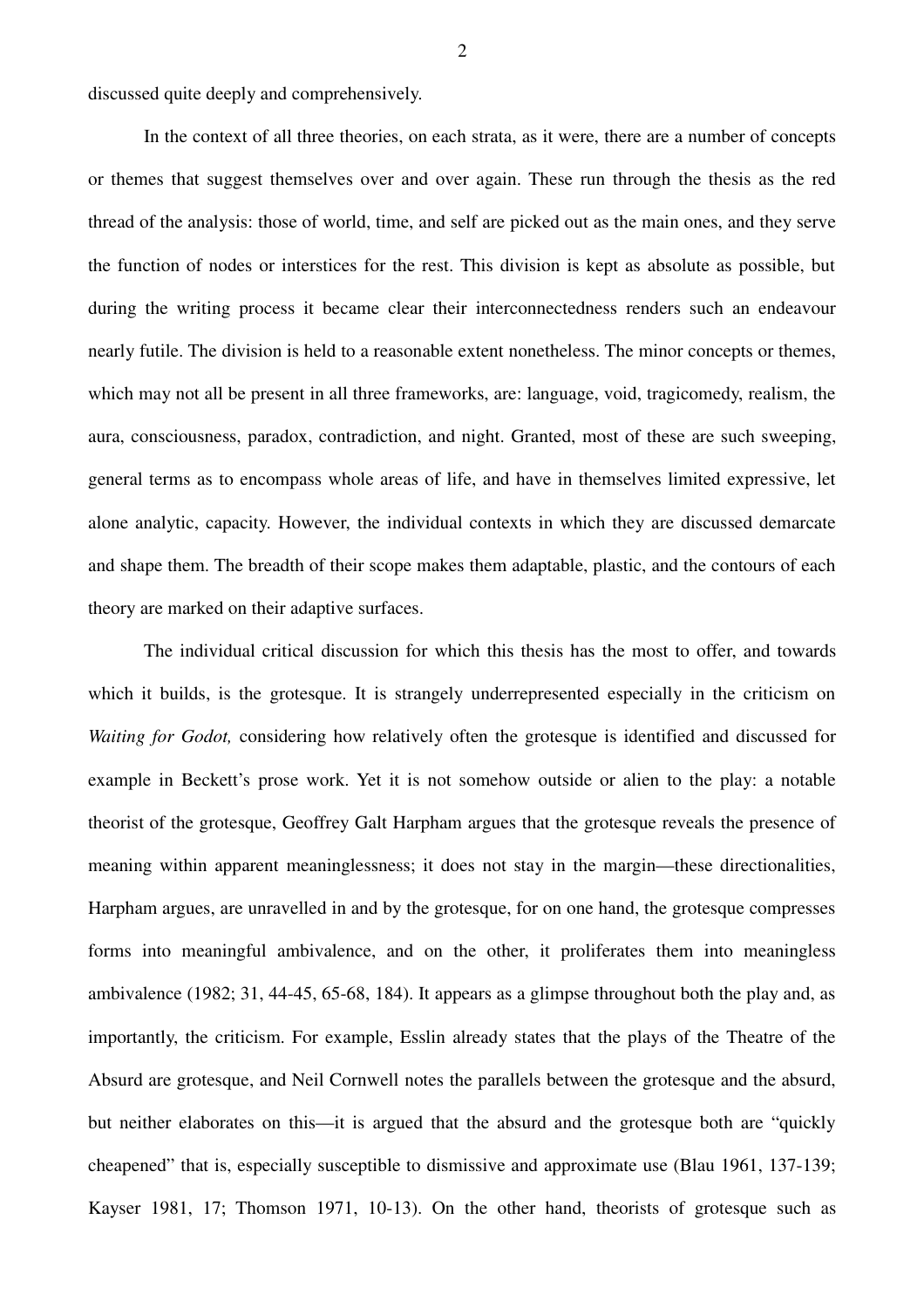discussed quite deeply and comprehensively.

In the context of all three theories, on each strata, as it were, there are a number of concepts or themes that suggest themselves over and over again. These run through the thesis as the red thread of the analysis: those of world, time, and self are picked out as the main ones, and they serve the function of nodes or interstices for the rest. This division is kept as absolute as possible, but during the writing process it became clear their interconnectedness renders such an endeavour nearly futile. The division is held to a reasonable extent nonetheless. The minor concepts or themes, which may not all be present in all three frameworks, are: language, void, tragicomedy, realism, the aura, consciousness, paradox, contradiction, and night. Granted, most of these are such sweeping, general terms as to encompass whole areas of life, and have in themselves limited expressive, let alone analytic, capacity. However, the individual contexts in which they are discussed demarcate and shape them. The breadth of their scope makes them adaptable, plastic, and the contours of each theory are marked on their adaptive surfaces.

The individual critical discussion for which this thesis has the most to offer, and towards which it builds, is the grotesque. It is strangely underrepresented especially in the criticism on *Waiting for Godot,* considering how relatively often the grotesque is identified and discussed for example in Beckett's prose work. Yet it is not somehow outside or alien to the play: a notable theorist of the grotesque, Geoffrey Galt Harpham argues that the grotesque reveals the presence of meaning within apparent meaninglessness; it does not stay in the margin—these directionalities, Harpham argues, are unravelled in and by the grotesque, for on one hand, the grotesque compresses forms into meaningful ambivalence, and on the other, it proliferates them into meaningless ambivalence (1982; 31, 44-45, 65-68, 184). It appears as a glimpse throughout both the play and, as importantly, the criticism. For example, Esslin already states that the plays of the Theatre of the Absurd are grotesque, and Neil Cornwell notes the parallels between the grotesque and the absurd, but neither elaborates on this—it is argued that the absurd and the grotesque both are "quickly cheapened" that is, especially susceptible to dismissive and approximate use (Blau 1961, 137-139; Kayser 1981, 17; Thomson 1971, 10-13). On the other hand, theorists of grotesque such as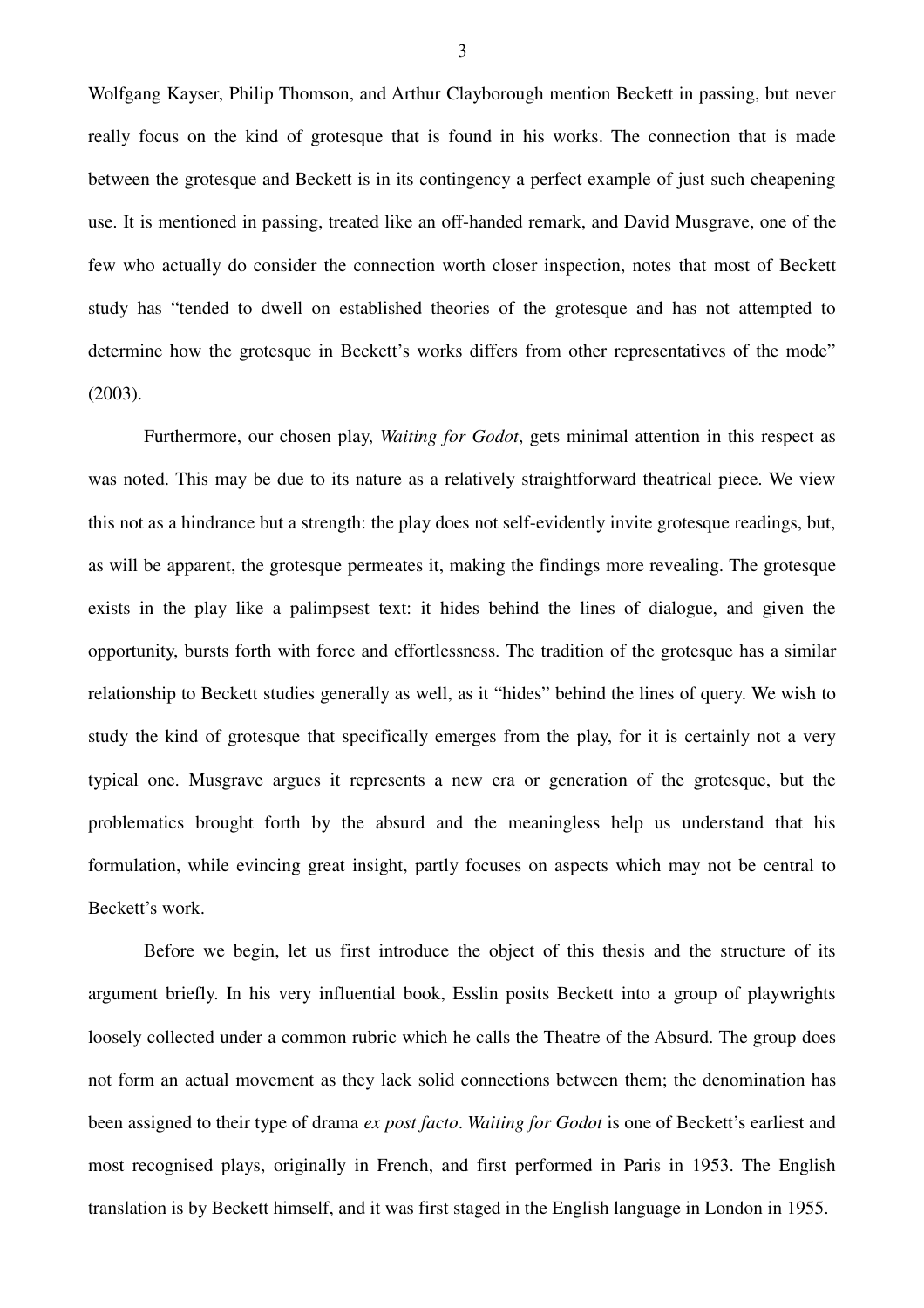Wolfgang Kayser, Philip Thomson, and Arthur Clayborough mention Beckett in passing, but never really focus on the kind of grotesque that is found in his works. The connection that is made between the grotesque and Beckett is in its contingency a perfect example of just such cheapening use. It is mentioned in passing, treated like an off-handed remark, and David Musgrave, one of the few who actually do consider the connection worth closer inspection, notes that most of Beckett study has "tended to dwell on established theories of the grotesque and has not attempted to determine how the grotesque in Beckett's works differs from other representatives of the mode" (2003).

Furthermore, our chosen play, *Waiting for Godot*, gets minimal attention in this respect as was noted. This may be due to its nature as a relatively straightforward theatrical piece. We view this not as a hindrance but a strength: the play does not self-evidently invite grotesque readings, but, as will be apparent, the grotesque permeates it, making the findings more revealing. The grotesque exists in the play like a palimpsest text: it hides behind the lines of dialogue, and given the opportunity, bursts forth with force and effortlessness. The tradition of the grotesque has a similar relationship to Beckett studies generally as well, as it "hides" behind the lines of query. We wish to study the kind of grotesque that specifically emerges from the play, for it is certainly not a very typical one. Musgrave argues it represents a new era or generation of the grotesque, but the problematics brought forth by the absurd and the meaningless help us understand that his formulation, while evincing great insight, partly focuses on aspects which may not be central to Beckett's work.

Before we begin, let us first introduce the object of this thesis and the structure of its argument briefly. In his very influential book, Esslin posits Beckett into a group of playwrights loosely collected under a common rubric which he calls the Theatre of the Absurd. The group does not form an actual movement as they lack solid connections between them; the denomination has been assigned to their type of drama *ex post facto*. *Waiting for Godot* is one of Beckett's earliest and most recognised plays, originally in French, and first performed in Paris in 1953. The English translation is by Beckett himself, and it was first staged in the English language in London in 1955.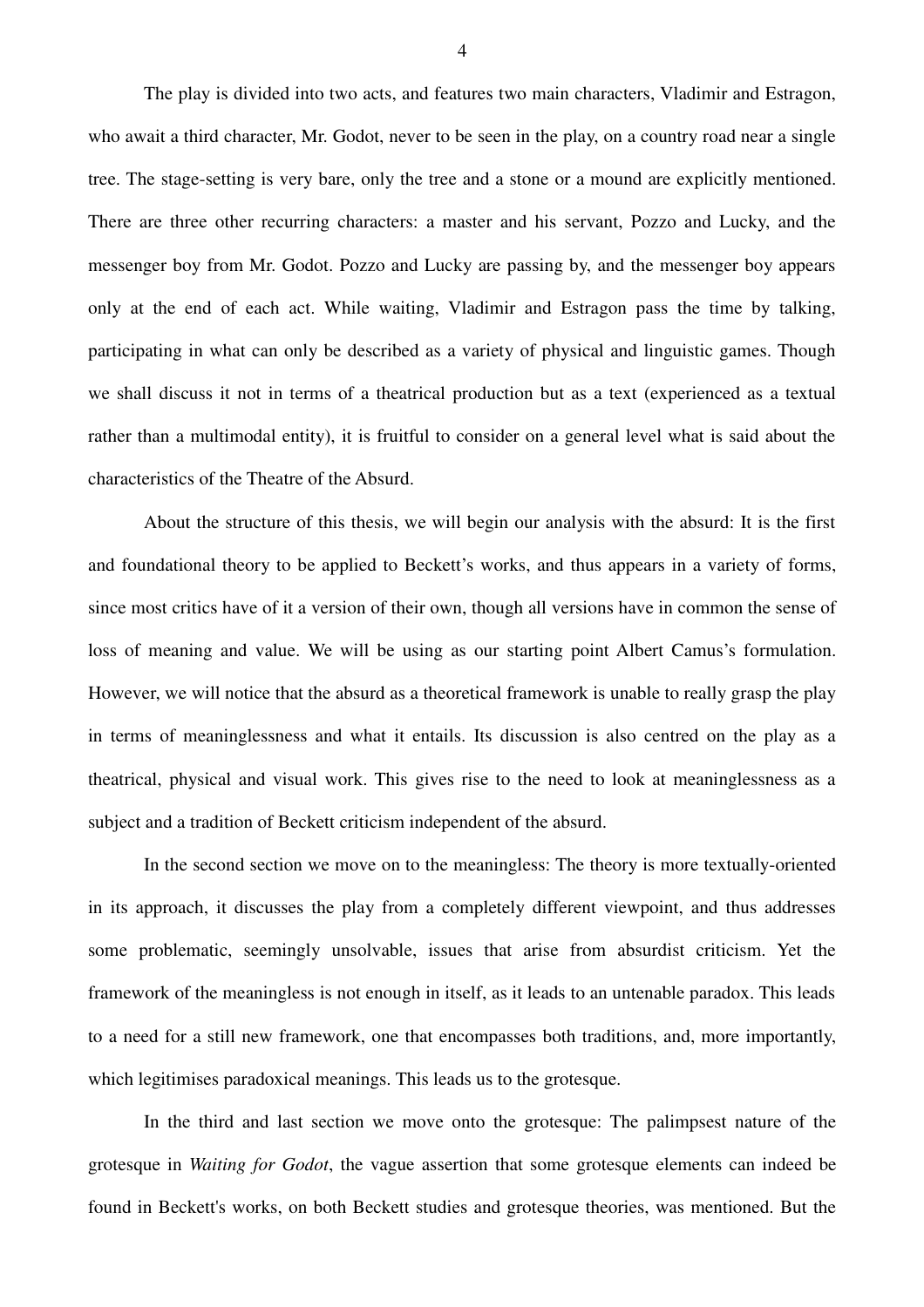The play is divided into two acts, and features two main characters, Vladimir and Estragon, who await a third character, Mr. Godot, never to be seen in the play, on a country road near a single tree. The stage-setting is very bare, only the tree and a stone or a mound are explicitly mentioned. There are three other recurring characters: a master and his servant, Pozzo and Lucky, and the messenger boy from Mr. Godot. Pozzo and Lucky are passing by, and the messenger boy appears only at the end of each act. While waiting, Vladimir and Estragon pass the time by talking, participating in what can only be described as a variety of physical and linguistic games. Though we shall discuss it not in terms of a theatrical production but as a text (experienced as a textual rather than a multimodal entity), it is fruitful to consider on a general level what is said about the characteristics of the Theatre of the Absurd.

About the structure of this thesis, we will begin our analysis with the absurd: It is the first and foundational theory to be applied to Beckett's works, and thus appears in a variety of forms, since most critics have of it a version of their own, though all versions have in common the sense of loss of meaning and value. We will be using as our starting point Albert Camus's formulation. However, we will notice that the absurd as a theoretical framework is unable to really grasp the play in terms of meaninglessness and what it entails. Its discussion is also centred on the play as a theatrical, physical and visual work. This gives rise to the need to look at meaninglessness as a subject and a tradition of Beckett criticism independent of the absurd.

In the second section we move on to the meaningless: The theory is more textually-oriented in its approach, it discusses the play from a completely different viewpoint, and thus addresses some problematic, seemingly unsolvable, issues that arise from absurdist criticism. Yet the framework of the meaningless is not enough in itself, as it leads to an untenable paradox. This leads to a need for a still new framework, one that encompasses both traditions, and, more importantly, which legitimises paradoxical meanings. This leads us to the grotesque.

In the third and last section we move onto the grotesque: The palimpsest nature of the grotesque in *Waiting for Godot*, the vague assertion that some grotesque elements can indeed be found in Beckett's works, on both Beckett studies and grotesque theories, was mentioned. But the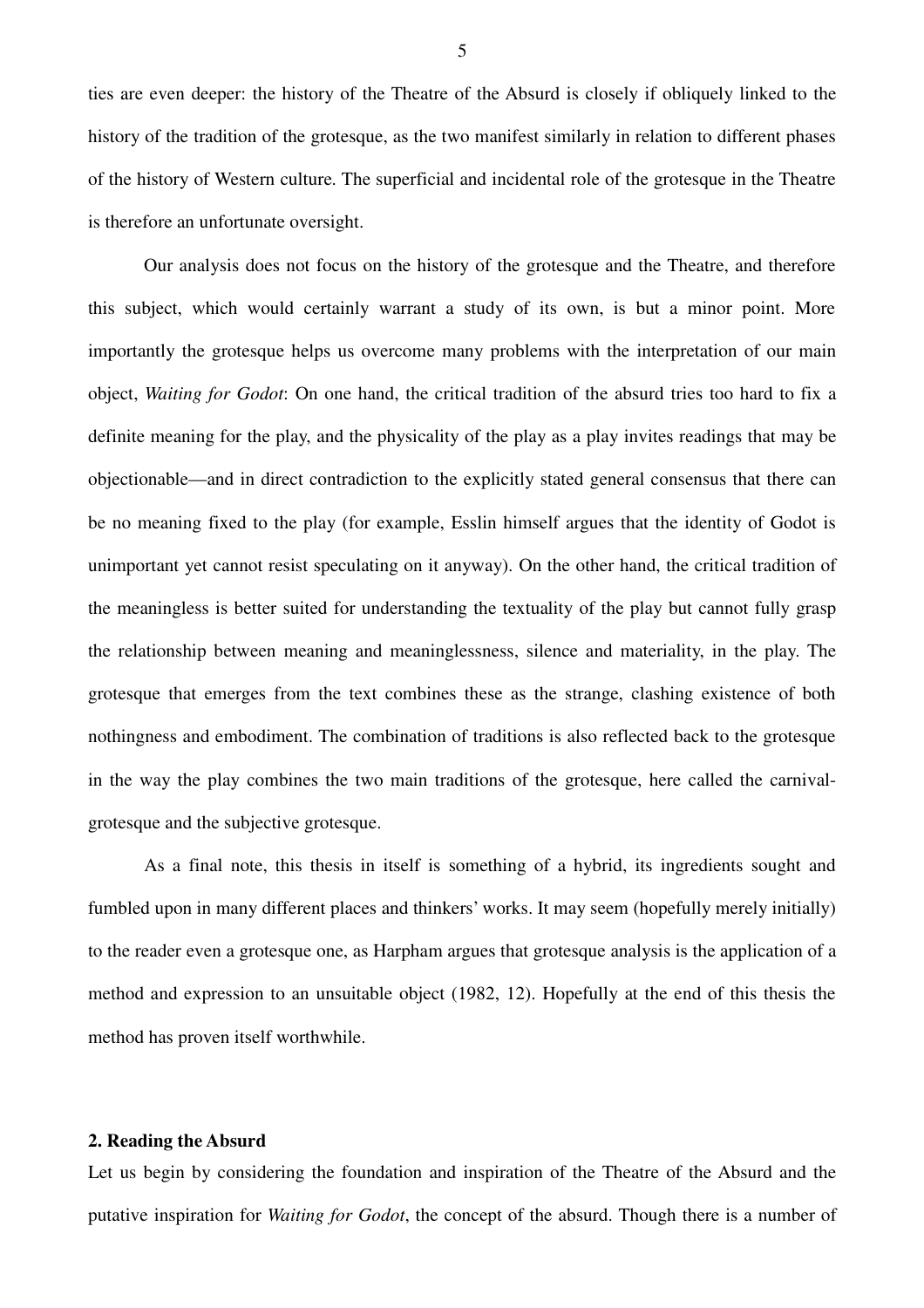ties are even deeper: the history of the Theatre of the Absurd is closely if obliquely linked to the history of the tradition of the grotesque, as the two manifest similarly in relation to different phases of the history of Western culture. The superficial and incidental role of the grotesque in the Theatre is therefore an unfortunate oversight.

Our analysis does not focus on the history of the grotesque and the Theatre, and therefore this subject, which would certainly warrant a study of its own, is but a minor point. More importantly the grotesque helps us overcome many problems with the interpretation of our main object, *Waiting for Godot*: On one hand, the critical tradition of the absurd tries too hard to fix a definite meaning for the play, and the physicality of the play as a play invites readings that may be objectionable—and in direct contradiction to the explicitly stated general consensus that there can be no meaning fixed to the play (for example, Esslin himself argues that the identity of Godot is unimportant yet cannot resist speculating on it anyway). On the other hand, the critical tradition of the meaningless is better suited for understanding the textuality of the play but cannot fully grasp the relationship between meaning and meaninglessness, silence and materiality, in the play. The grotesque that emerges from the text combines these as the strange, clashing existence of both nothingness and embodiment. The combination of traditions is also reflected back to the grotesque in the way the play combines the two main traditions of the grotesque, here called the carnival-grotesque and the subjective grotesque.

As a final note, this thesis in itself is something of a hybrid, its ingredients sought and fumbled upon in many different places and thinkers' works. It may seem (hopefully merely initially) to the reader even a grotesque one, as Harpham argues that grotesque analysis is the application of a method and expression to an unsuitable object (1982, 12). Hopefully at the end of this thesis the method has proven itself worthwhile.

## 2. Reading the Absurd

Let us begin by considering the foundation and inspiration of the Theatre of the Absurd and the putative inspiration for *Waiting for Godot*, the concept of the absurd. Though there is a number of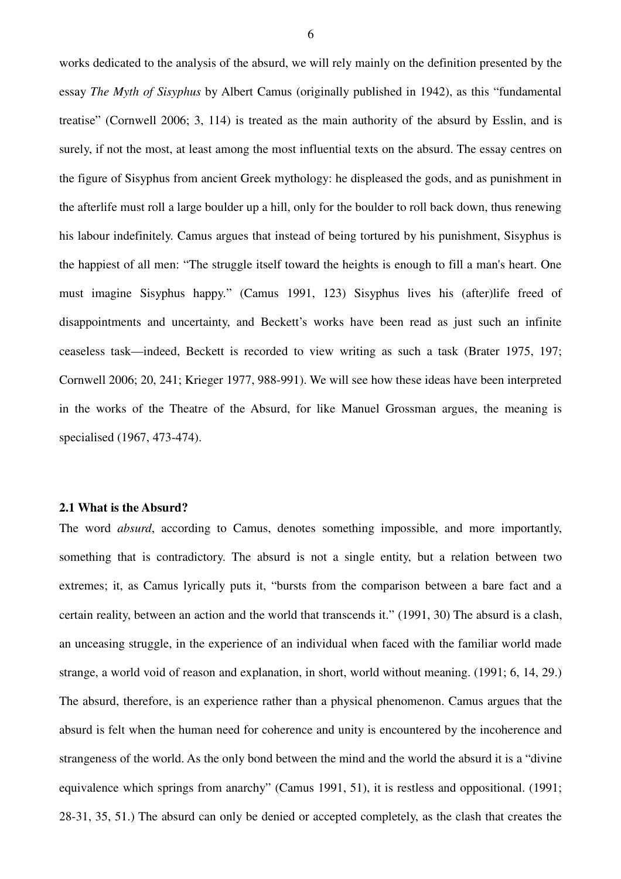works dedicated to the analysis of the absurd, we will rely mainly on the definition presented by the essay *The Myth of Sisyphus* by Albert Camus (originally published in 1942), as this "fundamental treatise" (Cornwell 2006; 3, 114) is treated as the main authority of the absurd by Esslin, and is surely, if not the most, at least among the most influential texts on the absurd. The essay centres on the figure of Sisyphus from ancient Greek mythology: he displeased the gods, and as punishment in the afterlife must roll a large boulder up a hill, only for the boulder to roll back down, thus renewing his labour indefinitely. Camus argues that instead of being tortured by his punishment, Sisyphus is the happiest of all men: "The struggle itself toward the heights is enough to fill a man's heart. One must imagine Sisyphus happy." (Camus 1991, 123) Sisyphus lives his (after)life freed of disappointments and uncertainty, and Beckett's works have been read as just such an infinite ceaseless task—indeed, Beckett is recorded to view writing as such a task (Brater 1975, 197; Cornwell 2006; 20, 241; Krieger 1977, 988-991). We will see how these ideas have been interpreted in the works of the Theatre of the Absurd, for like Manuel Grossman argues, the meaning is specialised (1967, 473-474).

## 2.1 What is the Absurd?

The word *absurd*, according to Camus, denotes something impossible, and more importantly, something that is contradictory. The absurd is not a single entity, but a relation between two extremes; it, as Camus lyrically puts it, "bursts from the comparison between a bare fact and a certain reality, between an action and the world that transcends it." (1991, 30) The absurd is a clash, an unceasing struggle, in the experience of an individual when faced with the familiar world made strange, a world void of reason and explanation, in short, world without meaning. (1991; 6, 14, 29.) The absurd, therefore, is an experience rather than a physical phenomenon. Camus argues that the absurd is felt when the human need for coherence and unity is encountered by the incoherence and strangeness of the world. As the only bond between the mind and the world the absurd it is a "divine equivalence which springs from anarchy" (Camus 1991, 51), it is restless and oppositional. (1991; 28-31, 35, 51.) The absurd can only be denied or accepted completely, as the clash that creates the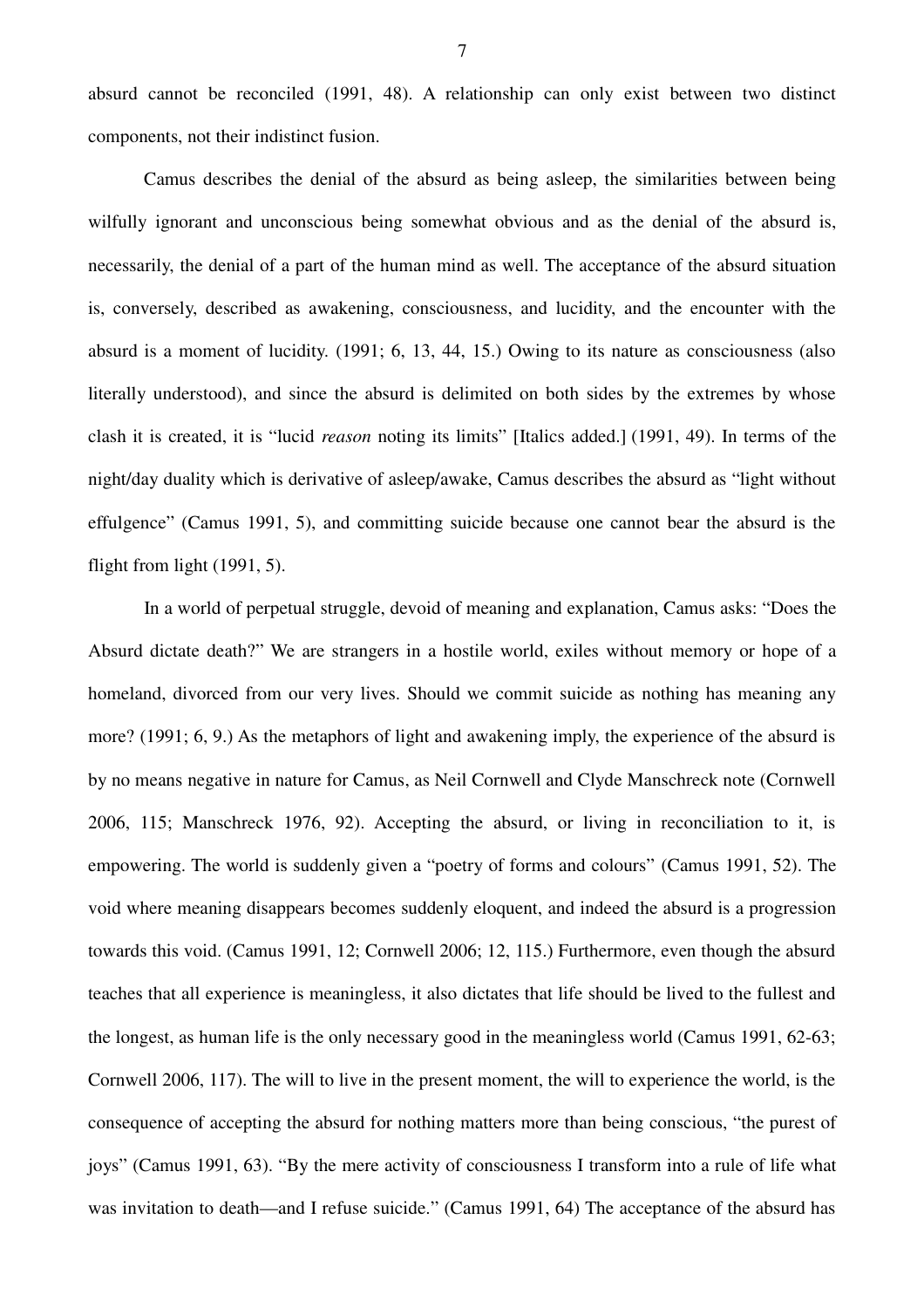absurd cannot be reconciled (1991, 48). A relationship can only exist between two distinct components, not their indistinct fusion.

Camus describes the denial of the absurd as being asleep, the similarities between being wilfully ignorant and unconscious being somewhat obvious and as the denial of the absurd is, necessarily, the denial of a part of the human mind as well. The acceptance of the absurd situation is, conversely, described as awakening, consciousness, and lucidity, and the encounter with the absurd is a moment of lucidity. (1991; 6, 13, 44, 15.) Owing to its nature as consciousness (also literally understood), and since the absurd is delimited on both sides by the extremes by whose clash it is created, it is "lucid *reason* noting its limits" [Italics added.] (1991, 49). In terms of the night/day duality which is derivative of asleep/awake, Camus describes the absurd as "light without effulgence" (Camus 1991, 5), and committing suicide because one cannot bear the absurd is the flight from light (1991, 5).

In a world of perpetual struggle, devoid of meaning and explanation, Camus asks: "Does the Absurd dictate death?" We are strangers in a hostile world, exiles without memory or hope of a homeland, divorced from our very lives. Should we commit suicide as nothing has meaning any more? (1991; 6, 9.) As the metaphors of light and awakening imply, the experience of the absurd is by no means negative in nature for Camus, as Neil Cornwell and Clyde Manschreck note (Cornwell 2006, 115; Manschreck 1976, 92). Accepting the absurd, or living in reconciliation to it, is empowering. The world is suddenly given a "poetry of forms and colours" (Camus 1991, 52). The void where meaning disappears becomes suddenly eloquent, and indeed the absurd is a progression towards this void. (Camus 1991, 12; Cornwell 2006; 12, 115.) Furthermore, even though the absurd teaches that all experience is meaningless, it also dictates that life should be lived to the fullest and the longest, as human life is the only necessary good in the meaningless world (Camus 1991, 62-63; Cornwell 2006, 117). The will to live in the present moment, the will to experience the world, is the consequence of accepting the absurd for nothing matters more than being conscious, "the purest of joys" (Camus 1991, 63). "By the mere activity of consciousness I transform into a rule of life what was invitation to death—and I refuse suicide." (Camus 1991, 64) The acceptance of the absurd has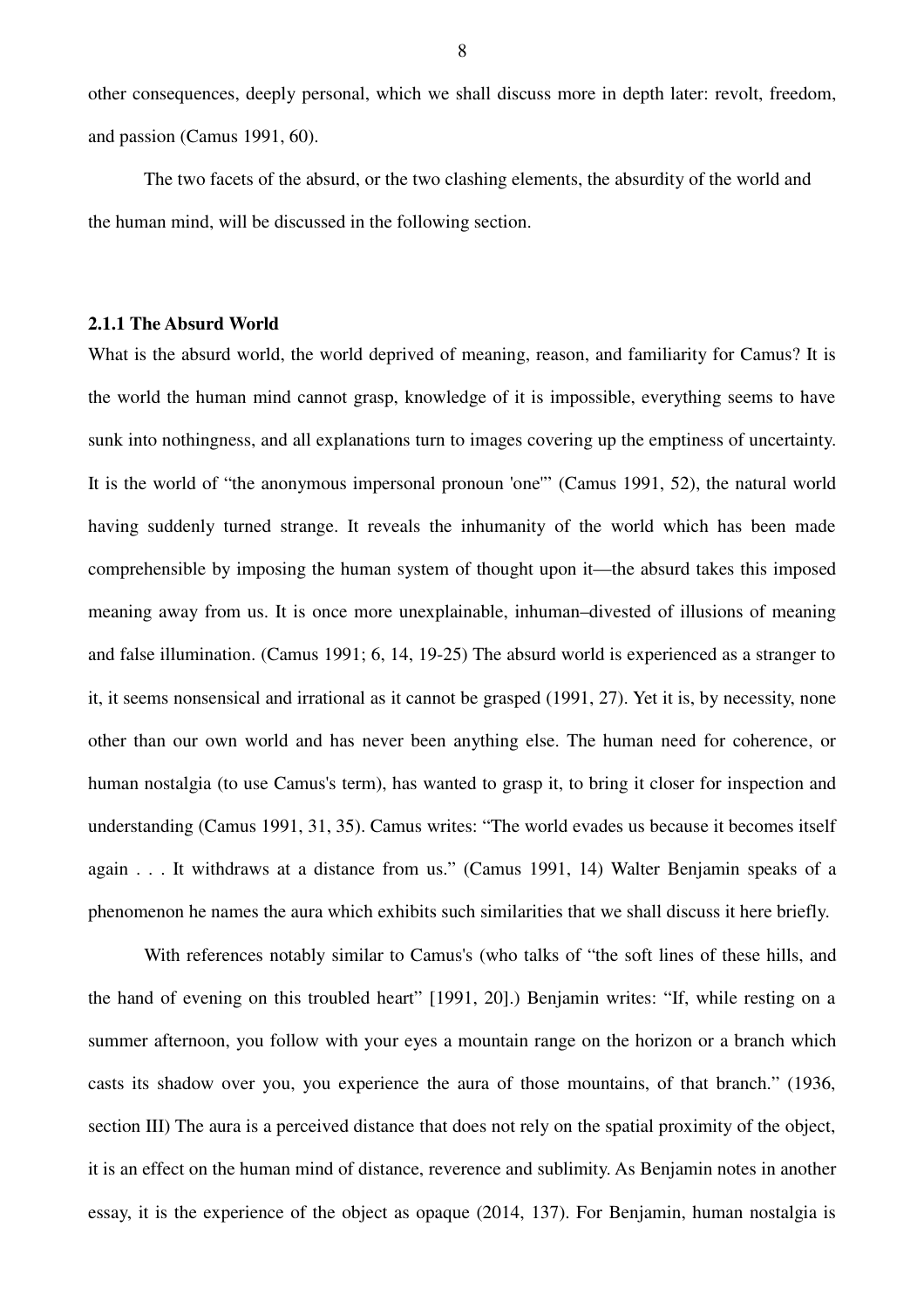other consequences, deeply personal, which we shall discuss more in depth later: revolt, freedom, and passion (Camus 1991, 60).

The two facets of the absurd, or the two clashing elements, the absurdity of the world and the human mind, will be discussed in the following section.

### 2.1.1 The Absurd World

What is the absurd world, the world deprived of meaning, reason, and familiarity for Camus? It is the world the human mind cannot grasp, knowledge of it is impossible, everything seems to have sunk into nothingness, and all explanations turn to images covering up the emptiness of uncertainty. It is the world of "the anonymous impersonal pronoun 'one'" (Camus 1991, 52), the natural world having suddenly turned strange. It reveals the inhumanity of the world which has been made comprehensible by imposing the human system of thought upon it—the absurd takes this imposed meaning away from us. It is once more unexplainable, inhuman–divested of illusions of meaning and false illumination. (Camus 1991; 6, 14, 19-25) The absurd world is experienced as a stranger to it, it seems nonsensical and irrational as it cannot be grasped (1991, 27). Yet it is, by necessity, none other than our own world and has never been anything else. The human need for coherence, or human nostalgia (to use Camus's term), has wanted to grasp it, to bring it closer for inspection and understanding (Camus 1991, 31, 35). Camus writes: "The world evades us because it becomes itself again . . . It withdraws at a distance from us." (Camus 1991, 14) Walter Benjamin speaks of a phenomenon he names the aura which exhibits such similarities that we shall discuss it here briefly.

With references notably similar to Camus's (who talks of "the soft lines of these hills, and the hand of evening on this troubled heart" [1991, 20].) Benjamin writes: "If, while resting on a summer afternoon, you follow with your eyes a mountain range on the horizon or a branch which casts its shadow over you, you experience the aura of those mountains, of that branch." (1936, section III) The aura is a perceived distance that does not rely on the spatial proximity of the object, it is an effect on the human mind of distance, reverence and sublimity. As Benjamin notes in another essay, it is the experience of the object as opaque (2014, 137). For Benjamin, human nostalgia is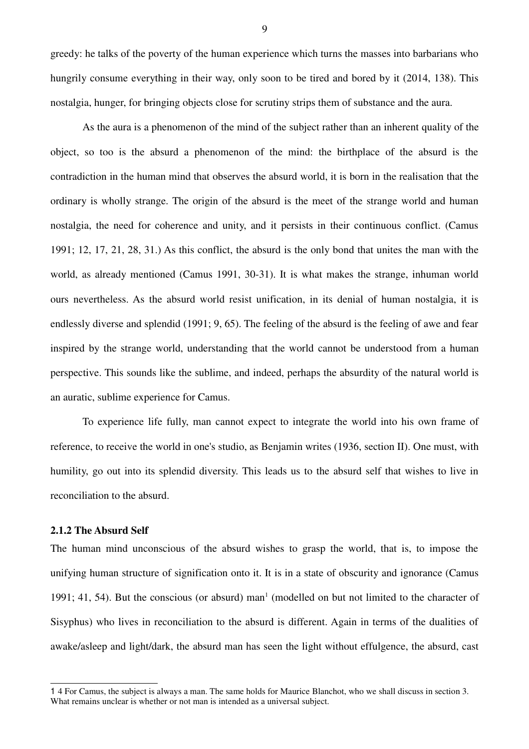greedy: he talks of the poverty of the human experience which turns the masses into barbarians who hungrily consume everything in their way, only soon to be tired and bored by it (2014, 138). This nostalgia, hunger, for bringing objects close for scrutiny strips them of substance and the aura.

As the aura is a phenomenon of the mind of the subject rather than an inherent quality of the object, so too is the absurd a phenomenon of the mind: the birthplace of the absurd is the contradiction in the human mind that observes the absurd world, it is born in the realisation that the ordinary is wholly strange. The origin of the absurd is the meet of the strange world and human nostalgia, the need for coherence and unity, and it persists in their continuous conflict. (Camus 1991; 12, 17, 21, 28, 31.) As this conflict, the absurd is the only bond that unites the man with the world, as already mentioned (Camus 1991, 30-31). It is what makes the strange, inhuman world ours nevertheless. As the absurd world resist unification, in its denial of human nostalgia, it is endlessly diverse and splendid (1991; 9, 65). The feeling of the absurd is the feeling of awe and fear inspired by the strange world, understanding that the world cannot be understood from a human perspective. This sounds like the sublime, and indeed, perhaps the absurdity of the natural world is an auratic, sublime experience for Camus.

To experience life fully, man cannot expect to integrate the world into his own frame of reference, to receive the world in one's studio, as Benjamin writes (1936, section II). One must, with humility, go out into its splendid diversity. This leads us to the absurd self that wishes to live in reconciliation to the absurd.

### 2.1.2 The Absurd Self

The human mind unconscious of the absurd wishes to grasp the world, that is, to impose the unifying human structure of signification onto it. It is in a state of obscurity and ignorance (Camus 1991; 41, 54). But the conscious (or absurd) man[1] (modelled on but not limited to the character of Sisyphus) who lives in reconciliation to the absurd is different. Again in terms of the dualities of awake/asleep and light/dark, the absurd man has seen the light without effulgence, the absurd, cast

---

1 4 For Camus, the subject is always a man. The same holds for Maurice Blanchot, who we shall discuss in section 3. What remains unclear is whether or not man is intended as a universal subject.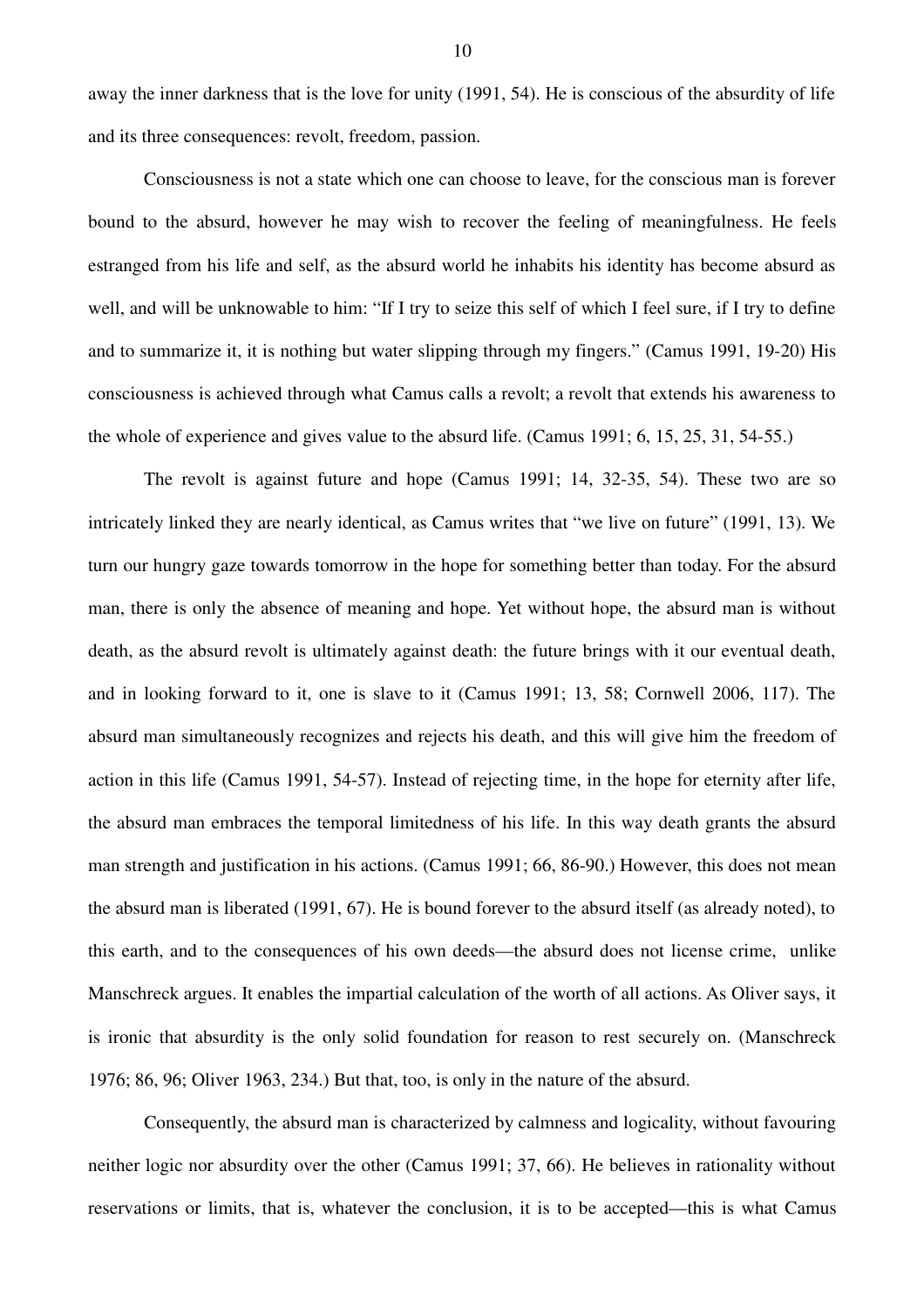away the inner darkness that is the love for unity (1991, 54). He is conscious of the absurdity of life and its three consequences: revolt, freedom, passion.

Consciousness is not a state which one can choose to leave, for the conscious man is forever bound to the absurd, however he may wish to recover the feeling of meaningfulness. He feels estranged from his life and self, as the absurd world he inhabits his identity has become absurd as well, and will be unknowable to him: "If I try to seize this self of which I feel sure, if I try to define and to summarize it, it is nothing but water slipping through my fingers." (Camus 1991, 19-20) His consciousness is achieved through what Camus calls a revolt; a revolt that extends his awareness to the whole of experience and gives value to the absurd life. (Camus 1991; 6, 15, 25, 31, 54-55.)

The revolt is against future and hope (Camus 1991; 14, 32-35, 54). These two are so intricately linked they are nearly identical, as Camus writes that "we live on future" (1991, 13). We turn our hungry gaze towards tomorrow in the hope for something better than today. For the absurd man, there is only the absence of meaning and hope. Yet without hope, the absurd man is without death, as the absurd revolt is ultimately against death: the future brings with it our eventual death, and in looking forward to it, one is slave to it (Camus 1991; 13, 58; Cornwell 2006, 117). The absurd man simultaneously recognizes and rejects his death, and this will give him the freedom of action in this life (Camus 1991, 54-57). Instead of rejecting time, in the hope for eternity after life, the absurd man embraces the temporal limitedness of his life. In this way death grants the absurd man strength and justification in his actions. (Camus 1991; 66, 86-90.) However, this does not mean the absurd man is liberated (1991, 67). He is bound forever to the absurd itself (as already noted), to this earth, and to the consequences of his own deeds—the absurd does not license crime, unlike Manschreck argues. It enables the impartial calculation of the worth of all actions. As Oliver says, it is ironic that absurdity is the only solid foundation for reason to rest securely on. (Manschreck 1976; 86, 96; Oliver 1963, 234.) But that, too, is only in the nature of the absurd.

Consequently, the absurd man is characterized by calmness and logicality, without favouring neither logic nor absurdity over the other (Camus 1991; 37, 66). He believes in rationality without reservations or limits, that is, whatever the conclusion, it is to be accepted—this is what Camus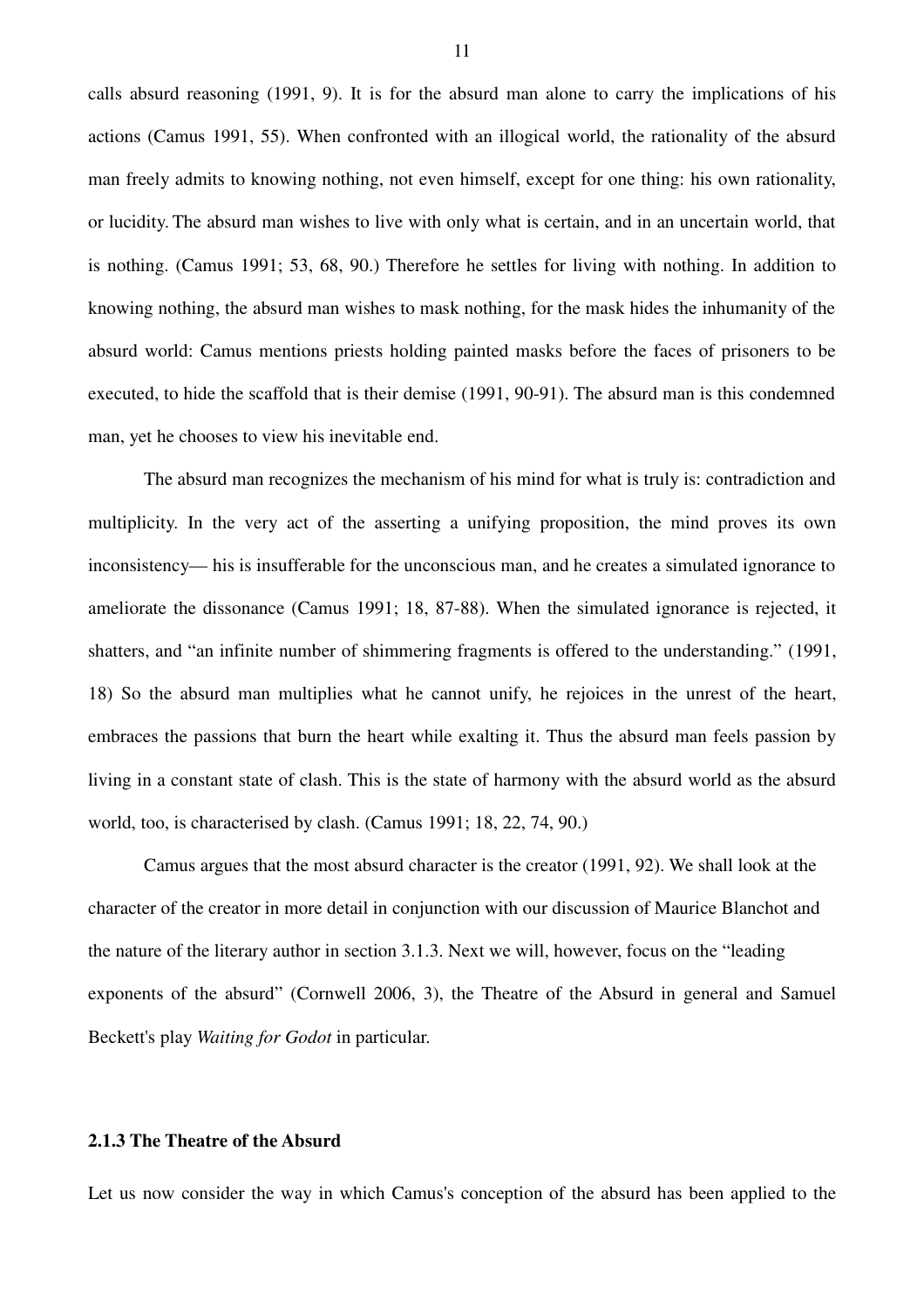calls absurd reasoning (1991, 9). It is for the absurd man alone to carry the implications of his actions (Camus 1991, 55). When confronted with an illogical world, the rationality of the absurd man freely admits to knowing nothing, not even himself, except for one thing: his own rationality, or lucidity. The absurd man wishes to live with only what is certain, and in an uncertain world, that is nothing. (Camus 1991; 53, 68, 90.) Therefore he settles for living with nothing. In addition to knowing nothing, the absurd man wishes to mask nothing, for the mask hides the inhumanity of the absurd world: Camus mentions priests holding painted masks before the faces of prisoners to be executed, to hide the scaffold that is their demise (1991, 90-91). The absurd man is this condemned man, yet he chooses to view his inevitable end.

The absurd man recognizes the mechanism of his mind for what is truly is: contradiction and multiplicity. In the very act of the asserting a unifying proposition, the mind proves its own inconsistency— his is insufferable for the unconscious man, and he creates a simulated ignorance to ameliorate the dissonance (Camus 1991; 18, 87-88). When the simulated ignorance is rejected, it shatters, and "an infinite number of shimmering fragments is offered to the understanding." (1991, 18) So the absurd man multiplies what he cannot unify, he rejoices in the unrest of the heart, embraces the passions that burn the heart while exalting it. Thus the absurd man feels passion by living in a constant state of clash. This is the state of harmony with the absurd world as the absurd world, too, is characterised by clash. (Camus 1991; 18, 22, 74, 90.)

Camus argues that the most absurd character is the creator (1991, 92). We shall look at the character of the creator in more detail in conjunction with our discussion of Maurice Blanchot and the nature of the literary author in section 3.1.3. Next we will, however, focus on the "leading exponents of the absurd" (Cornwell 2006, 3), the Theatre of the Absurd in general and Samuel Beckett's play *Waiting for Godot* in particular.

### 2.1.3 The Theatre of the Absurd

Let us now consider the way in which Camus's conception of the absurd has been applied to the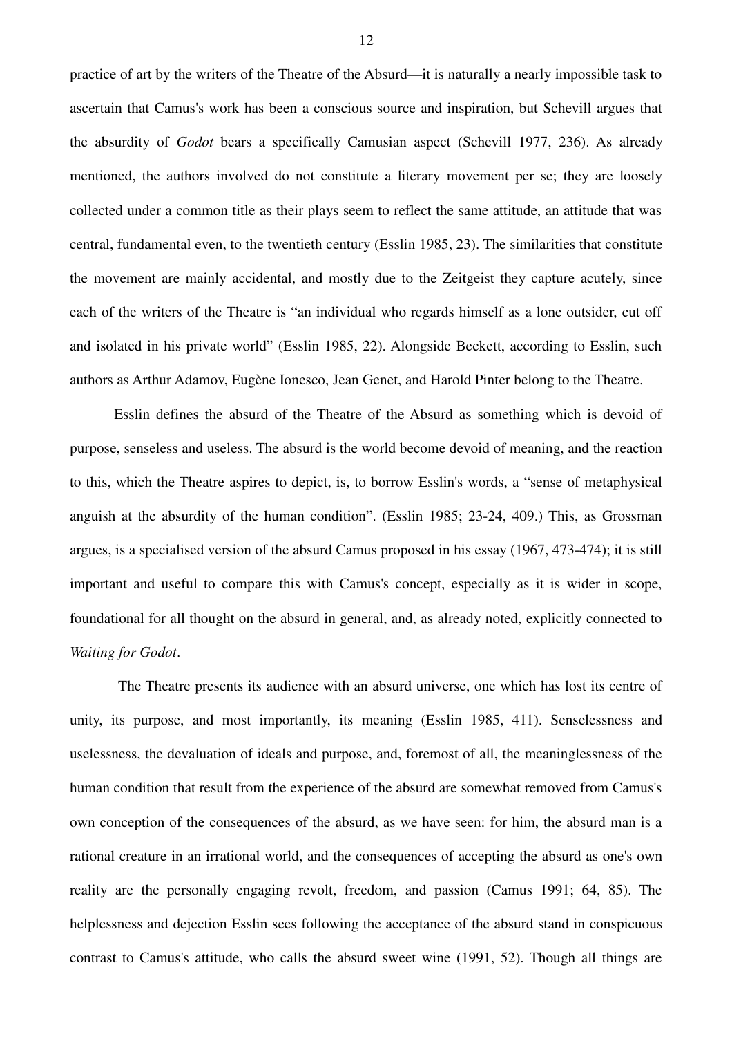practice of art by the writers of the Theatre of the Absurd—it is naturally a nearly impossible task to ascertain that Camus's work has been a conscious source and inspiration, but Schevill argues that the absurdity of *Godot* bears a specifically Camusian aspect (Schevill 1977, 236). As already mentioned, the authors involved do not constitute a literary movement per se; they are loosely collected under a common title as their plays seem to reflect the same attitude, an attitude that was central, fundamental even, to the twentieth century (Esslin 1985, 23). The similarities that constitute the movement are mainly accidental, and mostly due to the Zeitgeist they capture acutely, since each of the writers of the Theatre is "an individual who regards himself as a lone outsider, cut off and isolated in his private world" (Esslin 1985, 22). Alongside Beckett, according to Esslin, such authors as Arthur Adamov, Eugène Ionesco, Jean Genet, and Harold Pinter belong to the Theatre.

Esslin defines the absurd of the Theatre of the Absurd as something which is devoid of purpose, senseless and useless. The absurd is the world become devoid of meaning, and the reaction to this, which the Theatre aspires to depict, is, to borrow Esslin's words, a "sense of metaphysical anguish at the absurdity of the human condition". (Esslin 1985; 23-24, 409.) This, as Grossman argues, is a specialised version of the absurd Camus proposed in his essay (1967, 473-474); it is still important and useful to compare this with Camus's concept, especially as it is wider in scope, foundational for all thought on the absurd in general, and, as already noted, explicitly connected to *Waiting for Godot*.

The Theatre presents its audience with an absurd universe, one which has lost its centre of unity, its purpose, and most importantly, its meaning (Esslin 1985, 411). Senselessness and uselessness, the devaluation of ideals and purpose, and, foremost of all, the meaninglessness of the human condition that result from the experience of the absurd are somewhat removed from Camus's own conception of the consequences of the absurd, as we have seen: for him, the absurd man is a rational creature in an irrational world, and the consequences of accepting the absurd as one's own reality are the personally engaging revolt, freedom, and passion (Camus 1991; 64, 85). The helplessness and dejection Esslin sees following the acceptance of the absurd stand in conspicuous contrast to Camus's attitude, who calls the absurd sweet wine (1991, 52). Though all things are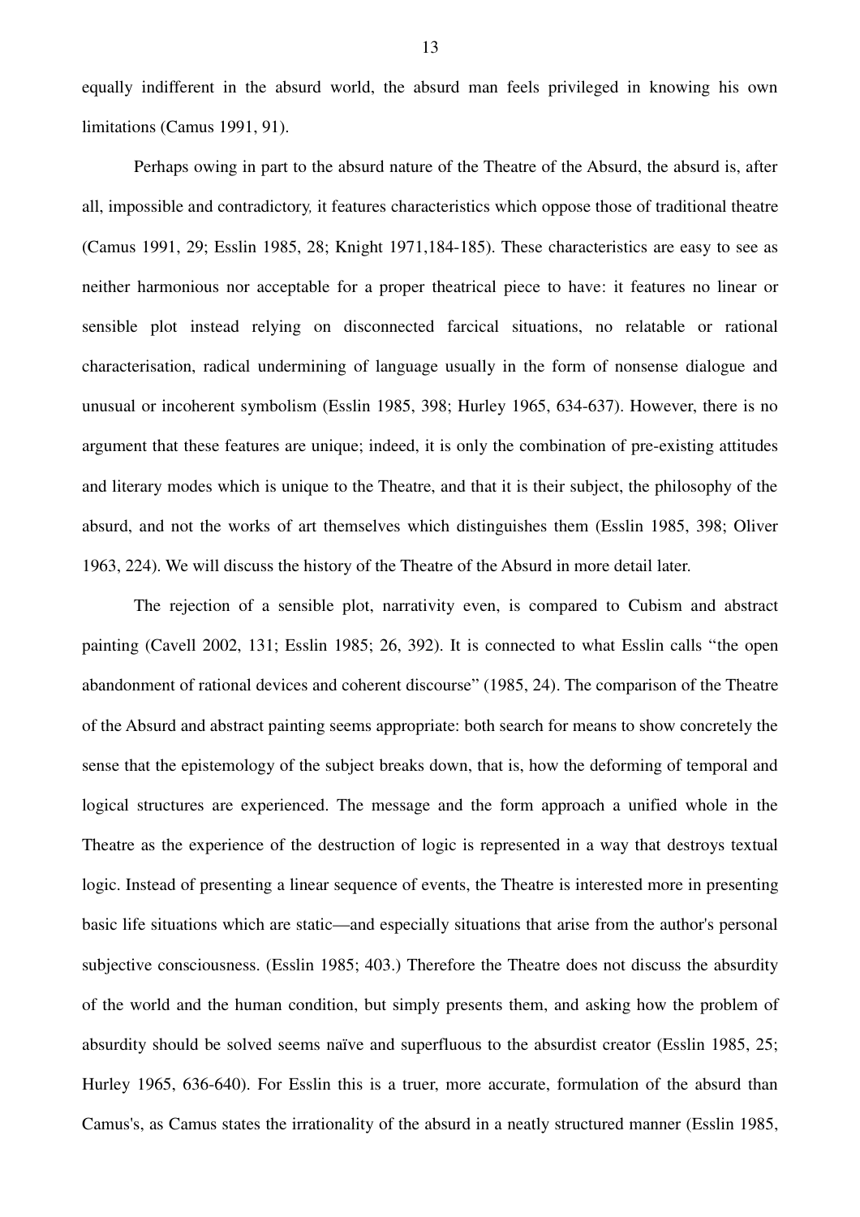equally indifferent in the absurd world, the absurd man feels privileged in knowing his own limitations (Camus 1991, 91).

Perhaps owing in part to the absurd nature of the Theatre of the Absurd, the absurd is, after all, impossible and contradictory, it features characteristics which oppose those of traditional theatre (Camus 1991, 29; Esslin 1985, 28; Knight 1971,184-185). These characteristics are easy to see as neither harmonious nor acceptable for a proper theatrical piece to have: it features no linear or sensible plot instead relying on disconnected farcical situations, no relatable or rational characterisation, radical undermining of language usually in the form of nonsense dialogue and unusual or incoherent symbolism (Esslin 1985, 398; Hurley 1965, 634-637). However, there is no argument that these features are unique; indeed, it is only the combination of pre-existing attitudes and literary modes which is unique to the Theatre, and that it is their subject, the philosophy of the absurd, and not the works of art themselves which distinguishes them (Esslin 1985, 398; Oliver 1963, 224). We will discuss the history of the Theatre of the Absurd in more detail later.

The rejection of a sensible plot, narrativity even, is compared to Cubism and abstract painting (Cavell 2002, 131; Esslin 1985; 26, 392). It is connected to what Esslin calls "the open abandonment of rational devices and coherent discourse" (1985, 24). The comparison of the Theatre of the Absurd and abstract painting seems appropriate: both search for means to show concretely the sense that the epistemology of the subject breaks down, that is, how the deforming of temporal and logical structures are experienced. The message and the form approach a unified whole in the Theatre as the experience of the destruction of logic is represented in a way that destroys textual logic. Instead of presenting a linear sequence of events, the Theatre is interested more in presenting basic life situations which are static—and especially situations that arise from the author's personal subjective consciousness. (Esslin 1985; 403.) Therefore the Theatre does not discuss the absurdity of the world and the human condition, but simply presents them, and asking how the problem of absurdity should be solved seems naïve and superfluous to the absurdist creator (Esslin 1985, 25; Hurley 1965, 636-640). For Esslin this is a truer, more accurate, formulation of the absurd than Camus's, as Camus states the irrationality of the absurd in a neatly structured manner (Esslin 1985,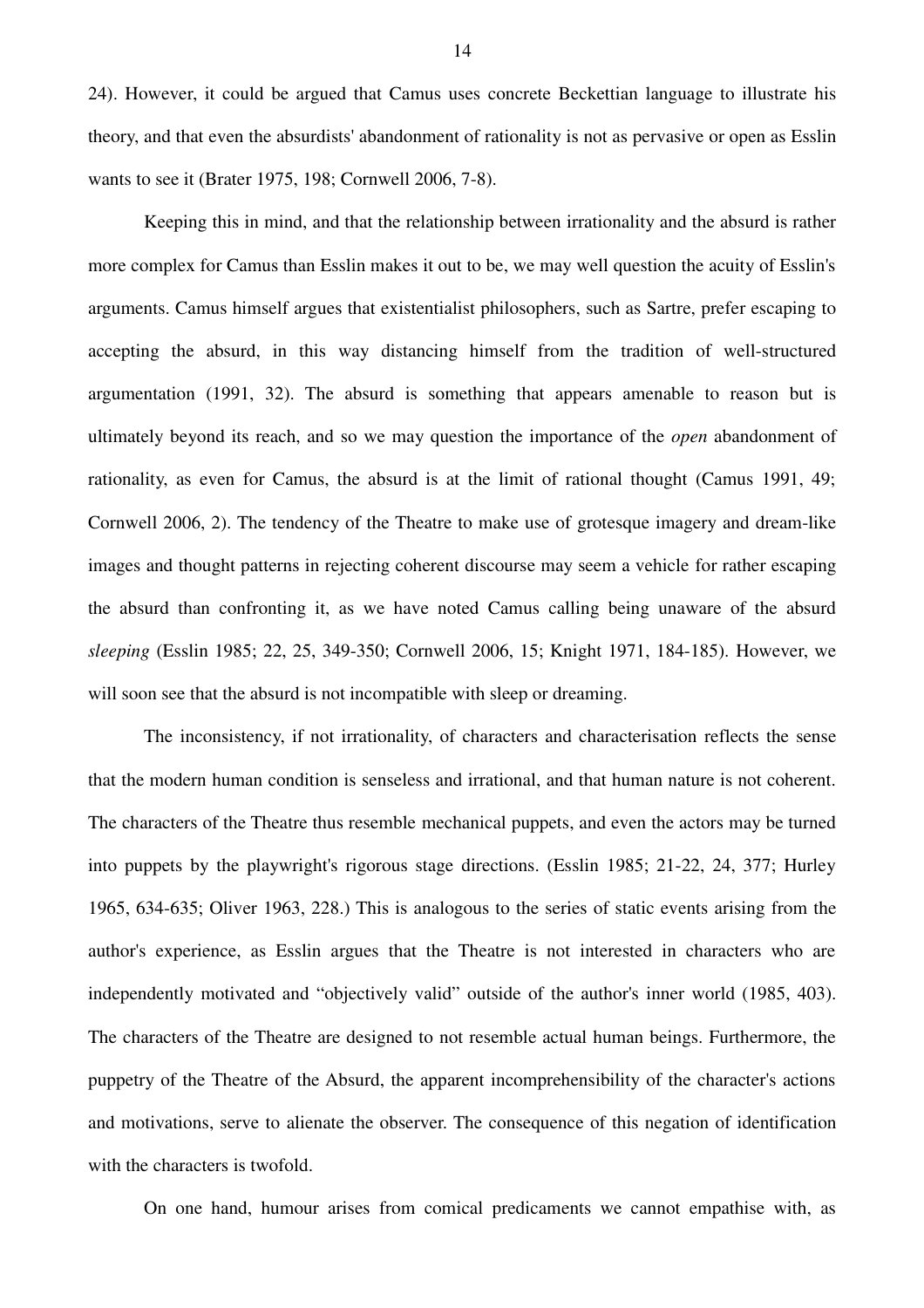24). However, it could be argued that Camus uses concrete Beckettian language to illustrate his theory, and that even the absurdists' abandonment of rationality is not as pervasive or open as Esslin wants to see it (Brater 1975, 198; Cornwell 2006, 7-8).

Keeping this in mind, and that the relationship between irrationality and the absurd is rather more complex for Camus than Esslin makes it out to be, we may well question the acuity of Esslin's arguments. Camus himself argues that existentialist philosophers, such as Sartre, prefer escaping to accepting the absurd, in this way distancing himself from the tradition of well-structured argumentation (1991, 32). The absurd is something that appears amenable to reason but is ultimately beyond its reach, and so we may question the importance of the *open* abandonment of rationality, as even for Camus, the absurd is at the limit of rational thought (Camus 1991, 49; Cornwell 2006, 2). The tendency of the Theatre to make use of grotesque imagery and dream-like images and thought patterns in rejecting coherent discourse may seem a vehicle for rather escaping the absurd than confronting it, as we have noted Camus calling being unaware of the absurd *sleeping* (Esslin 1985; 22, 25, 349-350; Cornwell 2006, 15; Knight 1971, 184-185). However, we will soon see that the absurd is not incompatible with sleep or dreaming.

The inconsistency, if not irrationality, of characters and characterisation reflects the sense that the modern human condition is senseless and irrational, and that human nature is not coherent. The characters of the Theatre thus resemble mechanical puppets, and even the actors may be turned into puppets by the playwright's rigorous stage directions. (Esslin 1985; 21-22, 24, 377; Hurley 1965, 634-635; Oliver 1963, 228.) This is analogous to the series of static events arising from the author's experience, as Esslin argues that the Theatre is not interested in characters who are independently motivated and "objectively valid" outside of the author's inner world (1985, 403). The characters of the Theatre are designed to not resemble actual human beings. Furthermore, the puppetry of the Theatre of the Absurd, the apparent incomprehensibility of the character's actions and motivations, serve to alienate the observer. The consequence of this negation of identification with the characters is twofold.

On one hand, humour arises from comical predicaments we cannot empathise with, as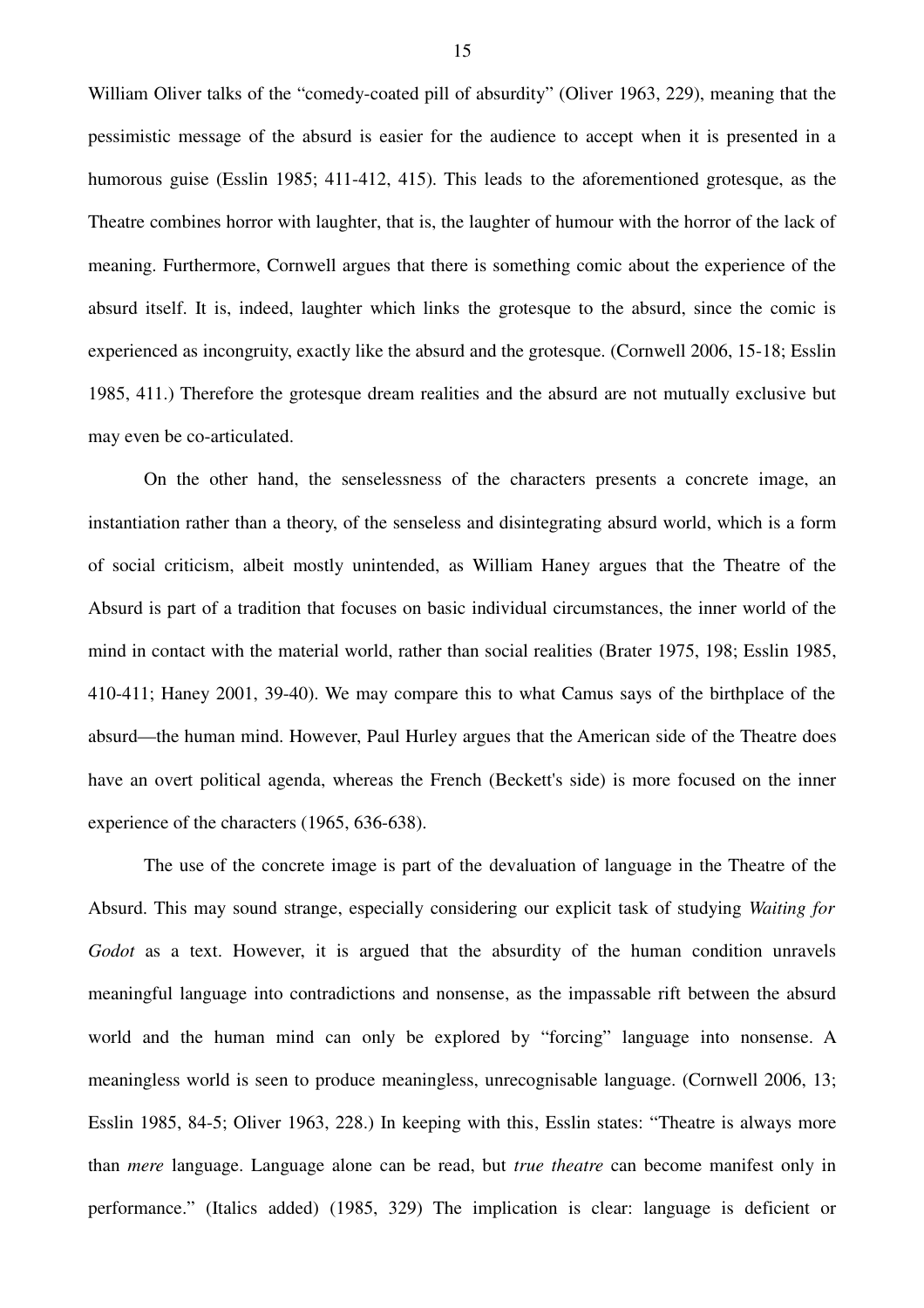William Oliver talks of the "comedy-coated pill of absurdity" (Oliver 1963, 229), meaning that the pessimistic message of the absurd is easier for the audience to accept when it is presented in a humorous guise (Esslin 1985; 411-412, 415). This leads to the aforementioned grotesque, as the Theatre combines horror with laughter, that is, the laughter of humour with the horror of the lack of meaning. Furthermore, Cornwell argues that there is something comic about the experience of the absurd itself. It is, indeed, laughter which links the grotesque to the absurd, since the comic is experienced as incongruity, exactly like the absurd and the grotesque. (Cornwell 2006, 15-18; Esslin 1985, 411.) Therefore the grotesque dream realities and the absurd are not mutually exclusive but may even be co-articulated.

On the other hand, the senselessness of the characters presents a concrete image, an instantiation rather than a theory, of the senseless and disintegrating absurd world, which is a form of social criticism, albeit mostly unintended, as William Haney argues that the Theatre of the Absurd is part of a tradition that focuses on basic individual circumstances, the inner world of the mind in contact with the material world, rather than social realities (Brater 1975, 198; Esslin 1985, 410-411; Haney 2001, 39-40). We may compare this to what Camus says of the birthplace of the absurd—the human mind. However, Paul Hurley argues that the American side of the Theatre does have an overt political agenda, whereas the French (Beckett's side) is more focused on the inner experience of the characters (1965, 636-638).

The use of the concrete image is part of the devaluation of language in the Theatre of the Absurd. This may sound strange, especially considering our explicit task of studying *Waiting for Godot* as a text. However, it is argued that the absurdity of the human condition unravels meaningful language into contradictions and nonsense, as the impassable rift between the absurd world and the human mind can only be explored by "forcing" language into nonsense. A meaningless world is seen to produce meaningless, unrecognisable language. (Cornwell 2006, 13; Esslin 1985, 84-5; Oliver 1963, 228.) In keeping with this, Esslin states: "Theatre is always more than *mere* language. Language alone can be read, but *true theatre* can become manifest only in performance." (Italics added) (1985, 329) The implication is clear: language is deficient or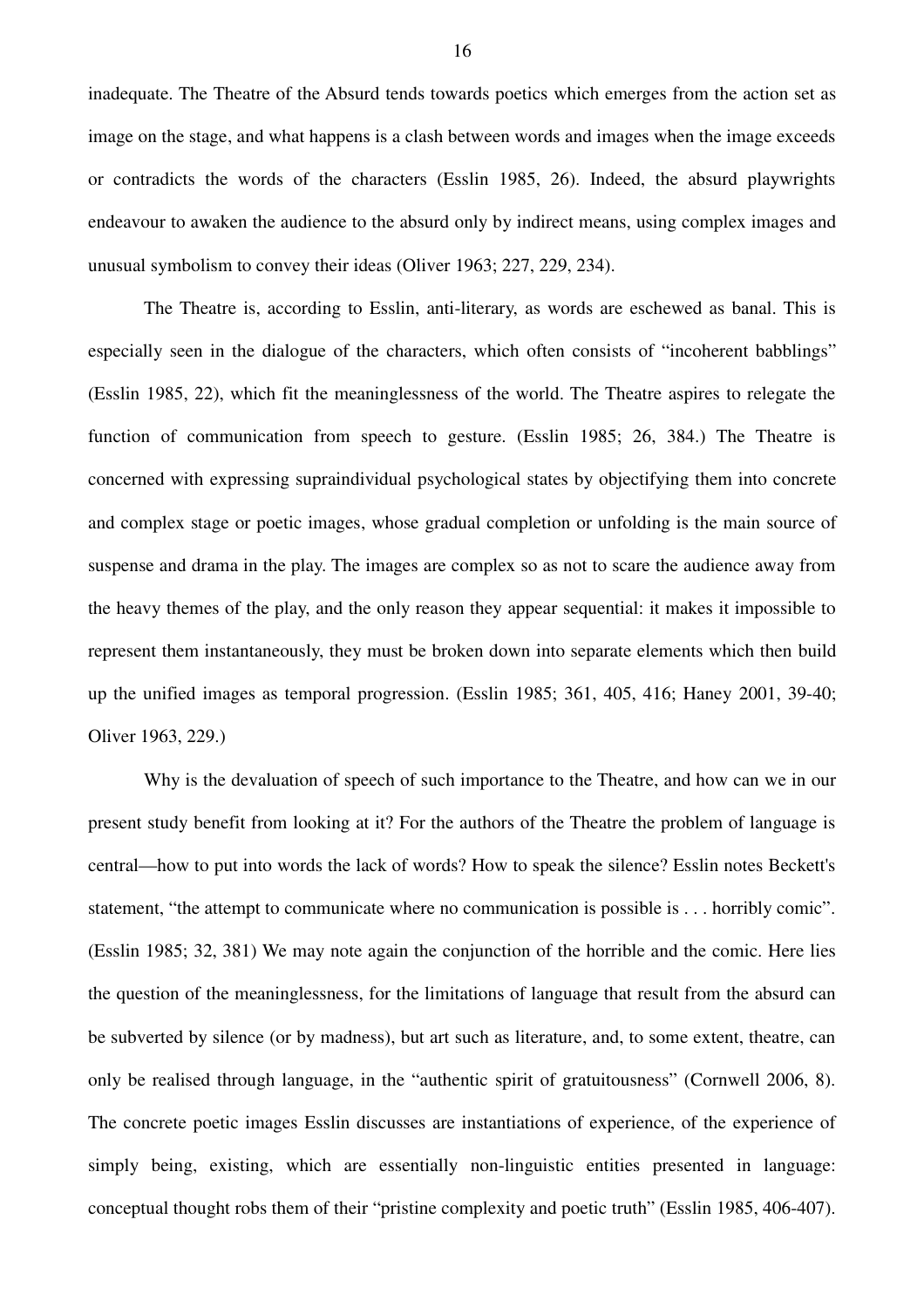inadequate. The Theatre of the Absurd tends towards poetics which emerges from the action set as image on the stage, and what happens is a clash between words and images when the image exceeds or contradicts the words of the characters (Esslin 1985, 26). Indeed, the absurd playwrights endeavour to awaken the audience to the absurd only by indirect means, using complex images and unusual symbolism to convey their ideas (Oliver 1963; 227, 229, 234).

The Theatre is, according to Esslin, anti-literary, as words are eschewed as banal. This is especially seen in the dialogue of the characters, which often consists of "incoherent babblings" (Esslin 1985, 22), which fit the meaninglessness of the world. The Theatre aspires to relegate the function of communication from speech to gesture. (Esslin 1985; 26, 384.) The Theatre is concerned with expressing supraindividual psychological states by objectifying them into concrete and complex stage or poetic images, whose gradual completion or unfolding is the main source of suspense and drama in the play. The images are complex so as not to scare the audience away from the heavy themes of the play, and the only reason they appear sequential: it makes it impossible to represent them instantaneously, they must be broken down into separate elements which then build up the unified images as temporal progression. (Esslin 1985; 361, 405, 416; Haney 2001, 39-40; Oliver 1963, 229.)

Why is the devaluation of speech of such importance to the Theatre, and how can we in our present study benefit from looking at it? For the authors of the Theatre the problem of language is central—how to put into words the lack of words? How to speak the silence? Esslin notes Beckett's statement, "the attempt to communicate where no communication is possible is . . . horribly comic". (Esslin 1985; 32, 381) We may note again the conjunction of the horrible and the comic. Here lies the question of the meaninglessness, for the limitations of language that result from the absurd can be subverted by silence (or by madness), but art such as literature, and, to some extent, theatre, can only be realised through language, in the "authentic spirit of gratuitousness" (Cornwell 2006, 8). The concrete poetic images Esslin discusses are instantiations of experience, of the experience of simply being, existing, which are essentially non-linguistic entities presented in language: conceptual thought robs them of their "pristine complexity and poetic truth" (Esslin 1985, 406-407).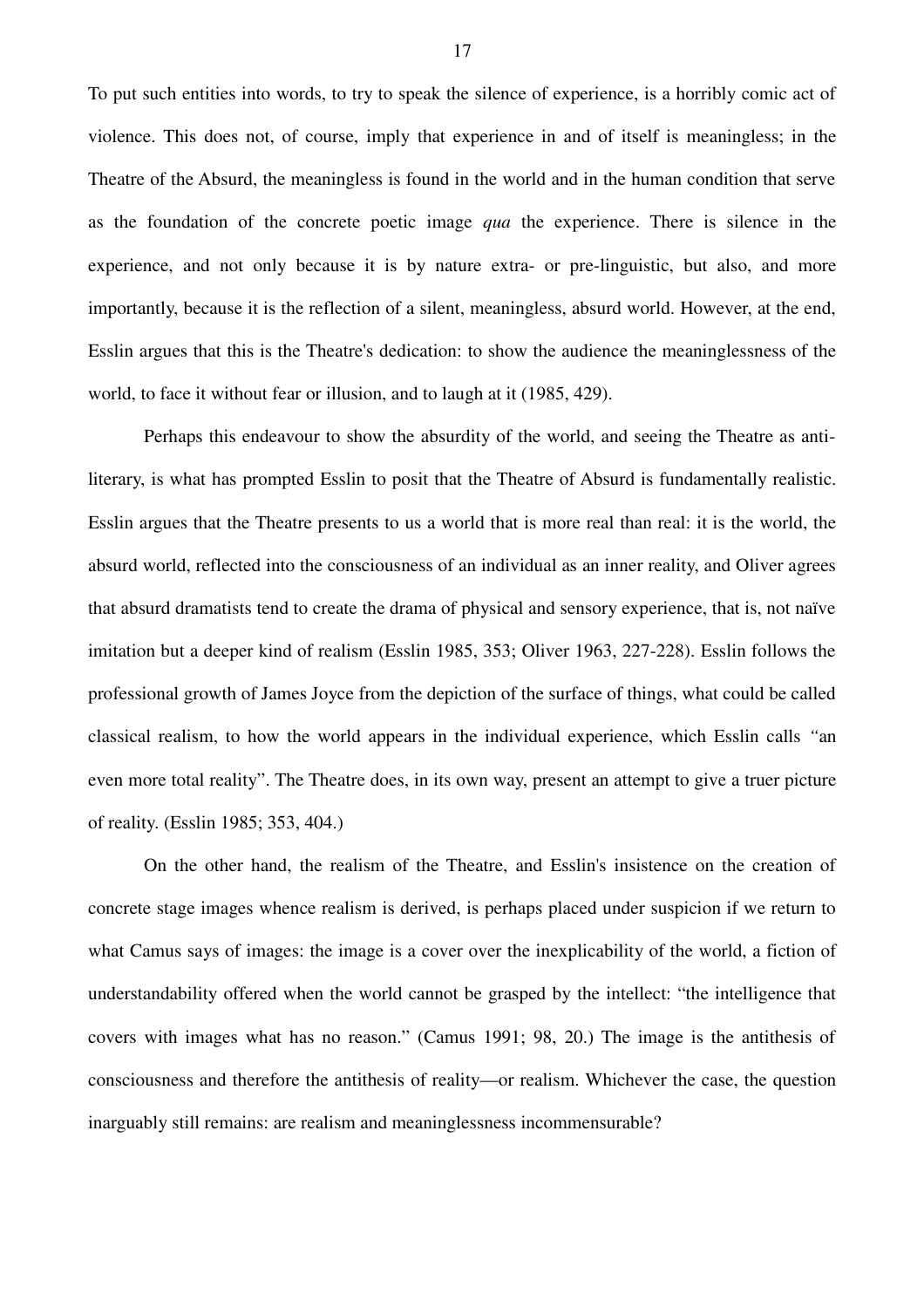To put such entities into words, to try to speak the silence of experience, is a horribly comic act of violence. This does not, of course, imply that experience in and of itself is meaningless; in the Theatre of the Absurd, the meaningless is found in the world and in the human condition that serve as the foundation of the concrete poetic image *qua* the experience. There is silence in the experience, and not only because it is by nature extra- or pre-linguistic, but also, and more importantly, because it is the reflection of a silent, meaningless, absurd world. However, at the end, Esslin argues that this is the Theatre's dedication: to show the audience the meaninglessness of the world, to face it without fear or illusion, and to laugh at it (1985, 429).

Perhaps this endeavour to show the absurdity of the world, and seeing the Theatre as anti-literary, is what has prompted Esslin to posit that the Theatre of Absurd is fundamentally realistic. Esslin argues that the Theatre presents to us a world that is more real than real: it is the world, the absurd world, reflected into the consciousness of an individual as an inner reality, and Oliver agrees that absurd dramatists tend to create the drama of physical and sensory experience, that is, not naïve imitation but a deeper kind of realism (Esslin 1985, 353; Oliver 1963, 227-228). Esslin follows the professional growth of James Joyce from the depiction of the surface of things, what could be called classical realism, to how the world appears in the individual experience, which Esslin calls "an even more total reality". The Theatre does, in its own way, present an attempt to give a truer picture of reality. (Esslin 1985; 353, 404.)

On the other hand, the realism of the Theatre, and Esslin's insistence on the creation of concrete stage images whence realism is derived, is perhaps placed under suspicion if we return to what Camus says of images: the image is a cover over the inexplicability of the world, a fiction of understandability offered when the world cannot be grasped by the intellect: "the intelligence that covers with images what has no reason." (Camus 1991; 98, 20.) The image is the antithesis of consciousness and therefore the antithesis of reality—or realism. Whichever the case, the question inarguably still remains: are realism and meaninglessness incommensurable?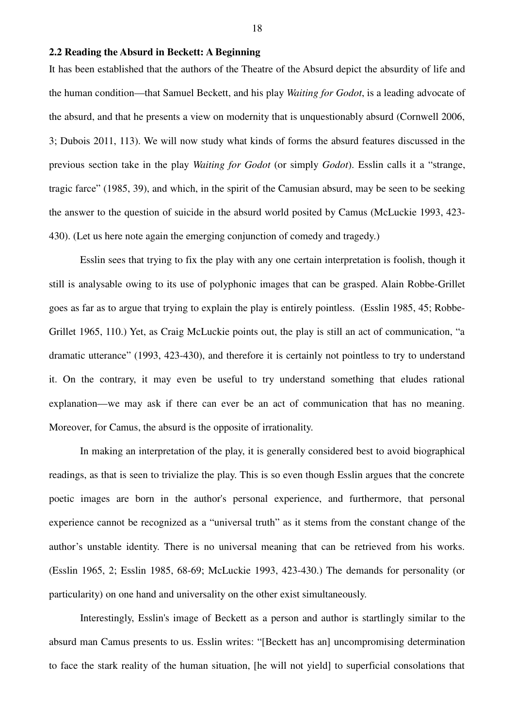### 2.2 Reading the Absurd in Beckett: A Beginning

It has been established that the authors of the Theatre of the Absurd depict the absurdity of life and the human condition—that Samuel Beckett, and his play *Waiting for Godot*, is a leading advocate of the absurd, and that he presents a view on modernity that is unquestionably absurd (Cornwell 2006, 3; Dubois 2011, 113). We will now study what kinds of forms the absurd features discussed in the previous section take in the play *Waiting for Godot* (or simply *Godot*). Esslin calls it a "strange, tragic farce" (1985, 39), and which, in the spirit of the Camusian absurd, may be seen to be seeking the answer to the question of suicide in the absurd world posited by Camus (McLuckie 1993, 423-430). (Let us here note again the emerging conjunction of comedy and tragedy.)

Esslin sees that trying to fix the play with any one certain interpretation is foolish, though it still is analysable owing to its use of polyphonic images that can be grasped. Alain Robbe-Grillet goes as far as to argue that trying to explain the play is entirely pointless. (Esslin 1985, 45; Robbe-Grillet 1965, 110.) Yet, as Craig McLuckie points out, the play is still an act of communication, "a dramatic utterance" (1993, 423-430), and therefore it is certainly not pointless to try to understand it. On the contrary, it may even be useful to try understand something that eludes rational explanation—we may ask if there can ever be an act of communication that has no meaning. Moreover, for Camus, the absurd is the opposite of irrationality.

In making an interpretation of the play, it is generally considered best to avoid biographical readings, as that is seen to trivialize the play. This is so even though Esslin argues that the concrete poetic images are born in the author's personal experience, and furthermore, that personal experience cannot be recognized as a "universal truth" as it stems from the constant change of the author's unstable identity. There is no universal meaning that can be retrieved from his works. (Esslin 1965, 2; Esslin 1985, 68-69; McLuckie 1993, 423-430.) The demands for personality (or particularity) on one hand and universality on the other exist simultaneously.

Interestingly, Esslin's image of Beckett as a person and author is startlingly similar to the absurd man Camus presents to us. Esslin writes: "[Beckett has an] uncompromising determination to face the stark reality of the human situation, [he will not yield] to superficial consolations that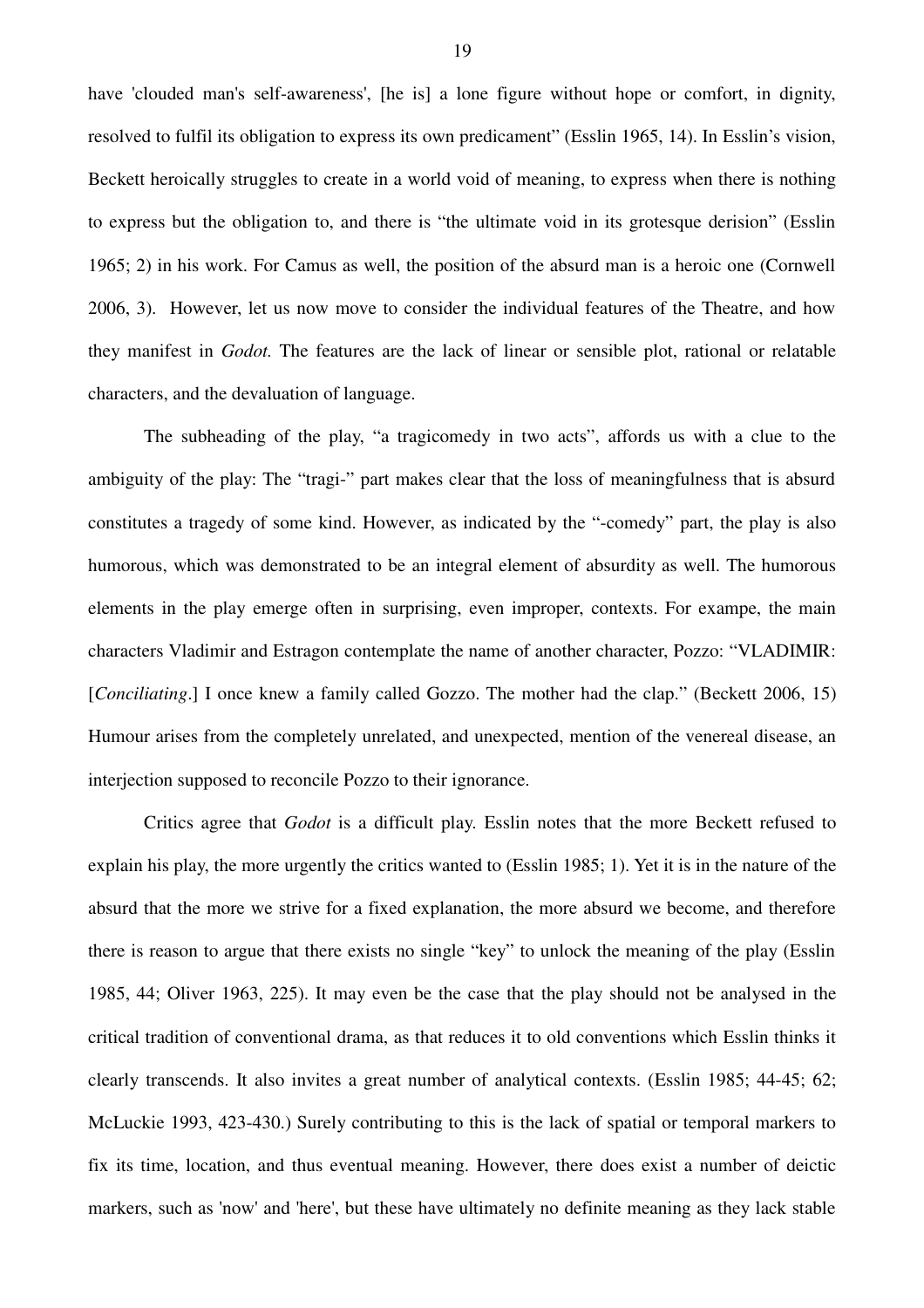have 'clouded man's self-awareness', [he is] a lone figure without hope or comfort, in dignity, resolved to fulfil its obligation to express its own predicament" (Esslin 1965, 14). In Esslin's vision, Beckett heroically struggles to create in a world void of meaning, to express when there is nothing to express but the obligation to, and there is "the ultimate void in its grotesque derision" (Esslin 1965; 2) in his work. For Camus as well, the position of the absurd man is a heroic one (Cornwell 2006, 3). However, let us now move to consider the individual features of the Theatre, and how they manifest in *Godot.* The features are the lack of linear or sensible plot, rational or relatable characters, and the devaluation of language.

The subheading of the play, "a tragicomedy in two acts", affords us with a clue to the ambiguity of the play: The "tragi-" part makes clear that the loss of meaningfulness that is absurd constitutes a tragedy of some kind. However, as indicated by the "-comedy" part, the play is also humorous, which was demonstrated to be an integral element of absurdity as well. The humorous elements in the play emerge often in surprising, even improper, contexts. For exampe, the main characters Vladimir and Estragon contemplate the name of another character, Pozzo: "VLADIMIR: [*Conciliating*.] I once knew a family called Gozzo. The mother had the clap." (Beckett 2006, 15) Humour arises from the completely unrelated, and unexpected, mention of the venereal disease, an interjection supposed to reconcile Pozzo to their ignorance.

Critics agree that *Godot* is a difficult play. Esslin notes that the more Beckett refused to explain his play, the more urgently the critics wanted to (Esslin 1985; 1). Yet it is in the nature of the absurd that the more we strive for a fixed explanation, the more absurd we become, and therefore there is reason to argue that there exists no single "key" to unlock the meaning of the play (Esslin 1985, 44; Oliver 1963, 225). It may even be the case that the play should not be analysed in the critical tradition of conventional drama, as that reduces it to old conventions which Esslin thinks it clearly transcends. It also invites a great number of analytical contexts. (Esslin 1985; 44-45; 62; McLuckie 1993, 423-430.) Surely contributing to this is the lack of spatial or temporal markers to fix its time, location, and thus eventual meaning. However, there does exist a number of deictic markers, such as 'now' and 'here', but these have ultimately no definite meaning as they lack stable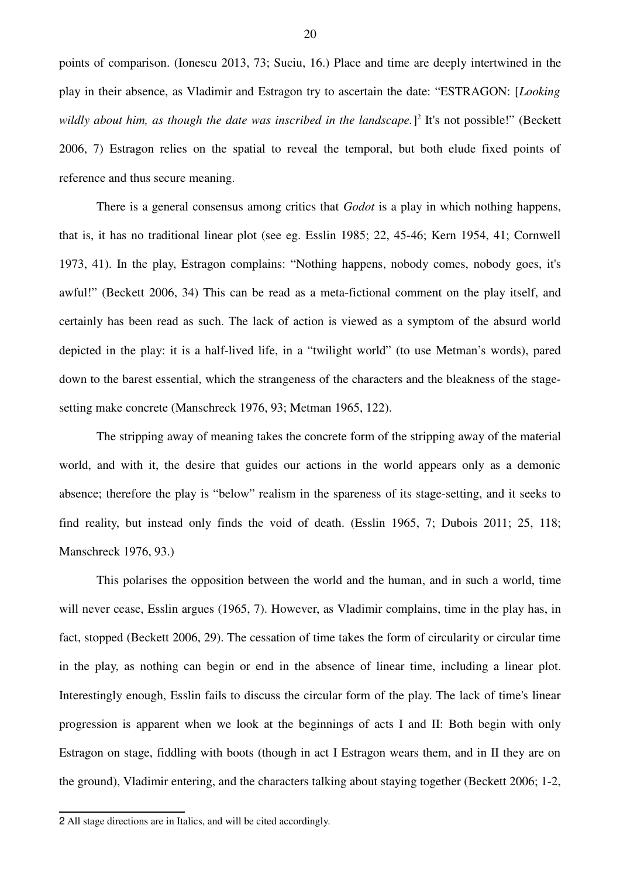points of comparison. (Ionescu 2013, 73; Suciu, 16.) Place and time are deeply intertwined in the play in their absence, as Vladimir and Estragon try to ascertain the date: "ESTRAGON: [*Looking wildly about him, as though the date was inscribed in the landscape.*][2] It's not possible!" (Beckett 2006, 7) Estragon relies on the spatial to reveal the temporal, but both elude fixed points of reference and thus secure meaning.

There is a general consensus among critics that *Godot* is a play in which nothing happens, that is, it has no traditional linear plot (see eg. Esslin 1985; 22, 45-46; Kern 1954, 41; Cornwell 1973, 41). In the play, Estragon complains: "Nothing happens, nobody comes, nobody goes, it's awful!" (Beckett 2006, 34) This can be read as a meta-fictional comment on the play itself, and certainly has been read as such. The lack of action is viewed as a symptom of the absurd world depicted in the play: it is a half-lived life, in a "twilight world" (to use Metman's words), pared down to the barest essential, which the strangeness of the characters and the bleakness of the stage-setting make concrete (Manschreck 1976, 93; Metman 1965, 122).

The stripping away of meaning takes the concrete form of the stripping away of the material world, and with it, the desire that guides our actions in the world appears only as a demonic absence; therefore the play is "below" realism in the spareness of its stage-setting, and it seeks to find reality, but instead only finds the void of death. (Esslin 1965, 7; Dubois 2011; 25, 118; Manschreck 1976, 93.)

This polarises the opposition between the world and the human, and in such a world, time will never cease, Esslin argues (1965, 7). However, as Vladimir complains, time in the play has, in fact, stopped (Beckett 2006, 29). The cessation of time takes the form of circularity or circular time in the play, as nothing can begin or end in the absence of linear time, including a linear plot. Interestingly enough, Esslin fails to discuss the circular form of the play. The lack of time's linear progression is apparent when we look at the beginnings of acts I and II: Both begin with only Estragon on stage, fiddling with boots (though in act I Estragon wears them, and in II they are on the ground), Vladimir entering, and the characters talking about staying together (Beckett 2006; 1-2,

---

2 All stage directions are in Italics, and will be cited accordingly.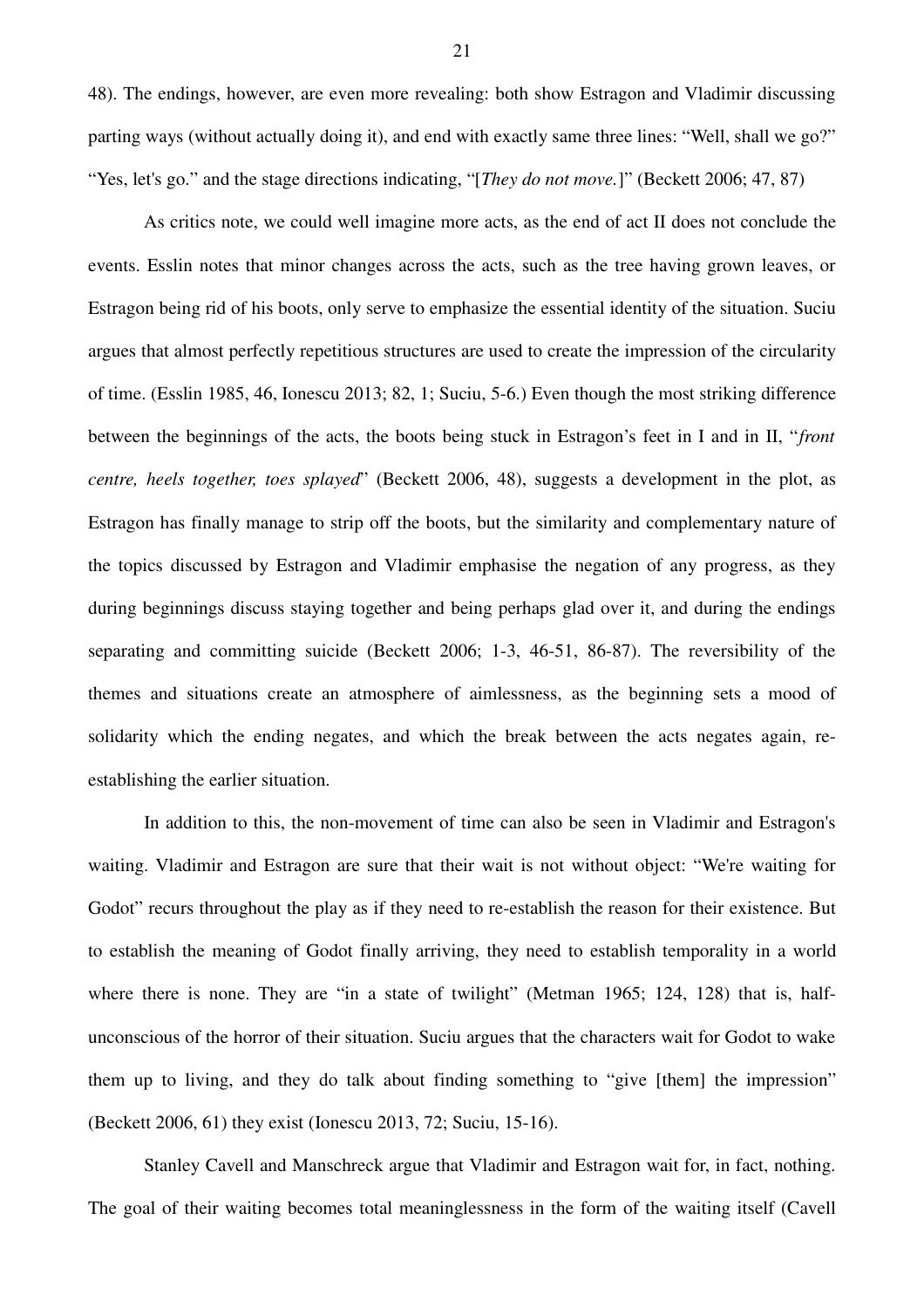48). The endings, however, are even more revealing: both show Estragon and Vladimir discussing parting ways (without actually doing it), and end with exactly same three lines: "Well, shall we go?" "Yes, let's go." and the stage directions indicating, "[*They do not move.*]" (Beckett 2006; 47, 87)

As critics note, we could well imagine more acts, as the end of act II does not conclude the events. Esslin notes that minor changes across the acts, such as the tree having grown leaves, or Estragon being rid of his boots, only serve to emphasize the essential identity of the situation. Suciu argues that almost perfectly repetitious structures are used to create the impression of the circularity of time. (Esslin 1985, 46, Ionescu 2013; 82, 1; Suciu, 5-6.) Even though the most striking difference between the beginnings of the acts, the boots being stuck in Estragon's feet in I and in II, "*front centre, heels together, toes splayed*" (Beckett 2006, 48), suggests a development in the plot, as Estragon has finally manage to strip off the boots, but the similarity and complementary nature of the topics discussed by Estragon and Vladimir emphasise the negation of any progress, as they during beginnings discuss staying together and being perhaps glad over it, and during the endings separating and committing suicide (Beckett 2006; 1-3, 46-51, 86-87). The reversibility of the themes and situations create an atmosphere of aimlessness, as the beginning sets a mood of solidarity which the ending negates, and which the break between the acts negates again, re-establishing the earlier situation.

In addition to this, the non-movement of time can also be seen in Vladimir and Estragon's waiting. Vladimir and Estragon are sure that their wait is not without object: "We're waiting for Godot" recurs throughout the play as if they need to re-establish the reason for their existence. But to establish the meaning of Godot finally arriving, they need to establish temporality in a world where there is none. They are "in a state of twilight" (Metman 1965; 124, 128) that is, half-unconscious of the horror of their situation. Suciu argues that the characters wait for Godot to wake them up to living, and they do talk about finding something to "give [them] the impression" (Beckett 2006, 61) they exist (Ionescu 2013, 72; Suciu, 15-16).

Stanley Cavell and Manschreck argue that Vladimir and Estragon wait for, in fact, nothing. The goal of their waiting becomes total meaninglessness in the form of the waiting itself (Cavell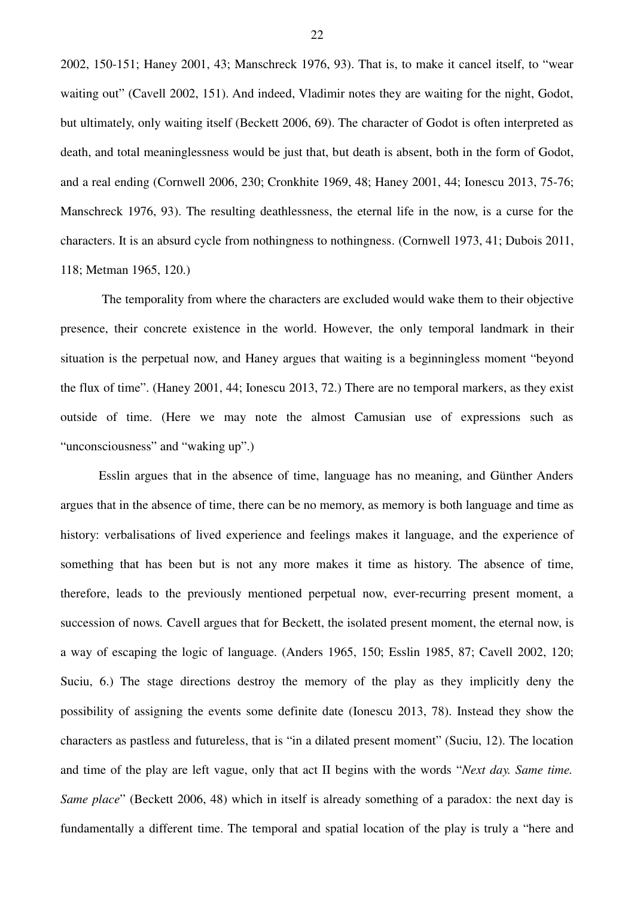2002, 150-151; Haney 2001, 43; Manschreck 1976, 93). That is, to make it cancel itself, to "wear waiting out" (Cavell 2002, 151). And indeed, Vladimir notes they are waiting for the night, Godot, but ultimately, only waiting itself (Beckett 2006, 69). The character of Godot is often interpreted as death, and total meaninglessness would be just that, but death is absent, both in the form of Godot, and a real ending (Cornwell 2006, 230; Cronkhite 1969, 48; Haney 2001, 44; Ionescu 2013, 75-76; Manschreck 1976, 93). The resulting deathlessness, the eternal life in the now, is a curse for the characters. It is an absurd cycle from nothingness to nothingness. (Cornwell 1973, 41; Dubois 2011, 118; Metman 1965, 120.)

The temporality from where the characters are excluded would wake them to their objective presence, their concrete existence in the world. However, the only temporal landmark in their situation is the perpetual now, and Haney argues that waiting is a beginningless moment "beyond the flux of time". (Haney 2001, 44; Ionescu 2013, 72.) There are no temporal markers, as they exist outside of time. (Here we may note the almost Camusian use of expressions such as "unconsciousness" and "waking up".)

Esslin argues that in the absence of time, language has no meaning, and Günther Anders argues that in the absence of time, there can be no memory, as memory is both language and time as history: verbalisations of lived experience and feelings makes it language, and the experience of something that has been but is not any more makes it time as history. The absence of time, therefore, leads to the previously mentioned perpetual now, ever-recurring present moment, a succession of nows. Cavell argues that for Beckett, the isolated present moment, the eternal now, is a way of escaping the logic of language. (Anders 1965, 150; Esslin 1985, 87; Cavell 2002, 120; Suciu, 6.) The stage directions destroy the memory of the play as they implicitly deny the possibility of assigning the events some definite date (Ionescu 2013, 78). Instead they show the characters as pastless and futureless, that is "in a dilated present moment" (Suciu, 12). The location and time of the play are left vague, only that act II begins with the words "*Next day. Same time. Same place*" (Beckett 2006, 48) which in itself is already something of a paradox: the next day is fundamentally a different time. The temporal and spatial location of the play is truly a "here and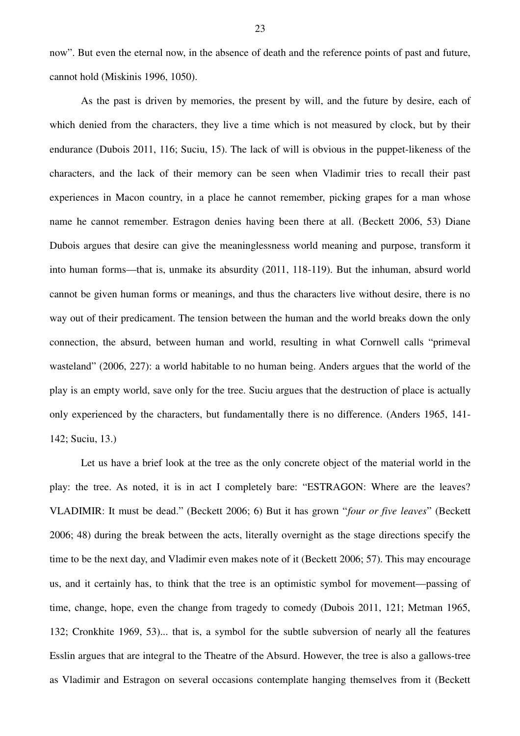now". But even the eternal now, in the absence of death and the reference points of past and future, cannot hold (Miskinis 1996, 1050).

As the past is driven by memories, the present by will, and the future by desire, each of which denied from the characters, they live a time which is not measured by clock, but by their endurance (Dubois 2011, 116; Suciu, 15). The lack of will is obvious in the puppet-likeness of the characters, and the lack of their memory can be seen when Vladimir tries to recall their past experiences in Macon country, in a place he cannot remember, picking grapes for a man whose name he cannot remember. Estragon denies having been there at all. (Beckett 2006, 53) Diane Dubois argues that desire can give the meaninglessness world meaning and purpose, transform it into human forms—that is, unmake its absurdity (2011, 118-119). But the inhuman, absurd world cannot be given human forms or meanings, and thus the characters live without desire, there is no way out of their predicament. The tension between the human and the world breaks down the only connection, the absurd, between human and world, resulting in what Cornwell calls "primeval wasteland" (2006, 227): a world habitable to no human being. Anders argues that the world of the play is an empty world, save only for the tree. Suciu argues that the destruction of place is actually only experienced by the characters, but fundamentally there is no difference. (Anders 1965, 141-142; Suciu, 13.)

Let us have a brief look at the tree as the only concrete object of the material world in the play: the tree. As noted, it is in act I completely bare: "ESTRAGON: Where are the leaves? VLADIMIR: It must be dead." (Beckett 2006; 6) But it has grown "*four or five leaves*" (Beckett 2006; 48) during the break between the acts, literally overnight as the stage directions specify the time to be the next day, and Vladimir even makes note of it (Beckett 2006; 57). This may encourage us, and it certainly has, to think that the tree is an optimistic symbol for movement—passing of time, change, hope, even the change from tragedy to comedy (Dubois 2011, 121; Metman 1965, 132; Cronkhite 1969, 53)... that is, a symbol for the subtle subversion of nearly all the features Esslin argues that are integral to the Theatre of the Absurd. However, the tree is also a gallows-tree as Vladimir and Estragon on several occasions contemplate hanging themselves from it (Beckett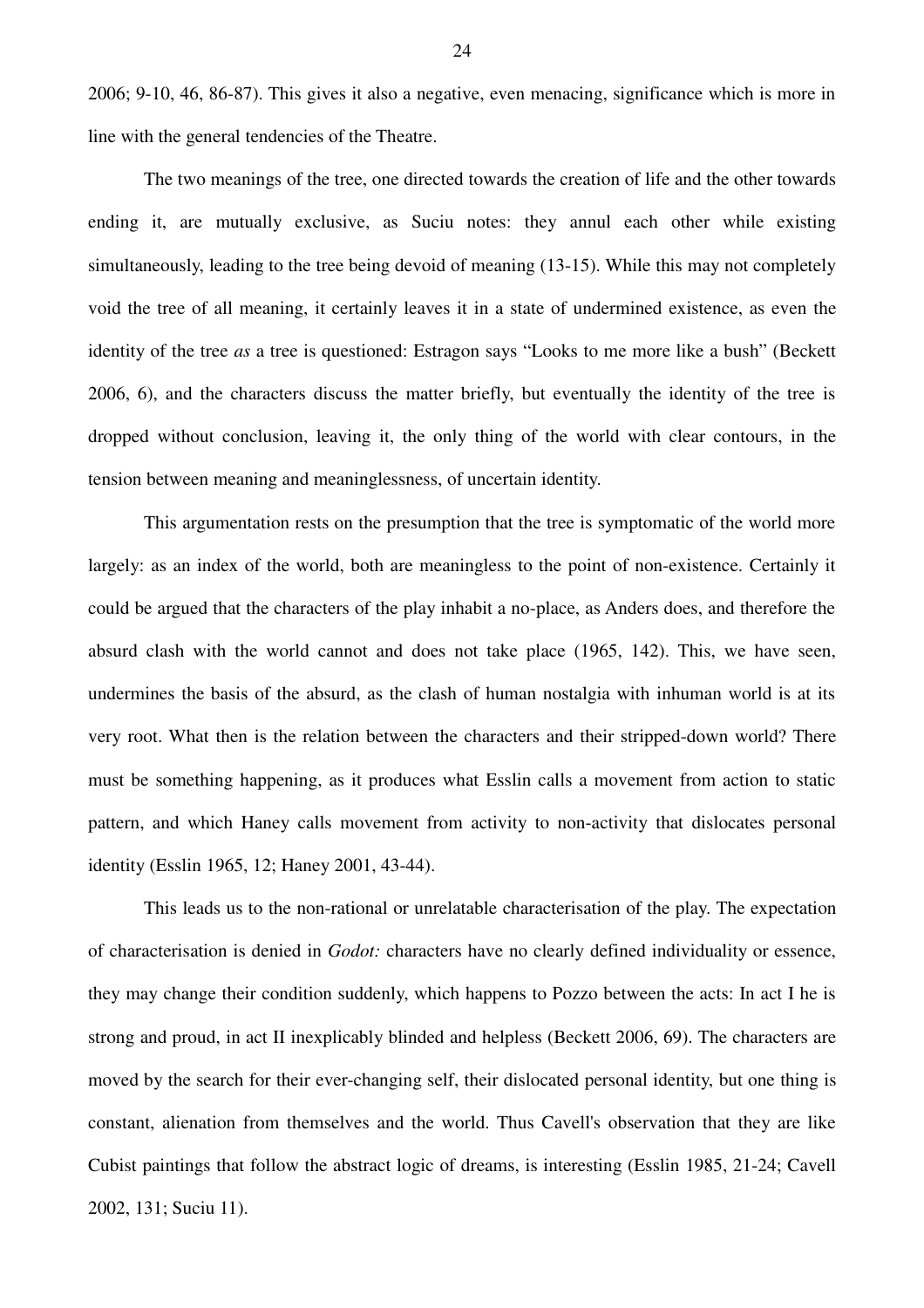2006; 9-10, 46, 86-87). This gives it also a negative, even menacing, significance which is more in line with the general tendencies of the Theatre.

The two meanings of the tree, one directed towards the creation of life and the other towards ending it, are mutually exclusive, as Suciu notes: they annul each other while existing simultaneously, leading to the tree being devoid of meaning (13-15). While this may not completely void the tree of all meaning, it certainly leaves it in a state of undermined existence, as even the identity of the tree *as* a tree is questioned: Estragon says "Looks to me more like a bush" (Beckett 2006, 6), and the characters discuss the matter briefly, but eventually the identity of the tree is dropped without conclusion, leaving it, the only thing of the world with clear contours, in the tension between meaning and meaninglessness, of uncertain identity.

This argumentation rests on the presumption that the tree is symptomatic of the world more largely: as an index of the world, both are meaningless to the point of non-existence. Certainly it could be argued that the characters of the play inhabit a no-place, as Anders does, and therefore the absurd clash with the world cannot and does not take place (1965, 142). This, we have seen, undermines the basis of the absurd, as the clash of human nostalgia with inhuman world is at its very root. What then is the relation between the characters and their stripped-down world? There must be something happening, as it produces what Esslin calls a movement from action to static pattern, and which Haney calls movement from activity to non-activity that dislocates personal identity (Esslin 1965, 12; Haney 2001, 43-44).

This leads us to the non-rational or unrelatable characterisation of the play. The expectation of characterisation is denied in *Godot:* characters have no clearly defined individuality or essence, they may change their condition suddenly, which happens to Pozzo between the acts: In act I he is strong and proud, in act II inexplicably blinded and helpless (Beckett 2006, 69). The characters are moved by the search for their ever-changing self, their dislocated personal identity, but one thing is constant, alienation from themselves and the world. Thus Cavell's observation that they are like Cubist paintings that follow the abstract logic of dreams, is interesting (Esslin 1985, 21-24; Cavell 2002, 131; Suciu 11).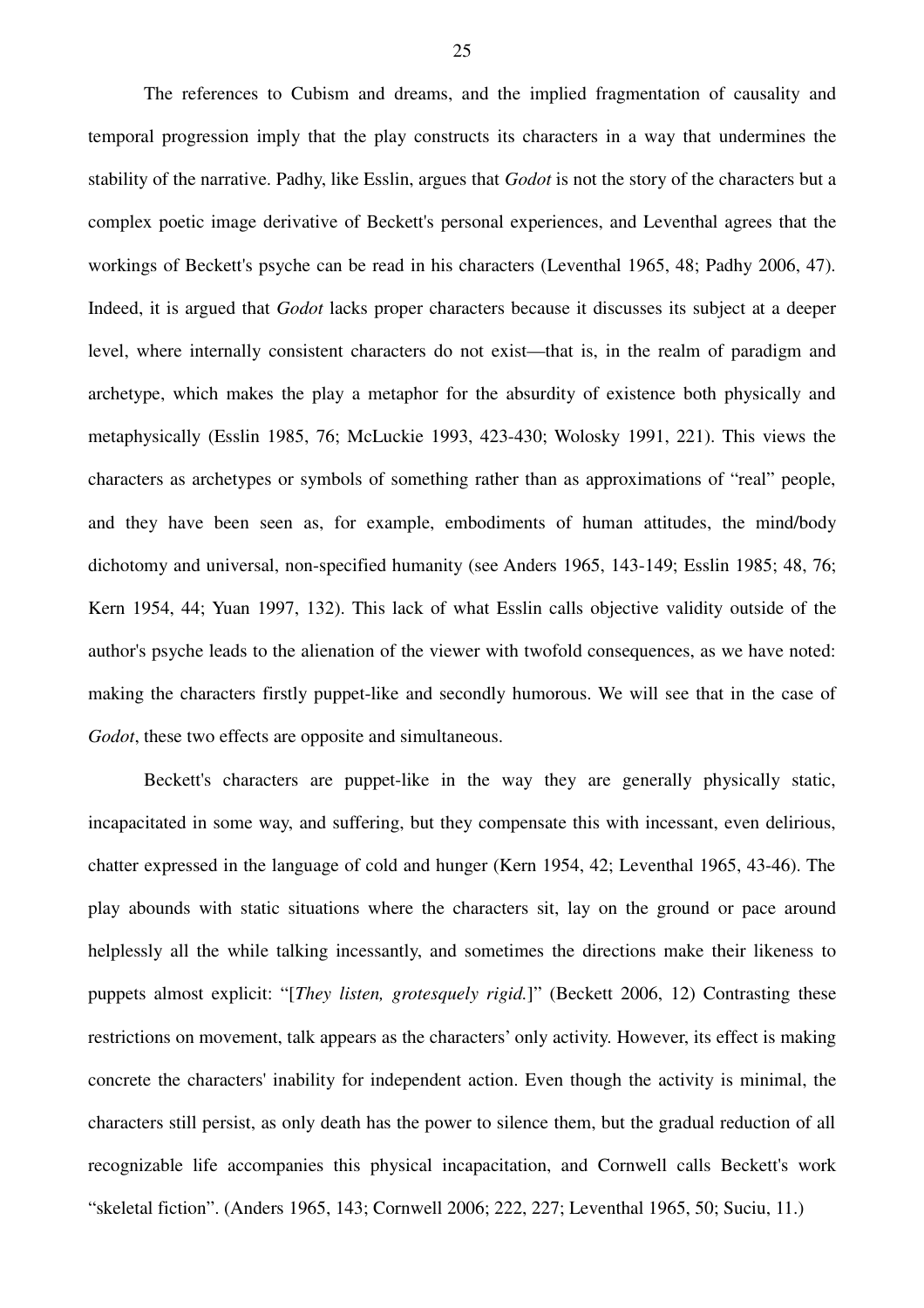The references to Cubism and dreams, and the implied fragmentation of causality and temporal progression imply that the play constructs its characters in a way that undermines the stability of the narrative. Padhy, like Esslin, argues that *Godot* is not the story of the characters but a complex poetic image derivative of Beckett's personal experiences, and Leventhal agrees that the workings of Beckett's psyche can be read in his characters (Leventhal 1965, 48; Padhy 2006, 47). Indeed, it is argued that *Godot* lacks proper characters because it discusses its subject at a deeper level, where internally consistent characters do not exist—that is, in the realm of paradigm and archetype, which makes the play a metaphor for the absurdity of existence both physically and metaphysically (Esslin 1985, 76; McLuckie 1993, 423-430; Wolosky 1991, 221). This views the characters as archetypes or symbols of something rather than as approximations of "real" people, and they have been seen as, for example, embodiments of human attitudes, the mind/body dichotomy and universal, non-specified humanity (see Anders 1965, 143-149; Esslin 1985; 48, 76; Kern 1954, 44; Yuan 1997, 132). This lack of what Esslin calls objective validity outside of the author's psyche leads to the alienation of the viewer with twofold consequences, as we have noted: making the characters firstly puppet-like and secondly humorous. We will see that in the case of *Godot*, these two effects are opposite and simultaneous.

Beckett's characters are puppet-like in the way they are generally physically static, incapacitated in some way, and suffering, but they compensate this with incessant, even delirious, chatter expressed in the language of cold and hunger (Kern 1954, 42; Leventhal 1965, 43-46). The play abounds with static situations where the characters sit, lay on the ground or pace around helplessly all the while talking incessantly, and sometimes the directions make their likeness to puppets almost explicit: "[*They listen, grotesquely rigid.*]" (Beckett 2006, 12) Contrasting these restrictions on movement, talk appears as the characters' only activity. However, its effect is making concrete the characters' inability for independent action. Even though the activity is minimal, the characters still persist, as only death has the power to silence them, but the gradual reduction of all recognizable life accompanies this physical incapacitation, and Cornwell calls Beckett's work "skeletal fiction". (Anders 1965, 143; Cornwell 2006; 222, 227; Leventhal 1965, 50; Suciu, 11.)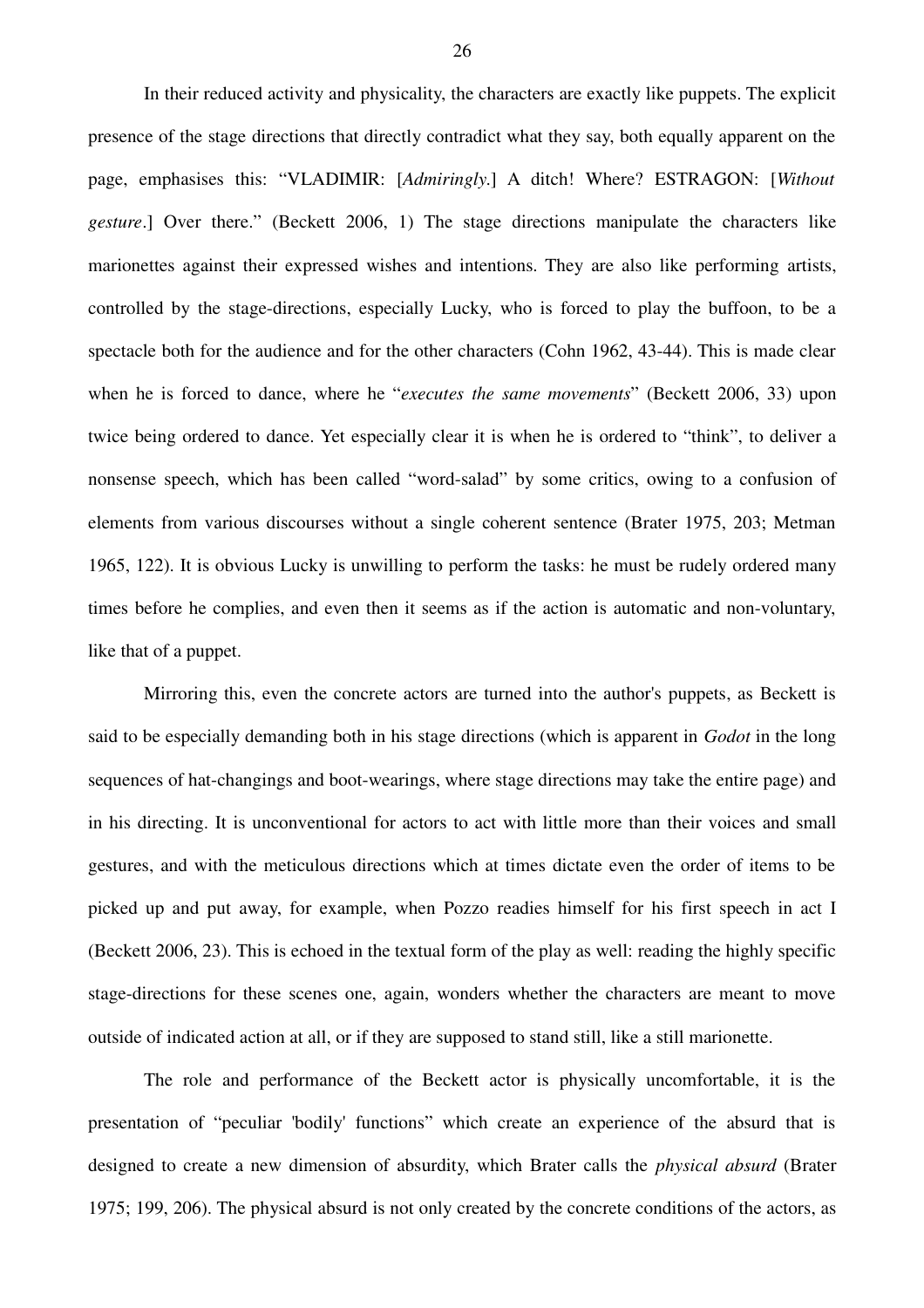In their reduced activity and physicality, the characters are exactly like puppets. The explicit presence of the stage directions that directly contradict what they say, both equally apparent on the page, emphasises this: “VLADIMIR: [*Admiringly.*] A ditch! Where? ESTRAGON: [*Without gesture*.] Over there.” (Beckett 2006, 1) The stage directions manipulate the characters like marionettes against their expressed wishes and intentions. They are also like performing artists, controlled by the stage-directions, especially Lucky, who is forced to play the buffoon, to be a spectacle both for the audience and for the other characters (Cohn 1962, 43-44). This is made clear when he is forced to dance, where he “*executes the same movements*” (Beckett 2006, 33) upon twice being ordered to dance. Yet especially clear it is when he is ordered to “think”, to deliver a nonsense speech, which has been called “word-salad” by some critics, owing to a confusion of elements from various discourses without a single coherent sentence (Brater 1975, 203; Metman 1965, 122). It is obvious Lucky is unwilling to perform the tasks: he must be rudely ordered many times before he complies, and even then it seems as if the action is automatic and non-voluntary, like that of a puppet.

Mirroring this, even the concrete actors are turned into the author's puppets, as Beckett is said to be especially demanding both in his stage directions (which is apparent in *Godot* in the long sequences of hat-changings and boot-wearings, where stage directions may take the entire page) and in his directing. It is unconventional for actors to act with little more than their voices and small gestures, and with the meticulous directions which at times dictate even the order of items to be picked up and put away, for example, when Pozzo readies himself for his first speech in act I (Beckett 2006, 23). This is echoed in the textual form of the play as well: reading the highly specific stage-directions for these scenes one, again, wonders whether the characters are meant to move outside of indicated action at all, or if they are supposed to stand still, like a still marionette.

The role and performance of the Beckett actor is physically uncomfortable, it is the presentation of “peculiar 'bodily' functions” which create an experience of the absurd that is designed to create a new dimension of absurdity, which Brater calls the *physical absurd* (Brater 1975; 199, 206). The physical absurd is not only created by the concrete conditions of the actors, as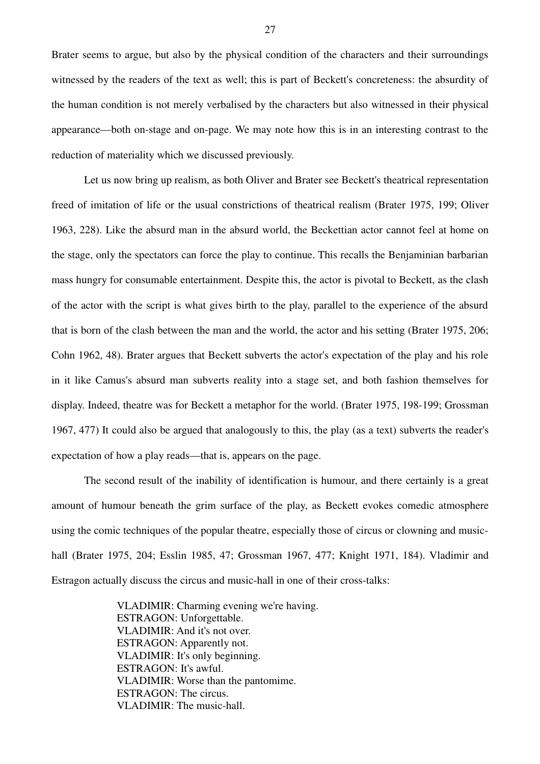Brater seems to argue, but also by the physical condition of the characters and their surroundings witnessed by the readers of the text as well; this is part of Beckett's concreteness: the absurdity of the human condition is not merely verbalised by the characters but also witnessed in their physical appearance—both on-stage and on-page. We may note how this is in an interesting contrast to the reduction of materiality which we discussed previously.

Let us now bring up realism, as both Oliver and Brater see Beckett's theatrical representation freed of imitation of life or the usual constrictions of theatrical realism (Brater 1975, 199; Oliver 1963, 228). Like the absurd man in the absurd world, the Beckettian actor cannot feel at home on the stage, only the spectators can force the play to continue. This recalls the Benjaminian barbarian mass hungry for consumable entertainment. Despite this, the actor is pivotal to Beckett, as the clash of the actor with the script is what gives birth to the play, parallel to the experience of the absurd that is born of the clash between the man and the world, the actor and his setting (Brater 1975, 206; Cohn 1962, 48). Brater argues that Beckett subverts the actor's expectation of the play and his role in it like Camus's absurd man subverts reality into a stage set, and both fashion themselves for display. Indeed, theatre was for Beckett a metaphor for the world. (Brater 1975, 198-199; Grossman 1967, 477) It could also be argued that analogously to this, the play (as a text) subverts the reader's expectation of how a play reads—that is, appears on the page.

The second result of the inability of identification is humour, and there certainly is a great amount of humour beneath the grim surface of the play, as Beckett evokes comedic atmosphere using the comic techniques of the popular theatre, especially those of circus or clowning and music-hall (Brater 1975, 204; Esslin 1985, 47; Grossman 1967, 477; Knight 1971, 184). Vladimir and Estragon actually discuss the circus and music-hall in one of their cross-talks:

> VLADIMIR: Charming evening we're having.
> ESTRAGON: Unforgettable.
> VLADIMIR: And it's not over.
> ESTRAGON: Apparently not.
> VLADIMIR: It's only beginning.
> ESTRAGON: It's awful.
> VLADIMIR: Worse than the pantomime.
> ESTRAGON: The circus.
> VLADIMIR: The music-hall.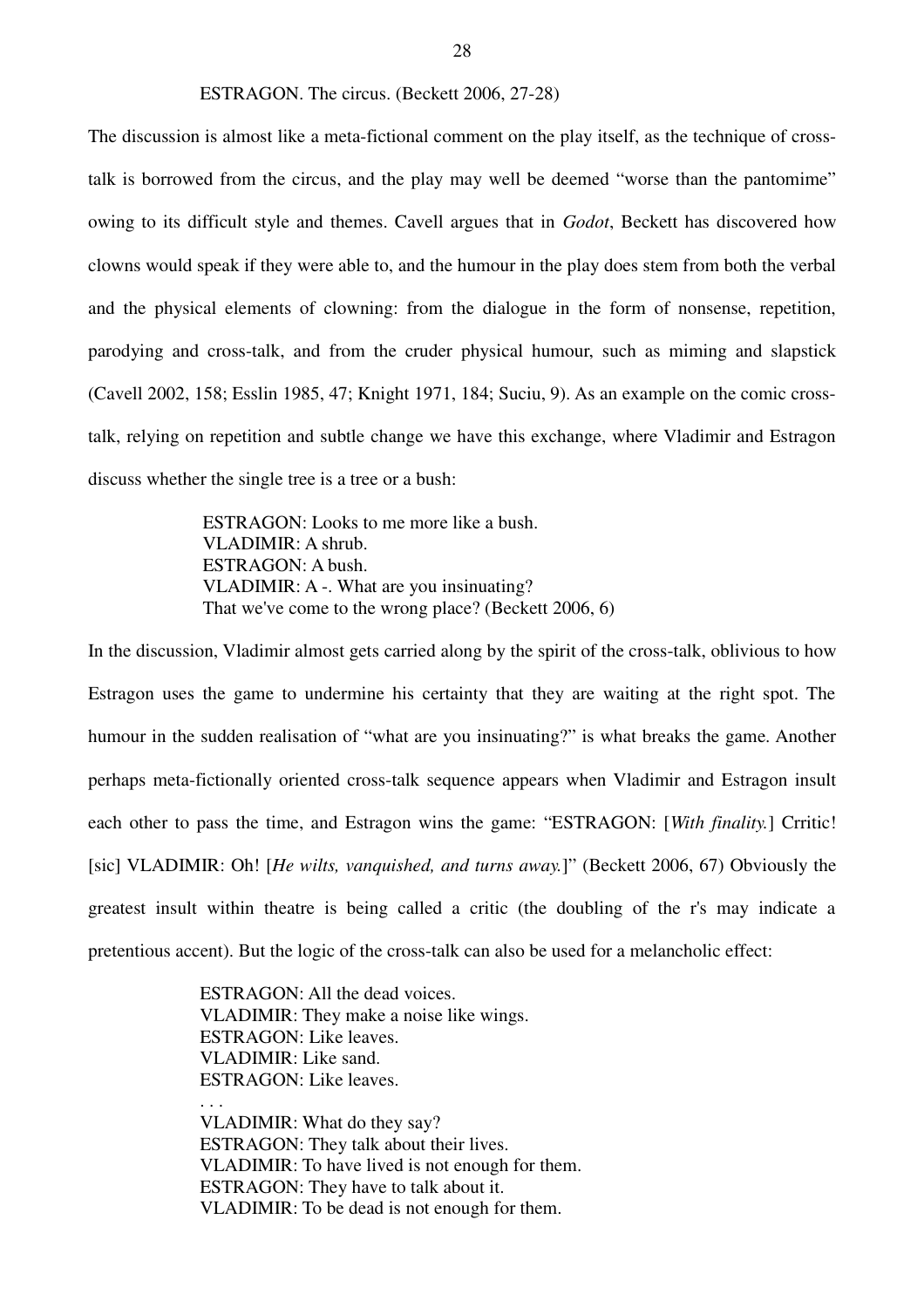ESTRAGON. The circus. (Beckett 2006, 27-28)

The discussion is almost like a meta-fictional comment on the play itself, as the technique of cross-talk is borrowed from the circus, and the play may well be deemed "worse than the pantomime" owing to its difficult style and themes. Cavell argues that in *Godot*, Beckett has discovered how clowns would speak if they were able to, and the humour in the play does stem from both the verbal and the physical elements of clowning: from the dialogue in the form of nonsense, repetition, parodying and cross-talk, and from the cruder physical humour, such as miming and slapstick (Cavell 2002, 158; Esslin 1985, 47; Knight 1971, 184; Suciu, 9). As an example on the comic cross-talk, relying on repetition and subtle change we have this exchange, where Vladimir and Estragon discuss whether the single tree is a tree or a bush:

> ESTRAGON: Looks to me more like a bush.
> VLADIMIR: A shrub.
> ESTRAGON: A bush.
> VLADIMIR: A -. What are you insinuating?
> That we've come to the wrong place? (Beckett 2006, 6)

In the discussion, Vladimir almost gets carried along by the spirit of the cross-talk, oblivious to how Estragon uses the game to undermine his certainty that they are waiting at the right spot. The humour in the sudden realisation of "what are you insinuating?" is what breaks the game. Another perhaps meta-fictionally oriented cross-talk sequence appears when Vladimir and Estragon insult each other to pass the time, and Estragon wins the game: "ESTRAGON: [*With finality.*] Crritic! [sic] VLADIMIR: Oh! [*He wilts, vanquished, and turns away.*]" (Beckett 2006, 67) Obviously the greatest insult within theatre is being called a critic (the doubling of the r's may indicate a pretentious accent). But the logic of the cross-talk can also be used for a melancholic effect:

> ESTRAGON: All the dead voices.
> VLADIMIR: They make a noise like wings.
> ESTRAGON: Like leaves.
> VLADIMIR: Like sand.
> ESTRAGON: Like leaves.
> . . .
> VLADIMIR: What do they say?
> ESTRAGON: They talk about their lives.
> VLADIMIR: To have lived is not enough for them.
> ESTRAGON: They have to talk about it.
> VLADIMIR: To be dead is not enough for them.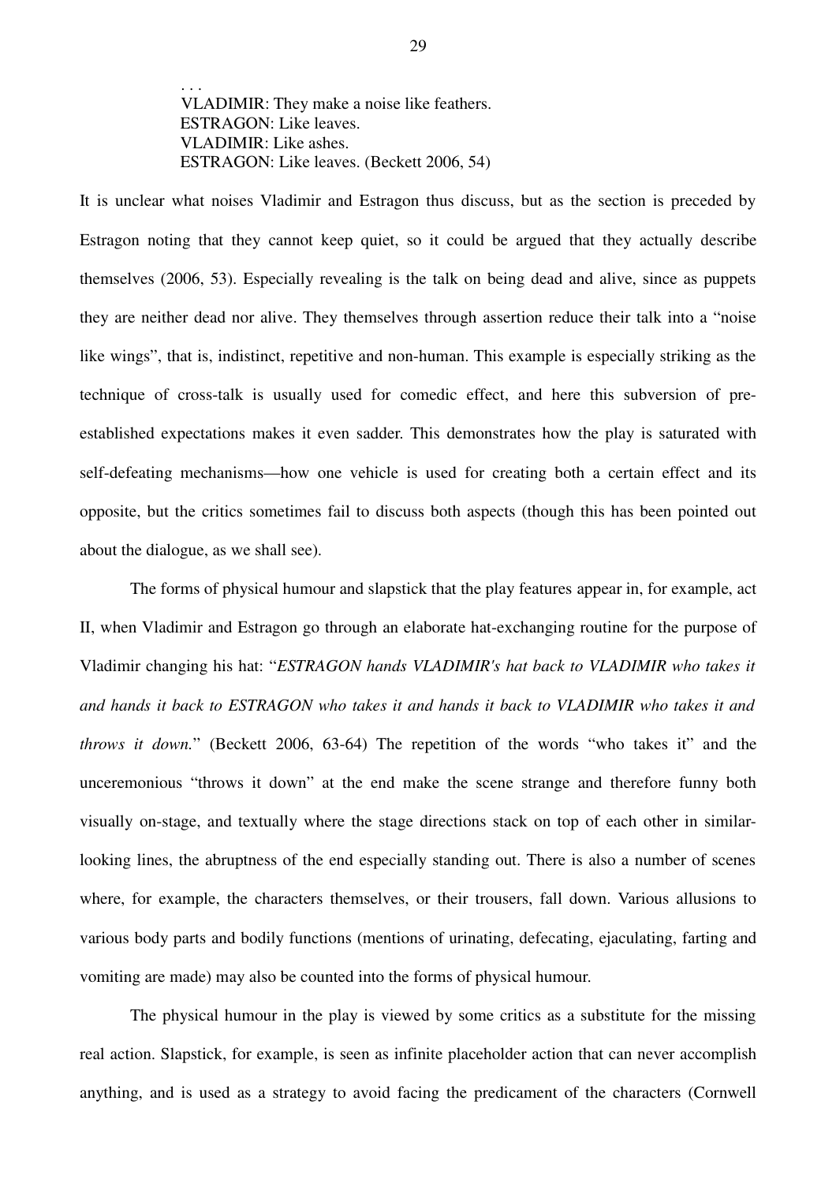. . .
VLADIMIR: They make a noise like feathers.
ESTRAGON: Like leaves.
VLADIMIR: Like ashes.
ESTRAGON: Like leaves. (Beckett 2006, 54)

It is unclear what noises Vladimir and Estragon thus discuss, but as the section is preceded by Estragon noting that they cannot keep quiet, so it could be argued that they actually describe themselves (2006, 53). Especially revealing is the talk on being dead and alive, since as puppets they are neither dead nor alive. They themselves through assertion reduce their talk into a "noise like wings", that is, indistinct, repetitive and non-human. This example is especially striking as the technique of cross-talk is usually used for comedic effect, and here this subversion of pre-established expectations makes it even sadder. This demonstrates how the play is saturated with self-defeating mechanisms—how one vehicle is used for creating both a certain effect and its opposite, but the critics sometimes fail to discuss both aspects (though this has been pointed out about the dialogue, as we shall see).

The forms of physical humour and slapstick that the play features appear in, for example, act II, when Vladimir and Estragon go through an elaborate hat-exchanging routine for the purpose of Vladimir changing his hat: "*ESTRAGON hands VLADIMIR's hat back to VLADIMIR who takes it and hands it back to ESTRAGON who takes it and hands it back to VLADIMIR who takes it and throws it down.*" (Beckett 2006, 63-64) The repetition of the words "who takes it" and the unceremonious "throws it down" at the end make the scene strange and therefore funny both visually on-stage, and textually where the stage directions stack on top of each other in similar-looking lines, the abruptness of the end especially standing out. There is also a number of scenes where, for example, the characters themselves, or their trousers, fall down. Various allusions to various body parts and bodily functions (mentions of urinating, defecating, ejaculating, farting and vomiting are made) may also be counted into the forms of physical humour.

The physical humour in the play is viewed by some critics as a substitute for the missing real action. Slapstick, for example, is seen as infinite placeholder action that can never accomplish anything, and is used as a strategy to avoid facing the predicament of the characters (Cornwell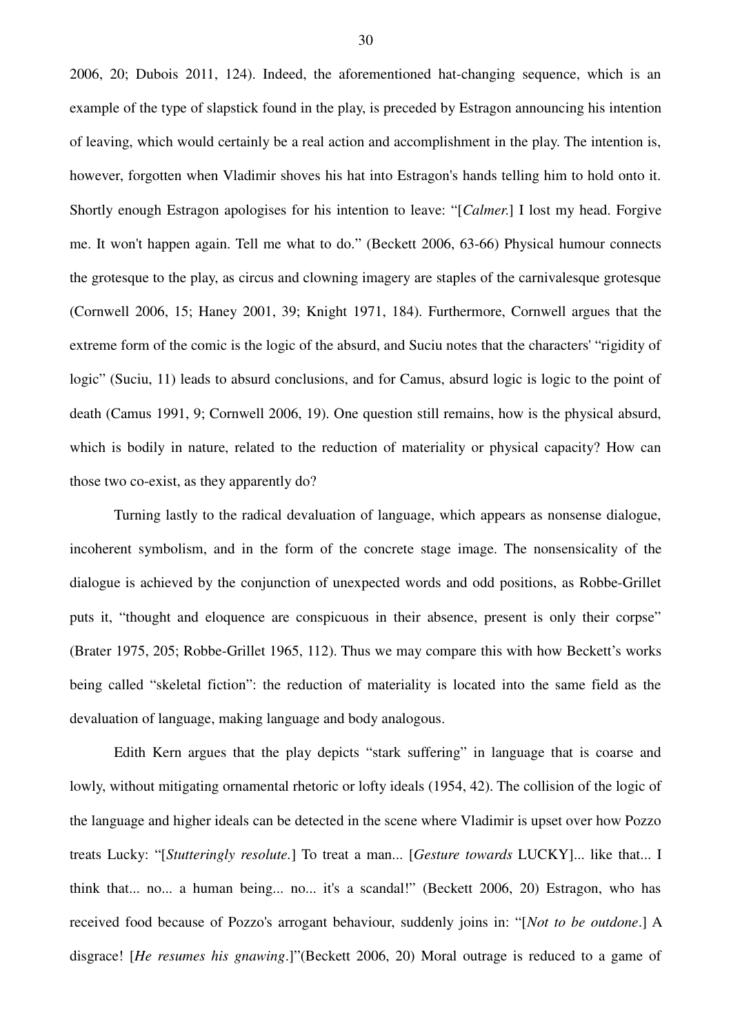2006, 20; Dubois 2011, 124). Indeed, the aforementioned hat-changing sequence, which is an example of the type of slapstick found in the play, is preceded by Estragon announcing his intention of leaving, which would certainly be a real action and accomplishment in the play. The intention is, however, forgotten when Vladimir shoves his hat into Estragon's hands telling him to hold onto it. Shortly enough Estragon apologises for his intention to leave: "[*Calmer.*] I lost my head. Forgive me. It won't happen again. Tell me what to do." (Beckett 2006, 63-66) Physical humour connects the grotesque to the play, as circus and clowning imagery are staples of the carnivalesque grotesque (Cornwell 2006, 15; Haney 2001, 39; Knight 1971, 184). Furthermore, Cornwell argues that the extreme form of the comic is the logic of the absurd, and Suciu notes that the characters' "rigidity of logic" (Suciu, 11) leads to absurd conclusions, and for Camus, absurd logic is logic to the point of death (Camus 1991, 9; Cornwell 2006, 19). One question still remains, how is the physical absurd, which is bodily in nature, related to the reduction of materiality or physical capacity? How can those two co-exist, as they apparently do?

Turning lastly to the radical devaluation of language, which appears as nonsense dialogue, incoherent symbolism, and in the form of the concrete stage image. The nonsensicality of the dialogue is achieved by the conjunction of unexpected words and odd positions, as Robbe-Grillet puts it, "thought and eloquence are conspicuous in their absence, present is only their corpse" (Brater 1975, 205; Robbe-Grillet 1965, 112). Thus we may compare this with how Beckett's works being called "skeletal fiction": the reduction of materiality is located into the same field as the devaluation of language, making language and body analogous.

Edith Kern argues that the play depicts "stark suffering" in language that is coarse and lowly, without mitigating ornamental rhetoric or lofty ideals (1954, 42). The collision of the logic of the language and higher ideals can be detected in the scene where Vladimir is upset over how Pozzo treats Lucky: "[*Stutteringly resolute.*] To treat a man... [*Gesture towards* LUCKY]... like that... I think that... no... a human being... no... it's a scandal!" (Beckett 2006, 20) Estragon, who has received food because of Pozzo's arrogant behaviour, suddenly joins in: "[*Not to be outdone*.] A disgrace! [*He resumes his gnawing*.]"(Beckett 2006, 20) Moral outrage is reduced to a game of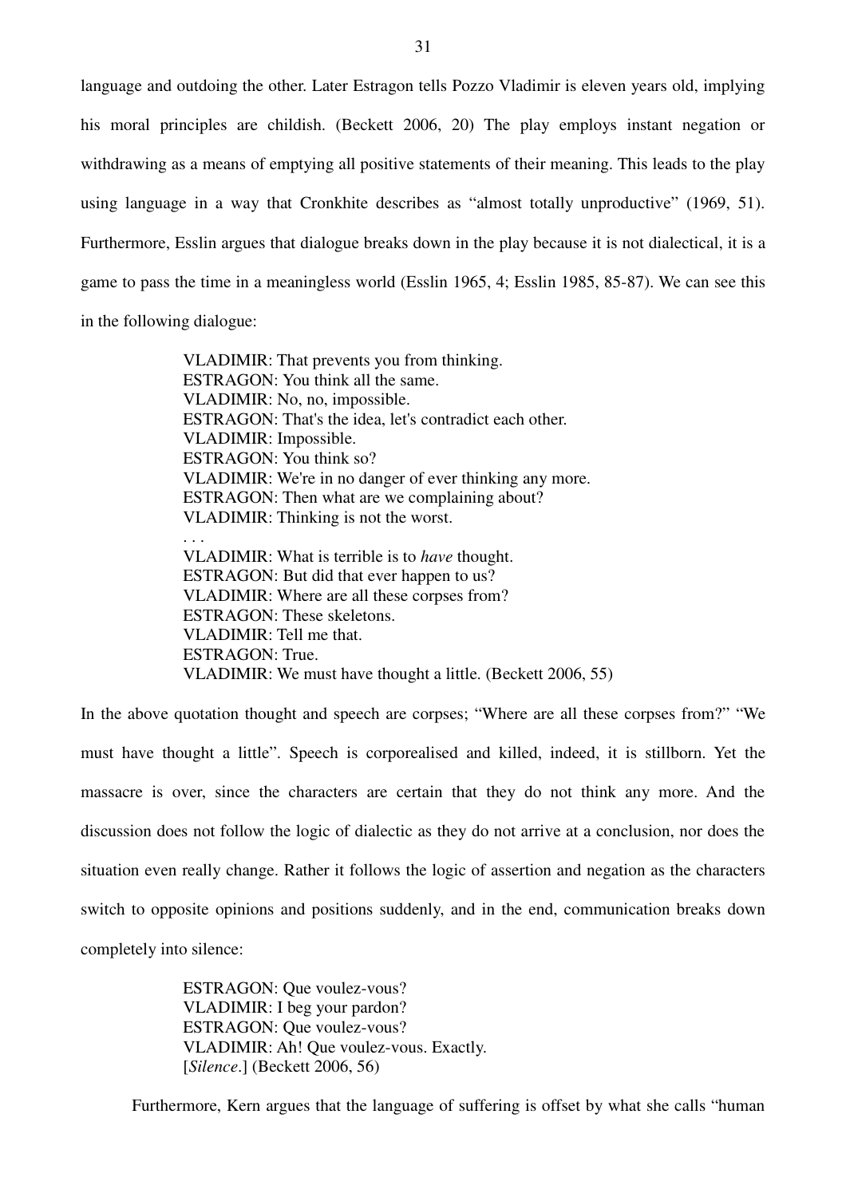language and outdoing the other. Later Estragon tells Pozzo Vladimir is eleven years old, implying his moral principles are childish. (Beckett 2006, 20) The play employs instant negation or withdrawing as a means of emptying all positive statements of their meaning. This leads to the play using language in a way that Cronkhite describes as "almost totally unproductive" (1969, 51). Furthermore, Esslin argues that dialogue breaks down in the play because it is not dialectical, it is a game to pass the time in a meaningless world (Esslin 1965, 4; Esslin 1985, 85-87). We can see this in the following dialogue:

> VLADIMIR: That prevents you from thinking.
> ESTRAGON: You think all the same.
> VLADIMIR: No, no, impossible.
> ESTRAGON: That's the idea, let's contradict each other.
> VLADIMIR: Impossible.
> ESTRAGON: You think so?
> VLADIMIR: We're in no danger of ever thinking any more.
> ESTRAGON: Then what are we complaining about?
> VLADIMIR: Thinking is not the worst.
> . . .
> VLADIMIR: What is terrible is to *have* thought.
> ESTRAGON: But did that ever happen to us?
> VLADIMIR: Where are all these corpses from?
> ESTRAGON: These skeletons.
> VLADIMIR: Tell me that.
> ESTRAGON: True.
> VLADIMIR: We must have thought a little. (Beckett 2006, 55)

In the above quotation thought and speech are corpses; "Where are all these corpses from?" "We must have thought a little". Speech is corporealised and killed, indeed, it is stillborn. Yet the massacre is over, since the characters are certain that they do not think any more. And the discussion does not follow the logic of dialectic as they do not arrive at a conclusion, nor does the situation even really change. Rather it follows the logic of assertion and negation as the characters switch to opposite opinions and positions suddenly, and in the end, communication breaks down completely into silence:

> ESTRAGON: Que voulez-vous?
> VLADIMIR: I beg your pardon?
> ESTRAGON: Que voulez-vous?
> VLADIMIR: Ah! Que voulez-vous. Exactly.
> [*Silence*.] (Beckett 2006, 56)

Furthermore, Kern argues that the language of suffering is offset by what she calls "human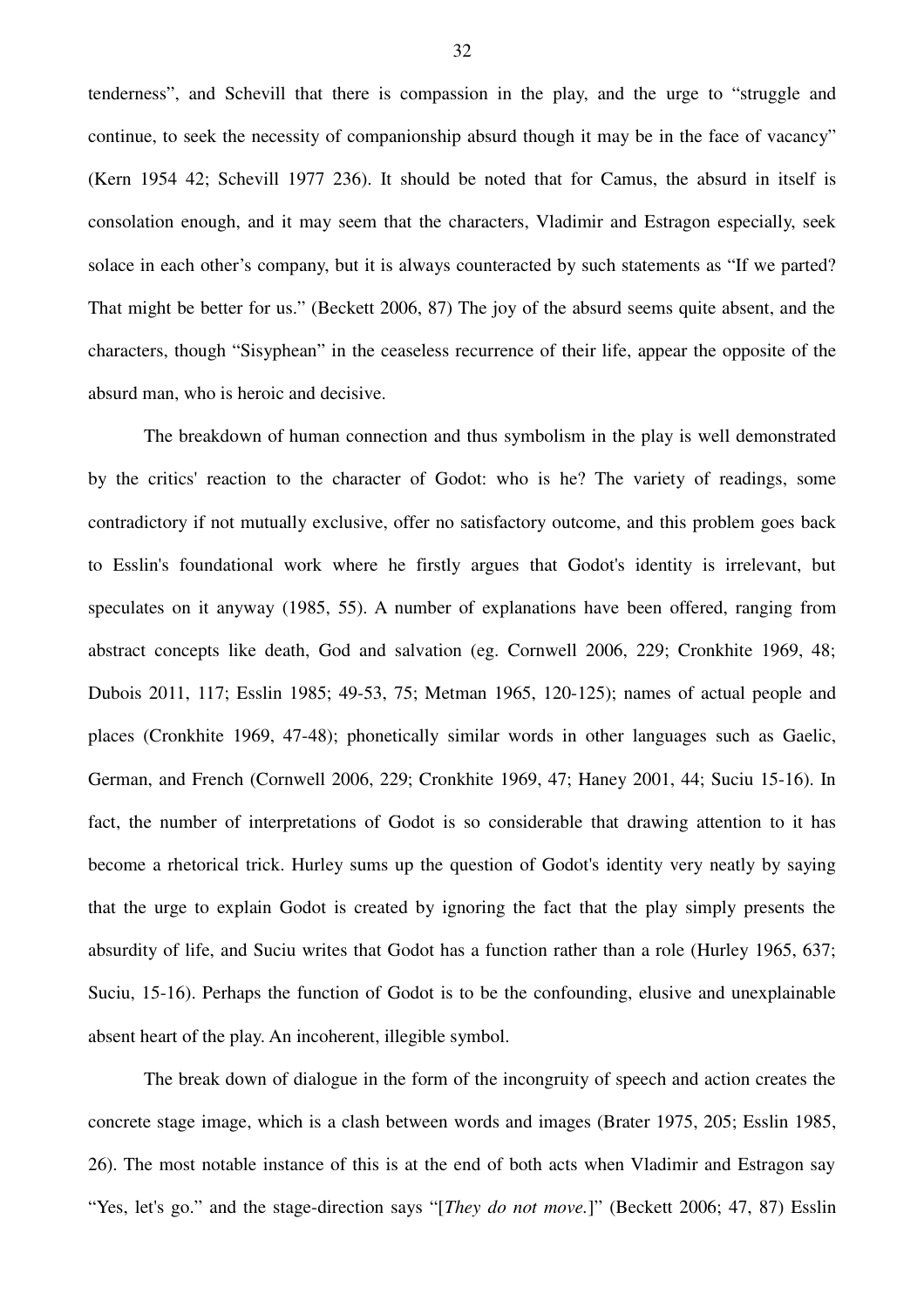tenderness", and Schevill that there is compassion in the play, and the urge to "struggle and continue, to seek the necessity of companionship absurd though it may be in the face of vacancy" (Kern 1954 42; Schevill 1977 236). It should be noted that for Camus, the absurd in itself is consolation enough, and it may seem that the characters, Vladimir and Estragon especially, seek solace in each other's company, but it is always counteracted by such statements as "If we parted? That might be better for us." (Beckett 2006, 87) The joy of the absurd seems quite absent, and the characters, though "Sisyphean" in the ceaseless recurrence of their life, appear the opposite of the absurd man, who is heroic and decisive.

The breakdown of human connection and thus symbolism in the play is well demonstrated by the critics' reaction to the character of Godot: who is he? The variety of readings, some contradictory if not mutually exclusive, offer no satisfactory outcome, and this problem goes back to Esslin's foundational work where he firstly argues that Godot's identity is irrelevant, but speculates on it anyway (1985, 55). A number of explanations have been offered, ranging from abstract concepts like death, God and salvation (eg. Cornwell 2006, 229; Cronkhite 1969, 48; Dubois 2011, 117; Esslin 1985; 49-53, 75; Metman 1965, 120-125); names of actual people and places (Cronkhite 1969, 47-48); phonetically similar words in other languages such as Gaelic, German, and French (Cornwell 2006, 229; Cronkhite 1969, 47; Haney 2001, 44; Suciu 15-16). In fact, the number of interpretations of Godot is so considerable that drawing attention to it has become a rhetorical trick. Hurley sums up the question of Godot's identity very neatly by saying that the urge to explain Godot is created by ignoring the fact that the play simply presents the absurdity of life, and Suciu writes that Godot has a function rather than a role (Hurley 1965, 637; Suciu, 15-16). Perhaps the function of Godot is to be the confounding, elusive and unexplainable absent heart of the play. An incoherent, illegible symbol.

The break down of dialogue in the form of the incongruity of speech and action creates the concrete stage image, which is a clash between words and images (Brater 1975, 205; Esslin 1985, 26). The most notable instance of this is at the end of both acts when Vladimir and Estragon say "Yes, let's go." and the stage-direction says "[*They do not move.*]" (Beckett 2006; 47, 87) Esslin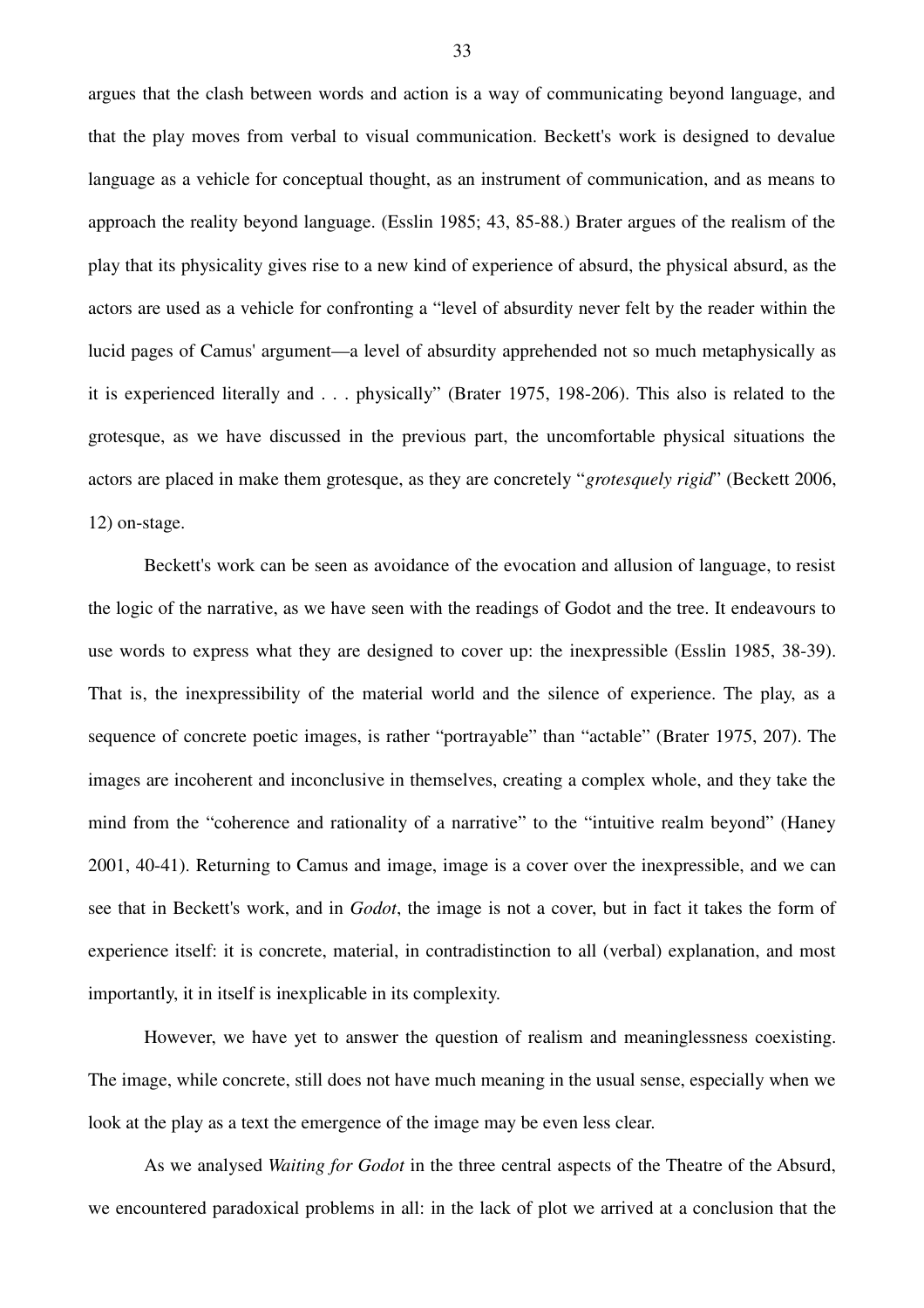argues that the clash between words and action is a way of communicating beyond language, and that the play moves from verbal to visual communication. Beckett's work is designed to devalue language as a vehicle for conceptual thought, as an instrument of communication, and as means to approach the reality beyond language. (Esslin 1985; 43, 85-88.) Brater argues of the realism of the play that its physicality gives rise to a new kind of experience of absurd, the physical absurd, as the actors are used as a vehicle for confronting a "level of absurdity never felt by the reader within the lucid pages of Camus' argument—a level of absurdity apprehended not so much metaphysically as it is experienced literally and . . . physically" (Brater 1975, 198-206). This also is related to the grotesque, as we have discussed in the previous part, the uncomfortable physical situations the actors are placed in make them grotesque, as they are concretely "*grotesquely rigid*" (Beckett 2006, 12) on-stage.

Beckett's work can be seen as avoidance of the evocation and allusion of language, to resist the logic of the narrative, as we have seen with the readings of Godot and the tree. It endeavours to use words to express what they are designed to cover up: the inexpressible (Esslin 1985, 38-39). That is, the inexpressibility of the material world and the silence of experience. The play, as a sequence of concrete poetic images, is rather "portrayable" than "actable" (Brater 1975, 207). The images are incoherent and inconclusive in themselves, creating a complex whole, and they take the mind from the "coherence and rationality of a narrative" to the "intuitive realm beyond" (Haney 2001, 40-41). Returning to Camus and image, image is a cover over the inexpressible, and we can see that in Beckett's work, and in *Godot*, the image is not a cover, but in fact it takes the form of experience itself: it is concrete, material, in contradistinction to all (verbal) explanation, and most importantly, it in itself is inexplicable in its complexity.

However, we have yet to answer the question of realism and meaninglessness coexisting. The image, while concrete, still does not have much meaning in the usual sense, especially when we look at the play as a text the emergence of the image may be even less clear.

As we analysed *Waiting for Godot* in the three central aspects of the Theatre of the Absurd, we encountered paradoxical problems in all: in the lack of plot we arrived at a conclusion that the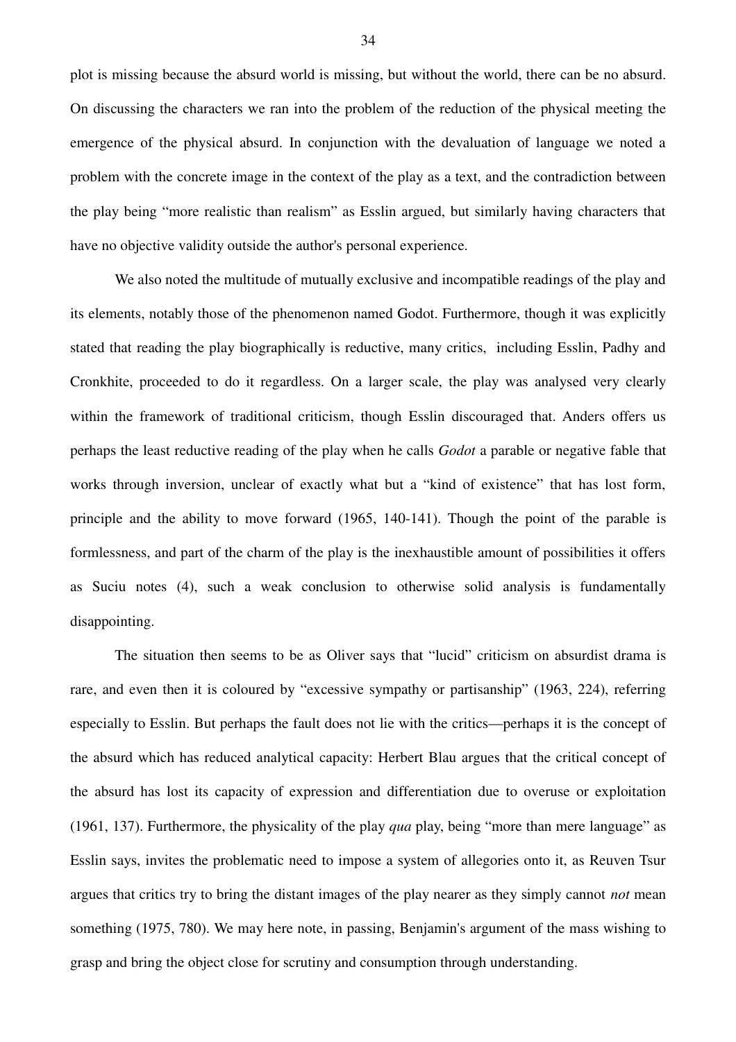plot is missing because the absurd world is missing, but without the world, there can be no absurd. On discussing the characters we ran into the problem of the reduction of the physical meeting the emergence of the physical absurd. In conjunction with the devaluation of language we noted a problem with the concrete image in the context of the play as a text, and the contradiction between the play being "more realistic than realism" as Esslin argued, but similarly having characters that have no objective validity outside the author's personal experience.

We also noted the multitude of mutually exclusive and incompatible readings of the play and its elements, notably those of the phenomenon named Godot. Furthermore, though it was explicitly stated that reading the play biographically is reductive, many critics, including Esslin, Padhy and Cronkhite, proceeded to do it regardless. On a larger scale, the play was analysed very clearly within the framework of traditional criticism, though Esslin discouraged that. Anders offers us perhaps the least reductive reading of the play when he calls *Godot* a parable or negative fable that works through inversion, unclear of exactly what but a "kind of existence" that has lost form, principle and the ability to move forward (1965, 140-141). Though the point of the parable is formlessness, and part of the charm of the play is the inexhaustible amount of possibilities it offers as Suciu notes (4), such a weak conclusion to otherwise solid analysis is fundamentally disappointing.

The situation then seems to be as Oliver says that "lucid" criticism on absurdist drama is rare, and even then it is coloured by "excessive sympathy or partisanship" (1963, 224), referring especially to Esslin. But perhaps the fault does not lie with the critics—perhaps it is the concept of the absurd which has reduced analytical capacity: Herbert Blau argues that the critical concept of the absurd has lost its capacity of expression and differentiation due to overuse or exploitation (1961, 137). Furthermore, the physicality of the play *qua* play, being "more than mere language" as Esslin says, invites the problematic need to impose a system of allegories onto it, as Reuven Tsur argues that critics try to bring the distant images of the play nearer as they simply cannot *not* mean something (1975, 780). We may here note, in passing, Benjamin's argument of the mass wishing to grasp and bring the object close for scrutiny and consumption through understanding.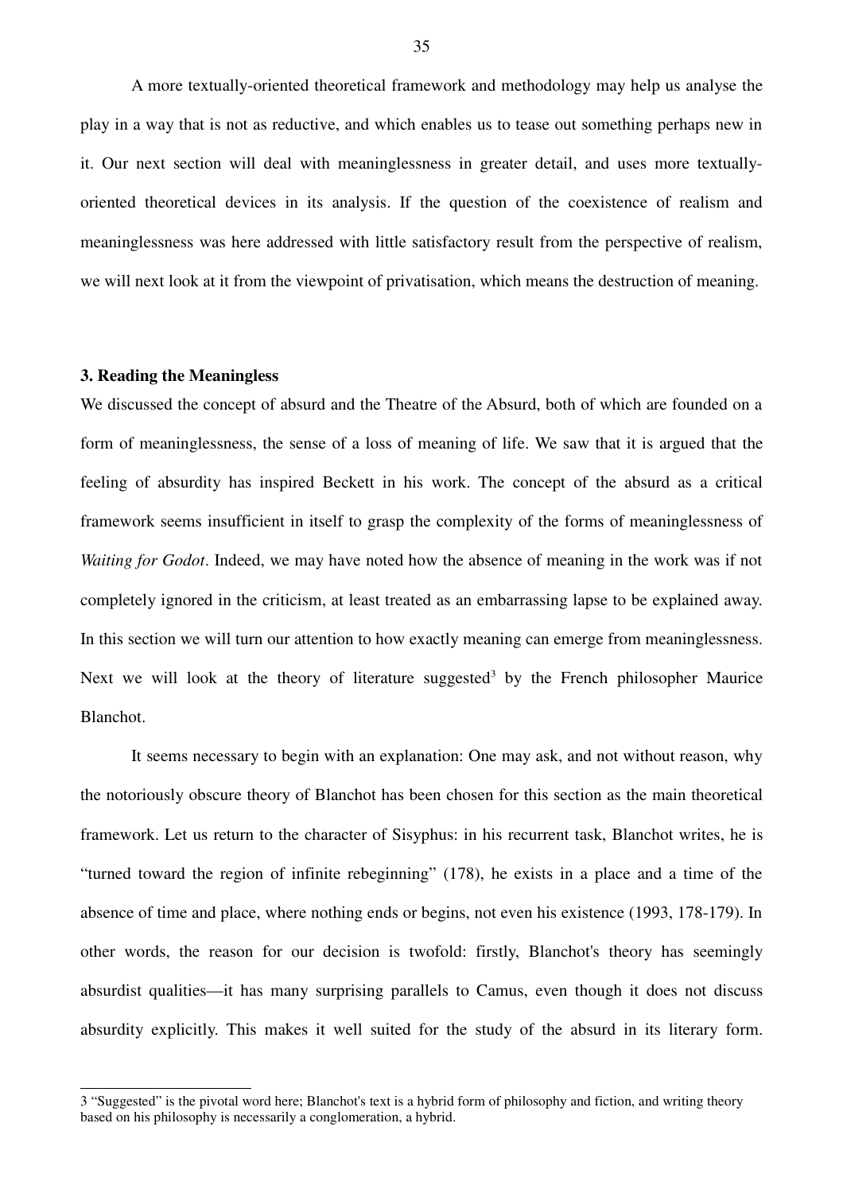A more textually-oriented theoretical framework and methodology may help us analyse the play in a way that is not as reductive, and which enables us to tease out something perhaps new in it. Our next section will deal with meaninglessness in greater detail, and uses more textually-oriented theoretical devices in its analysis. If the question of the coexistence of realism and meaninglessness was here addressed with little satisfactory result from the perspective of realism, we will next look at it from the viewpoint of privatisation, which means the destruction of meaning.

### 3. Reading the Meaningless

We discussed the concept of absurd and the Theatre of the Absurd, both of which are founded on a form of meaninglessness, the sense of a loss of meaning of life. We saw that it is argued that the feeling of absurdity has inspired Beckett in his work. The concept of the absurd as a critical framework seems insufficient in itself to grasp the complexity of the forms of meaninglessness of *Waiting for Godot*. Indeed, we may have noted how the absence of meaning in the work was if not completely ignored in the criticism, at least treated as an embarrassing lapse to be explained away. In this section we will turn our attention to how exactly meaning can emerge from meaninglessness. Next we will look at the theory of literature suggested[3] by the French philosopher Maurice Blanchot.

It seems necessary to begin with an explanation: One may ask, and not without reason, why the notoriously obscure theory of Blanchot has been chosen for this section as the main theoretical framework. Let us return to the character of Sisyphus: in his recurrent task, Blanchot writes, he is "turned toward the region of infinite rebeginning" (178), he exists in a place and a time of the absence of time and place, where nothing ends or begins, not even his existence (1993, 178-179). In other words, the reason for our decision is twofold: firstly, Blanchot's theory has seemingly absurdist qualities—it has many surprising parallels to Camus, even though it does not discuss absurdity explicitly. This makes it well suited for the study of the absurd in its literary form.

---

[3] "Suggested" is the pivotal word here; Blanchot's text is a hybrid form of philosophy and fiction, and writing theory based on his philosophy is necessarily a conglomeration, a hybrid.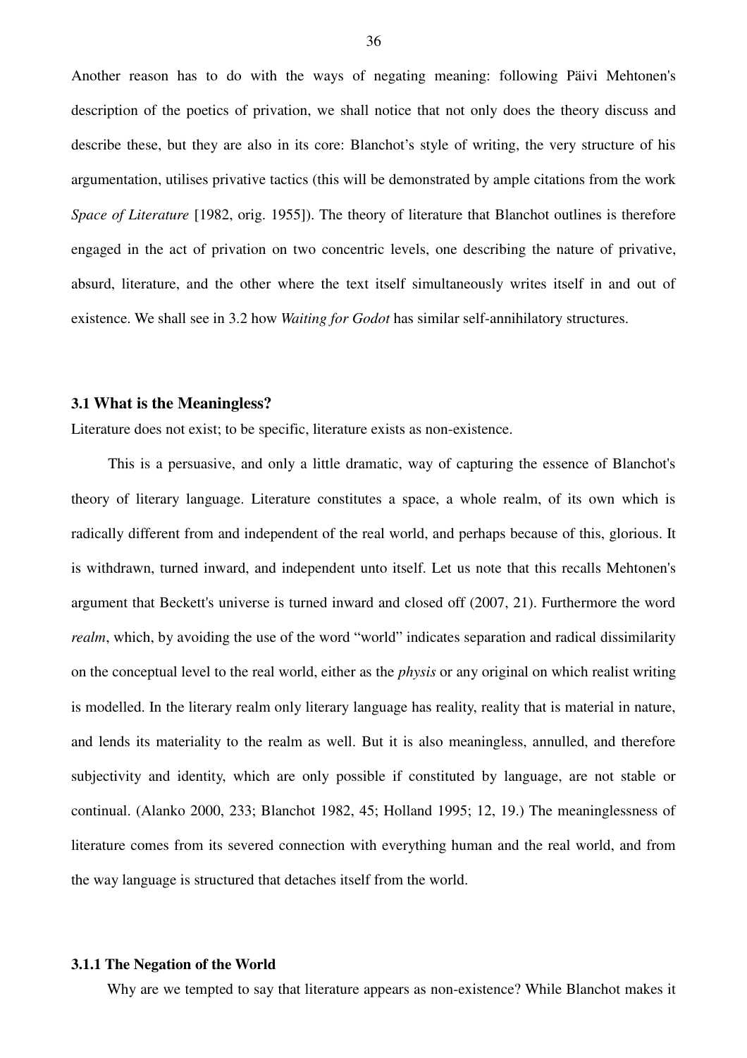Another reason has to do with the ways of negating meaning: following Päivi Mehtonen's description of the poetics of privation, we shall notice that not only does the theory discuss and describe these, but they are also in its core: Blanchot's style of writing, the very structure of his argumentation, utilises privative tactics (this will be demonstrated by ample citations from the work *Space of Literature* [1982, orig. 1955]). The theory of literature that Blanchot outlines is therefore engaged in the act of privation on two concentric levels, one describing the nature of privative, absurd, literature, and the other where the text itself simultaneously writes itself in and out of existence. We shall see in 3.2 how *Waiting for Godot* has similar self-annihilatory structures.

### 3.1 What is the Meaningless?

Literature does not exist; to be specific, literature exists as non-existence.

This is a persuasive, and only a little dramatic, way of capturing the essence of Blanchot's theory of literary language. Literature constitutes a space, a whole realm, of its own which is radically different from and independent of the real world, and perhaps because of this, glorious. It is withdrawn, turned inward, and independent unto itself. Let us note that this recalls Mehtonen's argument that Beckett's universe is turned inward and closed off (2007, 21). Furthermore the word *realm*, which, by avoiding the use of the word "world" indicates separation and radical dissimilarity on the conceptual level to the real world, either as the *physis* or any original on which realist writing is modelled. In the literary realm only literary language has reality, reality that is material in nature, and lends its materiality to the realm as well. But it is also meaningless, annulled, and therefore subjectivity and identity, which are only possible if constituted by language, are not stable or continual. (Alanko 2000, 233; Blanchot 1982, 45; Holland 1995; 12, 19.) The meaninglessness of literature comes from its severed connection with everything human and the real world, and from the way language is structured that detaches itself from the world.

#### 3.1.1 The Negation of the World

Why are we tempted to say that literature appears as non-existence? While Blanchot makes it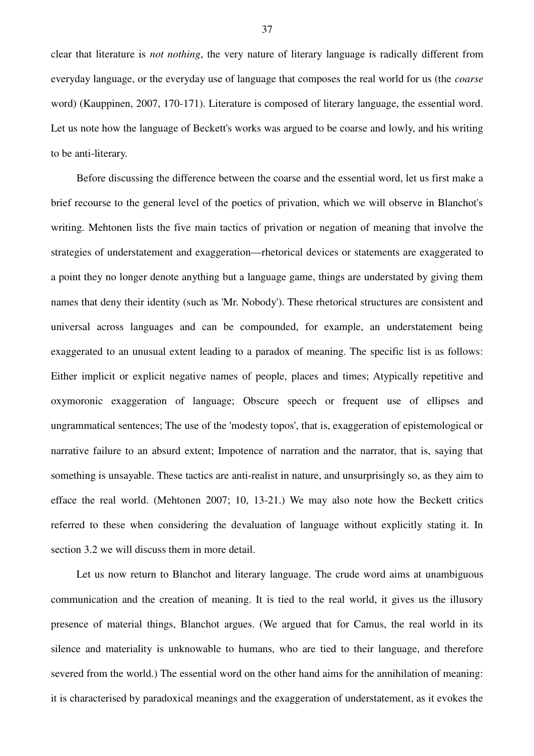clear that literature is *not nothing*, the very nature of literary language is radically different from everyday language, or the everyday use of language that composes the real world for us (the *coarse* word) (Kauppinen, 2007, 170-171). Literature is composed of literary language, the essential word. Let us note how the language of Beckett's works was argued to be coarse and lowly, and his writing to be anti-literary.

Before discussing the difference between the coarse and the essential word, let us first make a brief recourse to the general level of the poetics of privation, which we will observe in Blanchot's writing. Mehtonen lists the five main tactics of privation or negation of meaning that involve the strategies of understatement and exaggeration—rhetorical devices or statements are exaggerated to a point they no longer denote anything but a language game, things are understated by giving them names that deny their identity (such as 'Mr. Nobody'). These rhetorical structures are consistent and universal across languages and can be compounded, for example, an understatement being exaggerated to an unusual extent leading to a paradox of meaning. The specific list is as follows: Either implicit or explicit negative names of people, places and times; Atypically repetitive and oxymoronic exaggeration of language; Obscure speech or frequent use of ellipses and ungrammatical sentences; The use of the 'modesty topos', that is, exaggeration of epistemological or narrative failure to an absurd extent; Impotence of narration and the narrator, that is, saying that something is unsayable. These tactics are anti-realist in nature, and unsurprisingly so, as they aim to efface the real world. (Mehtonen 2007; 10, 13-21.) We may also note how the Beckett critics referred to these when considering the devaluation of language without explicitly stating it. In section 3.2 we will discuss them in more detail.

Let us now return to Blanchot and literary language. The crude word aims at unambiguous communication and the creation of meaning. It is tied to the real world, it gives us the illusory presence of material things, Blanchot argues. (We argued that for Camus, the real world in its silence and materiality is unknowable to humans, who are tied to their language, and therefore severed from the world.) The essential word on the other hand aims for the annihilation of meaning: it is characterised by paradoxical meanings and the exaggeration of understatement, as it evokes the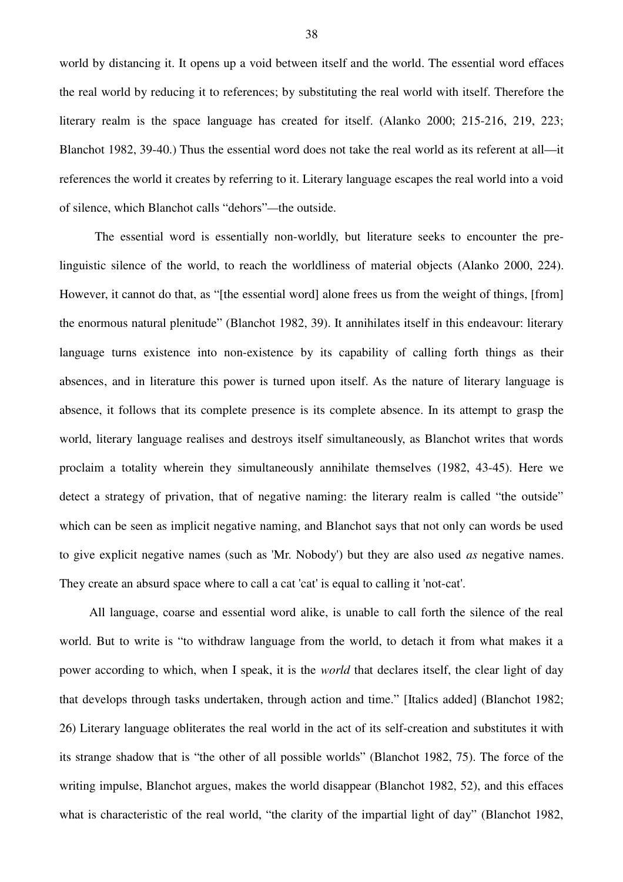world by distancing it. It opens up a void between itself and the world. The essential word effaces the real world by reducing it to references; by substituting the real world with itself. Therefore the literary realm is the space language has created for itself. (Alanko 2000; 215-216, 219, 223; Blanchot 1982, 39-40.) Thus the essential word does not take the real world as its referent at all—it references the world it creates by referring to it. Literary language escapes the real world into a void of silence, which Blanchot calls "dehors"—the outside.

The essential word is essentially non-worldly, but literature seeks to encounter the pre-linguistic silence of the world, to reach the worldliness of material objects (Alanko 2000, 224). However, it cannot do that, as "[the essential word] alone frees us from the weight of things, [from] the enormous natural plenitude" (Blanchot 1982, 39). It annihilates itself in this endeavour: literary language turns existence into non-existence by its capability of calling forth things as their absences, and in literature this power is turned upon itself. As the nature of literary language is absence, it follows that its complete presence is its complete absence. In its attempt to grasp the world, literary language realises and destroys itself simultaneously, as Blanchot writes that words proclaim a totality wherein they simultaneously annihilate themselves (1982, 43-45). Here we detect a strategy of privation, that of negative naming: the literary realm is called "the outside" which can be seen as implicit negative naming, and Blanchot says that not only can words be used to give explicit negative names (such as 'Mr. Nobody') but they are also used *as* negative names. They create an absurd space where to call a cat 'cat' is equal to calling it 'not-cat'.

All language, coarse and essential word alike, is unable to call forth the silence of the real world. But to write is "to withdraw language from the world, to detach it from what makes it a power according to which, when I speak, it is the *world* that declares itself, the clear light of day that develops through tasks undertaken, through action and time." [Italics added] (Blanchot 1982; 26) Literary language obliterates the real world in the act of its self-creation and substitutes it with its strange shadow that is "the other of all possible worlds" (Blanchot 1982, 75). The force of the writing impulse, Blanchot argues, makes the world disappear (Blanchot 1982, 52), and this effaces what is characteristic of the real world, "the clarity of the impartial light of day" (Blanchot 1982,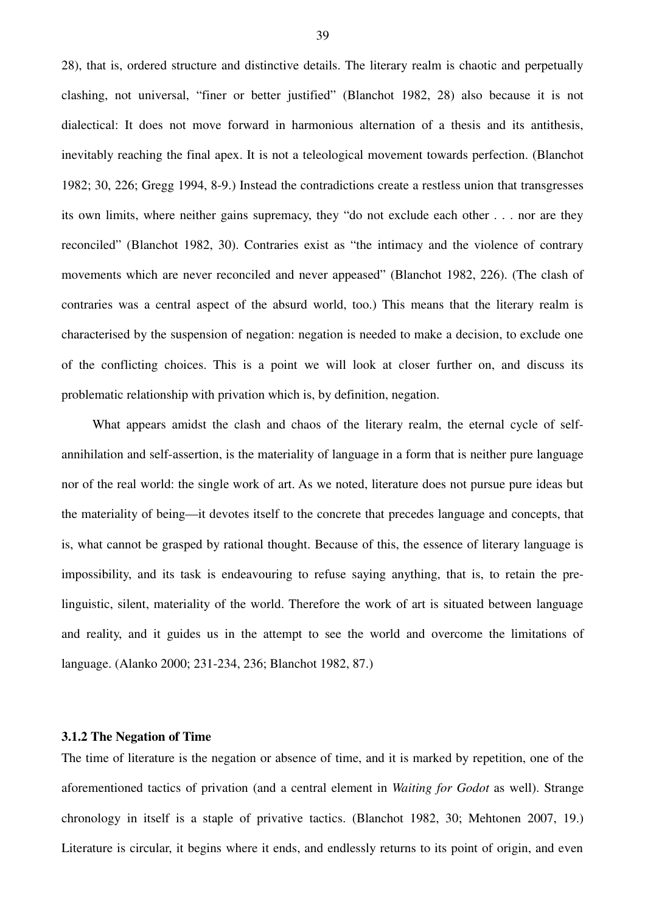28), that is, ordered structure and distinctive details. The literary realm is chaotic and perpetually clashing, not universal, "finer or better justified" (Blanchot 1982, 28) also because it is not dialectical: It does not move forward in harmonious alternation of a thesis and its antithesis, inevitably reaching the final apex. It is not a teleological movement towards perfection. (Blanchot 1982; 30, 226; Gregg 1994, 8-9.) Instead the contradictions create a restless union that transgresses its own limits, where neither gains supremacy, they "do not exclude each other . . . nor are they reconciled" (Blanchot 1982, 30). Contraries exist as "the intimacy and the violence of contrary movements which are never reconciled and never appeased" (Blanchot 1982, 226). (The clash of contraries was a central aspect of the absurd world, too.) This means that the literary realm is characterised by the suspension of negation: negation is needed to make a decision, to exclude one of the conflicting choices. This is a point we will look at closer further on, and discuss its problematic relationship with privation which is, by definition, negation.

What appears amidst the clash and chaos of the literary realm, the eternal cycle of self-annihilation and self-assertion, is the materiality of language in a form that is neither pure language nor of the real world: the single work of art. As we noted, literature does not pursue pure ideas but the materiality of being—it devotes itself to the concrete that precedes language and concepts, that is, what cannot be grasped by rational thought. Because of this, the essence of literary language is impossibility, and its task is endeavouring to refuse saying anything, that is, to retain the pre-linguistic, silent, materiality of the world. Therefore the work of art is situated between language and reality, and it guides us in the attempt to see the world and overcome the limitations of language. (Alanko 2000; 231-234, 236; Blanchot 1982, 87.)

### 3.1.2 The Negation of Time

The time of literature is the negation or absence of time, and it is marked by repetition, one of the aforementioned tactics of privation (and a central element in *Waiting for Godot* as well). Strange chronology in itself is a staple of privative tactics. (Blanchot 1982, 30; Mehtonen 2007, 19.) Literature is circular, it begins where it ends, and endlessly returns to its point of origin, and even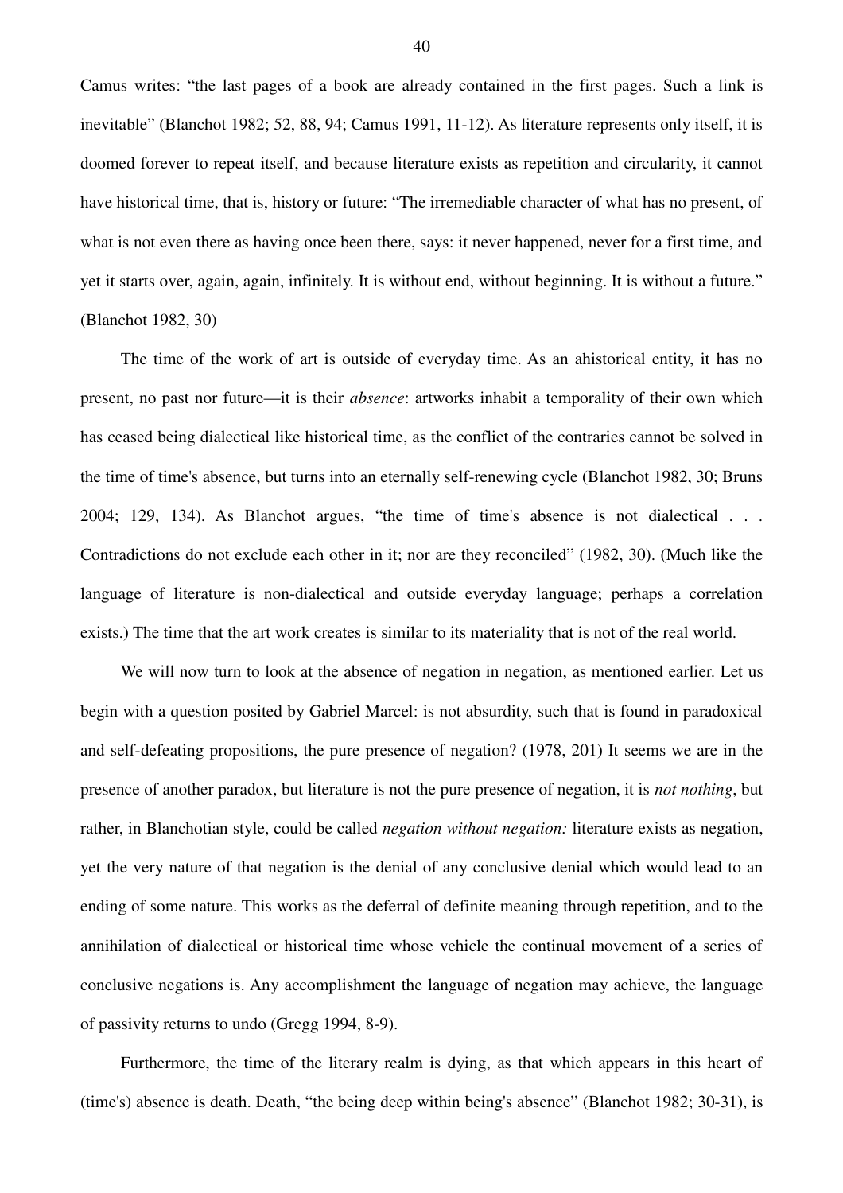Camus writes: "the last pages of a book are already contained in the first pages. Such a link is inevitable" (Blanchot 1982; 52, 88, 94; Camus 1991, 11-12). As literature represents only itself, it is doomed forever to repeat itself, and because literature exists as repetition and circularity, it cannot have historical time, that is, history or future: "The irremediable character of what has no present, of what is not even there as having once been there, says: it never happened, never for a first time, and yet it starts over, again, again, infinitely. It is without end, without beginning. It is without a future." (Blanchot 1982, 30)

The time of the work of art is outside of everyday time. As an ahistorical entity, it has no present, no past nor future—it is their *absence*: artworks inhabit a temporality of their own which has ceased being dialectical like historical time, as the conflict of the contraries cannot be solved in the time of time's absence, but turns into an eternally self-renewing cycle (Blanchot 1982, 30; Bruns 2004; 129, 134). As Blanchot argues, "the time of time's absence is not dialectical . . . Contradictions do not exclude each other in it; nor are they reconciled" (1982, 30). (Much like the language of literature is non-dialectical and outside everyday language; perhaps a correlation exists.) The time that the art work creates is similar to its materiality that is not of the real world.

We will now turn to look at the absence of negation in negation, as mentioned earlier. Let us begin with a question posited by Gabriel Marcel: is not absurdity, such that is found in paradoxical and self-defeating propositions, the pure presence of negation? (1978, 201) It seems we are in the presence of another paradox, but literature is not the pure presence of negation, it is *not nothing*, but rather, in Blanchotian style, could be called *negation without negation:* literature exists as negation, yet the very nature of that negation is the denial of any conclusive denial which would lead to an ending of some nature. This works as the deferral of definite meaning through repetition, and to the annihilation of dialectical or historical time whose vehicle the continual movement of a series of conclusive negations is. Any accomplishment the language of negation may achieve, the language of passivity returns to undo (Gregg 1994, 8-9).

Furthermore, the time of the literary realm is dying, as that which appears in this heart of (time's) absence is death. Death, "the being deep within being's absence" (Blanchot 1982; 30-31), is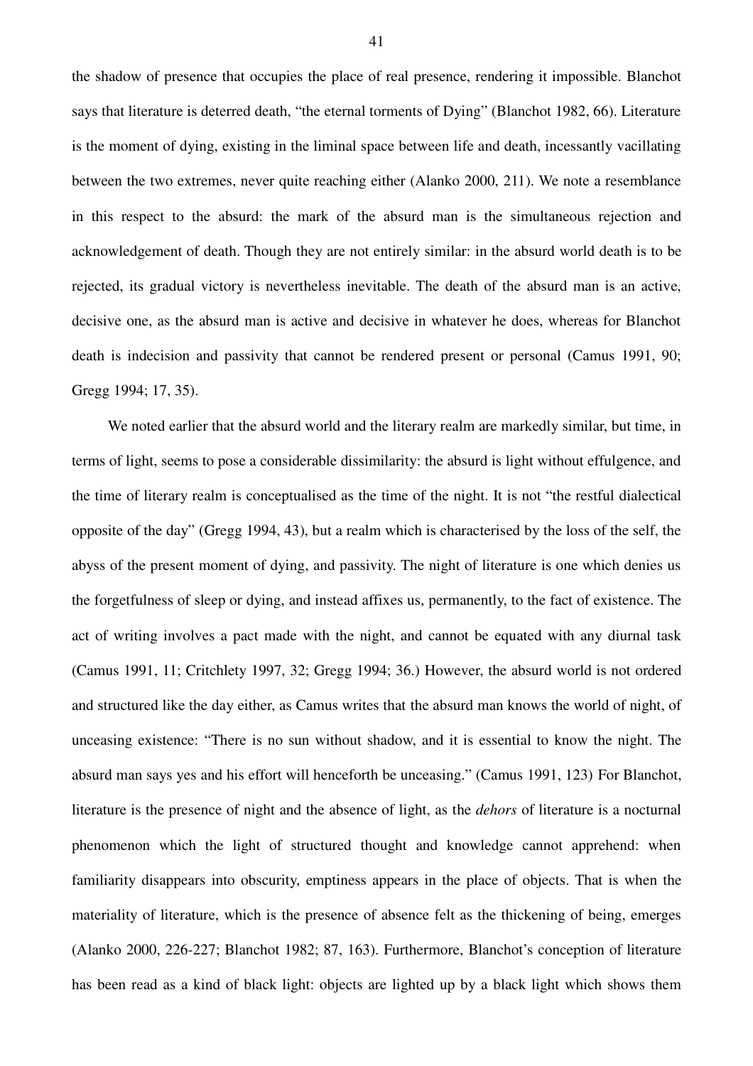the shadow of presence that occupies the place of real presence, rendering it impossible. Blanchot says that literature is deterred death, “the eternal torments of Dying” (Blanchot 1982, 66). Literature is the moment of dying, existing in the liminal space between life and death, incessantly vacillating between the two extremes, never quite reaching either (Alanko 2000, 211). We note a resemblance in this respect to the absurd: the mark of the absurd man is the simultaneous rejection and acknowledgement of death. Though they are not entirely similar: in the absurd world death is to be rejected, its gradual victory is nevertheless inevitable. The death of the absurd man is an active, decisive one, as the absurd man is active and decisive in whatever he does, whereas for Blanchot death is indecision and passivity that cannot be rendered present or personal (Camus 1991, 90; Gregg 1994; 17, 35).

We noted earlier that the absurd world and the literary realm are markedly similar, but time, in terms of light, seems to pose a considerable dissimilarity: the absurd is light without effulgence, and the time of literary realm is conceptualised as the time of the night. It is not “the restful dialectical opposite of the day” (Gregg 1994, 43), but a realm which is characterised by the loss of the self, the abyss of the present moment of dying, and passivity. The night of literature is one which denies us the forgetfulness of sleep or dying, and instead affixes us, permanently, to the fact of existence. The act of writing involves a pact made with the night, and cannot be equated with any diurnal task (Camus 1991, 11; Critchlety 1997, 32; Gregg 1994; 36.) However, the absurd world is not ordered and structured like the day either, as Camus writes that the absurd man knows the world of night, of unceasing existence: “There is no sun without shadow, and it is essential to know the night. The absurd man says yes and his effort will henceforth be unceasing.” (Camus 1991, 123) For Blanchot, literature is the presence of night and the absence of light, as the *dehors* of literature is a nocturnal phenomenon which the light of structured thought and knowledge cannot apprehend: when familiarity disappears into obscurity, emptiness appears in the place of objects. That is when the materiality of literature, which is the presence of absence felt as the thickening of being, emerges (Alanko 2000, 226-227; Blanchot 1982; 87, 163). Furthermore, Blanchot’s conception of literature has been read as a kind of black light: objects are lighted up by a black light which shows them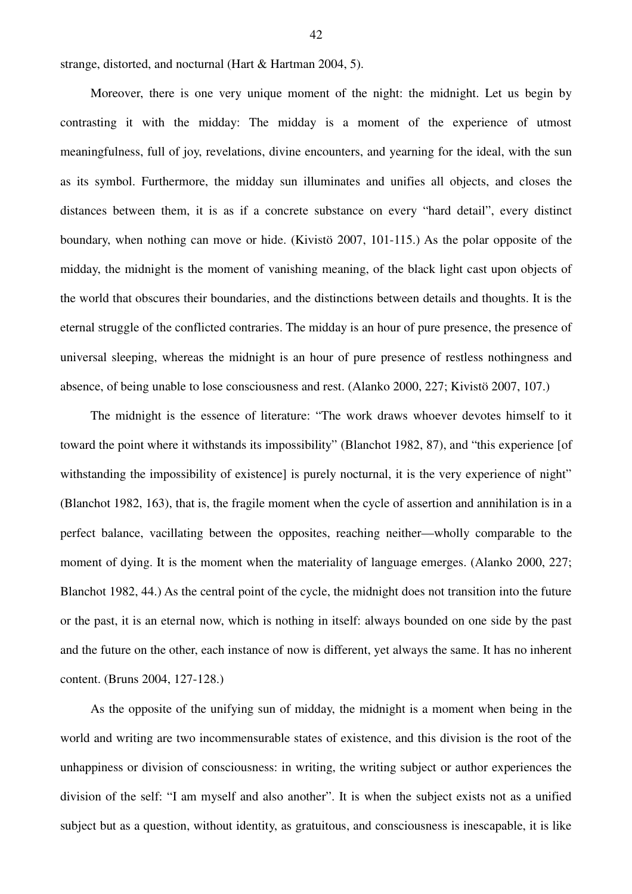strange, distorted, and nocturnal (Hart & Hartman 2004, 5).

Moreover, there is one very unique moment of the night: the midnight. Let us begin by contrasting it with the midday: The midday is a moment of the experience of utmost meaningfulness, full of joy, revelations, divine encounters, and yearning for the ideal, with the sun as its symbol. Furthermore, the midday sun illuminates and unifies all objects, and closes the distances between them, it is as if a concrete substance on every "hard detail", every distinct boundary, when nothing can move or hide. (Kivistö 2007, 101-115.) As the polar opposite of the midday, the midnight is the moment of vanishing meaning, of the black light cast upon objects of the world that obscures their boundaries, and the distinctions between details and thoughts. It is the eternal struggle of the conflicted contraries. The midday is an hour of pure presence, the presence of universal sleeping, whereas the midnight is an hour of pure presence of restless nothingness and absence, of being unable to lose consciousness and rest. (Alanko 2000, 227; Kivistö 2007, 107.)

The midnight is the essence of literature: "The work draws whoever devotes himself to it toward the point where it withstands its impossibility" (Blanchot 1982, 87), and "this experience [of withstanding the impossibility of existence] is purely nocturnal, it is the very experience of night" (Blanchot 1982, 163), that is, the fragile moment when the cycle of assertion and annihilation is in a perfect balance, vacillating between the opposites, reaching neither—wholly comparable to the moment of dying. It is the moment when the materiality of language emerges. (Alanko 2000, 227; Blanchot 1982, 44.) As the central point of the cycle, the midnight does not transition into the future or the past, it is an eternal now, which is nothing in itself: always bounded on one side by the past and the future on the other, each instance of now is different, yet always the same. It has no inherent content. (Bruns 2004, 127-128.)

As the opposite of the unifying sun of midday, the midnight is a moment when being in the world and writing are two incommensurable states of existence, and this division is the root of the unhappiness or division of consciousness: in writing, the writing subject or author experiences the division of the self: "I am myself and also another". It is when the subject exists not as a unified subject but as a question, without identity, as gratuitous, and consciousness is inescapable, it is like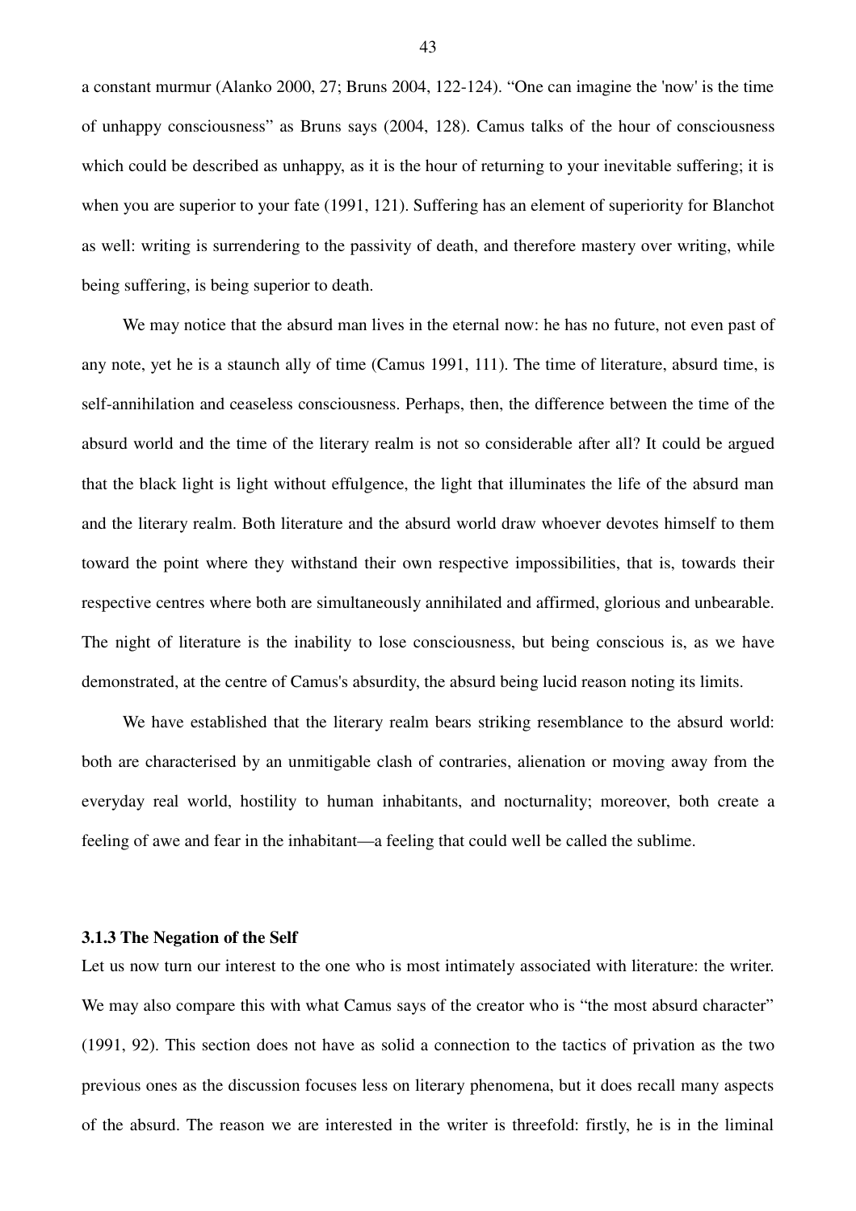a constant murmur (Alanko 2000, 27; Bruns 2004, 122-124). “One can imagine the 'now' is the time of unhappy consciousness” as Bruns says (2004, 128). Camus talks of the hour of consciousness which could be described as unhappy, as it is the hour of returning to your inevitable suffering; it is when you are superior to your fate (1991, 121). Suffering has an element of superiority for Blanchot as well: writing is surrendering to the passivity of death, and therefore mastery over writing, while being suffering, is being superior to death.

We may notice that the absurd man lives in the eternal now: he has no future, not even past of any note, yet he is a staunch ally of time (Camus 1991, 111). The time of literature, absurd time, is self-annihilation and ceaseless consciousness. Perhaps, then, the difference between the time of the absurd world and the time of the literary realm is not so considerable after all? It could be argued that the black light is light without effulgence, the light that illuminates the life of the absurd man and the literary realm. Both literature and the absurd world draw whoever devotes himself to them toward the point where they withstand their own respective impossibilities, that is, towards their respective centres where both are simultaneously annihilated and affirmed, glorious and unbearable. The night of literature is the inability to lose consciousness, but being conscious is, as we have demonstrated, at the centre of Camus's absurdity, the absurd being lucid reason noting its limits.

We have established that the literary realm bears striking resemblance to the absurd world: both are characterised by an unmitigable clash of contraries, alienation or moving away from the everyday real world, hostility to human inhabitants, and nocturnality; moreover, both create a feeling of awe and fear in the inhabitant—a feeling that could well be called the sublime.

### 3.1.3 The Negation of the Self

Let us now turn our interest to the one who is most intimately associated with literature: the writer. We may also compare this with what Camus says of the creator who is “the most absurd character” (1991, 92). This section does not have as solid a connection to the tactics of privation as the two previous ones as the discussion focuses less on literary phenomena, but it does recall many aspects of the absurd. The reason we are interested in the writer is threefold: firstly, he is in the liminal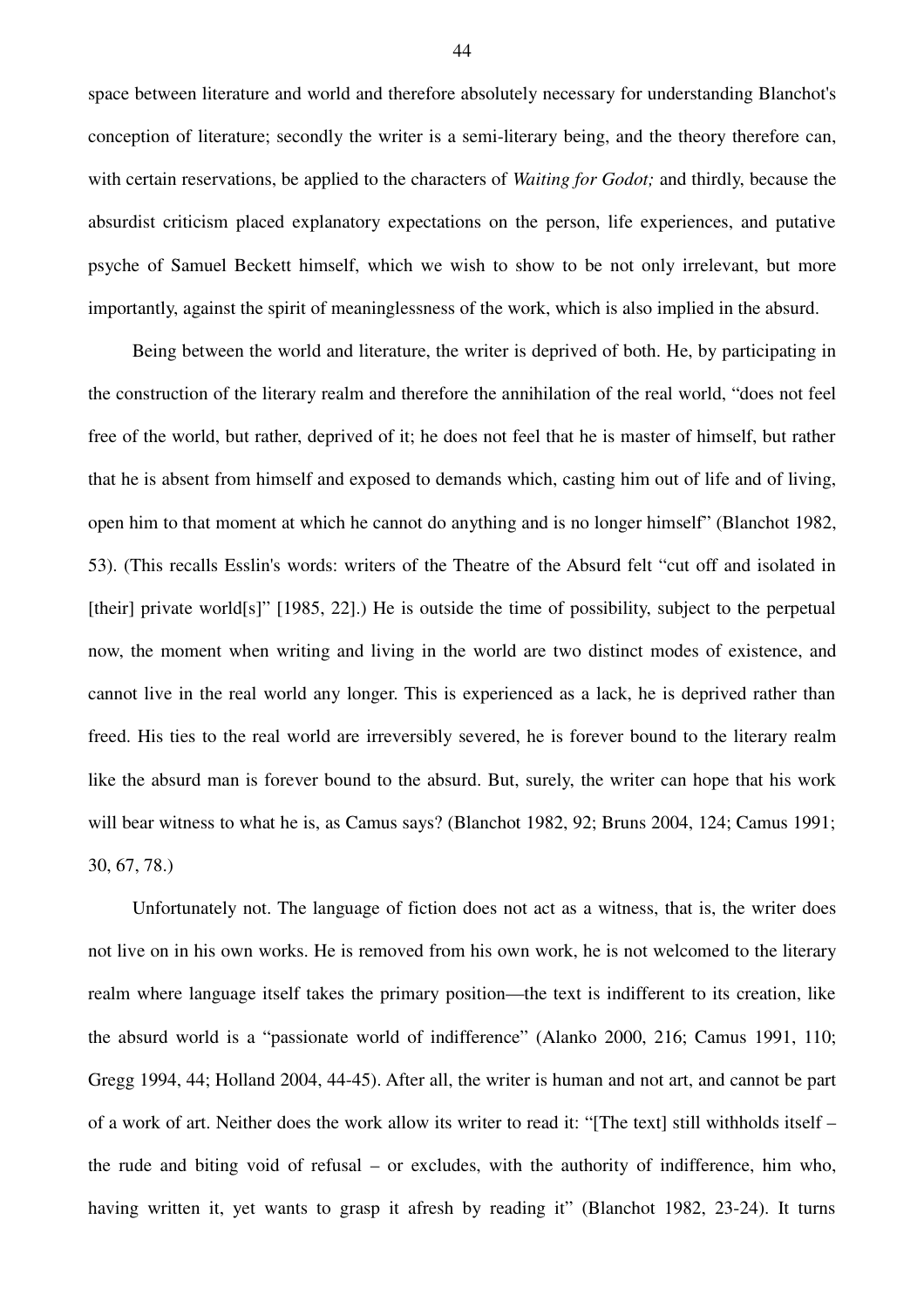space between literature and world and therefore absolutely necessary for understanding Blanchot's conception of literature; secondly the writer is a semi-literary being, and the theory therefore can, with certain reservations, be applied to the characters of *Waiting for Godot;* and thirdly, because the absurdist criticism placed explanatory expectations on the person, life experiences, and putative psyche of Samuel Beckett himself, which we wish to show to be not only irrelevant, but more importantly, against the spirit of meaninglessness of the work, which is also implied in the absurd.

Being between the world and literature, the writer is deprived of both. He, by participating in the construction of the literary realm and therefore the annihilation of the real world, "does not feel free of the world, but rather, deprived of it; he does not feel that he is master of himself, but rather that he is absent from himself and exposed to demands which, casting him out of life and of living, open him to that moment at which he cannot do anything and is no longer himself" (Blanchot 1982, 53). (This recalls Esslin's words: writers of the Theatre of the Absurd felt "cut off and isolated in [their] private world[s]" [1985, 22].) He is outside the time of possibility, subject to the perpetual now, the moment when writing and living in the world are two distinct modes of existence, and cannot live in the real world any longer. This is experienced as a lack, he is deprived rather than freed. His ties to the real world are irreversibly severed, he is forever bound to the literary realm like the absurd man is forever bound to the absurd. But, surely, the writer can hope that his work will bear witness to what he is, as Camus says? (Blanchot 1982, 92; Bruns 2004, 124; Camus 1991; 30, 67, 78.)

Unfortunately not. The language of fiction does not act as a witness, that is, the writer does not live on in his own works. He is removed from his own work, he is not welcomed to the literary realm where language itself takes the primary position—the text is indifferent to its creation, like the absurd world is a "passionate world of indifference" (Alanko 2000, 216; Camus 1991, 110; Gregg 1994, 44; Holland 2004, 44-45). After all, the writer is human and not art, and cannot be part of a work of art. Neither does the work allow its writer to read it: "[The text] still withholds itself – the rude and biting void of refusal – or excludes, with the authority of indifference, him who, having written it, yet wants to grasp it afresh by reading it" (Blanchot 1982, 23-24). It turns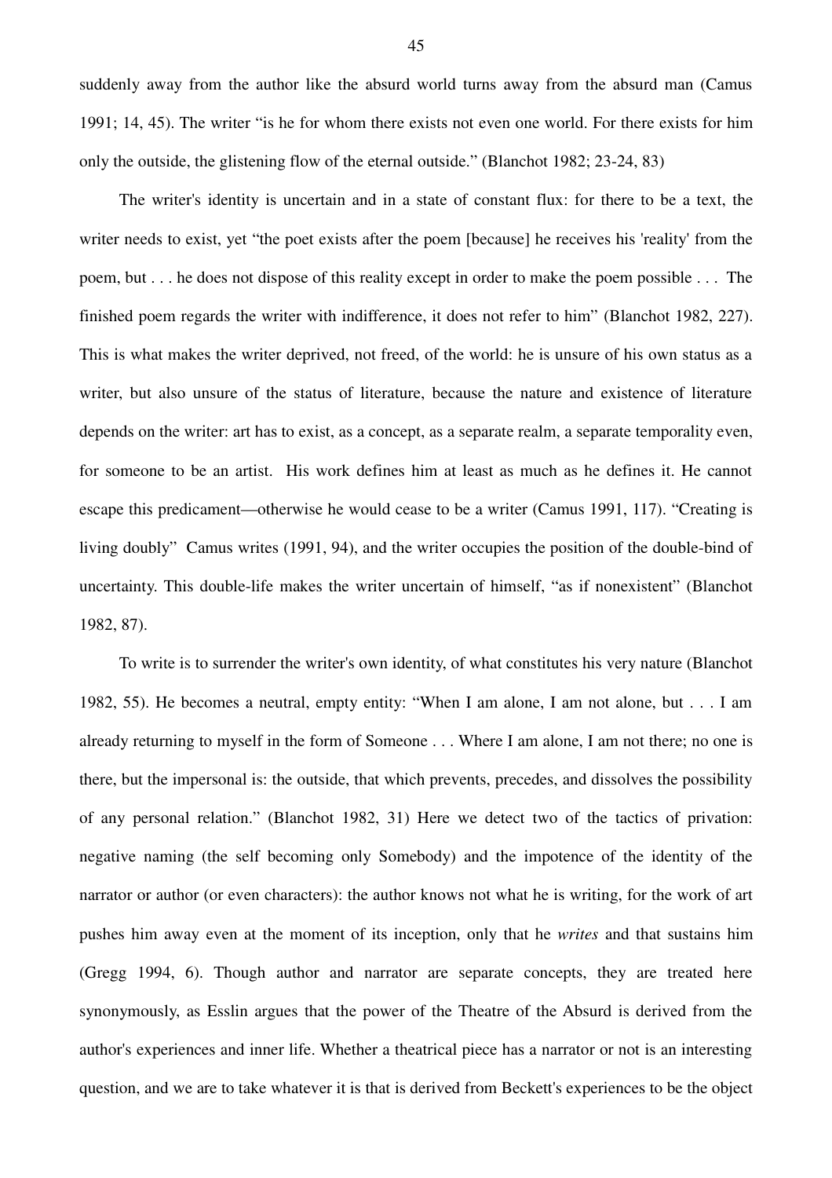suddenly away from the author like the absurd world turns away from the absurd man (Camus 1991; 14, 45). The writer "is he for whom there exists not even one world. For there exists for him only the outside, the glistening flow of the eternal outside." (Blanchot 1982; 23-24, 83)

The writer's identity is uncertain and in a state of constant flux: for there to be a text, the writer needs to exist, yet "the poet exists after the poem [because] he receives his 'reality' from the poem, but . . . he does not dispose of this reality except in order to make the poem possible . . . The finished poem regards the writer with indifference, it does not refer to him" (Blanchot 1982, 227). This is what makes the writer deprived, not freed, of the world: he is unsure of his own status as a writer, but also unsure of the status of literature, because the nature and existence of literature depends on the writer: art has to exist, as a concept, as a separate realm, a separate temporality even, for someone to be an artist. His work defines him at least as much as he defines it. He cannot escape this predicament—otherwise he would cease to be a writer (Camus 1991, 117). "Creating is living doubly" Camus writes (1991, 94), and the writer occupies the position of the double-bind of uncertainty. This double-life makes the writer uncertain of himself, "as if nonexistent" (Blanchot 1982, 87).

To write is to surrender the writer's own identity, of what constitutes his very nature (Blanchot 1982, 55). He becomes a neutral, empty entity: "When I am alone, I am not alone, but . . . I am already returning to myself in the form of Someone . . . Where I am alone, I am not there; no one is there, but the impersonal is: the outside, that which prevents, precedes, and dissolves the possibility of any personal relation." (Blanchot 1982, 31) Here we detect two of the tactics of privation: negative naming (the self becoming only Somebody) and the impotence of the identity of the narrator or author (or even characters): the author knows not what he is writing, for the work of art pushes him away even at the moment of its inception, only that he *writes* and that sustains him (Gregg 1994, 6). Though author and narrator are separate concepts, they are treated here synonymously, as Esslin argues that the power of the Theatre of the Absurd is derived from the author's experiences and inner life. Whether a theatrical piece has a narrator or not is an interesting question, and we are to take whatever it is that is derived from Beckett's experiences to be the object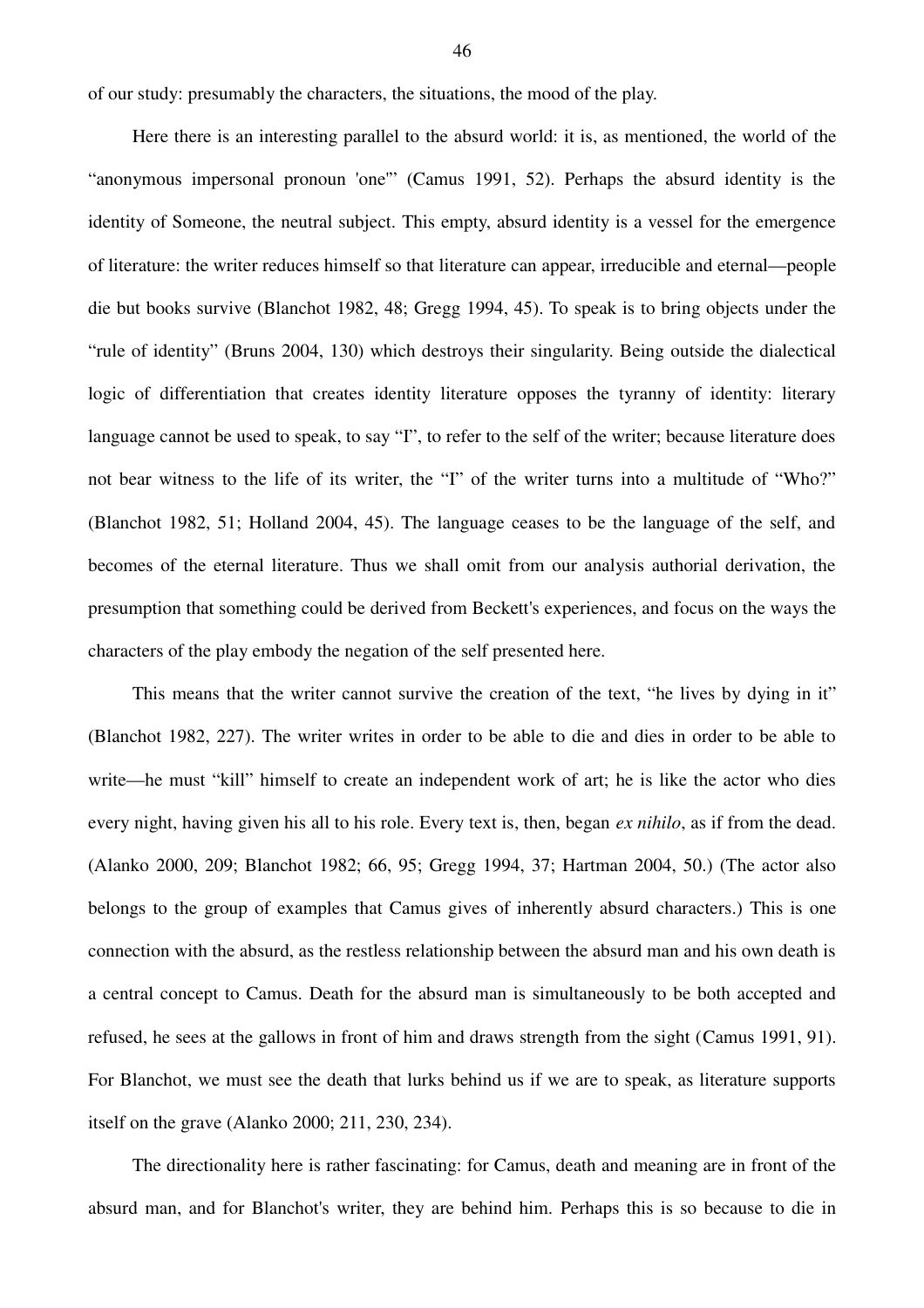of our study: presumably the characters, the situations, the mood of the play.

Here there is an interesting parallel to the absurd world: it is, as mentioned, the world of the "anonymous impersonal pronoun 'one'" (Camus 1991, 52). Perhaps the absurd identity is the identity of Someone, the neutral subject. This empty, absurd identity is a vessel for the emergence of literature: the writer reduces himself so that literature can appear, irreducible and eternal—people die but books survive (Blanchot 1982, 48; Gregg 1994, 45). To speak is to bring objects under the "rule of identity" (Bruns 2004, 130) which destroys their singularity. Being outside the dialectical logic of differentiation that creates identity literature opposes the tyranny of identity: literary language cannot be used to speak, to say "I", to refer to the self of the writer; because literature does not bear witness to the life of its writer, the "I" of the writer turns into a multitude of "Who?" (Blanchot 1982, 51; Holland 2004, 45). The language ceases to be the language of the self, and becomes of the eternal literature. Thus we shall omit from our analysis authorial derivation, the presumption that something could be derived from Beckett's experiences, and focus on the ways the characters of the play embody the negation of the self presented here.

This means that the writer cannot survive the creation of the text, "he lives by dying in it" (Blanchot 1982, 227). The writer writes in order to be able to die and dies in order to be able to write—he must "kill" himself to create an independent work of art; he is like the actor who dies every night, having given his all to his role. Every text is, then, began *ex nihilo*, as if from the dead. (Alanko 2000, 209; Blanchot 1982; 66, 95; Gregg 1994, 37; Hartman 2004, 50.) (The actor also belongs to the group of examples that Camus gives of inherently absurd characters.) This is one connection with the absurd, as the restless relationship between the absurd man and his own death is a central concept to Camus. Death for the absurd man is simultaneously to be both accepted and refused, he sees at the gallows in front of him and draws strength from the sight (Camus 1991, 91). For Blanchot, we must see the death that lurks behind us if we are to speak, as literature supports itself on the grave (Alanko 2000; 211, 230, 234).

The directionality here is rather fascinating: for Camus, death and meaning are in front of the absurd man, and for Blanchot's writer, they are behind him. Perhaps this is so because to die in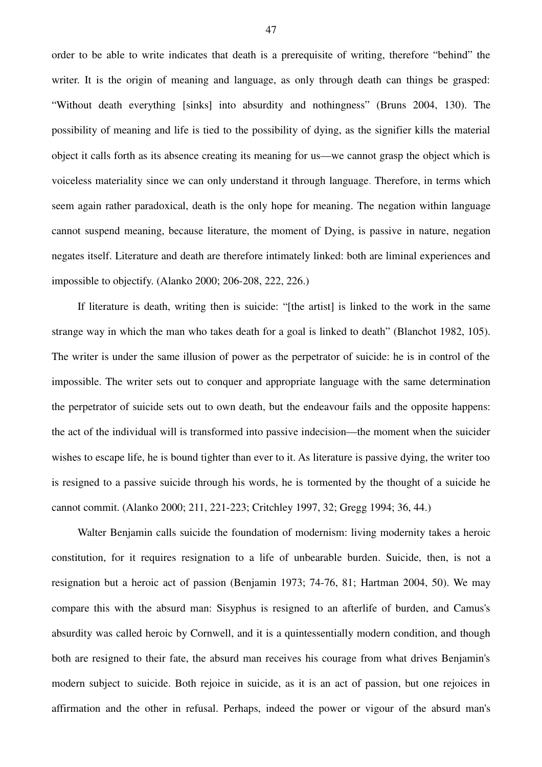order to be able to write indicates that death is a prerequisite of writing, therefore "behind" the writer. It is the origin of meaning and language, as only through death can things be grasped: "Without death everything [sinks] into absurdity and nothingness" (Bruns 2004, 130). The possibility of meaning and life is tied to the possibility of dying, as the signifier kills the material object it calls forth as its absence creating its meaning for us—we cannot grasp the object which is voiceless materiality since we can only understand it through language. Therefore, in terms which seem again rather paradoxical, death is the only hope for meaning. The negation within language cannot suspend meaning, because literature, the moment of Dying, is passive in nature, negation negates itself. Literature and death are therefore intimately linked: both are liminal experiences and impossible to objectify. (Alanko 2000; 206-208, 222, 226.)

If literature is death, writing then is suicide: "[the artist] is linked to the work in the same strange way in which the man who takes death for a goal is linked to death" (Blanchot 1982, 105). The writer is under the same illusion of power as the perpetrator of suicide: he is in control of the impossible. The writer sets out to conquer and appropriate language with the same determination the perpetrator of suicide sets out to own death, but the endeavour fails and the opposite happens: the act of the individual will is transformed into passive indecision—the moment when the suicider wishes to escape life, he is bound tighter than ever to it. As literature is passive dying, the writer too is resigned to a passive suicide through his words, he is tormented by the thought of a suicide he cannot commit. (Alanko 2000; 211, 221-223; Critchley 1997, 32; Gregg 1994; 36, 44.)

Walter Benjamin calls suicide the foundation of modernism: living modernity takes a heroic constitution, for it requires resignation to a life of unbearable burden. Suicide, then, is not a resignation but a heroic act of passion (Benjamin 1973; 74-76, 81; Hartman 2004, 50). We may compare this with the absurd man: Sisyphus is resigned to an afterlife of burden, and Camus's absurdity was called heroic by Cornwell, and it is a quintessentially modern condition, and though both are resigned to their fate, the absurd man receives his courage from what drives Benjamin's modern subject to suicide. Both rejoice in suicide, as it is an act of passion, but one rejoices in affirmation and the other in refusal. Perhaps, indeed the power or vigour of the absurd man's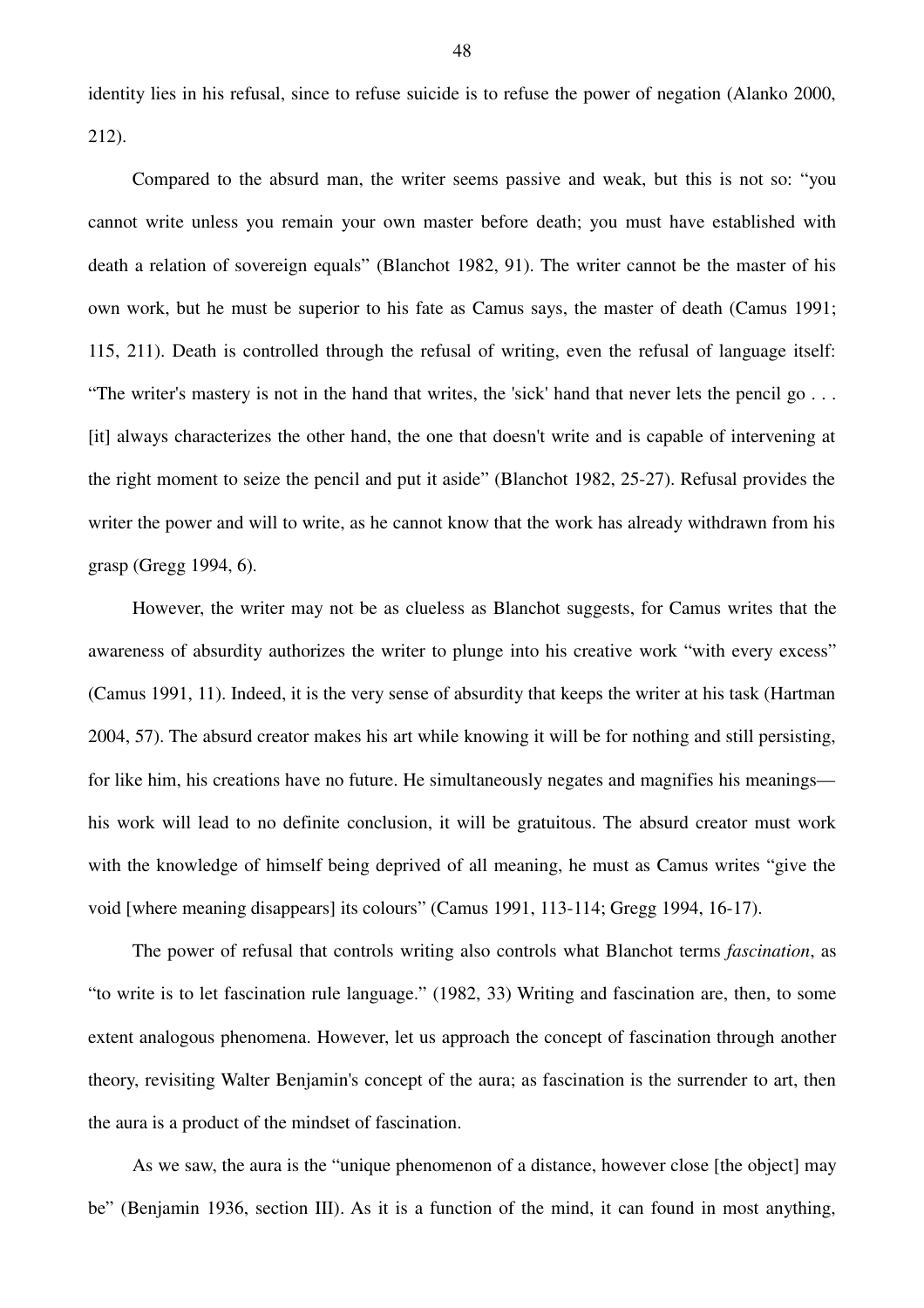identity lies in his refusal, since to refuse suicide is to refuse the power of negation (Alanko 2000, 212).

Compared to the absurd man, the writer seems passive and weak, but this is not so: "you cannot write unless you remain your own master before death; you must have established with death a relation of sovereign equals" (Blanchot 1982, 91). The writer cannot be the master of his own work, but he must be superior to his fate as Camus says, the master of death (Camus 1991; 115, 211). Death is controlled through the refusal of writing, even the refusal of language itself: "The writer's mastery is not in the hand that writes, the 'sick' hand that never lets the pencil go . . . [it] always characterizes the other hand, the one that doesn't write and is capable of intervening at the right moment to seize the pencil and put it aside" (Blanchot 1982, 25-27). Refusal provides the writer the power and will to write, as he cannot know that the work has already withdrawn from his grasp (Gregg 1994, 6).

However, the writer may not be as clueless as Blanchot suggests, for Camus writes that the awareness of absurdity authorizes the writer to plunge into his creative work "with every excess" (Camus 1991, 11). Indeed, it is the very sense of absurdity that keeps the writer at his task (Hartman 2004, 57). The absurd creator makes his art while knowing it will be for nothing and still persisting, for like him, his creations have no future. He simultaneously negates and magnifies his meanings—his work will lead to no definite conclusion, it will be gratuitous. The absurd creator must work with the knowledge of himself being deprived of all meaning, he must as Camus writes "give the void [where meaning disappears] its colours" (Camus 1991, 113-114; Gregg 1994, 16-17).

The power of refusal that controls writing also controls what Blanchot terms *fascination*, as "to write is to let fascination rule language." (1982, 33) Writing and fascination are, then, to some extent analogous phenomena. However, let us approach the concept of fascination through another theory, revisiting Walter Benjamin's concept of the aura; as fascination is the surrender to art, then the aura is a product of the mindset of fascination.

As we saw, the aura is the "unique phenomenon of a distance, however close [the object] may be" (Benjamin 1936, section III). As it is a function of the mind, it can found in most anything,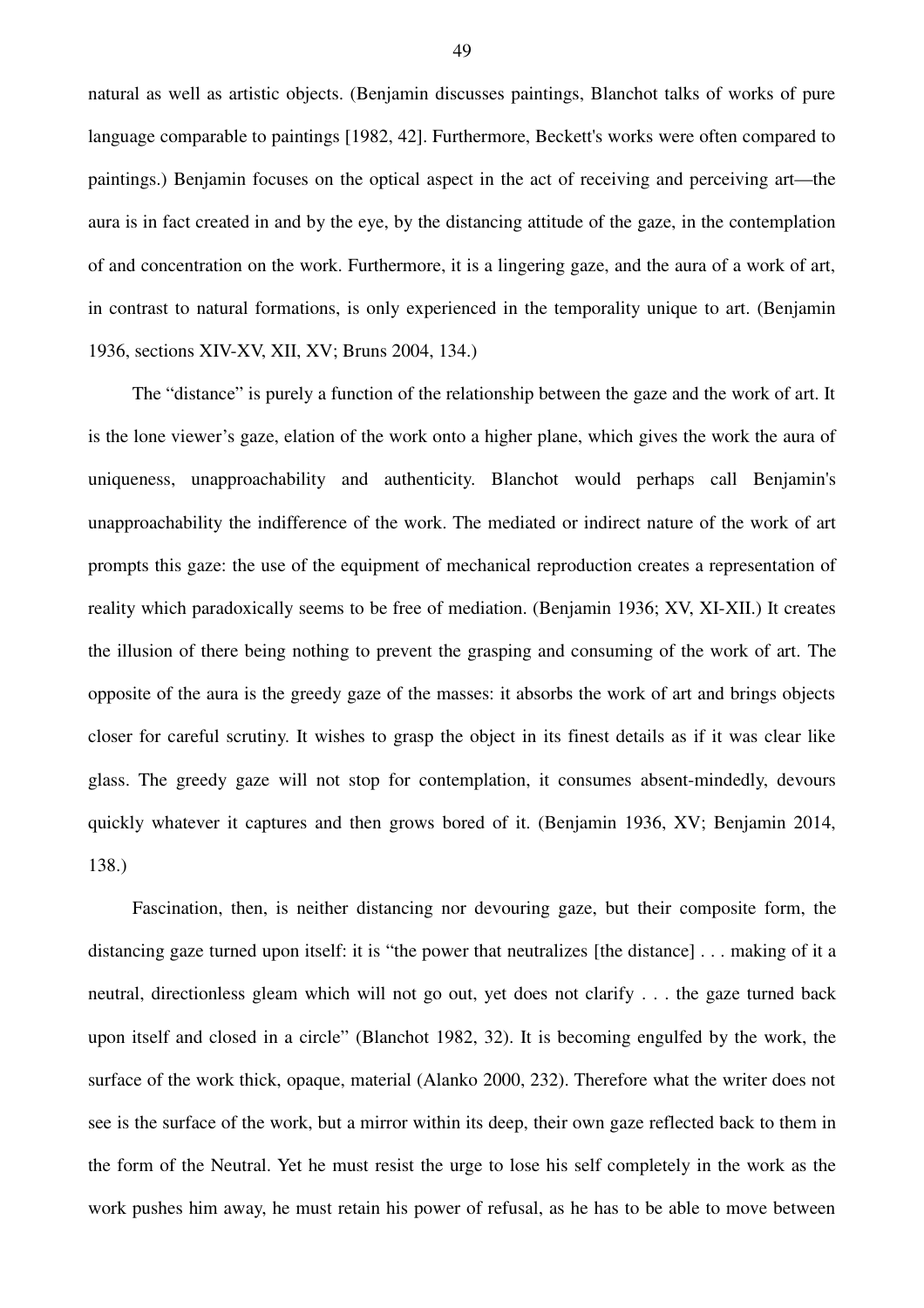natural as well as artistic objects. (Benjamin discusses paintings, Blanchot talks of works of pure language comparable to paintings [1982, 42]. Furthermore, Beckett's works were often compared to paintings.) Benjamin focuses on the optical aspect in the act of receiving and perceiving art—the aura is in fact created in and by the eye, by the distancing attitude of the gaze, in the contemplation of and concentration on the work. Furthermore, it is a lingering gaze, and the aura of a work of art, in contrast to natural formations, is only experienced in the temporality unique to art. (Benjamin 1936, sections XIV-XV, XII, XV; Bruns 2004, 134.)

The "distance" is purely a function of the relationship between the gaze and the work of art. It is the lone viewer's gaze, elation of the work onto a higher plane, which gives the work the aura of uniqueness, unapproachability and authenticity. Blanchot would perhaps call Benjamin's unapproachability the indifference of the work. The mediated or indirect nature of the work of art prompts this gaze: the use of the equipment of mechanical reproduction creates a representation of reality which paradoxically seems to be free of mediation. (Benjamin 1936; XV, XI-XII.) It creates the illusion of there being nothing to prevent the grasping and consuming of the work of art. The opposite of the aura is the greedy gaze of the masses: it absorbs the work of art and brings objects closer for careful scrutiny. It wishes to grasp the object in its finest details as if it was clear like glass. The greedy gaze will not stop for contemplation, it consumes absent-mindedly, devours quickly whatever it captures and then grows bored of it. (Benjamin 1936, XV; Benjamin 2014, 138.)

Fascination, then, is neither distancing nor devouring gaze, but their composite form, the distancing gaze turned upon itself: it is "the power that neutralizes [the distance] . . . making of it a neutral, directionless gleam which will not go out, yet does not clarify . . . the gaze turned back upon itself and closed in a circle" (Blanchot 1982, 32). It is becoming engulfed by the work, the surface of the work thick, opaque, material (Alanko 2000, 232). Therefore what the writer does not see is the surface of the work, but a mirror within its deep, their own gaze reflected back to them in the form of the Neutral. Yet he must resist the urge to lose his self completely in the work as the work pushes him away, he must retain his power of refusal, as he has to be able to move between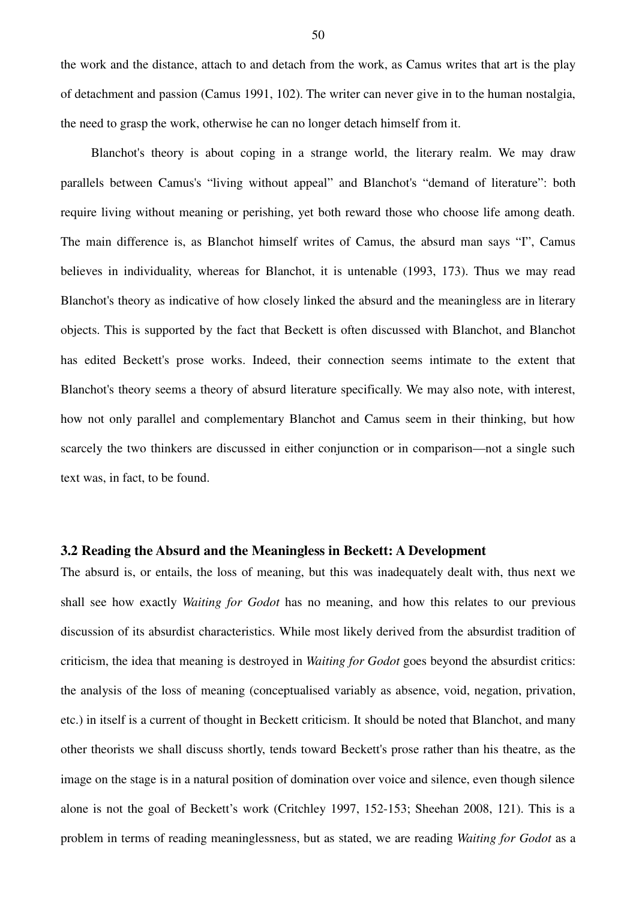the work and the distance, attach to and detach from the work, as Camus writes that art is the play of detachment and passion (Camus 1991, 102). The writer can never give in to the human nostalgia, the need to grasp the work, otherwise he can no longer detach himself from it.

Blanchot's theory is about coping in a strange world, the literary realm. We may draw parallels between Camus's "living without appeal" and Blanchot's "demand of literature": both require living without meaning or perishing, yet both reward those who choose life among death. The main difference is, as Blanchot himself writes of Camus, the absurd man says "I", Camus believes in individuality, whereas for Blanchot, it is untenable (1993, 173). Thus we may read Blanchot's theory as indicative of how closely linked the absurd and the meaningless are in literary objects. This is supported by the fact that Beckett is often discussed with Blanchot, and Blanchot has edited Beckett's prose works. Indeed, their connection seems intimate to the extent that Blanchot's theory seems a theory of absurd literature specifically. We may also note, with interest, how not only parallel and complementary Blanchot and Camus seem in their thinking, but how scarcely the two thinkers are discussed in either conjunction or in comparison—not a single such text was, in fact, to be found.

### 3.2 Reading the Absurd and the Meaningless in Beckett: A Development

The absurd is, or entails, the loss of meaning, but this was inadequately dealt with, thus next we shall see how exactly *Waiting for Godot* has no meaning, and how this relates to our previous discussion of its absurdist characteristics. While most likely derived from the absurdist tradition of criticism, the idea that meaning is destroyed in *Waiting for Godot* goes beyond the absurdist critics: the analysis of the loss of meaning (conceptualised variably as absence, void, negation, privation, etc.) in itself is a current of thought in Beckett criticism. It should be noted that Blanchot, and many other theorists we shall discuss shortly, tends toward Beckett's prose rather than his theatre, as the image on the stage is in a natural position of domination over voice and silence, even though silence alone is not the goal of Beckett's work (Critchley 1997, 152-153; Sheehan 2008, 121). This is a problem in terms of reading meaninglessness, but as stated, we are reading *Waiting for Godot* as a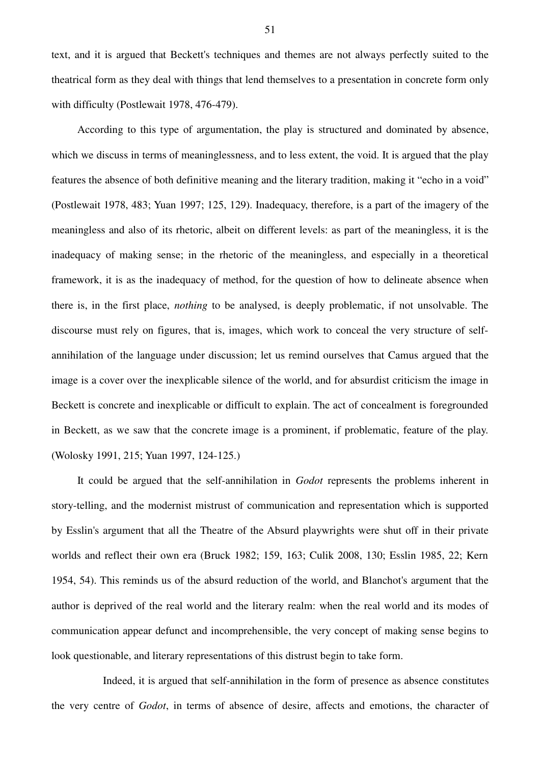text, and it is argued that Beckett's techniques and themes are not always perfectly suited to the theatrical form as they deal with things that lend themselves to a presentation in concrete form only with difficulty (Postlewait 1978, 476-479).

According to this type of argumentation, the play is structured and dominated by absence, which we discuss in terms of meaninglessness, and to less extent, the void. It is argued that the play features the absence of both definitive meaning and the literary tradition, making it "echo in a void" (Postlewait 1978, 483; Yuan 1997; 125, 129). Inadequacy, therefore, is a part of the imagery of the meaningless and also of its rhetoric, albeit on different levels: as part of the meaningless, it is the inadequacy of making sense; in the rhetoric of the meaningless, and especially in a theoretical framework, it is as the inadequacy of method, for the question of how to delineate absence when there is, in the first place, *nothing* to be analysed, is deeply problematic, if not unsolvable. The discourse must rely on figures, that is, images, which work to conceal the very structure of self-annihilation of the language under discussion; let us remind ourselves that Camus argued that the image is a cover over the inexplicable silence of the world, and for absurdist criticism the image in Beckett is concrete and inexplicable or difficult to explain. The act of concealment is foregrounded in Beckett, as we saw that the concrete image is a prominent, if problematic, feature of the play. (Wolosky 1991, 215; Yuan 1997, 124-125.)

It could be argued that the self-annihilation in *Godot* represents the problems inherent in story-telling, and the modernist mistrust of communication and representation which is supported by Esslin's argument that all the Theatre of the Absurd playwrights were shut off in their private worlds and reflect their own era (Bruck 1982; 159, 163; Culik 2008, 130; Esslin 1985, 22; Kern 1954, 54). This reminds us of the absurd reduction of the world, and Blanchot's argument that the author is deprived of the real world and the literary realm: when the real world and its modes of communication appear defunct and incomprehensible, the very concept of making sense begins to look questionable, and literary representations of this distrust begin to take form.

Indeed, it is argued that self-annihilation in the form of presence as absence constitutes the very centre of *Godot*, in terms of absence of desire, affects and emotions, the character of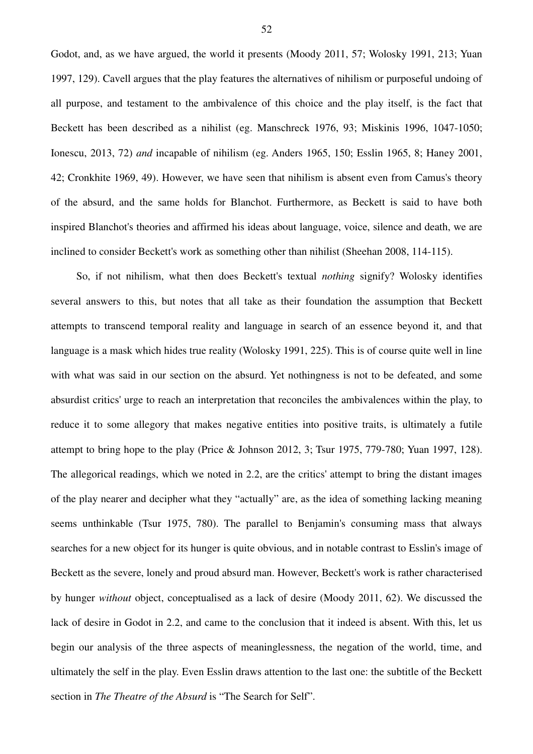Godot, and, as we have argued, the world it presents (Moody 2011, 57; Wolosky 1991, 213; Yuan 1997, 129). Cavell argues that the play features the alternatives of nihilism or purposeful undoing of all purpose, and testament to the ambivalence of this choice and the play itself, is the fact that Beckett has been described as a nihilist (eg. Manschreck 1976, 93; Miskinis 1996, 1047-1050; Ionescu, 2013, 72) *and* incapable of nihilism (eg. Anders 1965, 150; Esslin 1965, 8; Haney 2001, 42; Cronkhite 1969, 49). However, we have seen that nihilism is absent even from Camus's theory of the absurd, and the same holds for Blanchot. Furthermore, as Beckett is said to have both inspired Blanchot's theories and affirmed his ideas about language, voice, silence and death, we are inclined to consider Beckett's work as something other than nihilist (Sheehan 2008, 114-115).

So, if not nihilism, what then does Beckett's textual *nothing* signify? Wolosky identifies several answers to this, but notes that all take as their foundation the assumption that Beckett attempts to transcend temporal reality and language in search of an essence beyond it, and that language is a mask which hides true reality (Wolosky 1991, 225). This is of course quite well in line with what was said in our section on the absurd. Yet nothingness is not to be defeated, and some absurdist critics' urge to reach an interpretation that reconciles the ambivalences within the play, to reduce it to some allegory that makes negative entities into positive traits, is ultimately a futile attempt to bring hope to the play (Price & Johnson 2012, 3; Tsur 1975, 779-780; Yuan 1997, 128). The allegorical readings, which we noted in 2.2, are the critics' attempt to bring the distant images of the play nearer and decipher what they "actually" are, as the idea of something lacking meaning seems unthinkable (Tsur 1975, 780). The parallel to Benjamin's consuming mass that always searches for a new object for its hunger is quite obvious, and in notable contrast to Esslin's image of Beckett as the severe, lonely and proud absurd man. However, Beckett's work is rather characterised by hunger *without* object, conceptualised as a lack of desire (Moody 2011, 62). We discussed the lack of desire in Godot in 2.2, and came to the conclusion that it indeed is absent. With this, let us begin our analysis of the three aspects of meaninglessness, the negation of the world, time, and ultimately the self in the play. Even Esslin draws attention to the last one: the subtitle of the Beckett section in *The Theatre of the Absurd* is "The Search for Self".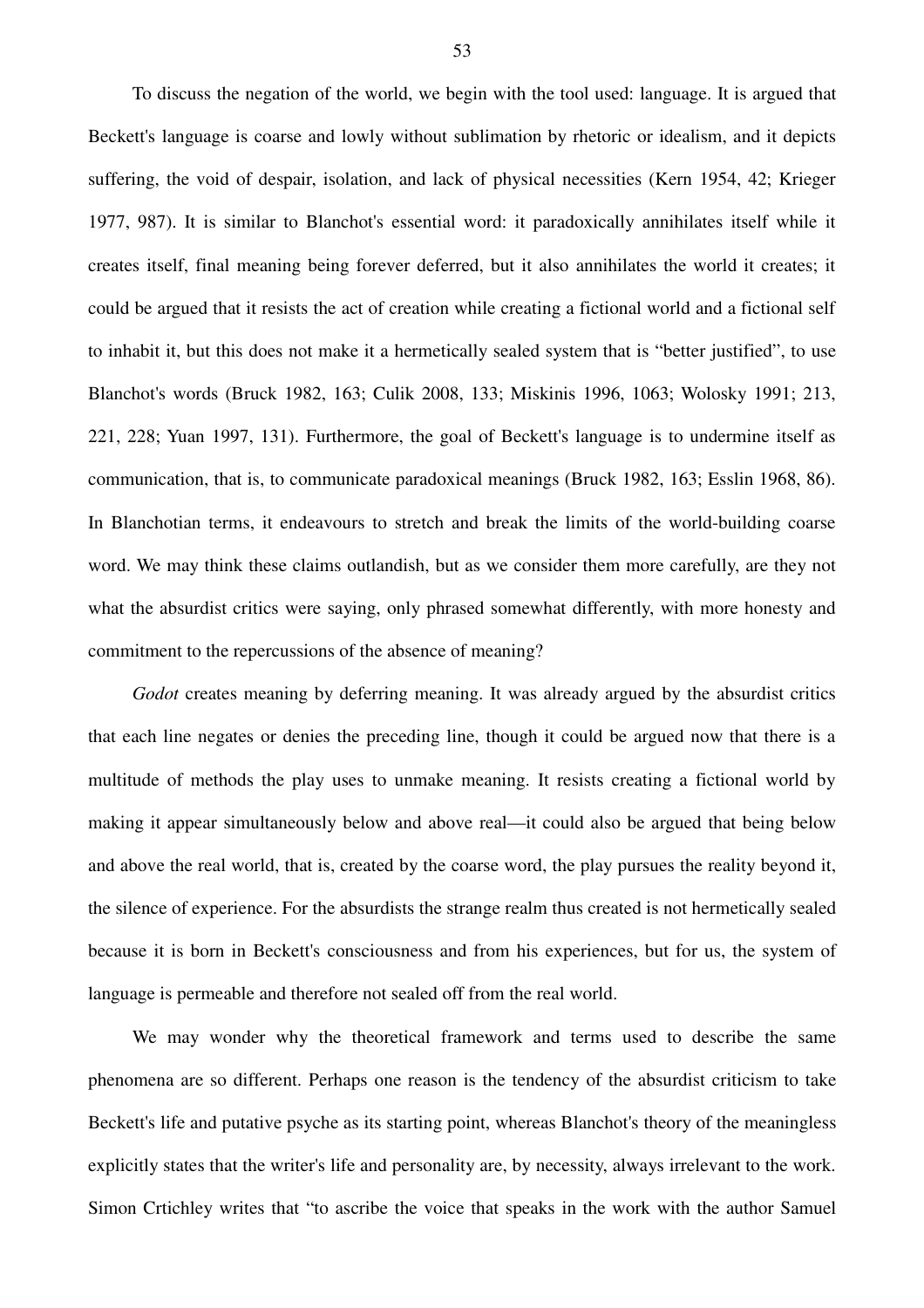To discuss the negation of the world, we begin with the tool used: language. It is argued that Beckett's language is coarse and lowly without sublimation by rhetoric or idealism, and it depicts suffering, the void of despair, isolation, and lack of physical necessities (Kern 1954, 42; Krieger 1977, 987). It is similar to Blanchot's essential word: it paradoxically annihilates itself while it creates itself, final meaning being forever deferred, but it also annihilates the world it creates; it could be argued that it resists the act of creation while creating a fictional world and a fictional self to inhabit it, but this does not make it a hermetically sealed system that is "better justified", to use Blanchot's words (Bruck 1982, 163; Culik 2008, 133; Miskinis 1996, 1063; Wolosky 1991; 213, 221, 228; Yuan 1997, 131). Furthermore, the goal of Beckett's language is to undermine itself as communication, that is, to communicate paradoxical meanings (Bruck 1982, 163; Esslin 1968, 86). In Blanchotian terms, it endeavours to stretch and break the limits of the world-building coarse word. We may think these claims outlandish, but as we consider them more carefully, are they not what the absurdist critics were saying, only phrased somewhat differently, with more honesty and commitment to the repercussions of the absence of meaning?

*Godot* creates meaning by deferring meaning. It was already argued by the absurdist critics that each line negates or denies the preceding line, though it could be argued now that there is a multitude of methods the play uses to unmake meaning. It resists creating a fictional world by making it appear simultaneously below and above real—it could also be argued that being below and above the real world, that is, created by the coarse word, the play pursues the reality beyond it, the silence of experience. For the absurdists the strange realm thus created is not hermetically sealed because it is born in Beckett's consciousness and from his experiences, but for us, the system of language is permeable and therefore not sealed off from the real world.

We may wonder why the theoretical framework and terms used to describe the same phenomena are so different. Perhaps one reason is the tendency of the absurdist criticism to take Beckett's life and putative psyche as its starting point, whereas Blanchot's theory of the meaningless explicitly states that the writer's life and personality are, by necessity, always irrelevant to the work. Simon Crtichley writes that "to ascribe the voice that speaks in the work with the author Samuel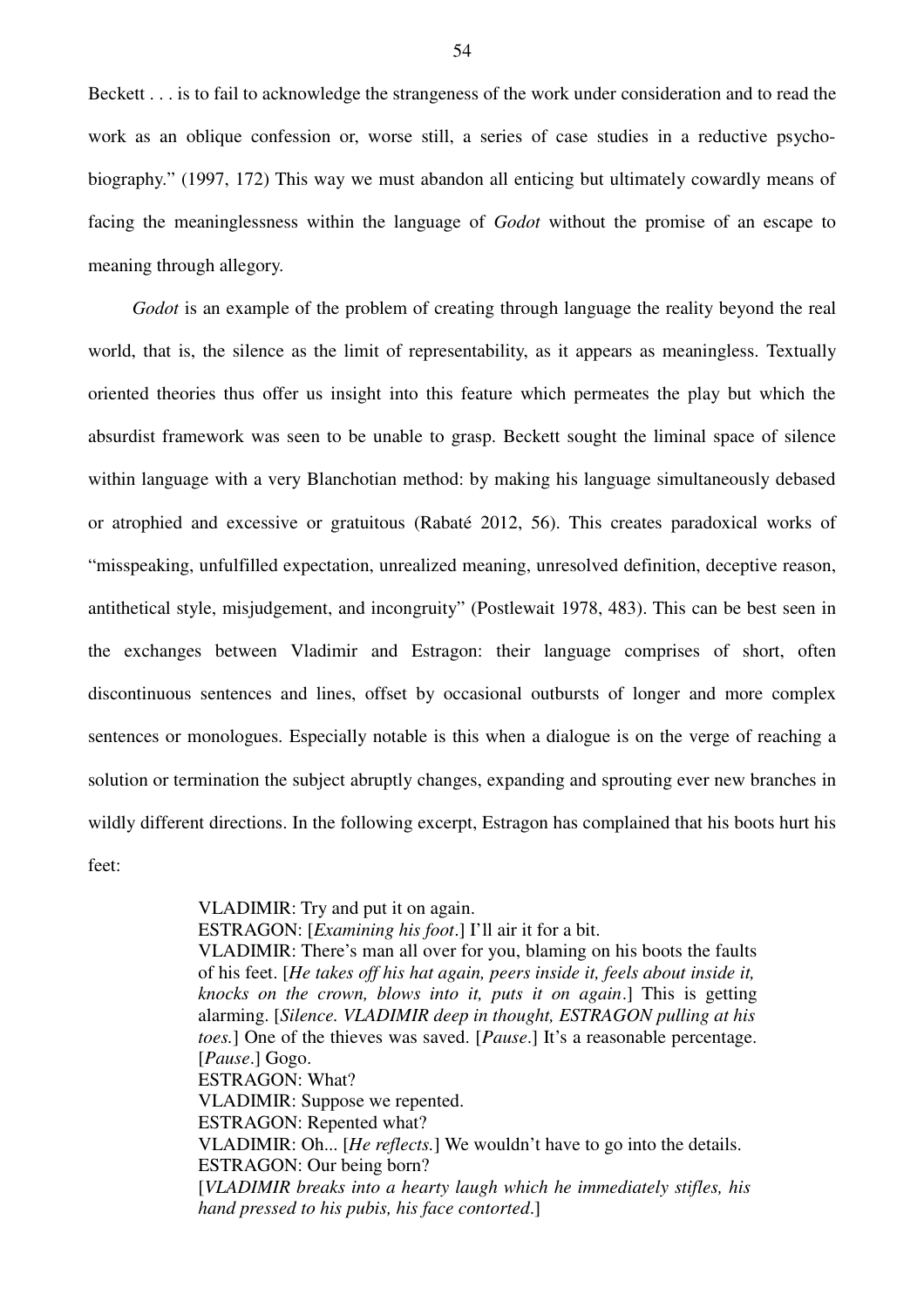Beckett . . . is to fail to acknowledge the strangeness of the work under consideration and to read the work as an oblique confession or, worse still, a series of case studies in a reductive psychobiography." (1997, 172) This way we must abandon all enticing but ultimately cowardly means of facing the meaninglessness within the language of *Godot* without the promise of an escape to meaning through allegory.

*Godot* is an example of the problem of creating through language the reality beyond the real world, that is, the silence as the limit of representability, as it appears as meaningless. Textually oriented theories thus offer us insight into this feature which permeates the play but which the absurdist framework was seen to be unable to grasp. Beckett sought the liminal space of silence within language with a very Blanchotian method: by making his language simultaneously debased or atrophied and excessive or gratuitous (Rabaté 2012, 56). This creates paradoxical works of "misspeaking, unfulfilled expectation, unrealized meaning, unresolved definition, deceptive reason, antithetical style, misjudgement, and incongruity" (Postlewait 1978, 483). This can be best seen in the exchanges between Vladimir and Estragon: their language comprises of short, often discontinuous sentences and lines, offset by occasional outbursts of longer and more complex sentences or monologues. Especially notable is this when a dialogue is on the verge of reaching a solution or termination the subject abruptly changes, expanding and sprouting ever new branches in wildly different directions. In the following excerpt, Estragon has complained that his boots hurt his feet:

> VLADIMIR: Try and put it on again.
> ESTRAGON: [*Examining his foot*.] I'll air it for a bit.
> VLADIMIR: There's man all over for you, blaming on his boots the faults of his feet. [*He takes off his hat again, peers inside it, feels about inside it, knocks on the crown, blows into it, puts it on again*.] This is getting alarming. [*Silence. VLADIMIR deep in thought, ESTRAGON pulling at his toes.*] One of the thieves was saved. [*Pause*.] It's a reasonable percentage. [*Pause*.] Gogo.
> ESTRAGON: What?
> VLADIMIR: Suppose we repented.
> ESTRAGON: Repented what?
> VLADIMIR: Oh... [*He reflects.*] We wouldn't have to go into the details.
> ESTRAGON: Our being born?
> [*VLADIMIR breaks into a hearty laugh which he immediately stifles, his hand pressed to his pubis, his face contorted*.]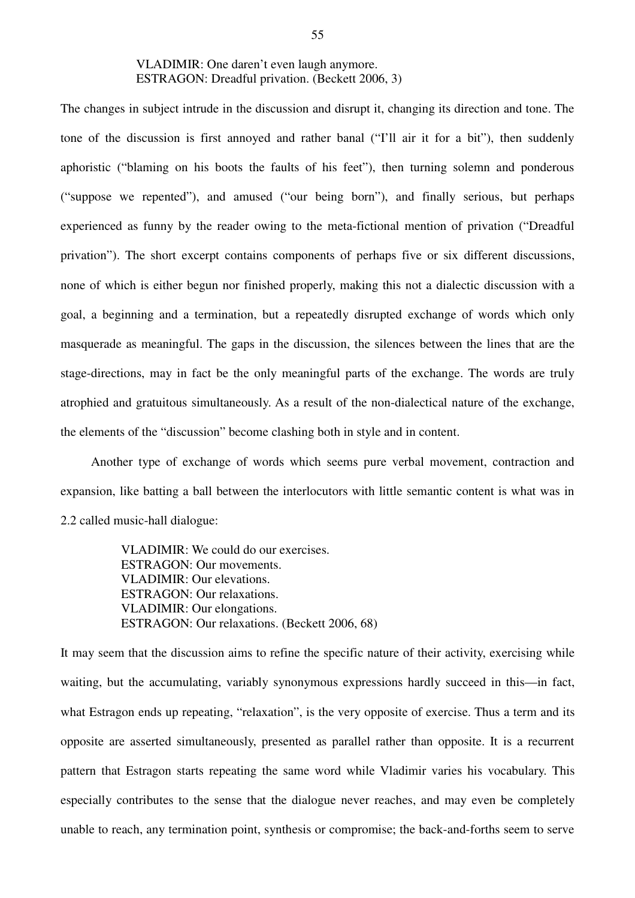> VLADIMIR: One daren't even laugh anymore.
> ESTRAGON: Dreadful privation. (Beckett 2006, 3)

The changes in subject intrude in the discussion and disrupt it, changing its direction and tone. The tone of the discussion is first annoyed and rather banal ("I'll air it for a bit"), then suddenly aphoristic ("blaming on his boots the faults of his feet"), then turning solemn and ponderous ("suppose we repented"), and amused ("our being born"), and finally serious, but perhaps experienced as funny by the reader owing to the meta-fictional mention of privation ("Dreadful privation"). The short excerpt contains components of perhaps five or six different discussions, none of which is either begun nor finished properly, making this not a dialectic discussion with a goal, a beginning and a termination, but a repeatedly disrupted exchange of words which only masquerade as meaningful. The gaps in the discussion, the silences between the lines that are the stage-directions, may in fact be the only meaningful parts of the exchange. The words are truly atrophied and gratuitous simultaneously. As a result of the non-dialectical nature of the exchange, the elements of the "discussion" become clashing both in style and in content.

Another type of exchange of words which seems pure verbal movement, contraction and expansion, like batting a ball between the interlocutors with little semantic content is what was in 2.2 called music-hall dialogue:

> VLADIMIR: We could do our exercises.
> ESTRAGON: Our movements.
> VLADIMIR: Our elevations.
> ESTRAGON: Our relaxations.
> VLADIMIR: Our elongations.
> ESTRAGON: Our relaxations. (Beckett 2006, 68)

It may seem that the discussion aims to refine the specific nature of their activity, exercising while waiting, but the accumulating, variably synonymous expressions hardly succeed in this—in fact, what Estragon ends up repeating, "relaxation", is the very opposite of exercise. Thus a term and its opposite are asserted simultaneously, presented as parallel rather than opposite. It is a recurrent pattern that Estragon starts repeating the same word while Vladimir varies his vocabulary. This especially contributes to the sense that the dialogue never reaches, and may even be completely unable to reach, any termination point, synthesis or compromise; the back-and-forths seem to serve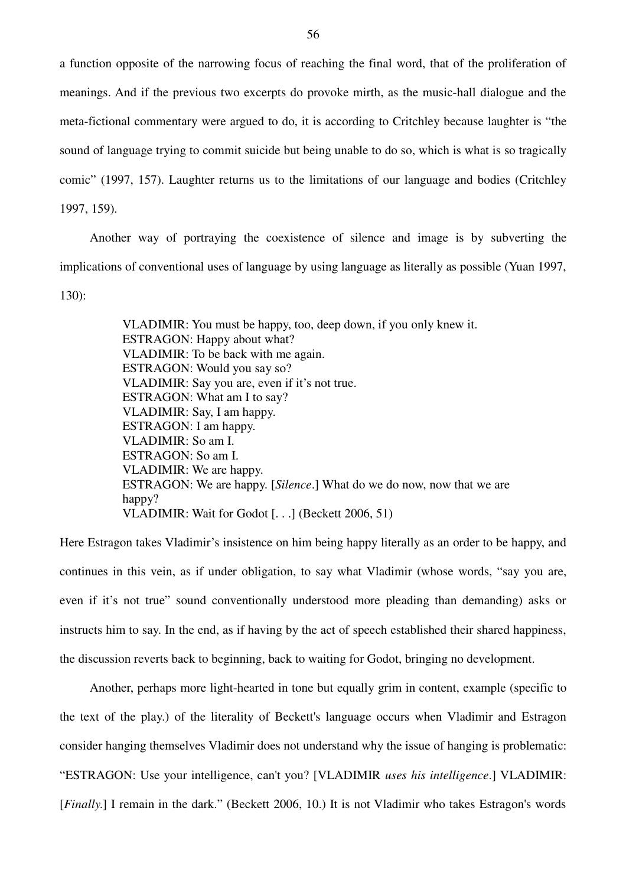a function opposite of the narrowing focus of reaching the final word, that of the proliferation of meanings. And if the previous two excerpts do provoke mirth, as the music-hall dialogue and the meta-fictional commentary were argued to do, it is according to Critchley because laughter is "the sound of language trying to commit suicide but being unable to do so, which is what is so tragically comic" (1997, 157). Laughter returns us to the limitations of our language and bodies (Critchley 1997, 159).

Another way of portraying the coexistence of silence and image is by subverting the implications of conventional uses of language by using language as literally as possible (Yuan 1997, 130):

> VLADIMIR: You must be happy, too, deep down, if you only knew it.
> ESTRAGON: Happy about what?
> VLADIMIR: To be back with me again.
> ESTRAGON: Would you say so?
> VLADIMIR: Say you are, even if it's not true.
> ESTRAGON: What am I to say?
> VLADIMIR: Say, I am happy.
> ESTRAGON: I am happy.
> VLADIMIR: So am I.
> ESTRAGON: So am I.
> VLADIMIR: We are happy.
> ESTRAGON: We are happy. [*Silence*.] What do we do now, now that we are happy?
> VLADIMIR: Wait for Godot [. . .] (Beckett 2006, 51)

Here Estragon takes Vladimir's insistence on him being happy literally as an order to be happy, and continues in this vein, as if under obligation, to say what Vladimir (whose words, "say you are, even if it's not true" sound conventionally understood more pleading than demanding) asks or instructs him to say. In the end, as if having by the act of speech established their shared happiness, the discussion reverts back to beginning, back to waiting for Godot, bringing no development.

Another, perhaps more light-hearted in tone but equally grim in content, example (specific to the text of the play.) of the literality of Beckett's language occurs when Vladimir and Estragon consider hanging themselves Vladimir does not understand why the issue of hanging is problematic: "ESTRAGON: Use your intelligence, can't you? [VLADIMIR *uses his intelligence*.] VLADIMIR: [*Finally.*] I remain in the dark." (Beckett 2006, 10.) It is not Vladimir who takes Estragon's words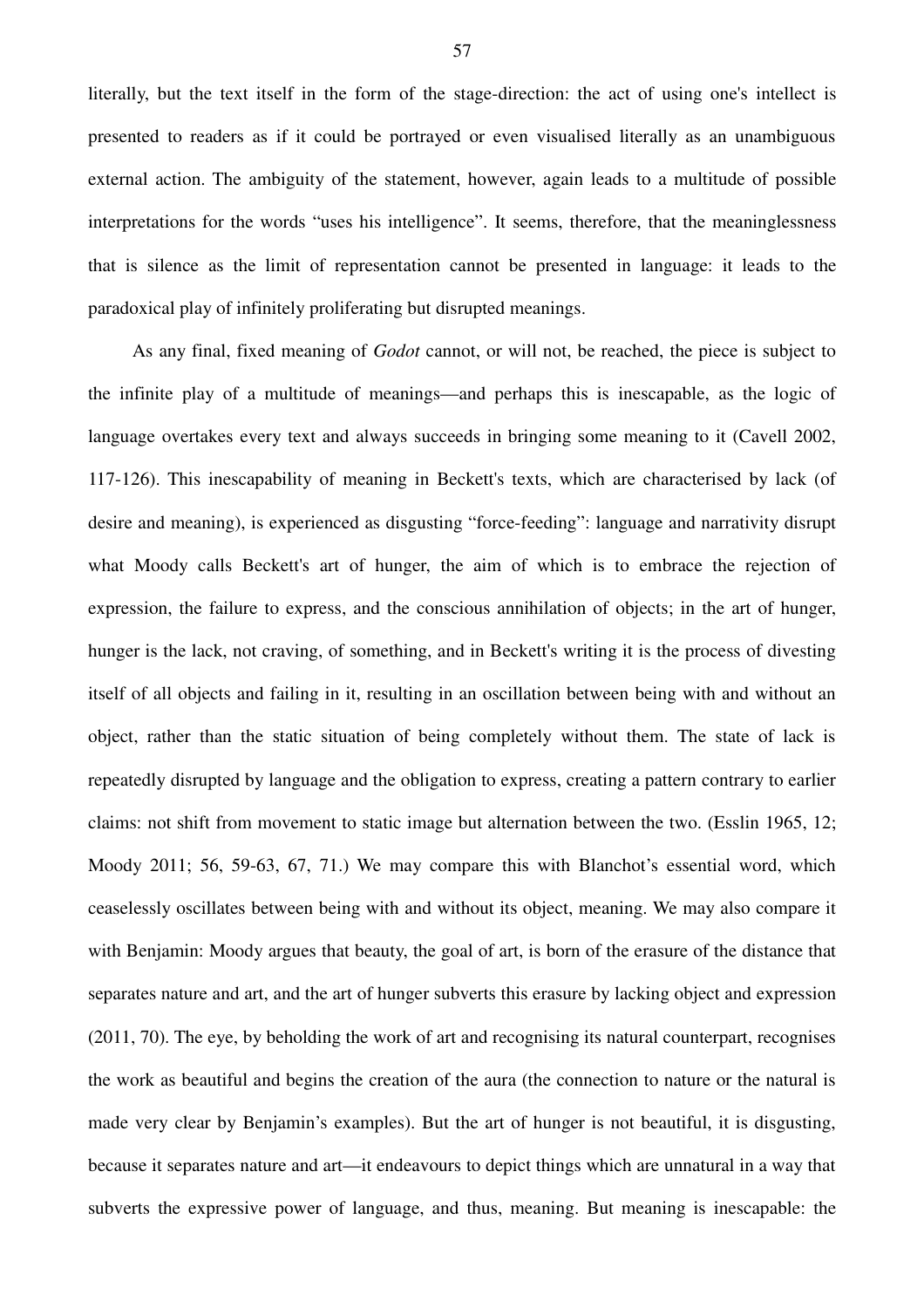literally, but the text itself in the form of the stage-direction: the act of using one's intellect is presented to readers as if it could be portrayed or even visualised literally as an unambiguous external action. The ambiguity of the statement, however, again leads to a multitude of possible interpretations for the words "uses his intelligence". It seems, therefore, that the meaninglessness that is silence as the limit of representation cannot be presented in language: it leads to the paradoxical play of infinitely proliferating but disrupted meanings.

As any final, fixed meaning of *Godot* cannot, or will not, be reached, the piece is subject to the infinite play of a multitude of meanings—and perhaps this is inescapable, as the logic of language overtakes every text and always succeeds in bringing some meaning to it (Cavell 2002, 117-126). This inescapability of meaning in Beckett's texts, which are characterised by lack (of desire and meaning), is experienced as disgusting "force-feeding": language and narrativity disrupt what Moody calls Beckett's art of hunger, the aim of which is to embrace the rejection of expression, the failure to express, and the conscious annihilation of objects; in the art of hunger, hunger is the lack, not craving, of something, and in Beckett's writing it is the process of divesting itself of all objects and failing in it, resulting in an oscillation between being with and without an object, rather than the static situation of being completely without them. The state of lack is repeatedly disrupted by language and the obligation to express, creating a pattern contrary to earlier claims: not shift from movement to static image but alternation between the two. (Esslin 1965, 12; Moody 2011; 56, 59-63, 67, 71.) We may compare this with Blanchot's essential word, which ceaselessly oscillates between being with and without its object, meaning. We may also compare it with Benjamin: Moody argues that beauty, the goal of art, is born of the erasure of the distance that separates nature and art, and the art of hunger subverts this erasure by lacking object and expression (2011, 70). The eye, by beholding the work of art and recognising its natural counterpart, recognises the work as beautiful and begins the creation of the aura (the connection to nature or the natural is made very clear by Benjamin's examples). But the art of hunger is not beautiful, it is disgusting, because it separates nature and art—it endeavours to depict things which are unnatural in a way that subverts the expressive power of language, and thus, meaning. But meaning is inescapable: the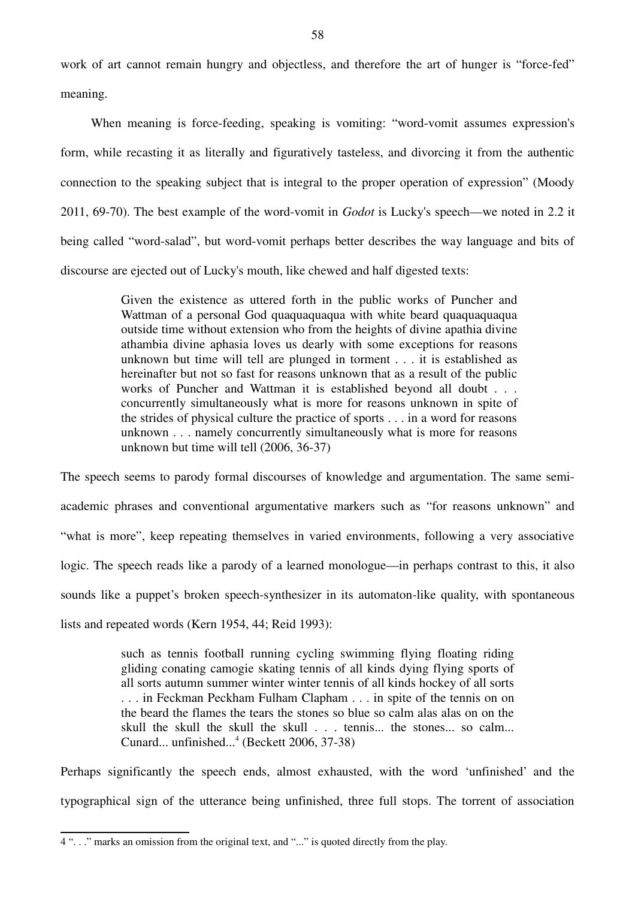work of art cannot remain hungry and objectless, and therefore the art of hunger is "force-fed" meaning.

When meaning is force-feeding, speaking is vomiting: "word-vomit assumes expression's form, while recasting it as literally and figuratively tasteless, and divorcing it from the authentic connection to the speaking subject that is integral to the proper operation of expression" (Moody 2011, 69-70). The best example of the word-vomit in *Godot* is Lucky's speech—we noted in 2.2 it being called "word-salad", but word-vomit perhaps better describes the way language and bits of discourse are ejected out of Lucky's mouth, like chewed and half digested texts:

> Given the existence as uttered forth in the public works of Puncher and Wattman of a personal God quaquaquaqua with white beard quaquaquaqua outside time without extension who from the heights of divine apathia divine athambia divine aphasia loves us dearly with some exceptions for reasons unknown but time will tell are plunged in torment . . . it is established as hereinafter but not so fast for reasons unknown that as a result of the public works of Puncher and Wattman it is established beyond all doubt . . . concurrently simultaneously what is more for reasons unknown in spite of the strides of physical culture the practice of sports . . . in a word for reasons unknown . . . namely concurrently simultaneously what is more for reasons unknown but time will tell (2006, 36-37)

The speech seems to parody formal discourses of knowledge and argumentation. The same semi-academic phrases and conventional argumentative markers such as "for reasons unknown" and "what is more", keep repeating themselves in varied environments, following a very associative logic. The speech reads like a parody of a learned monologue—in perhaps contrast to this, it also sounds like a puppet's broken speech-synthesizer in its automaton-like quality, with spontaneous lists and repeated words (Kern 1954, 44; Reid 1993):

> such as tennis football running cycling swimming flying floating riding gliding conating camogie skating tennis of all kinds dying flying sports of all sorts autumn summer winter winter tennis of all kinds hockey of all sorts . . . in Feckman Peckham Fulham Clapham . . . in spite of the tennis on on the beard the flames the tears the stones so blue so calm alas alas on on the skull the skull the skull the skull . . . tennis... the stones... so calm... Cunard... unfinished...[4] (Beckett 2006, 37-38)

Perhaps significantly the speech ends, almost exhausted, with the word 'unfinished' and the typographical sign of the utterance being unfinished, three full stops. The torrent of association

---

4 ". . ." marks an omission from the original text, and "..." is quoted directly from the play.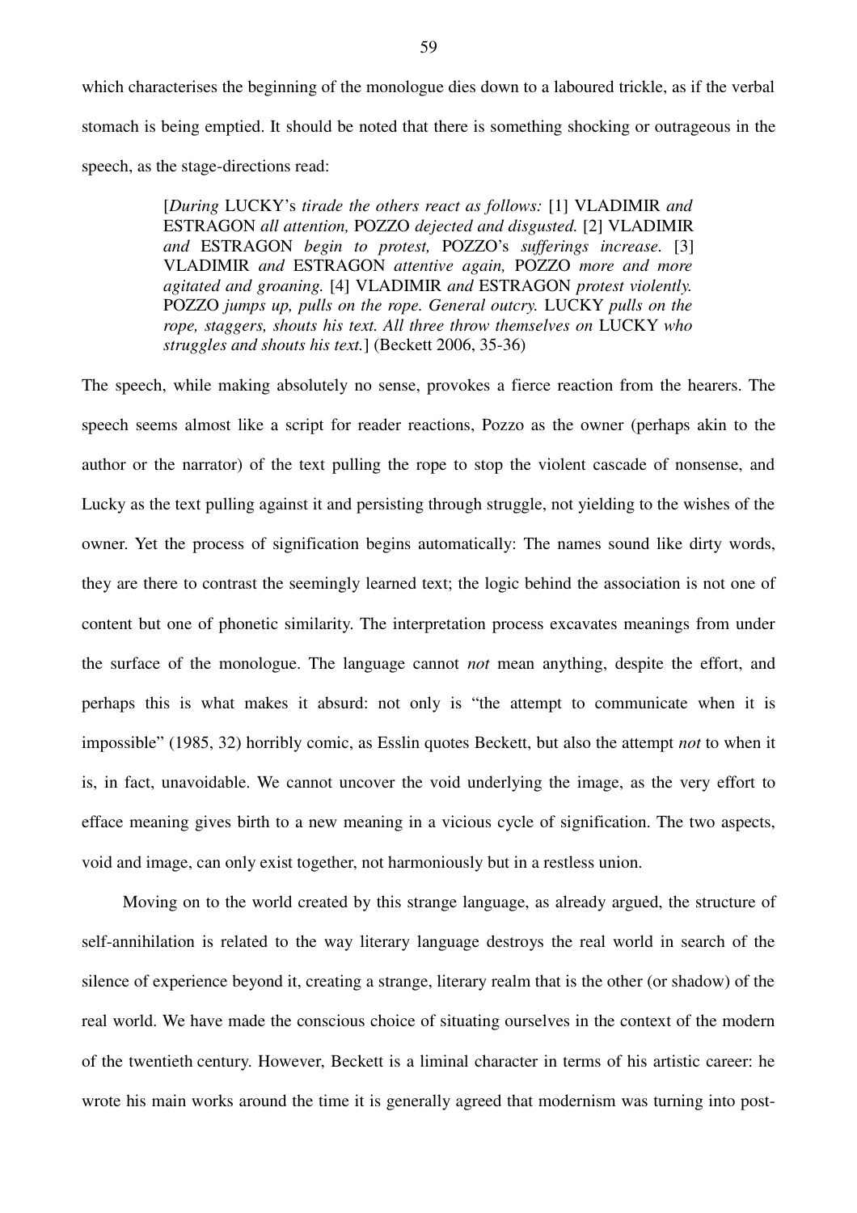which characterises the beginning of the monologue dies down to a laboured trickle, as if the verbal stomach is being emptied. It should be noted that there is something shocking or outrageous in the speech, as the stage-directions read:

> [*During* LUCKY's *tirade the others react as follows:* [1] VLADIMIR *and* ESTRAGON *all attention,* POZZO *dejected and disgusted.* [2] VLADIMIR *and* ESTRAGON *begin to protest,* POZZO's *sufferings increase.* [3] VLADIMIR *and* ESTRAGON *attentive again,* POZZO *more and more agitated and groaning.* [4] VLADIMIR *and* ESTRAGON *protest violently.* POZZO *jumps up, pulls on the rope. General outcry.* LUCKY *pulls on the rope, staggers, shouts his text. All three throw themselves on* LUCKY *who struggles and shouts his text.*] (Beckett 2006, 35-36)

The speech, while making absolutely no sense, provokes a fierce reaction from the hearers. The speech seems almost like a script for reader reactions, Pozzo as the owner (perhaps akin to the author or the narrator) of the text pulling the rope to stop the violent cascade of nonsense, and Lucky as the text pulling against it and persisting through struggle, not yielding to the wishes of the owner. Yet the process of signification begins automatically: The names sound like dirty words, they are there to contrast the seemingly learned text; the logic behind the association is not one of content but one of phonetic similarity. The interpretation process excavates meanings from under the surface of the monologue. The language cannot *not* mean anything, despite the effort, and perhaps this is what makes it absurd: not only is "the attempt to communicate when it is impossible" (1985, 32) horribly comic, as Esslin quotes Beckett, but also the attempt *not* to when it is, in fact, unavoidable. We cannot uncover the void underlying the image, as the very effort to efface meaning gives birth to a new meaning in a vicious cycle of signification. The two aspects, void and image, can only exist together, not harmoniously but in a restless union.

Moving on to the world created by this strange language, as already argued, the structure of self-annihilation is related to the way literary language destroys the real world in search of the silence of experience beyond it, creating a strange, literary realm that is the other (or shadow) of the real world. We have made the conscious choice of situating ourselves in the context of the modern of the twentieth century. However, Beckett is a liminal character in terms of his artistic career: he wrote his main works around the time it is generally agreed that modernism was turning into post-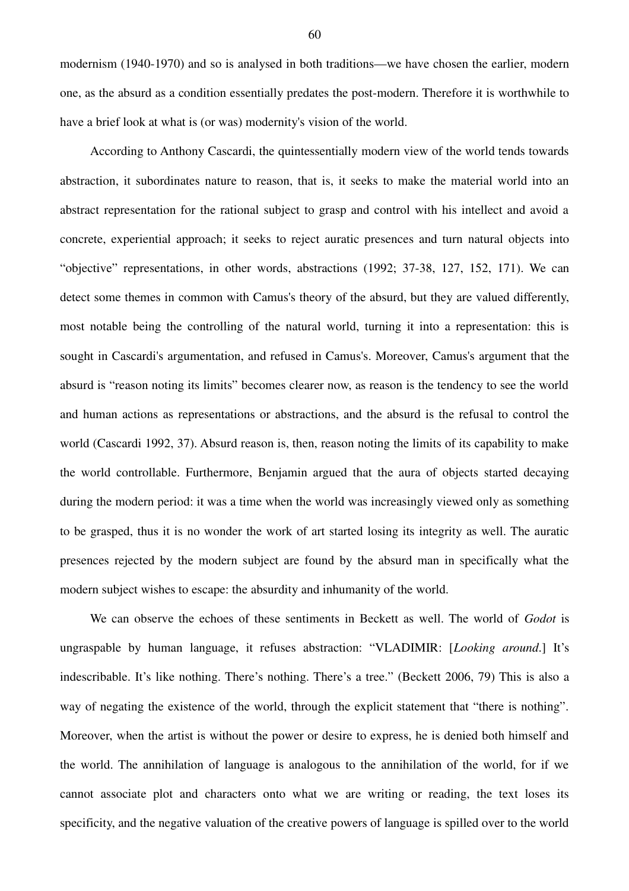modernism (1940-1970) and so is analysed in both traditions—we have chosen the earlier, modern one, as the absurd as a condition essentially predates the post-modern. Therefore it is worthwhile to have a brief look at what is (or was) modernity's vision of the world.

According to Anthony Cascardi, the quintessentially modern view of the world tends towards abstraction, it subordinates nature to reason, that is, it seeks to make the material world into an abstract representation for the rational subject to grasp and control with his intellect and avoid a concrete, experiential approach; it seeks to reject auratic presences and turn natural objects into "objective" representations, in other words, abstractions (1992; 37-38, 127, 152, 171). We can detect some themes in common with Camus's theory of the absurd, but they are valued differently, most notable being the controlling of the natural world, turning it into a representation: this is sought in Cascardi's argumentation, and refused in Camus's. Moreover, Camus's argument that the absurd is "reason noting its limits" becomes clearer now, as reason is the tendency to see the world and human actions as representations or abstractions, and the absurd is the refusal to control the world (Cascardi 1992, 37). Absurd reason is, then, reason noting the limits of its capability to make the world controllable. Furthermore, Benjamin argued that the aura of objects started decaying during the modern period: it was a time when the world was increasingly viewed only as something to be grasped, thus it is no wonder the work of art started losing its integrity as well. The auratic presences rejected by the modern subject are found by the absurd man in specifically what the modern subject wishes to escape: the absurdity and inhumanity of the world.

We can observe the echoes of these sentiments in Beckett as well. The world of *Godot* is ungraspable by human language, it refuses abstraction: "VLADIMIR: [*Looking around*.] It's indescribable. It's like nothing. There's nothing. There's a tree." (Beckett 2006, 79) This is also a way of negating the existence of the world, through the explicit statement that "there is nothing". Moreover, when the artist is without the power or desire to express, he is denied both himself and the world. The annihilation of language is analogous to the annihilation of the world, for if we cannot associate plot and characters onto what we are writing or reading, the text loses its specificity, and the negative valuation of the creative powers of language is spilled over to the world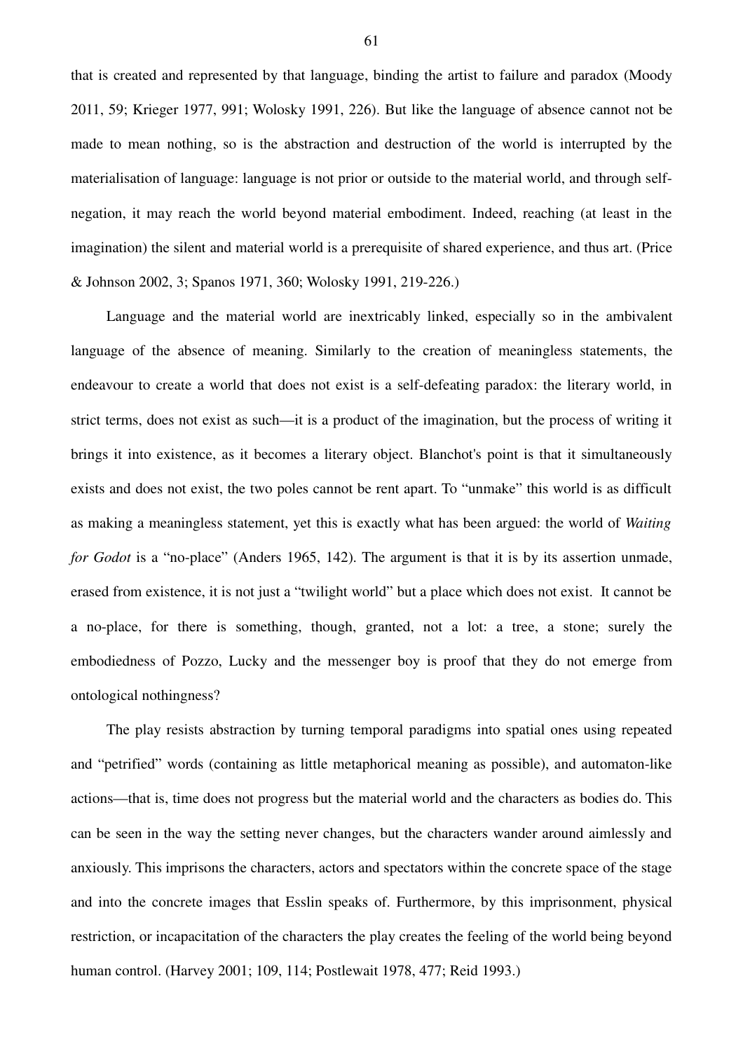that is created and represented by that language, binding the artist to failure and paradox (Moody 2011, 59; Krieger 1977, 991; Wolosky 1991, 226). But like the language of absence cannot not be made to mean nothing, so is the abstraction and destruction of the world is interrupted by the materialisation of language: language is not prior or outside to the material world, and through self-negation, it may reach the world beyond material embodiment. Indeed, reaching (at least in the imagination) the silent and material world is a prerequisite of shared experience, and thus art. (Price & Johnson 2002, 3; Spanos 1971, 360; Wolosky 1991, 219-226.)

Language and the material world are inextricably linked, especially so in the ambivalent language of the absence of meaning. Similarly to the creation of meaningless statements, the endeavour to create a world that does not exist is a self-defeating paradox: the literary world, in strict terms, does not exist as such—it is a product of the imagination, but the process of writing it brings it into existence, as it becomes a literary object. Blanchot's point is that it simultaneously exists and does not exist, the two poles cannot be rent apart. To "unmake" this world is as difficult as making a meaningless statement, yet this is exactly what has been argued: the world of *Waiting for Godot* is a "no-place" (Anders 1965, 142). The argument is that it is by its assertion unmade, erased from existence, it is not just a "twilight world" but a place which does not exist. It cannot be a no-place, for there is something, though, granted, not a lot: a tree, a stone; surely the embodiedness of Pozzo, Lucky and the messenger boy is proof that they do not emerge from ontological nothingness?

The play resists abstraction by turning temporal paradigms into spatial ones using repeated and "petrified" words (containing as little metaphorical meaning as possible), and automaton-like actions—that is, time does not progress but the material world and the characters as bodies do. This can be seen in the way the setting never changes, but the characters wander around aimlessly and anxiously. This imprisons the characters, actors and spectators within the concrete space of the stage and into the concrete images that Esslin speaks of. Furthermore, by this imprisonment, physical restriction, or incapacitation of the characters the play creates the feeling of the world being beyond human control. (Harvey 2001; 109, 114; Postlewait 1978, 477; Reid 1993.)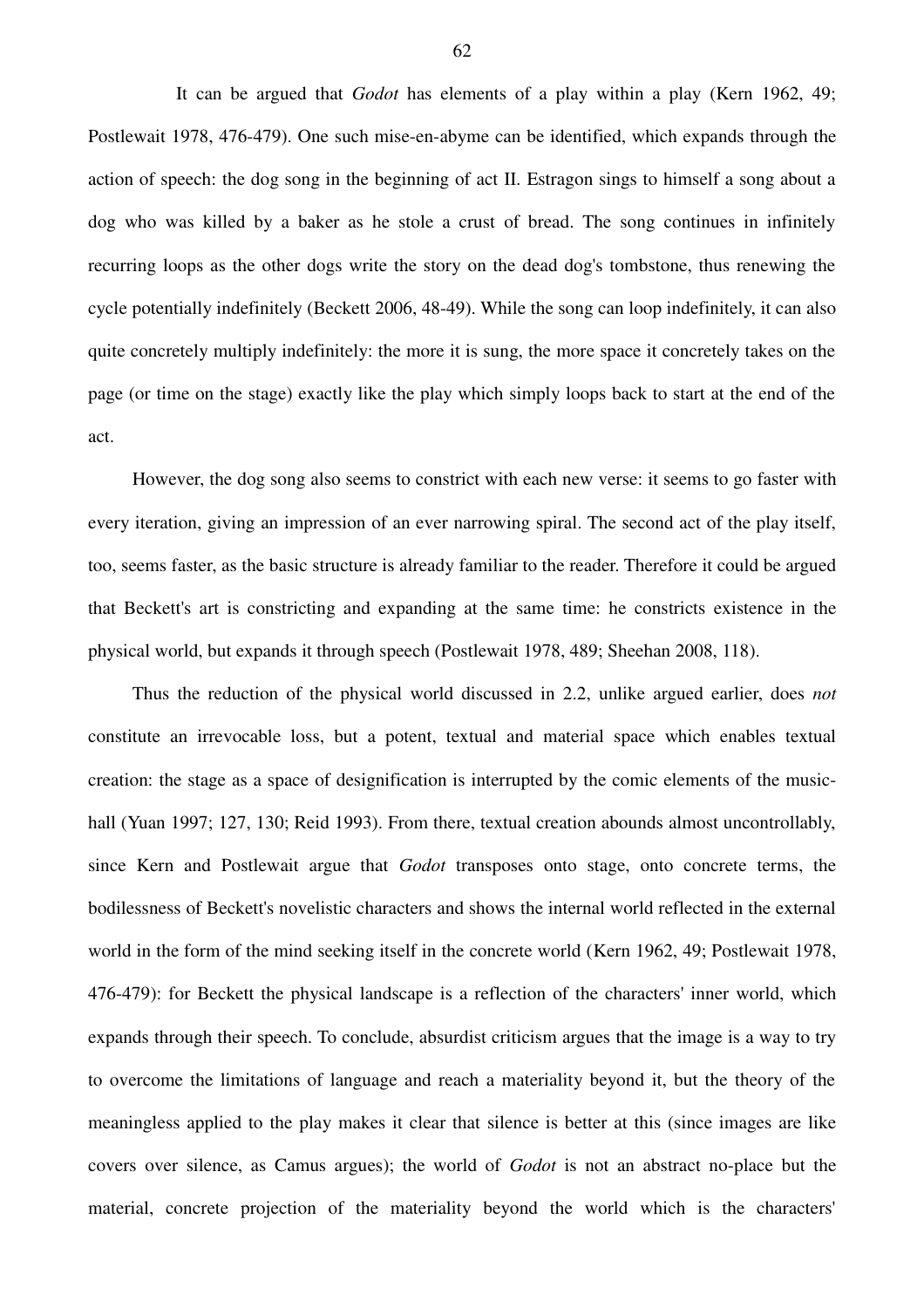It can be argued that *Godot* has elements of a play within a play (Kern 1962, 49; Postlewait 1978, 476-479). One such mise-en-abyme can be identified, which expands through the action of speech: the dog song in the beginning of act II. Estragon sings to himself a song about a dog who was killed by a baker as he stole a crust of bread. The song continues in infinitely recurring loops as the other dogs write the story on the dead dog's tombstone, thus renewing the cycle potentially indefinitely (Beckett 2006, 48-49). While the song can loop indefinitely, it can also quite concretely multiply indefinitely: the more it is sung, the more space it concretely takes on the page (or time on the stage) exactly like the play which simply loops back to start at the end of the act.

However, the dog song also seems to constrict with each new verse: it seems to go faster with every iteration, giving an impression of an ever narrowing spiral. The second act of the play itself, too, seems faster, as the basic structure is already familiar to the reader. Therefore it could be argued that Beckett's art is constricting and expanding at the same time: he constricts existence in the physical world, but expands it through speech (Postlewait 1978, 489; Sheehan 2008, 118).

Thus the reduction of the physical world discussed in 2.2, unlike argued earlier, does *not* constitute an irrevocable loss, but a potent, textual and material space which enables textual creation: the stage as a space of designification is interrupted by the comic elements of the music-hall (Yuan 1997; 127, 130; Reid 1993). From there, textual creation abounds almost uncontrollably, since Kern and Postlewait argue that *Godot* transposes onto stage, onto concrete terms, the bodilessness of Beckett's novelistic characters and shows the internal world reflected in the external world in the form of the mind seeking itself in the concrete world (Kern 1962, 49; Postlewait 1978, 476-479): for Beckett the physical landscape is a reflection of the characters' inner world, which expands through their speech. To conclude, absurdist criticism argues that the image is a way to try to overcome the limitations of language and reach a materiality beyond it, but the theory of the meaningless applied to the play makes it clear that silence is better at this (since images are like covers over silence, as Camus argues); the world of *Godot* is not an abstract no-place but the material, concrete projection of the materiality beyond the world which is the characters'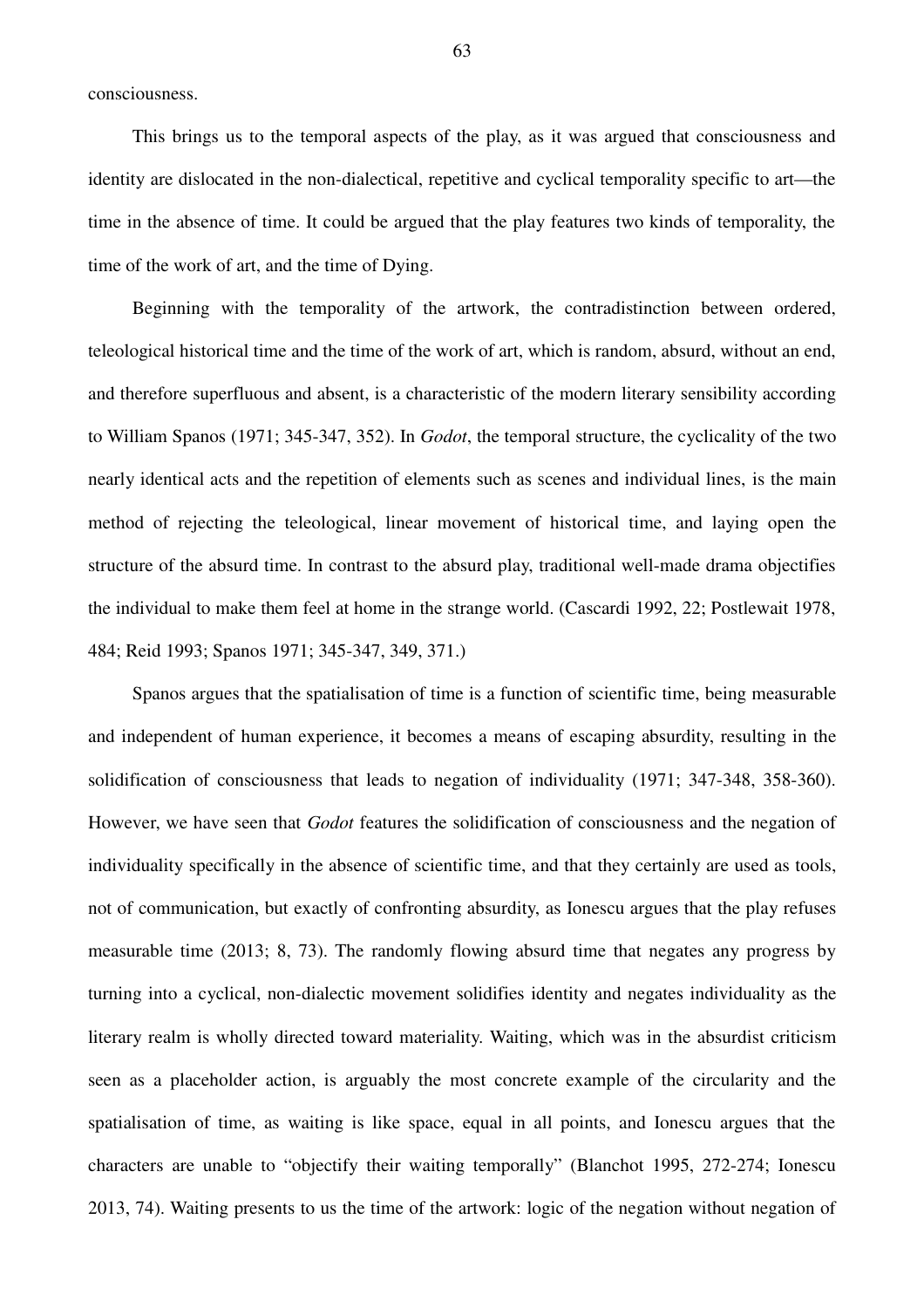consciousness.

This brings us to the temporal aspects of the play, as it was argued that consciousness and identity are dislocated in the non-dialectical, repetitive and cyclical temporality specific to art—the time in the absence of time. It could be argued that the play features two kinds of temporality, the time of the work of art, and the time of Dying.

Beginning with the temporality of the artwork, the contradistinction between ordered, teleological historical time and the time of the work of art, which is random, absurd, without an end, and therefore superfluous and absent, is a characteristic of the modern literary sensibility according to William Spanos (1971; 345-347, 352). In *Godot*, the temporal structure, the cyclicality of the two nearly identical acts and the repetition of elements such as scenes and individual lines, is the main method of rejecting the teleological, linear movement of historical time, and laying open the structure of the absurd time. In contrast to the absurd play, traditional well-made drama objectifies the individual to make them feel at home in the strange world. (Cascardi 1992, 22; Postlewait 1978, 484; Reid 1993; Spanos 1971; 345-347, 349, 371.)

Spanos argues that the spatialisation of time is a function of scientific time, being measurable and independent of human experience, it becomes a means of escaping absurdity, resulting in the solidification of consciousness that leads to negation of individuality (1971; 347-348, 358-360). However, we have seen that *Godot* features the solidification of consciousness and the negation of individuality specifically in the absence of scientific time, and that they certainly are used as tools, not of communication, but exactly of confronting absurdity, as Ionescu argues that the play refuses measurable time (2013; 8, 73). The randomly flowing absurd time that negates any progress by turning into a cyclical, non-dialectic movement solidifies identity and negates individuality as the literary realm is wholly directed toward materiality. Waiting, which was in the absurdist criticism seen as a placeholder action, is arguably the most concrete example of the circularity and the spatialisation of time, as waiting is like space, equal in all points, and Ionescu argues that the characters are unable to "objectify their waiting temporally" (Blanchot 1995, 272-274; Ionescu 2013, 74). Waiting presents to us the time of the artwork: logic of the negation without negation of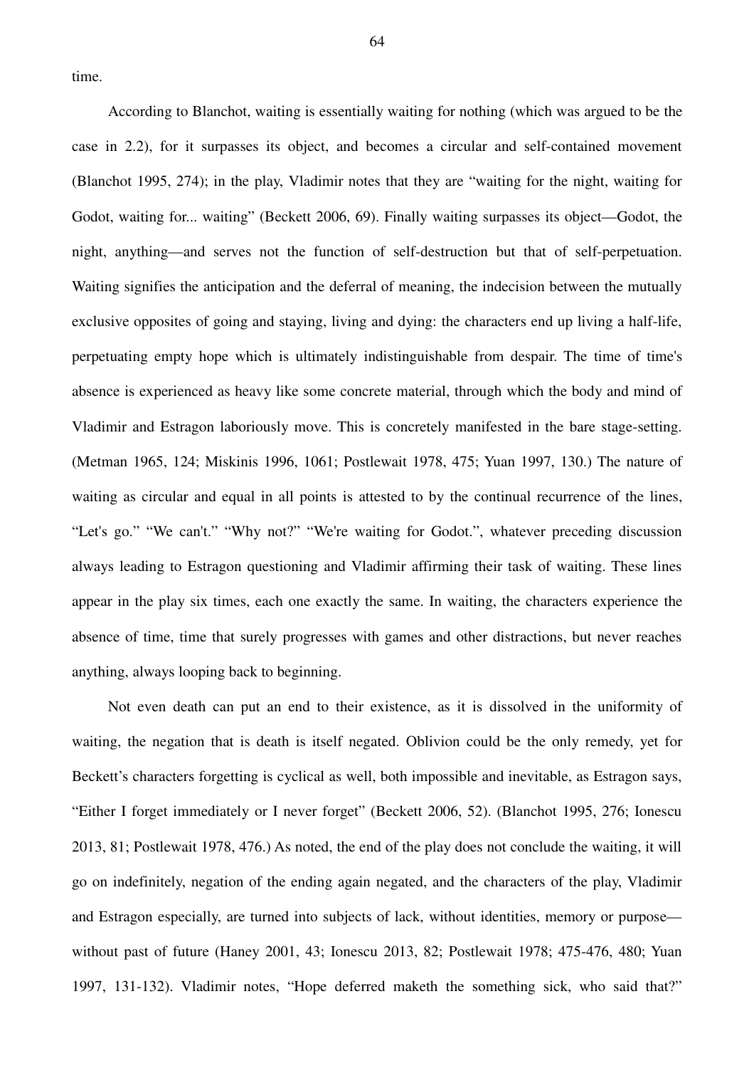time.

According to Blanchot, waiting is essentially waiting for nothing (which was argued to be the case in 2.2), for it surpasses its object, and becomes a circular and self-contained movement (Blanchot 1995, 274); in the play, Vladimir notes that they are "waiting for the night, waiting for Godot, waiting for... waiting" (Beckett 2006, 69). Finally waiting surpasses its object—Godot, the night, anything—and serves not the function of self-destruction but that of self-perpetuation. Waiting signifies the anticipation and the deferral of meaning, the indecision between the mutually exclusive opposites of going and staying, living and dying: the characters end up living a half-life, perpetuating empty hope which is ultimately indistinguishable from despair. The time of time's absence is experienced as heavy like some concrete material, through which the body and mind of Vladimir and Estragon laboriously move. This is concretely manifested in the bare stage-setting. (Metman 1965, 124; Miskinis 1996, 1061; Postlewait 1978, 475; Yuan 1997, 130.) The nature of waiting as circular and equal in all points is attested to by the continual recurrence of the lines, "Let's go." "We can't." "Why not?" "We're waiting for Godot.", whatever preceding discussion always leading to Estragon questioning and Vladimir affirming their task of waiting. These lines appear in the play six times, each one exactly the same. In waiting, the characters experience the absence of time, time that surely progresses with games and other distractions, but never reaches anything, always looping back to beginning.

Not even death can put an end to their existence, as it is dissolved in the uniformity of waiting, the negation that is death is itself negated. Oblivion could be the only remedy, yet for Beckett's characters forgetting is cyclical as well, both impossible and inevitable, as Estragon says, "Either I forget immediately or I never forget" (Beckett 2006, 52). (Blanchot 1995, 276; Ionescu 2013, 81; Postlewait 1978, 476.) As noted, the end of the play does not conclude the waiting, it will go on indefinitely, negation of the ending again negated, and the characters of the play, Vladimir and Estragon especially, are turned into subjects of lack, without identities, memory or purpose—without past of future (Haney 2001, 43; Ionescu 2013, 82; Postlewait 1978; 475-476, 480; Yuan 1997, 131-132). Vladimir notes, "Hope deferred maketh the something sick, who said that?"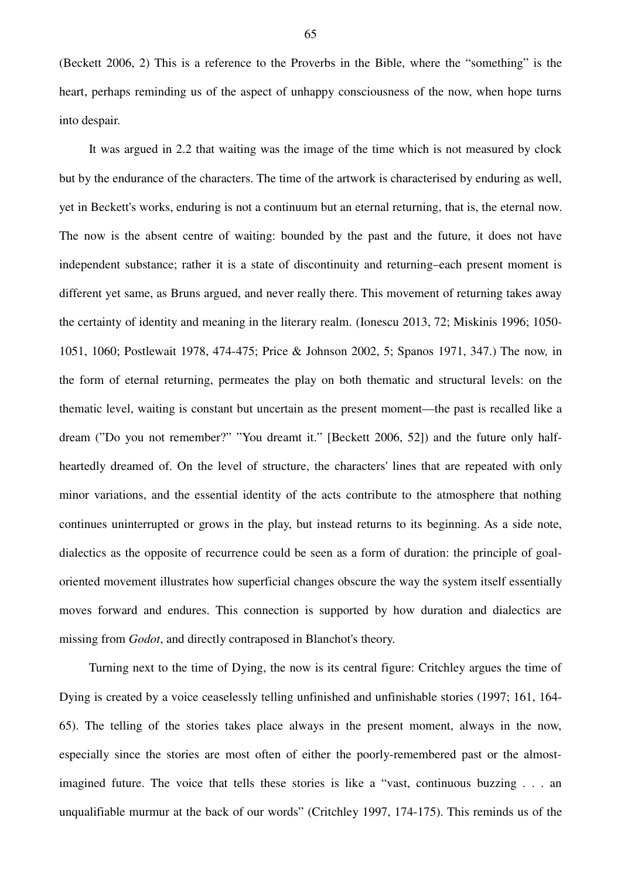(Beckett 2006, 2) This is a reference to the Proverbs in the Bible, where the "something" is the heart, perhaps reminding us of the aspect of unhappy consciousness of the now, when hope turns into despair.

It was argued in 2.2 that waiting was the image of the time which is not measured by clock but by the endurance of the characters. The time of the artwork is characterised by enduring as well, yet in Beckett's works, enduring is not a continuum but an eternal returning, that is, the eternal now. The now is the absent centre of waiting: bounded by the past and the future, it does not have independent substance; rather it is a state of discontinuity and returning–each present moment is different yet same, as Bruns argued, and never really there. This movement of returning takes away the certainty of identity and meaning in the literary realm. (Ionescu 2013, 72; Miskinis 1996; 1050-1051, 1060; Postlewait 1978, 474-475; Price & Johnson 2002, 5; Spanos 1971, 347.) The now, in the form of eternal returning, permeates the play on both thematic and structural levels: on the thematic level, waiting is constant but uncertain as the present moment—the past is recalled like a dream ("Do you not remember?" "You dreamt it." [Beckett 2006, 52]) and the future only half-heartedly dreamed of. On the level of structure, the characters' lines that are repeated with only minor variations, and the essential identity of the acts contribute to the atmosphere that nothing continues uninterrupted or grows in the play, but instead returns to its beginning. As a side note, dialectics as the opposite of recurrence could be seen as a form of duration: the principle of goal-oriented movement illustrates how superficial changes obscure the way the system itself essentially moves forward and endures. This connection is supported by how duration and dialectics are missing from *Godot*, and directly contraposed in Blanchot's theory.

Turning next to the time of Dying, the now is its central figure: Critchley argues the time of Dying is created by a voice ceaselessly telling unfinished and unfinishable stories (1997; 161, 164-65). The telling of the stories takes place always in the present moment, always in the now, especially since the stories are most often of either the poorly-remembered past or the almost-imagined future. The voice that tells these stories is like a "vast, continuous buzzing . . . an unqualifiable murmur at the back of our words" (Critchley 1997, 174-175). This reminds us of the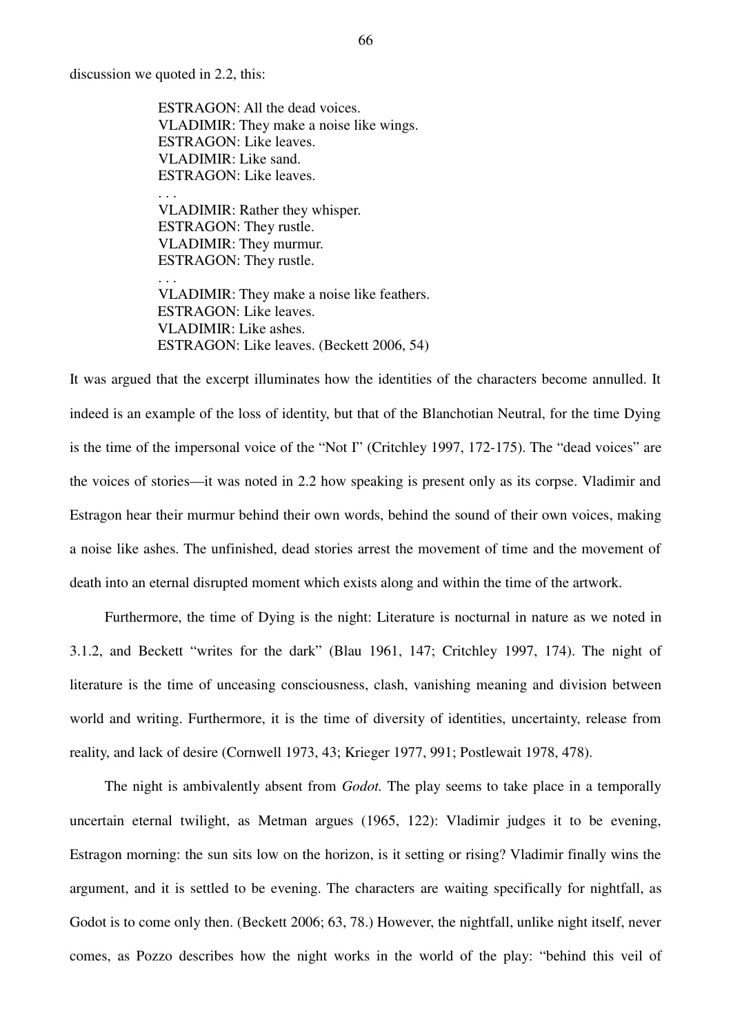discussion we quoted in 2.2, this:

> ESTRAGON: All the dead voices.
> VLADIMIR: They make a noise like wings.
> ESTRAGON: Like leaves.
> VLADIMIR: Like sand.
> ESTRAGON: Like leaves.
> . . .
> VLADIMIR: Rather they whisper.
> ESTRAGON: They rustle.
> VLADIMIR: They murmur.
> ESTRAGON: They rustle.
> . . .
> VLADIMIR: They make a noise like feathers.
> ESTRAGON: Like leaves.
> VLADIMIR: Like ashes.
> ESTRAGON: Like leaves. (Beckett 2006, 54)

It was argued that the excerpt illuminates how the identities of the characters become annulled. It indeed is an example of the loss of identity, but that of the Blanchotian Neutral, for the time Dying is the time of the impersonal voice of the "Not I" (Critchley 1997, 172-175). The "dead voices" are the voices of stories—it was noted in 2.2 how speaking is present only as its corpse. Vladimir and Estragon hear their murmur behind their own words, behind the sound of their own voices, making a noise like ashes. The unfinished, dead stories arrest the movement of time and the movement of death into an eternal disrupted moment which exists along and within the time of the artwork.

Furthermore, the time of Dying is the night: Literature is nocturnal in nature as we noted in 3.1.2, and Beckett "writes for the dark" (Blau 1961, 147; Critchley 1997, 174). The night of literature is the time of unceasing consciousness, clash, vanishing meaning and division between world and writing. Furthermore, it is the time of diversity of identities, uncertainty, release from reality, and lack of desire (Cornwell 1973, 43; Krieger 1977, 991; Postlewait 1978, 478).

The night is ambivalently absent from *Godot*. The play seems to take place in a temporally uncertain eternal twilight, as Metman argues (1965, 122): Vladimir judges it to be evening, Estragon morning: the sun sits low on the horizon, is it setting or rising? Vladimir finally wins the argument, and it is settled to be evening. The characters are waiting specifically for nightfall, as Godot is to come only then. (Beckett 2006; 63, 78.) However, the nightfall, unlike night itself, never comes, as Pozzo describes how the night works in the world of the play: "behind this veil of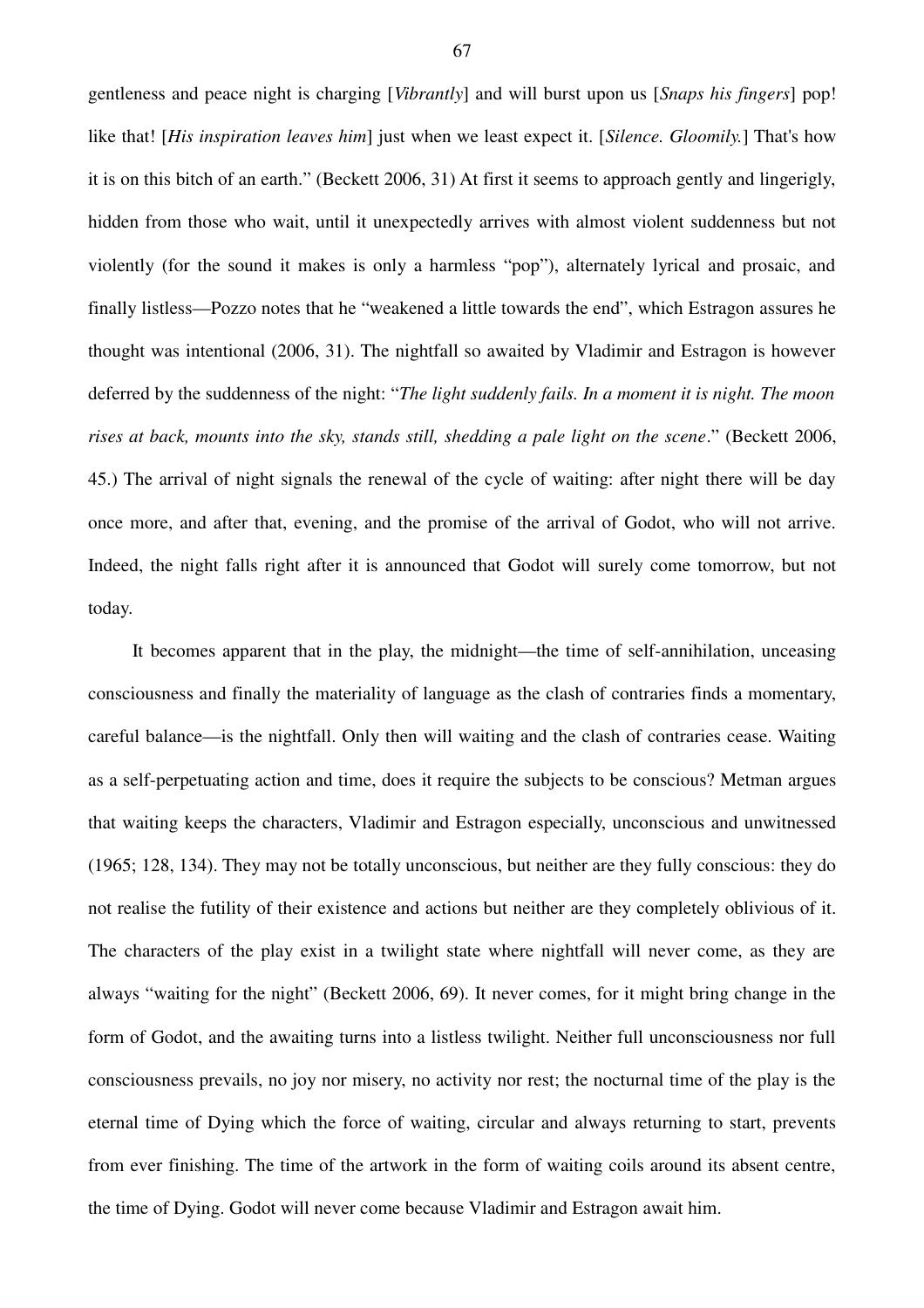gentleness and peace night is charging [*Vibrantly*] and will burst upon us [*Snaps his fingers*] pop! like that! [*His inspiration leaves him*] just when we least expect it. [*Silence. Gloomily.*] That's how it is on this bitch of an earth." (Beckett 2006, 31) At first it seems to approach gently and lingerigly, hidden from those who wait, until it unexpectedly arrives with almost violent suddenness but not violently (for the sound it makes is only a harmless "pop"), alternately lyrical and prosaic, and finally listless—Pozzo notes that he "weakened a little towards the end", which Estragon assures he thought was intentional (2006, 31). The nightfall so awaited by Vladimir and Estragon is however deferred by the suddenness of the night: "*The light suddenly fails. In a moment it is night. The moon rises at back, mounts into the sky, stands still, shedding a pale light on the scene*." (Beckett 2006, 45.) The arrival of night signals the renewal of the cycle of waiting: after night there will be day once more, and after that, evening, and the promise of the arrival of Godot, who will not arrive. Indeed, the night falls right after it is announced that Godot will surely come tomorrow, but not today.

It becomes apparent that in the play, the midnight—the time of self-annihilation, unceasing consciousness and finally the materiality of language as the clash of contraries finds a momentary, careful balance—is the nightfall. Only then will waiting and the clash of contraries cease. Waiting as a self-perpetuating action and time, does it require the subjects to be conscious? Metman argues that waiting keeps the characters, Vladimir and Estragon especially, unconscious and unwitnessed (1965; 128, 134). They may not be totally unconscious, but neither are they fully conscious: they do not realise the futility of their existence and actions but neither are they completely oblivious of it. The characters of the play exist in a twilight state where nightfall will never come, as they are always "waiting for the night" (Beckett 2006, 69). It never comes, for it might bring change in the form of Godot, and the awaiting turns into a listless twilight. Neither full unconsciousness nor full consciousness prevails, no joy nor misery, no activity nor rest; the nocturnal time of the play is the eternal time of Dying which the force of waiting, circular and always returning to start, prevents from ever finishing. The time of the artwork in the form of waiting coils around its absent centre, the time of Dying. Godot will never come because Vladimir and Estragon await him.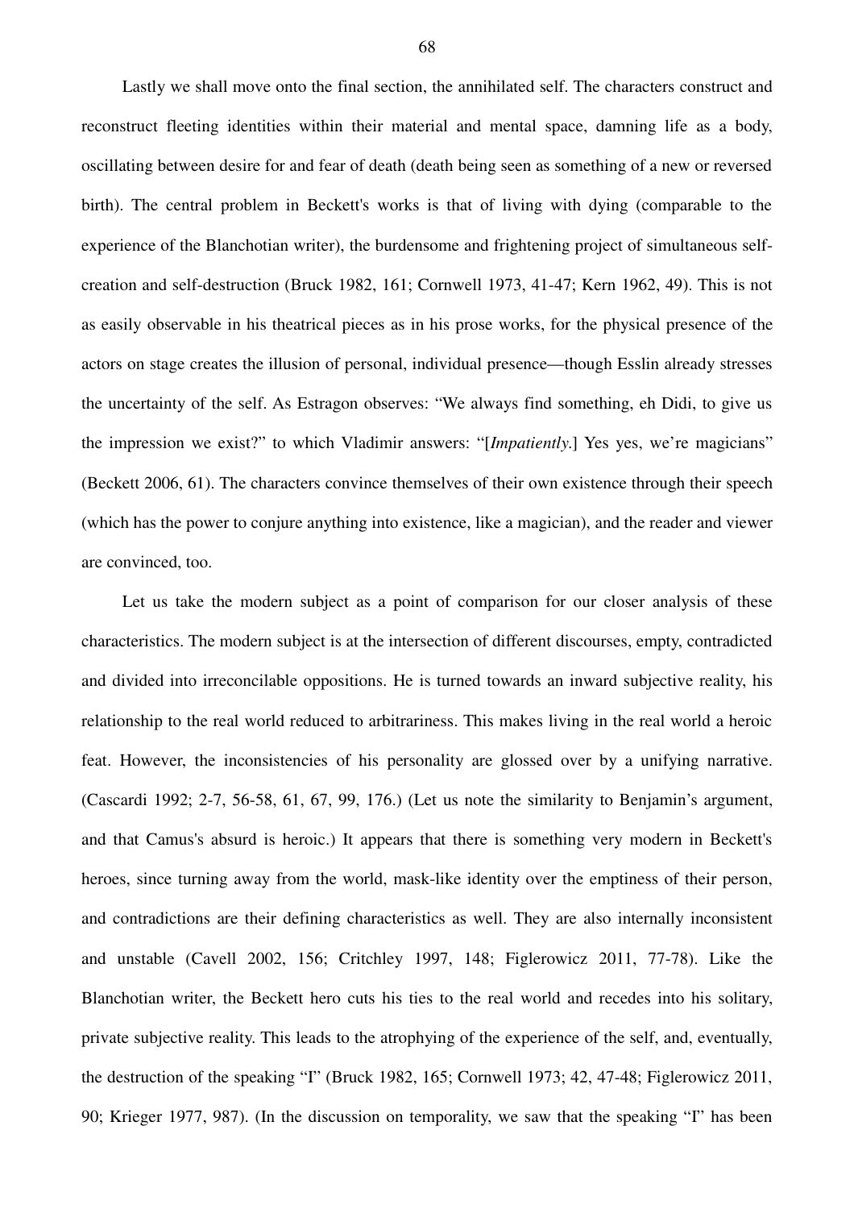Lastly we shall move onto the final section, the annihilated self. The characters construct and reconstruct fleeting identities within their material and mental space, damning life as a body, oscillating between desire for and fear of death (death being seen as something of a new or reversed birth). The central problem in Beckett's works is that of living with dying (comparable to the experience of the Blanchotian writer), the burdensome and frightening project of simultaneous self-creation and self-destruction (Bruck 1982, 161; Cornwell 1973, 41-47; Kern 1962, 49). This is not as easily observable in his theatrical pieces as in his prose works, for the physical presence of the actors on stage creates the illusion of personal, individual presence—though Esslin already stresses the uncertainty of the self. As Estragon observes: "We always find something, eh Didi, to give us the impression we exist?" to which Vladimir answers: "[*Impatiently.*] Yes yes, we're magicians" (Beckett 2006, 61). The characters convince themselves of their own existence through their speech (which has the power to conjure anything into existence, like a magician), and the reader and viewer are convinced, too.

Let us take the modern subject as a point of comparison for our closer analysis of these characteristics. The modern subject is at the intersection of different discourses, empty, contradicted and divided into irreconcilable oppositions. He is turned towards an inward subjective reality, his relationship to the real world reduced to arbitrariness. This makes living in the real world a heroic feat. However, the inconsistencies of his personality are glossed over by a unifying narrative. (Cascardi 1992; 2-7, 56-58, 61, 67, 99, 176.) (Let us note the similarity to Benjamin's argument, and that Camus's absurd is heroic.) It appears that there is something very modern in Beckett's heroes, since turning away from the world, mask-like identity over the emptiness of their person, and contradictions are their defining characteristics as well. They are also internally inconsistent and unstable (Cavell 2002, 156; Critchley 1997, 148; Figlerowicz 2011, 77-78). Like the Blanchotian writer, the Beckett hero cuts his ties to the real world and recedes into his solitary, private subjective reality. This leads to the atrophying of the experience of the self, and, eventually, the destruction of the speaking "I" (Bruck 1982, 165; Cornwell 1973; 42, 47-48; Figlerowicz 2011, 90; Krieger 1977, 987). (In the discussion on temporality, we saw that the speaking "I" has been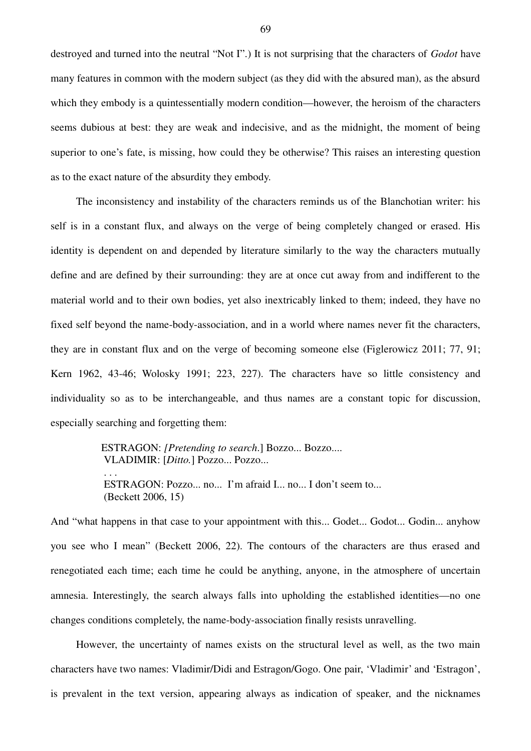destroyed and turned into the neutral "Not I".) It is not surprising that the characters of *Godot* have many features in common with the modern subject (as they did with the absured man), as the absurd which they embody is a quintessentially modern condition—however, the heroism of the characters seems dubious at best: they are weak and indecisive, and as the midnight, the moment of being superior to one's fate, is missing, how could they be otherwise? This raises an interesting question as to the exact nature of the absurdity they embody.

The inconsistency and instability of the characters reminds us of the Blanchotian writer: his self is in a constant flux, and always on the verge of being completely changed or erased. His identity is dependent on and depended by literature similarly to the way the characters mutually define and are defined by their surrounding: they are at once cut away from and indifferent to the material world and to their own bodies, yet also inextricably linked to them; indeed, they have no fixed self beyond the name-body-association, and in a world where names never fit the characters, they are in constant flux and on the verge of becoming someone else (Figlerowicz 2011; 77, 91; Kern 1962, 43-46; Wolosky 1991; 223, 227). The characters have so little consistency and individuality so as to be interchangeable, and thus names are a constant topic for discussion, especially searching and forgetting them:

> ESTRAGON: *[Pretending to search.]* Bozzo... Bozzo....
> VLADIMIR: [*Ditto.*] Pozzo... Pozzo...
> . . .
> ESTRAGON: Pozzo... no... I'm afraid I... no... I don't seem to...
> (Beckett 2006, 15)

And "what happens in that case to your appointment with this... Godet... Godot... Godin... anyhow you see who I mean" (Beckett 2006, 22). The contours of the characters are thus erased and renegotiated each time; each time he could be anything, anyone, in the atmosphere of uncertain amnesia. Interestingly, the search always falls into upholding the established identities—no one changes conditions completely, the name-body-association finally resists unravelling.

However, the uncertainty of names exists on the structural level as well, as the two main characters have two names: Vladimir/Didi and Estragon/Gogo. One pair, 'Vladimir' and 'Estragon', is prevalent in the text version, appearing always as indication of speaker, and the nicknames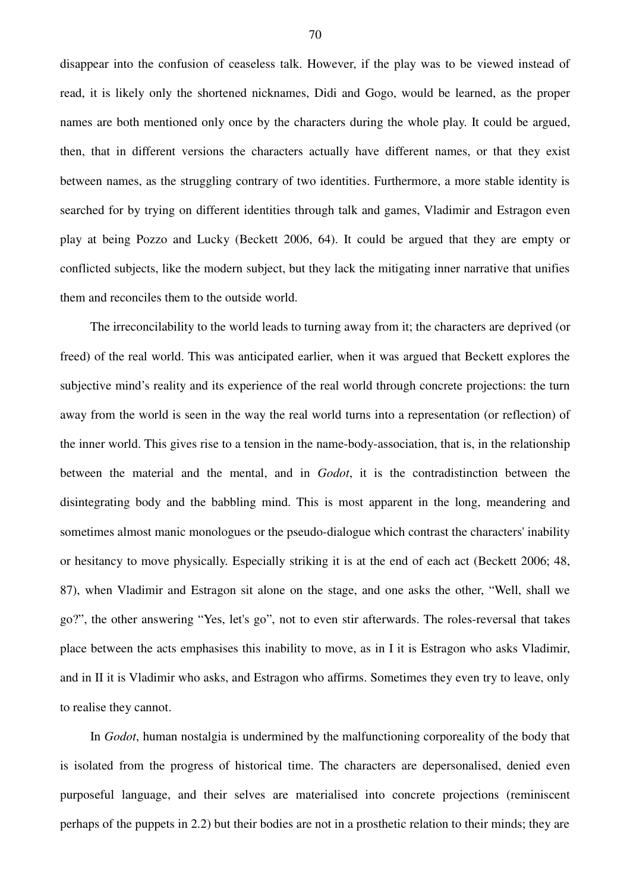disappear into the confusion of ceaseless talk. However, if the play was to be viewed instead of read, it is likely only the shortened nicknames, Didi and Gogo, would be learned, as the proper names are both mentioned only once by the characters during the whole play. It could be argued, then, that in different versions the characters actually have different names, or that they exist between names, as the struggling contrary of two identities. Furthermore, a more stable identity is searched for by trying on different identities through talk and games, Vladimir and Estragon even play at being Pozzo and Lucky (Beckett 2006, 64). It could be argued that they are empty or conflicted subjects, like the modern subject, but they lack the mitigating inner narrative that unifies them and reconciles them to the outside world.

The irreconcilability to the world leads to turning away from it; the characters are deprived (or freed) of the real world. This was anticipated earlier, when it was argued that Beckett explores the subjective mind's reality and its experience of the real world through concrete projections: the turn away from the world is seen in the way the real world turns into a representation (or reflection) of the inner world. This gives rise to a tension in the name-body-association, that is, in the relationship between the material and the mental, and in *Godot*, it is the contradistinction between the disintegrating body and the babbling mind. This is most apparent in the long, meandering and sometimes almost manic monologues or the pseudo-dialogue which contrast the characters' inability or hesitancy to move physically. Especially striking it is at the end of each act (Beckett 2006; 48, 87), when Vladimir and Estragon sit alone on the stage, and one asks the other, "Well, shall we go?", the other answering "Yes, let's go", not to even stir afterwards. The roles-reversal that takes place between the acts emphasises this inability to move, as in I it is Estragon who asks Vladimir, and in II it is Vladimir who asks, and Estragon who affirms. Sometimes they even try to leave, only to realise they cannot.

In *Godot*, human nostalgia is undermined by the malfunctioning corporeality of the body that is isolated from the progress of historical time. The characters are depersonalised, denied even purposeful language, and their selves are materialised into concrete projections (reminiscent perhaps of the puppets in 2.2) but their bodies are not in a prosthetic relation to their minds; they are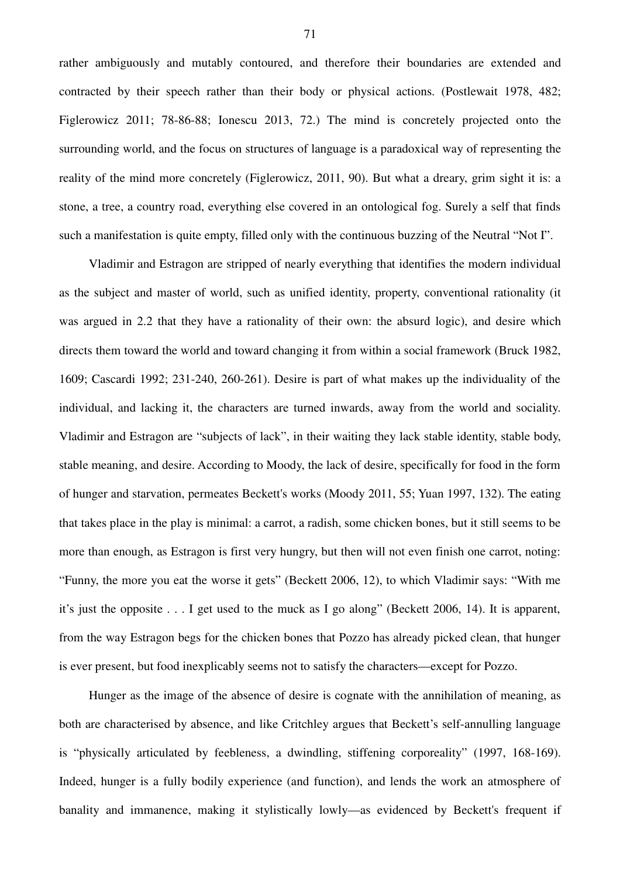rather ambiguously and mutably contoured, and therefore their boundaries are extended and contracted by their speech rather than their body or physical actions. (Postlewait 1978, 482; Figlerowicz 2011; 78-86-88; Ionescu 2013, 72.) The mind is concretely projected onto the surrounding world, and the focus on structures of language is a paradoxical way of representing the reality of the mind more concretely (Figlerowicz, 2011, 90). But what a dreary, grim sight it is: a stone, a tree, a country road, everything else covered in an ontological fog. Surely a self that finds such a manifestation is quite empty, filled only with the continuous buzzing of the Neutral "Not I".

Vladimir and Estragon are stripped of nearly everything that identifies the modern individual as the subject and master of world, such as unified identity, property, conventional rationality (it was argued in 2.2 that they have a rationality of their own: the absurd logic), and desire which directs them toward the world and toward changing it from within a social framework (Bruck 1982, 1609; Cascardi 1992; 231-240, 260-261). Desire is part of what makes up the individuality of the individual, and lacking it, the characters are turned inwards, away from the world and sociality. Vladimir and Estragon are "subjects of lack", in their waiting they lack stable identity, stable body, stable meaning, and desire. According to Moody, the lack of desire, specifically for food in the form of hunger and starvation, permeates Beckett's works (Moody 2011, 55; Yuan 1997, 132). The eating that takes place in the play is minimal: a carrot, a radish, some chicken bones, but it still seems to be more than enough, as Estragon is first very hungry, but then will not even finish one carrot, noting: "Funny, the more you eat the worse it gets" (Beckett 2006, 12), to which Vladimir says: "With me it's just the opposite . . . I get used to the muck as I go along" (Beckett 2006, 14). It is apparent, from the way Estragon begs for the chicken bones that Pozzo has already picked clean, that hunger is ever present, but food inexplicably seems not to satisfy the characters—except for Pozzo.

Hunger as the image of the absence of desire is cognate with the annihilation of meaning, as both are characterised by absence, and like Critchley argues that Beckett's self-annulling language is "physically articulated by feebleness, a dwindling, stiffening corporeality" (1997, 168-169). Indeed, hunger is a fully bodily experience (and function), and lends the work an atmosphere of banality and immanence, making it stylistically lowly—as evidenced by Beckett's frequent if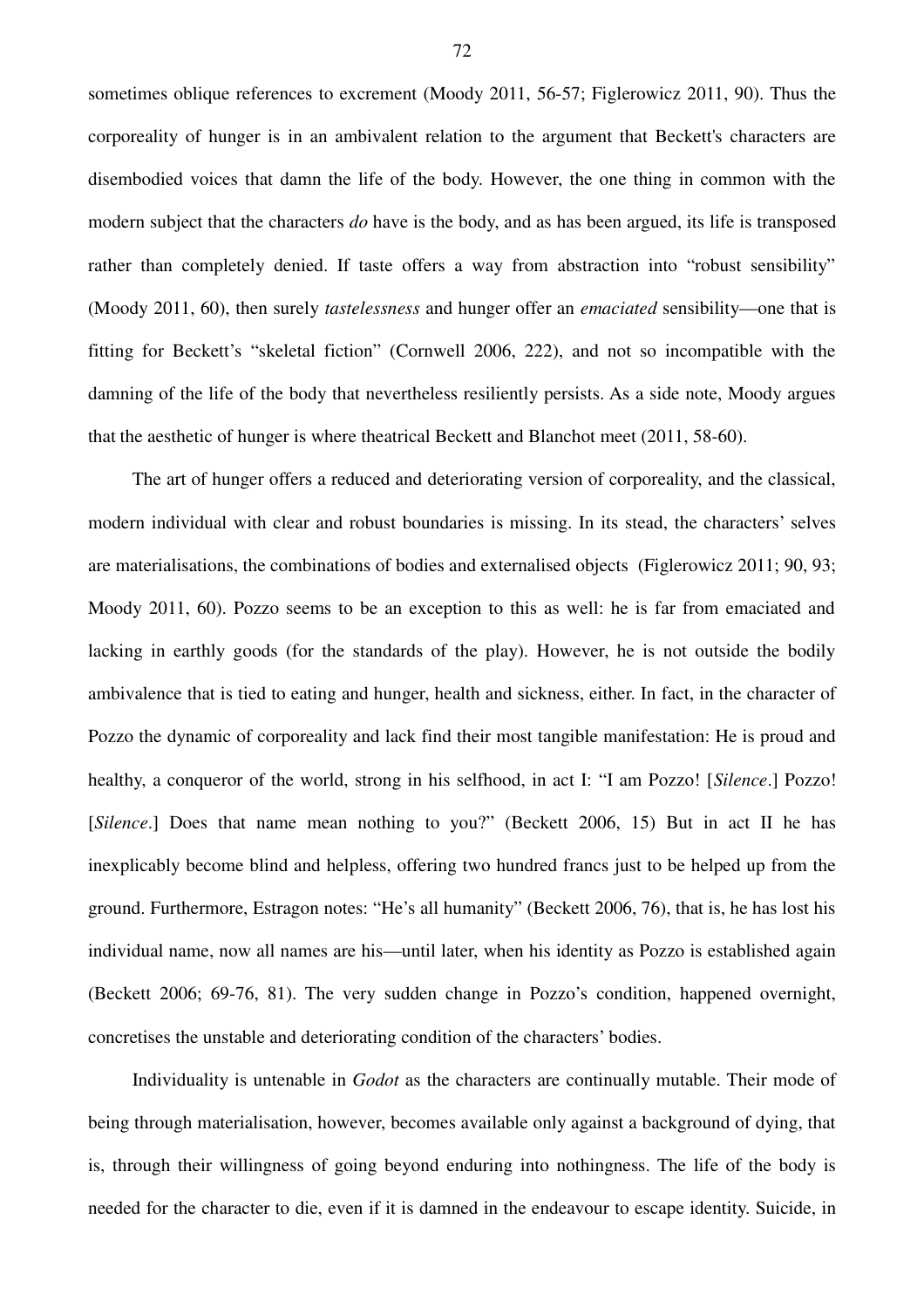sometimes oblique references to excrement (Moody 2011, 56-57; Figlerowicz 2011, 90). Thus the corporeality of hunger is in an ambivalent relation to the argument that Beckett's characters are disembodied voices that damn the life of the body. However, the one thing in common with the modern subject that the characters *do* have is the body, and as has been argued, its life is transposed rather than completely denied. If taste offers a way from abstraction into "robust sensibility" (Moody 2011, 60), then surely *tastelessness* and hunger offer an *emaciated* sensibility—one that is fitting for Beckett's "skeletal fiction" (Cornwell 2006, 222), and not so incompatible with the damning of the life of the body that nevertheless resiliently persists. As a side note, Moody argues that the aesthetic of hunger is where theatrical Beckett and Blanchot meet (2011, 58-60).

The art of hunger offers a reduced and deteriorating version of corporeality, and the classical, modern individual with clear and robust boundaries is missing. In its stead, the characters' selves are materialisations, the combinations of bodies and externalised objects (Figlerowicz 2011; 90, 93; Moody 2011, 60). Pozzo seems to be an exception to this as well: he is far from emaciated and lacking in earthly goods (for the standards of the play). However, he is not outside the bodily ambivalence that is tied to eating and hunger, health and sickness, either. In fact, in the character of Pozzo the dynamic of corporeality and lack find their most tangible manifestation: He is proud and healthy, a conqueror of the world, strong in his selfhood, in act I: "I am Pozzo! [*Silence*.] Pozzo! [*Silence*.] Does that name mean nothing to you?" (Beckett 2006, 15) But in act II he has inexplicably become blind and helpless, offering two hundred francs just to be helped up from the ground. Furthermore, Estragon notes: "He's all humanity" (Beckett 2006, 76), that is, he has lost his individual name, now all names are his—until later, when his identity as Pozzo is established again (Beckett 2006; 69-76, 81). The very sudden change in Pozzo's condition, happened overnight, concretises the unstable and deteriorating condition of the characters' bodies.

Individuality is untenable in *Godot* as the characters are continually mutable. Their mode of being through materialisation, however, becomes available only against a background of dying, that is, through their willingness of going beyond enduring into nothingness. The life of the body is needed for the character to die, even if it is damned in the endeavour to escape identity. Suicide, in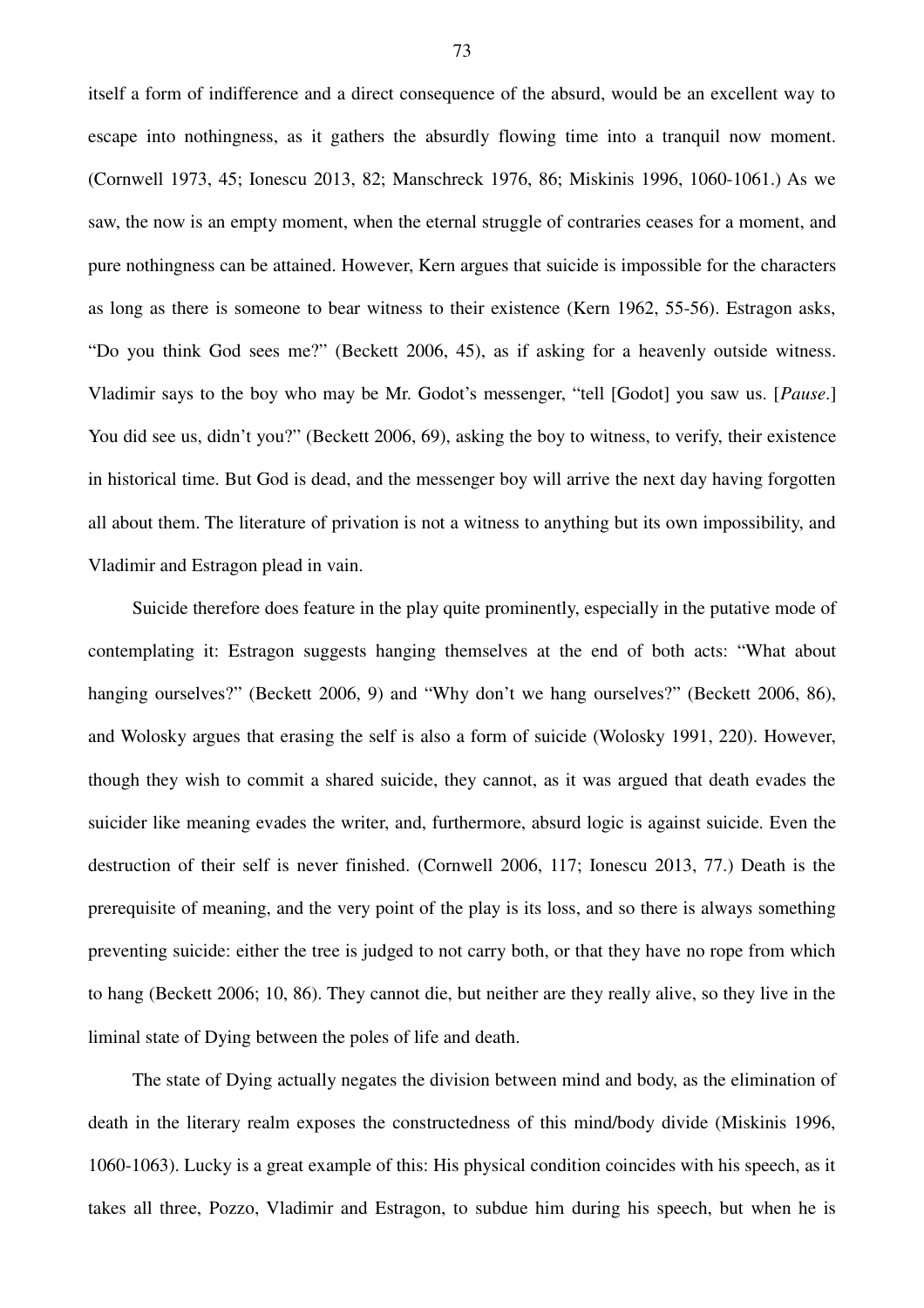itself a form of indifference and a direct consequence of the absurd, would be an excellent way to escape into nothingness, as it gathers the absurdly flowing time into a tranquil now moment. (Cornwell 1973, 45; Ionescu 2013, 82; Manschreck 1976, 86; Miskinis 1996, 1060-1061.) As we saw, the now is an empty moment, when the eternal struggle of contraries ceases for a moment, and pure nothingness can be attained. However, Kern argues that suicide is impossible for the characters as long as there is someone to bear witness to their existence (Kern 1962, 55-56). Estragon asks, "Do you think God sees me?" (Beckett 2006, 45), as if asking for a heavenly outside witness. Vladimir says to the boy who may be Mr. Godot's messenger, "tell [Godot] you saw us. [*Pause*.] You did see us, didn't you?" (Beckett 2006, 69), asking the boy to witness, to verify, their existence in historical time. But God is dead, and the messenger boy will arrive the next day having forgotten all about them. The literature of privation is not a witness to anything but its own impossibility, and Vladimir and Estragon plead in vain.

Suicide therefore does feature in the play quite prominently, especially in the putative mode of contemplating it: Estragon suggests hanging themselves at the end of both acts: "What about hanging ourselves?" (Beckett 2006, 9) and "Why don't we hang ourselves?" (Beckett 2006, 86), and Wolosky argues that erasing the self is also a form of suicide (Wolosky 1991, 220). However, though they wish to commit a shared suicide, they cannot, as it was argued that death evades the suicider like meaning evades the writer, and, furthermore, absurd logic is against suicide. Even the destruction of their self is never finished. (Cornwell 2006, 117; Ionescu 2013, 77.) Death is the prerequisite of meaning, and the very point of the play is its loss, and so there is always something preventing suicide: either the tree is judged to not carry both, or that they have no rope from which to hang (Beckett 2006; 10, 86). They cannot die, but neither are they really alive, so they live in the liminal state of Dying between the poles of life and death.

The state of Dying actually negates the division between mind and body, as the elimination of death in the literary realm exposes the constructedness of this mind/body divide (Miskinis 1996, 1060-1063). Lucky is a great example of this: His physical condition coincides with his speech, as it takes all three, Pozzo, Vladimir and Estragon, to subdue him during his speech, but when he is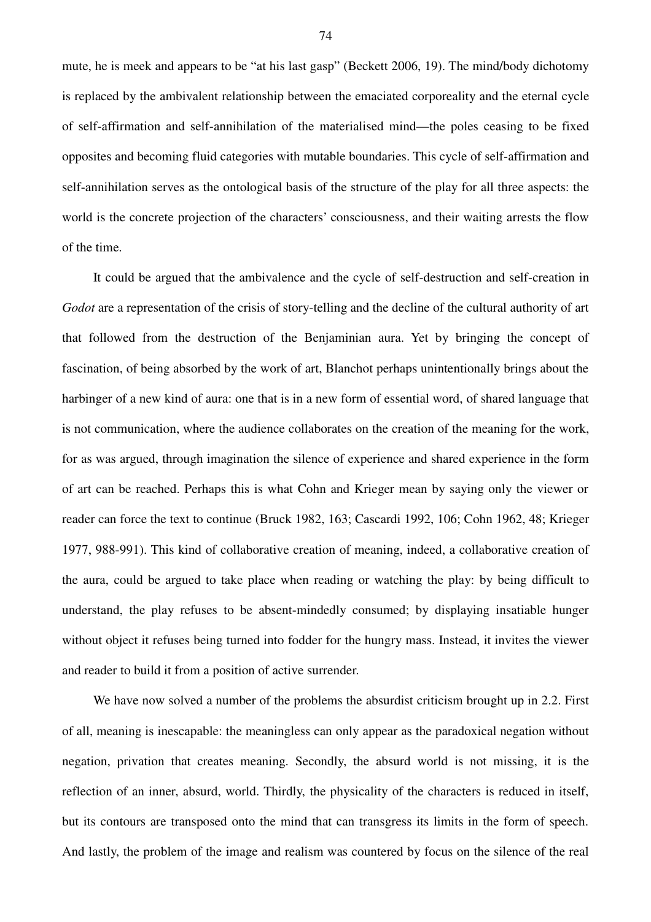mute, he is meek and appears to be "at his last gasp" (Beckett 2006, 19). The mind/body dichotomy is replaced by the ambivalent relationship between the emaciated corporeality and the eternal cycle of self-affirmation and self-annihilation of the materialised mind—the poles ceasing to be fixed opposites and becoming fluid categories with mutable boundaries. This cycle of self-affirmation and self-annihilation serves as the ontological basis of the structure of the play for all three aspects: the world is the concrete projection of the characters' consciousness, and their waiting arrests the flow of the time.

It could be argued that the ambivalence and the cycle of self-destruction and self-creation in *Godot* are a representation of the crisis of story-telling and the decline of the cultural authority of art that followed from the destruction of the Benjaminian aura. Yet by bringing the concept of fascination, of being absorbed by the work of art, Blanchot perhaps unintentionally brings about the harbinger of a new kind of aura: one that is in a new form of essential word, of shared language that is not communication, where the audience collaborates on the creation of the meaning for the work, for as was argued, through imagination the silence of experience and shared experience in the form of art can be reached. Perhaps this is what Cohn and Krieger mean by saying only the viewer or reader can force the text to continue (Bruck 1982, 163; Cascardi 1992, 106; Cohn 1962, 48; Krieger 1977, 988-991). This kind of collaborative creation of meaning, indeed, a collaborative creation of the aura, could be argued to take place when reading or watching the play: by being difficult to understand, the play refuses to be absent-mindedly consumed; by displaying insatiable hunger without object it refuses being turned into fodder for the hungry mass. Instead, it invites the viewer and reader to build it from a position of active surrender.

We have now solved a number of the problems the absurdist criticism brought up in 2.2. First of all, meaning is inescapable: the meaningless can only appear as the paradoxical negation without negation, privation that creates meaning. Secondly, the absurd world is not missing, it is the reflection of an inner, absurd, world. Thirdly, the physicality of the characters is reduced in itself, but its contours are transposed onto the mind that can transgress its limits in the form of speech. And lastly, the problem of the image and realism was countered by focus on the silence of the real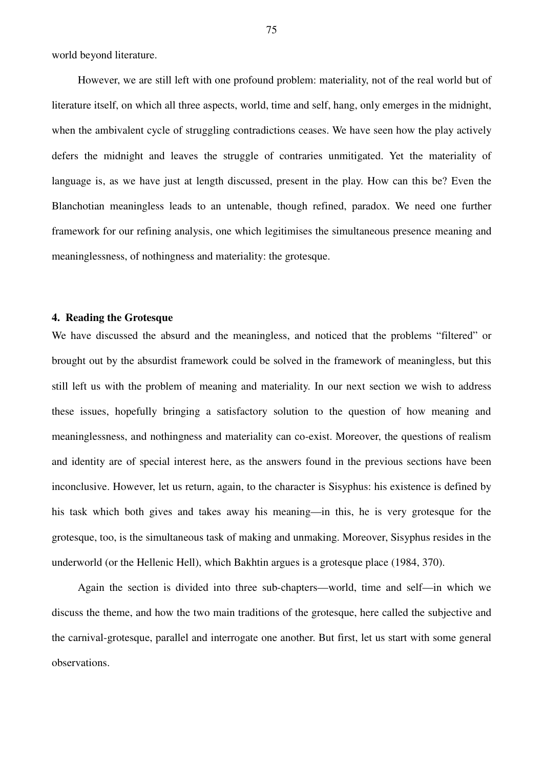world beyond literature.

However, we are still left with one profound problem: materiality, not of the real world but of literature itself, on which all three aspects, world, time and self, hang, only emerges in the midnight, when the ambivalent cycle of struggling contradictions ceases. We have seen how the play actively defers the midnight and leaves the struggle of contraries unmitigated. Yet the materiality of language is, as we have just at length discussed, present in the play. How can this be? Even the Blanchotian meaningless leads to an untenable, though refined, paradox. We need one further framework for our refining analysis, one which legitimises the simultaneous presence meaning and meaninglessness, of nothingness and materiality: the grotesque.

## 4. Reading the Grotesque

We have discussed the absurd and the meaningless, and noticed that the problems "filtered" or brought out by the absurdist framework could be solved in the framework of meaningless, but this still left us with the problem of meaning and materiality. In our next section we wish to address these issues, hopefully bringing a satisfactory solution to the question of how meaning and meaninglessness, and nothingness and materiality can co-exist. Moreover, the questions of realism and identity are of special interest here, as the answers found in the previous sections have been inconclusive. However, let us return, again, to the character is Sisyphus: his existence is defined by his task which both gives and takes away his meaning—in this, he is very grotesque for the grotesque, too, is the simultaneous task of making and unmaking. Moreover, Sisyphus resides in the underworld (or the Hellenic Hell), which Bakhtin argues is a grotesque place (1984, 370).

Again the section is divided into three sub-chapters—world, time and self—in which we discuss the theme, and how the two main traditions of the grotesque, here called the subjective and the carnival-grotesque, parallel and interrogate one another. But first, let us start with some general observations.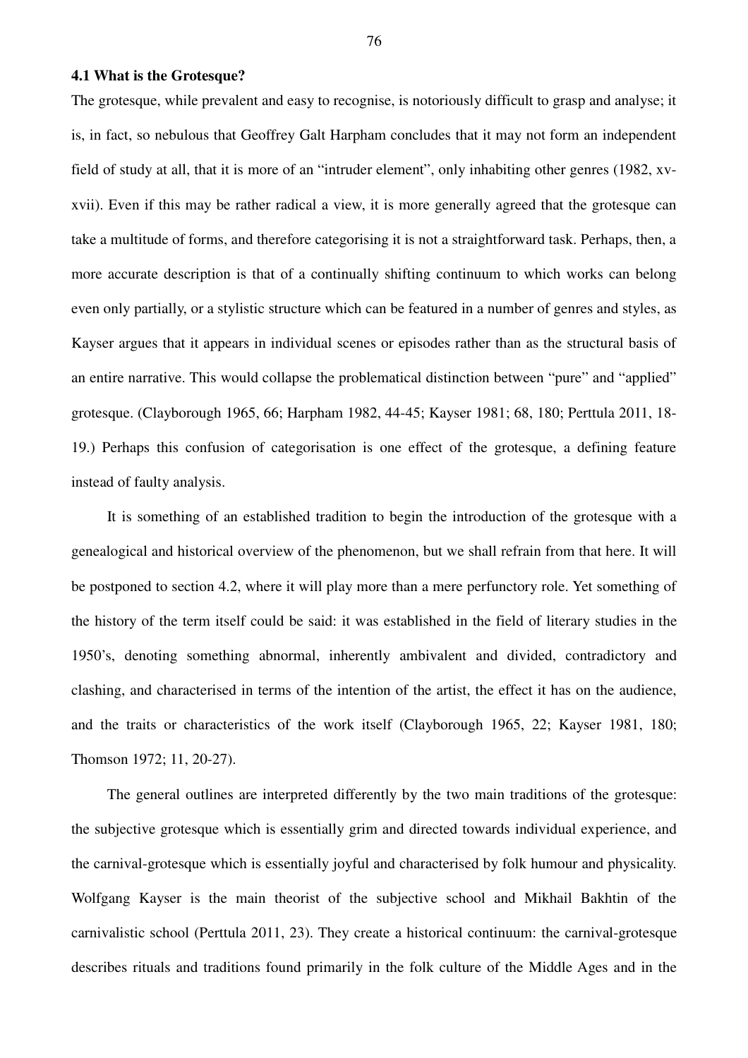### 4.1 What is the Grotesque?

The grotesque, while prevalent and easy to recognise, is notoriously difficult to grasp and analyse; it is, in fact, so nebulous that Geoffrey Galt Harpham concludes that it may not form an independent field of study at all, that it is more of an "intruder element", only inhabiting other genres (1982, xv-xvii). Even if this may be rather radical a view, it is more generally agreed that the grotesque can take a multitude of forms, and therefore categorising it is not a straightforward task. Perhaps, then, a more accurate description is that of a continually shifting continuum to which works can belong even only partially, or a stylistic structure which can be featured in a number of genres and styles, as Kayser argues that it appears in individual scenes or episodes rather than as the structural basis of an entire narrative. This would collapse the problematical distinction between "pure" and "applied" grotesque. (Clayborough 1965, 66; Harpham 1982, 44-45; Kayser 1981; 68, 180; Perttula 2011, 18-19.) Perhaps this confusion of categorisation is one effect of the grotesque, a defining feature instead of faulty analysis.

It is something of an established tradition to begin the introduction of the grotesque with a genealogical and historical overview of the phenomenon, but we shall refrain from that here. It will be postponed to section 4.2, where it will play more than a mere perfunctory role. Yet something of the history of the term itself could be said: it was established in the field of literary studies in the 1950's, denoting something abnormal, inherently ambivalent and divided, contradictory and clashing, and characterised in terms of the intention of the artist, the effect it has on the audience, and the traits or characteristics of the work itself (Clayborough 1965, 22; Kayser 1981, 180; Thomson 1972; 11, 20-27).

The general outlines are interpreted differently by the two main traditions of the grotesque: the subjective grotesque which is essentially grim and directed towards individual experience, and the carnival-grotesque which is essentially joyful and characterised by folk humour and physicality. Wolfgang Kayser is the main theorist of the subjective school and Mikhail Bakhtin of the carnivalistic school (Perttula 2011, 23). They create a historical continuum: the carnival-grotesque describes rituals and traditions found primarily in the folk culture of the Middle Ages and in the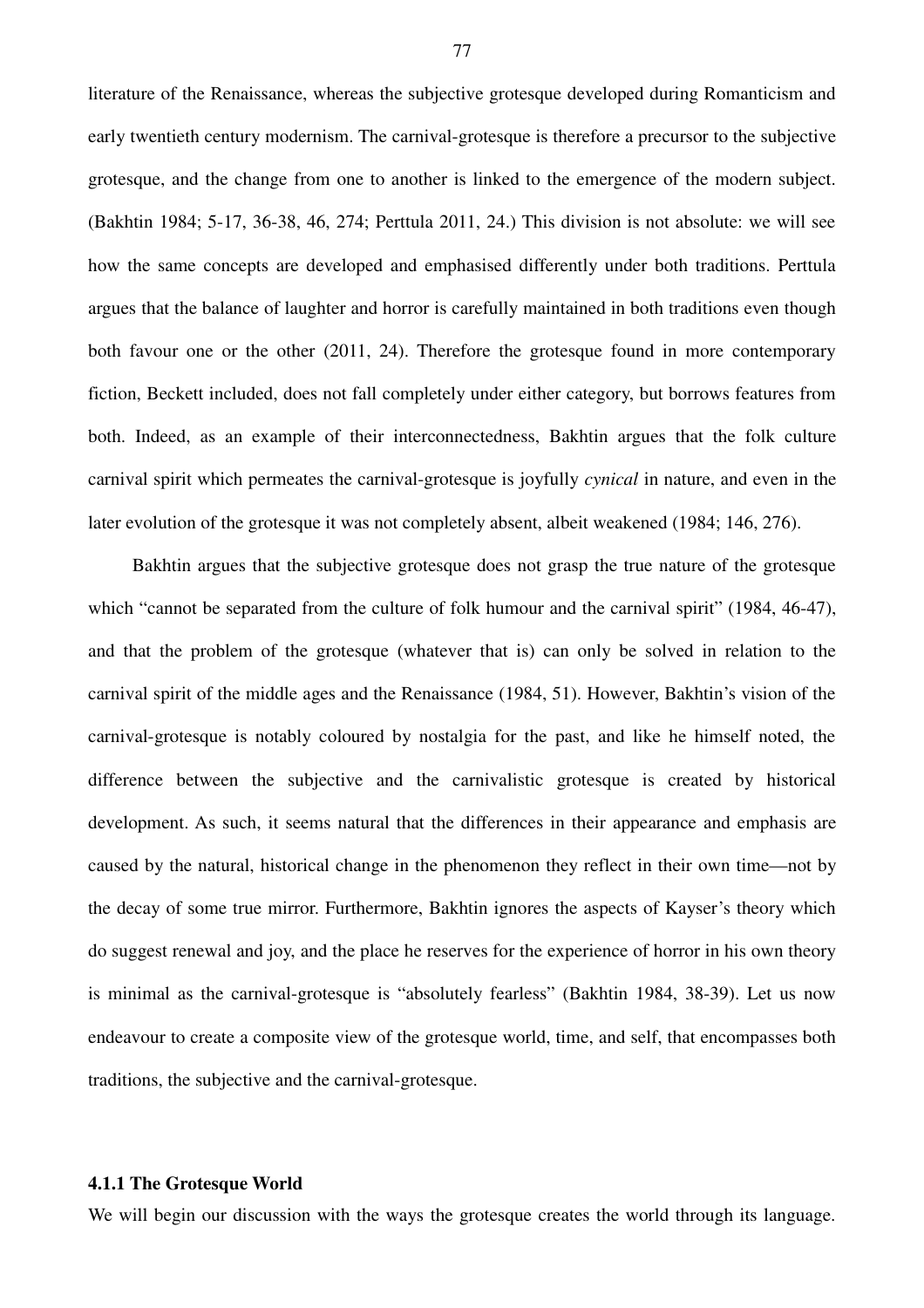literature of the Renaissance, whereas the subjective grotesque developed during Romanticism and early twentieth century modernism. The carnival-grotesque is therefore a precursor to the subjective grotesque, and the change from one to another is linked to the emergence of the modern subject. (Bakhtin 1984; 5-17, 36-38, 46, 274; Perttula 2011, 24.) This division is not absolute: we will see how the same concepts are developed and emphasised differently under both traditions. Perttula argues that the balance of laughter and horror is carefully maintained in both traditions even though both favour one or the other (2011, 24). Therefore the grotesque found in more contemporary fiction, Beckett included, does not fall completely under either category, but borrows features from both. Indeed, as an example of their interconnectedness, Bakhtin argues that the folk culture carnival spirit which permeates the carnival-grotesque is joyfully *cynical* in nature, and even in the later evolution of the grotesque it was not completely absent, albeit weakened (1984; 146, 276).

Bakhtin argues that the subjective grotesque does not grasp the true nature of the grotesque which "cannot be separated from the culture of folk humour and the carnival spirit" (1984, 46-47), and that the problem of the grotesque (whatever that is) can only be solved in relation to the carnival spirit of the middle ages and the Renaissance (1984, 51). However, Bakhtin's vision of the carnival-grotesque is notably coloured by nostalgia for the past, and like he himself noted, the difference between the subjective and the carnivalistic grotesque is created by historical development. As such, it seems natural that the differences in their appearance and emphasis are caused by the natural, historical change in the phenomenon they reflect in their own time—not by the decay of some true mirror. Furthermore, Bakhtin ignores the aspects of Kayser's theory which do suggest renewal and joy, and the place he reserves for the experience of horror in his own theory is minimal as the carnival-grotesque is "absolutely fearless" (Bakhtin 1984, 38-39). Let us now endeavour to create a composite view of the grotesque world, time, and self, that encompasses both traditions, the subjective and the carnival-grotesque.

### 4.1.1 The Grotesque World

We will begin our discussion with the ways the grotesque creates the world through its language.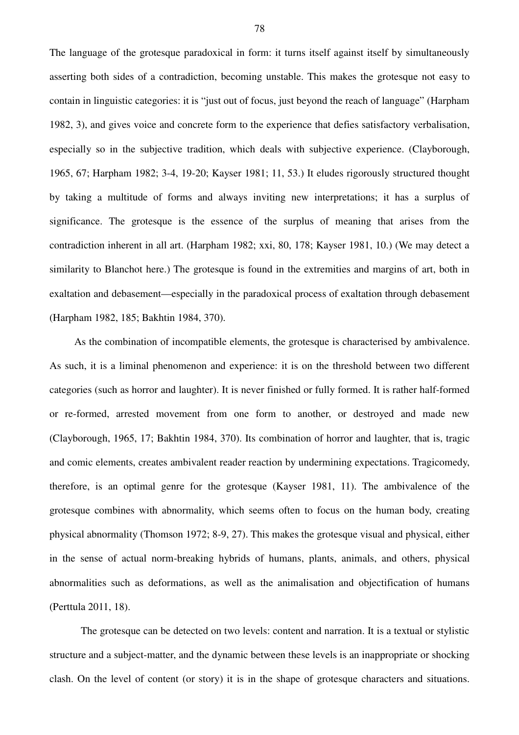The language of the grotesque paradoxical in form: it turns itself against itself by simultaneously asserting both sides of a contradiction, becoming unstable. This makes the grotesque not easy to contain in linguistic categories: it is "just out of focus, just beyond the reach of language" (Harpham 1982, 3), and gives voice and concrete form to the experience that defies satisfactory verbalisation, especially so in the subjective tradition, which deals with subjective experience. (Clayborough, 1965, 67; Harpham 1982; 3-4, 19-20; Kayser 1981; 11, 53.) It eludes rigorously structured thought by taking a multitude of forms and always inviting new interpretations; it has a surplus of significance. The grotesque is the essence of the surplus of meaning that arises from the contradiction inherent in all art. (Harpham 1982; xxi, 80, 178; Kayser 1981, 10.) (We may detect a similarity to Blanchot here.) The grotesque is found in the extremities and margins of art, both in exaltation and debasement—especially in the paradoxical process of exaltation through debasement (Harpham 1982, 185; Bakhtin 1984, 370).

As the combination of incompatible elements, the grotesque is characterised by ambivalence. As such, it is a liminal phenomenon and experience: it is on the threshold between two different categories (such as horror and laughter). It is never finished or fully formed. It is rather half-formed or re-formed, arrested movement from one form to another, or destroyed and made new (Clayborough, 1965, 17; Bakhtin 1984, 370). Its combination of horror and laughter, that is, tragic and comic elements, creates ambivalent reader reaction by undermining expectations. Tragicomedy, therefore, is an optimal genre for the grotesque (Kayser 1981, 11). The ambivalence of the grotesque combines with abnormality, which seems often to focus on the human body, creating physical abnormality (Thomson 1972; 8-9, 27). This makes the grotesque visual and physical, either in the sense of actual norm-breaking hybrids of humans, plants, animals, and others, physical abnormalities such as deformations, as well as the animalisation and objectification of humans (Perttula 2011, 18).

The grotesque can be detected on two levels: content and narration. It is a textual or stylistic structure and a subject-matter, and the dynamic between these levels is an inappropriate or shocking clash. On the level of content (or story) it is in the shape of grotesque characters and situations.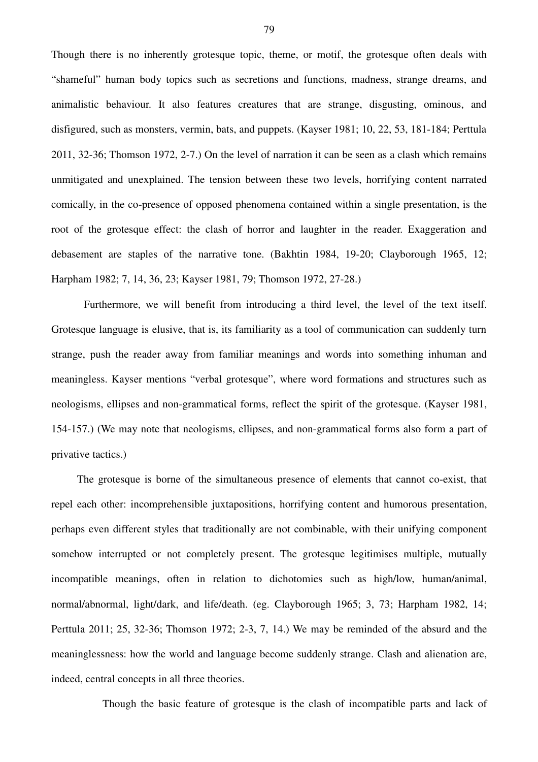Though there is no inherently grotesque topic, theme, or motif, the grotesque often deals with "shameful" human body topics such as secretions and functions, madness, strange dreams, and animalistic behaviour. It also features creatures that are strange, disgusting, ominous, and disfigured, such as monsters, vermin, bats, and puppets. (Kayser 1981; 10, 22, 53, 181-184; Perttula 2011, 32-36; Thomson 1972, 2-7.) On the level of narration it can be seen as a clash which remains unmitigated and unexplained. The tension between these two levels, horrifying content narrated comically, in the co-presence of opposed phenomena contained within a single presentation, is the root of the grotesque effect: the clash of horror and laughter in the reader. Exaggeration and debasement are staples of the narrative tone. (Bakhtin 1984, 19-20; Clayborough 1965, 12; Harpham 1982; 7, 14, 36, 23; Kayser 1981, 79; Thomson 1972, 27-28.)

Furthermore, we will benefit from introducing a third level, the level of the text itself. Grotesque language is elusive, that is, its familiarity as a tool of communication can suddenly turn strange, push the reader away from familiar meanings and words into something inhuman and meaningless. Kayser mentions "verbal grotesque", where word formations and structures such as neologisms, ellipses and non-grammatical forms, reflect the spirit of the grotesque. (Kayser 1981, 154-157.) (We may note that neologisms, ellipses, and non-grammatical forms also form a part of privative tactics.)

The grotesque is borne of the simultaneous presence of elements that cannot co-exist, that repel each other: incomprehensible juxtapositions, horrifying content and humorous presentation, perhaps even different styles that traditionally are not combinable, with their unifying component somehow interrupted or not completely present. The grotesque legitimises multiple, mutually incompatible meanings, often in relation to dichotomies such as high/low, human/animal, normal/abnormal, light/dark, and life/death. (eg. Clayborough 1965; 3, 73; Harpham 1982, 14; Perttula 2011; 25, 32-36; Thomson 1972; 2-3, 7, 14.) We may be reminded of the absurd and the meaninglessness: how the world and language become suddenly strange. Clash and alienation are, indeed, central concepts in all three theories.

Though the basic feature of grotesque is the clash of incompatible parts and lack of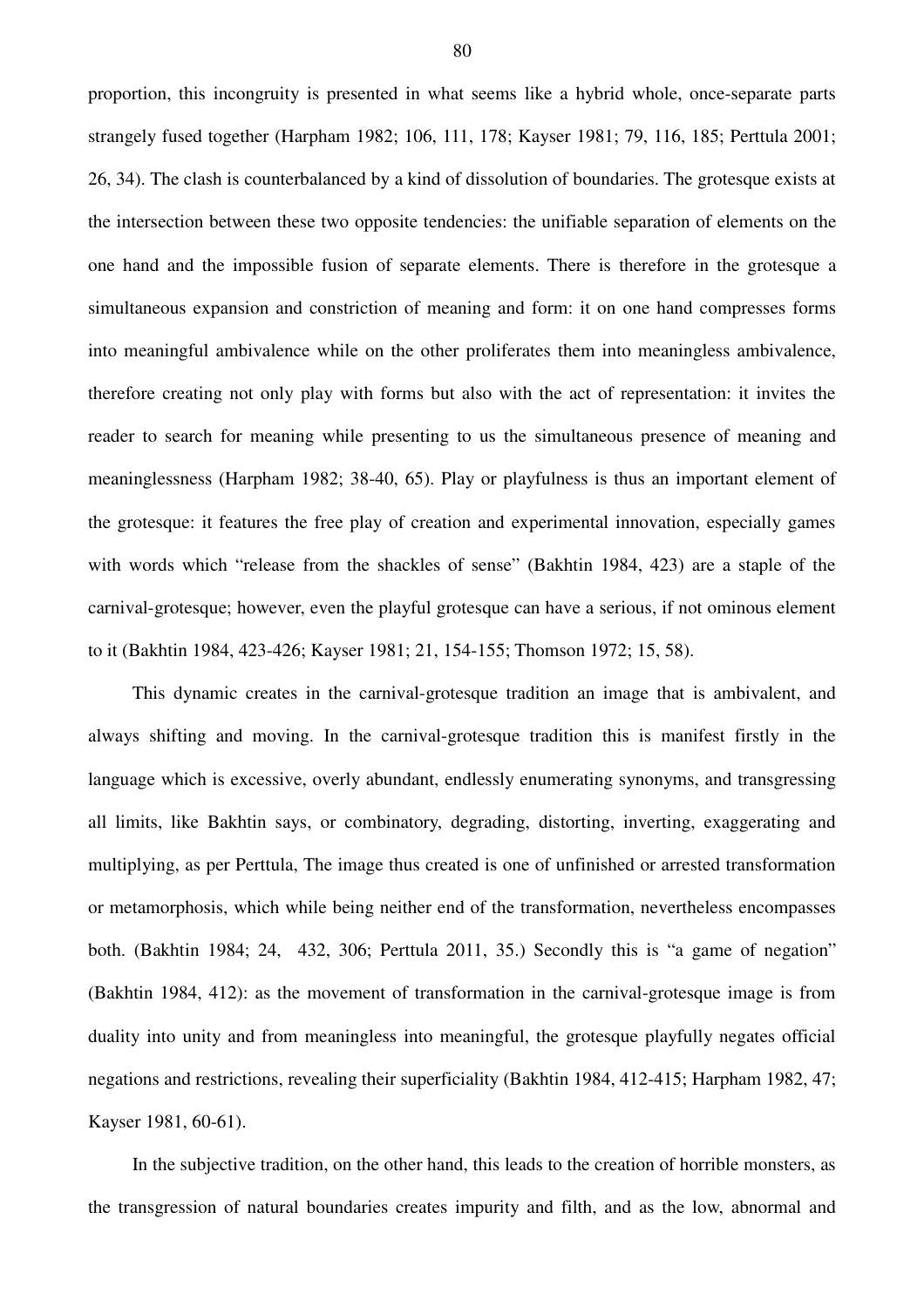proportion, this incongruity is presented in what seems like a hybrid whole, once-separate parts strangely fused together (Harpham 1982; 106, 111, 178; Kayser 1981; 79, 116, 185; Perttula 2001; 26, 34). The clash is counterbalanced by a kind of dissolution of boundaries. The grotesque exists at the intersection between these two opposite tendencies: the unifiable separation of elements on the one hand and the impossible fusion of separate elements. There is therefore in the grotesque a simultaneous expansion and constriction of meaning and form: it on one hand compresses forms into meaningful ambivalence while on the other proliferates them into meaningless ambivalence, therefore creating not only play with forms but also with the act of representation: it invites the reader to search for meaning while presenting to us the simultaneous presence of meaning and meaninglessness (Harpham 1982; 38-40, 65). Play or playfulness is thus an important element of the grotesque: it features the free play of creation and experimental innovation, especially games with words which "release from the shackles of sense" (Bakhtin 1984, 423) are a staple of the carnival-grotesque; however, even the playful grotesque can have a serious, if not ominous element to it (Bakhtin 1984, 423-426; Kayser 1981; 21, 154-155; Thomson 1972; 15, 58).

This dynamic creates in the carnival-grotesque tradition an image that is ambivalent, and always shifting and moving. In the carnival-grotesque tradition this is manifest firstly in the language which is excessive, overly abundant, endlessly enumerating synonyms, and transgressing all limits, like Bakhtin says, or combinatory, degrading, distorting, inverting, exaggerating and multiplying, as per Perttula, The image thus created is one of unfinished or arrested transformation or metamorphosis, which while being neither end of the transformation, nevertheless encompasses both. (Bakhtin 1984; 24, 432, 306; Perttula 2011, 35.) Secondly this is "a game of negation" (Bakhtin 1984, 412): as the movement of transformation in the carnival-grotesque image is from duality into unity and from meaningless into meaningful, the grotesque playfully negates official negations and restrictions, revealing their superficiality (Bakhtin 1984, 412-415; Harpham 1982, 47; Kayser 1981, 60-61).

In the subjective tradition, on the other hand, this leads to the creation of horrible monsters, as the transgression of natural boundaries creates impurity and filth, and as the low, abnormal and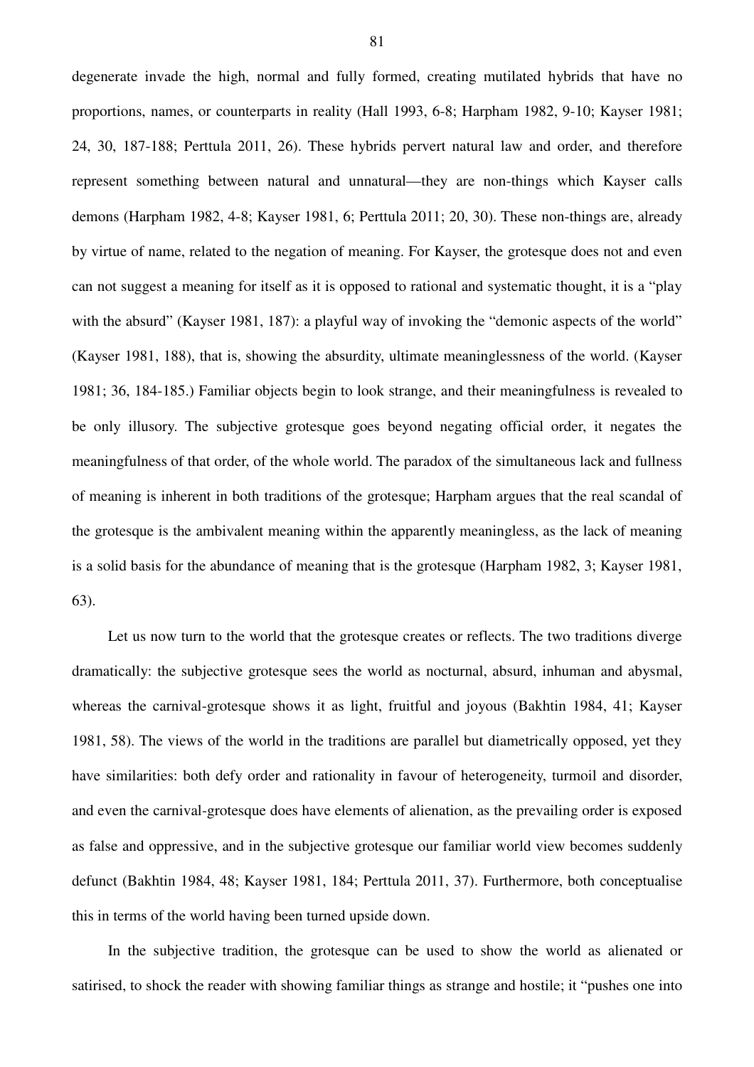degenerate invade the high, normal and fully formed, creating mutilated hybrids that have no proportions, names, or counterparts in reality (Hall 1993, 6-8; Harpham 1982, 9-10; Kayser 1981; 24, 30, 187-188; Perttula 2011, 26). These hybrids pervert natural law and order, and therefore represent something between natural and unnatural—they are non-things which Kayser calls demons (Harpham 1982, 4-8; Kayser 1981, 6; Perttula 2011; 20, 30). These non-things are, already by virtue of name, related to the negation of meaning. For Kayser, the grotesque does not and even can not suggest a meaning for itself as it is opposed to rational and systematic thought, it is a "play with the absurd" (Kayser 1981, 187): a playful way of invoking the "demonic aspects of the world" (Kayser 1981, 188), that is, showing the absurdity, ultimate meaninglessness of the world. (Kayser 1981; 36, 184-185.) Familiar objects begin to look strange, and their meaningfulness is revealed to be only illusory. The subjective grotesque goes beyond negating official order, it negates the meaningfulness of that order, of the whole world. The paradox of the simultaneous lack and fullness of meaning is inherent in both traditions of the grotesque; Harpham argues that the real scandal of the grotesque is the ambivalent meaning within the apparently meaningless, as the lack of meaning is a solid basis for the abundance of meaning that is the grotesque (Harpham 1982, 3; Kayser 1981, 63).

Let us now turn to the world that the grotesque creates or reflects. The two traditions diverge dramatically: the subjective grotesque sees the world as nocturnal, absurd, inhuman and abysmal, whereas the carnival-grotesque shows it as light, fruitful and joyous (Bakhtin 1984, 41; Kayser 1981, 58). The views of the world in the traditions are parallel but diametrically opposed, yet they have similarities: both defy order and rationality in favour of heterogeneity, turmoil and disorder, and even the carnival-grotesque does have elements of alienation, as the prevailing order is exposed as false and oppressive, and in the subjective grotesque our familiar world view becomes suddenly defunct (Bakhtin 1984, 48; Kayser 1981, 184; Perttula 2011, 37). Furthermore, both conceptualise this in terms of the world having been turned upside down.

In the subjective tradition, the grotesque can be used to show the world as alienated or satirised, to shock the reader with showing familiar things as strange and hostile; it "pushes one into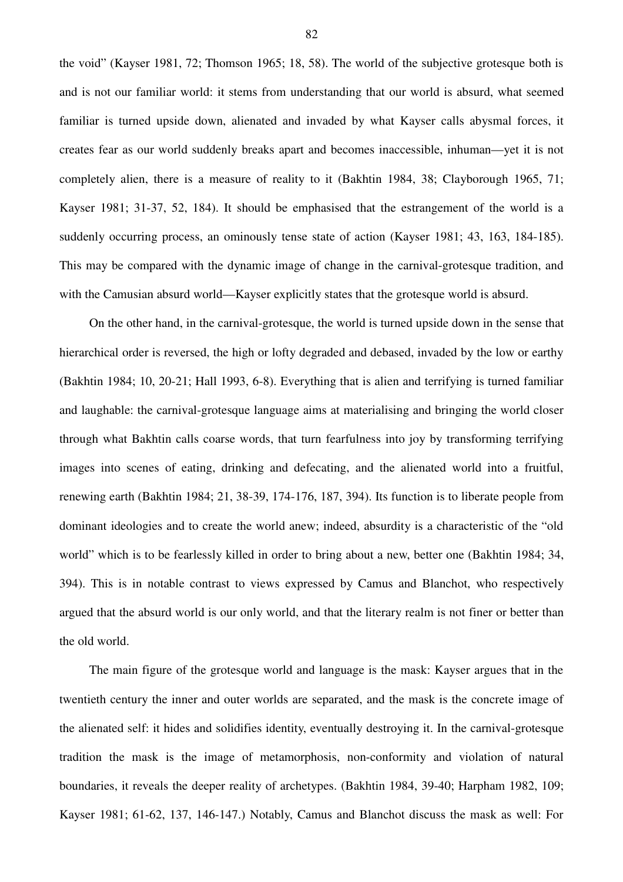the void" (Kayser 1981, 72; Thomson 1965; 18, 58). The world of the subjective grotesque both is and is not our familiar world: it stems from understanding that our world is absurd, what seemed familiar is turned upside down, alienated and invaded by what Kayser calls abysmal forces, it creates fear as our world suddenly breaks apart and becomes inaccessible, inhuman—yet it is not completely alien, there is a measure of reality to it (Bakhtin 1984, 38; Clayborough 1965, 71; Kayser 1981; 31-37, 52, 184). It should be emphasised that the estrangement of the world is a suddenly occurring process, an ominously tense state of action (Kayser 1981; 43, 163, 184-185). This may be compared with the dynamic image of change in the carnival-grotesque tradition, and with the Camusian absurd world—Kayser explicitly states that the grotesque world is absurd.

On the other hand, in the carnival-grotesque, the world is turned upside down in the sense that hierarchical order is reversed, the high or lofty degraded and debased, invaded by the low or earthy (Bakhtin 1984; 10, 20-21; Hall 1993, 6-8). Everything that is alien and terrifying is turned familiar and laughable: the carnival-grotesque language aims at materialising and bringing the world closer through what Bakhtin calls coarse words, that turn fearfulness into joy by transforming terrifying images into scenes of eating, drinking and defecating, and the alienated world into a fruitful, renewing earth (Bakhtin 1984; 21, 38-39, 174-176, 187, 394). Its function is to liberate people from dominant ideologies and to create the world anew; indeed, absurdity is a characteristic of the "old world" which is to be fearlessly killed in order to bring about a new, better one (Bakhtin 1984; 34, 394). This is in notable contrast to views expressed by Camus and Blanchot, who respectively argued that the absurd world is our only world, and that the literary realm is not finer or better than the old world.

The main figure of the grotesque world and language is the mask: Kayser argues that in the twentieth century the inner and outer worlds are separated, and the mask is the concrete image of the alienated self: it hides and solidifies identity, eventually destroying it. In the carnival-grotesque tradition the mask is the image of metamorphosis, non-conformity and violation of natural boundaries, it reveals the deeper reality of archetypes. (Bakhtin 1984, 39-40; Harpham 1982, 109; Kayser 1981; 61-62, 137, 146-147.) Notably, Camus and Blanchot discuss the mask as well: For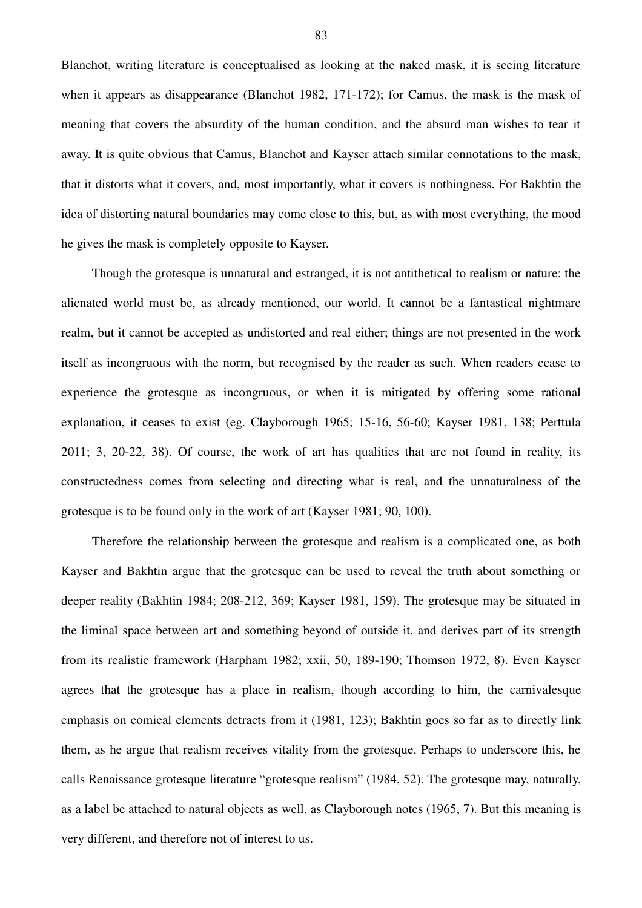Blanchot, writing literature is conceptualised as looking at the naked mask, it is seeing literature when it appears as disappearance (Blanchot 1982, 171-172); for Camus, the mask is the mask of meaning that covers the absurdity of the human condition, and the absurd man wishes to tear it away. It is quite obvious that Camus, Blanchot and Kayser attach similar connotations to the mask, that it distorts what it covers, and, most importantly, what it covers is nothingness. For Bakhtin the idea of distorting natural boundaries may come close to this, but, as with most everything, the mood he gives the mask is completely opposite to Kayser.

Though the grotesque is unnatural and estranged, it is not antithetical to realism or nature: the alienated world must be, as already mentioned, our world. It cannot be a fantastical nightmare realm, but it cannot be accepted as undistorted and real either; things are not presented in the work itself as incongruous with the norm, but recognised by the reader as such. When readers cease to experience the grotesque as incongruous, or when it is mitigated by offering some rational explanation, it ceases to exist (eg. Clayborough 1965; 15-16, 56-60; Kayser 1981, 138; Perttula 2011; 3, 20-22, 38). Of course, the work of art has qualities that are not found in reality, its constructedness comes from selecting and directing what is real, and the unnaturalness of the grotesque is to be found only in the work of art (Kayser 1981; 90, 100).

Therefore the relationship between the grotesque and realism is a complicated one, as both Kayser and Bakhtin argue that the grotesque can be used to reveal the truth about something or deeper reality (Bakhtin 1984; 208-212, 369; Kayser 1981, 159). The grotesque may be situated in the liminal space between art and something beyond of outside it, and derives part of its strength from its realistic framework (Harpham 1982; xxii, 50, 189-190; Thomson 1972, 8). Even Kayser agrees that the grotesque has a place in realism, though according to him, the carnivalesque emphasis on comical elements detracts from it (1981, 123); Bakhtin goes so far as to directly link them, as he argue that realism receives vitality from the grotesque. Perhaps to underscore this, he calls Renaissance grotesque literature "grotesque realism" (1984, 52). The grotesque may, naturally, as a label be attached to natural objects as well, as Clayborough notes (1965, 7). But this meaning is very different, and therefore not of interest to us.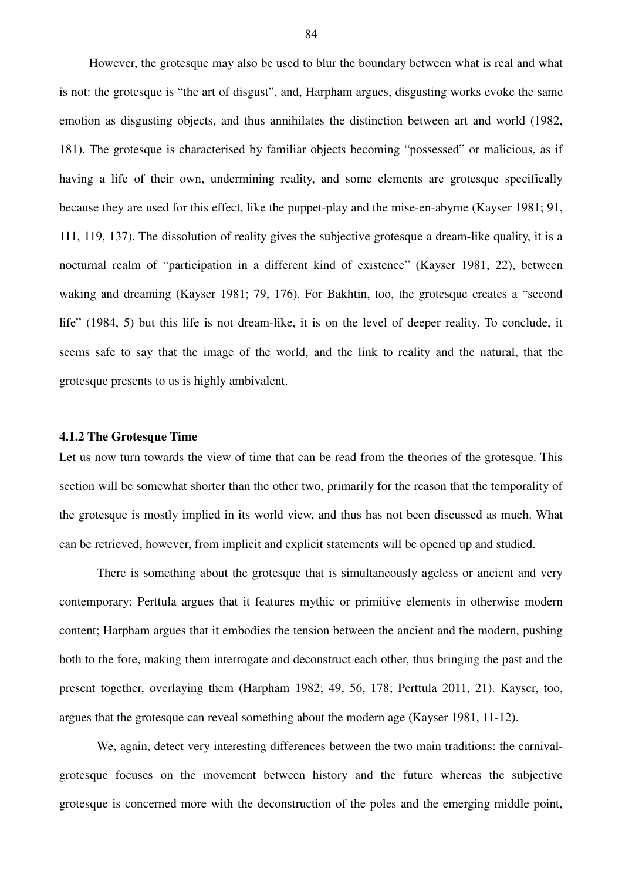However, the grotesque may also be used to blur the boundary between what is real and what is not: the grotesque is "the art of disgust", and, Harpham argues, disgusting works evoke the same emotion as disgusting objects, and thus annihilates the distinction between art and world (1982, 181). The grotesque is characterised by familiar objects becoming "possessed" or malicious, as if having a life of their own, undermining reality, and some elements are grotesque specifically because they are used for this effect, like the puppet-play and the mise-en-abyme (Kayser 1981; 91, 111, 119, 137). The dissolution of reality gives the subjective grotesque a dream-like quality, it is a nocturnal realm of "participation in a different kind of existence" (Kayser 1981, 22), between waking and dreaming (Kayser 1981; 79, 176). For Bakhtin, too, the grotesque creates a "second life" (1984, 5) but this life is not dream-like, it is on the level of deeper reality. To conclude, it seems safe to say that the image of the world, and the link to reality and the natural, that the grotesque presents to us is highly ambivalent.

### 4.1.2 The Grotesque Time

Let us now turn towards the view of time that can be read from the theories of the grotesque. This section will be somewhat shorter than the other two, primarily for the reason that the temporality of the grotesque is mostly implied in its world view, and thus has not been discussed as much. What can be retrieved, however, from implicit and explicit statements will be opened up and studied.

There is something about the grotesque that is simultaneously ageless or ancient and very contemporary: Perttula argues that it features mythic or primitive elements in otherwise modern content; Harpham argues that it embodies the tension between the ancient and the modern, pushing both to the fore, making them interrogate and deconstruct each other, thus bringing the past and the present together, overlaying them (Harpham 1982; 49, 56, 178; Perttula 2011, 21). Kayser, too, argues that the grotesque can reveal something about the modern age (Kayser 1981, 11-12).

We, again, detect very interesting differences between the two main traditions: the carnival-grotesque focuses on the movement between history and the future whereas the subjective grotesque is concerned more with the deconstruction of the poles and the emerging middle point,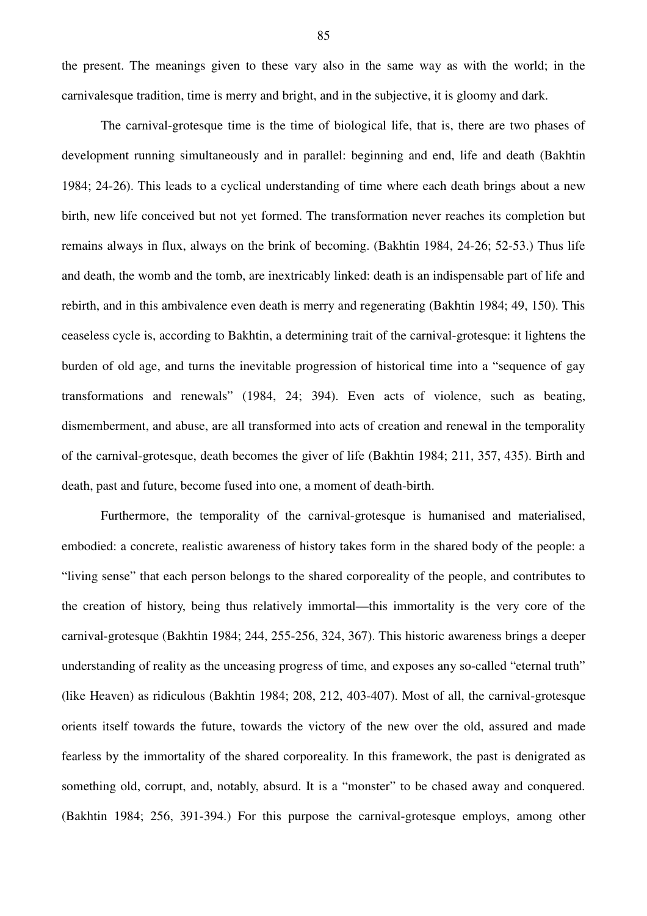the present. The meanings given to these vary also in the same way as with the world; in the carnivalesque tradition, time is merry and bright, and in the subjective, it is gloomy and dark.

The carnival-grotesque time is the time of biological life, that is, there are two phases of development running simultaneously and in parallel: beginning and end, life and death (Bakhtin 1984; 24-26). This leads to a cyclical understanding of time where each death brings about a new birth, new life conceived but not yet formed. The transformation never reaches its completion but remains always in flux, always on the brink of becoming. (Bakhtin 1984, 24-26; 52-53.) Thus life and death, the womb and the tomb, are inextricably linked: death is an indispensable part of life and rebirth, and in this ambivalence even death is merry and regenerating (Bakhtin 1984; 49, 150). This ceaseless cycle is, according to Bakhtin, a determining trait of the carnival-grotesque: it lightens the burden of old age, and turns the inevitable progression of historical time into a "sequence of gay transformations and renewals" (1984, 24; 394). Even acts of violence, such as beating, dismemberment, and abuse, are all transformed into acts of creation and renewal in the temporality of the carnival-grotesque, death becomes the giver of life (Bakhtin 1984; 211, 357, 435). Birth and death, past and future, become fused into one, a moment of death-birth.

Furthermore, the temporality of the carnival-grotesque is humanised and materialised, embodied: a concrete, realistic awareness of history takes form in the shared body of the people: a "living sense" that each person belongs to the shared corporeality of the people, and contributes to the creation of history, being thus relatively immortal—this immortality is the very core of the carnival-grotesque (Bakhtin 1984; 244, 255-256, 324, 367). This historic awareness brings a deeper understanding of reality as the unceasing progress of time, and exposes any so-called "eternal truth" (like Heaven) as ridiculous (Bakhtin 1984; 208, 212, 403-407). Most of all, the carnival-grotesque orients itself towards the future, towards the victory of the new over the old, assured and made fearless by the immortality of the shared corporeality. In this framework, the past is denigrated as something old, corrupt, and, notably, absurd. It is a "monster" to be chased away and conquered. (Bakhtin 1984; 256, 391-394.) For this purpose the carnival-grotesque employs, among other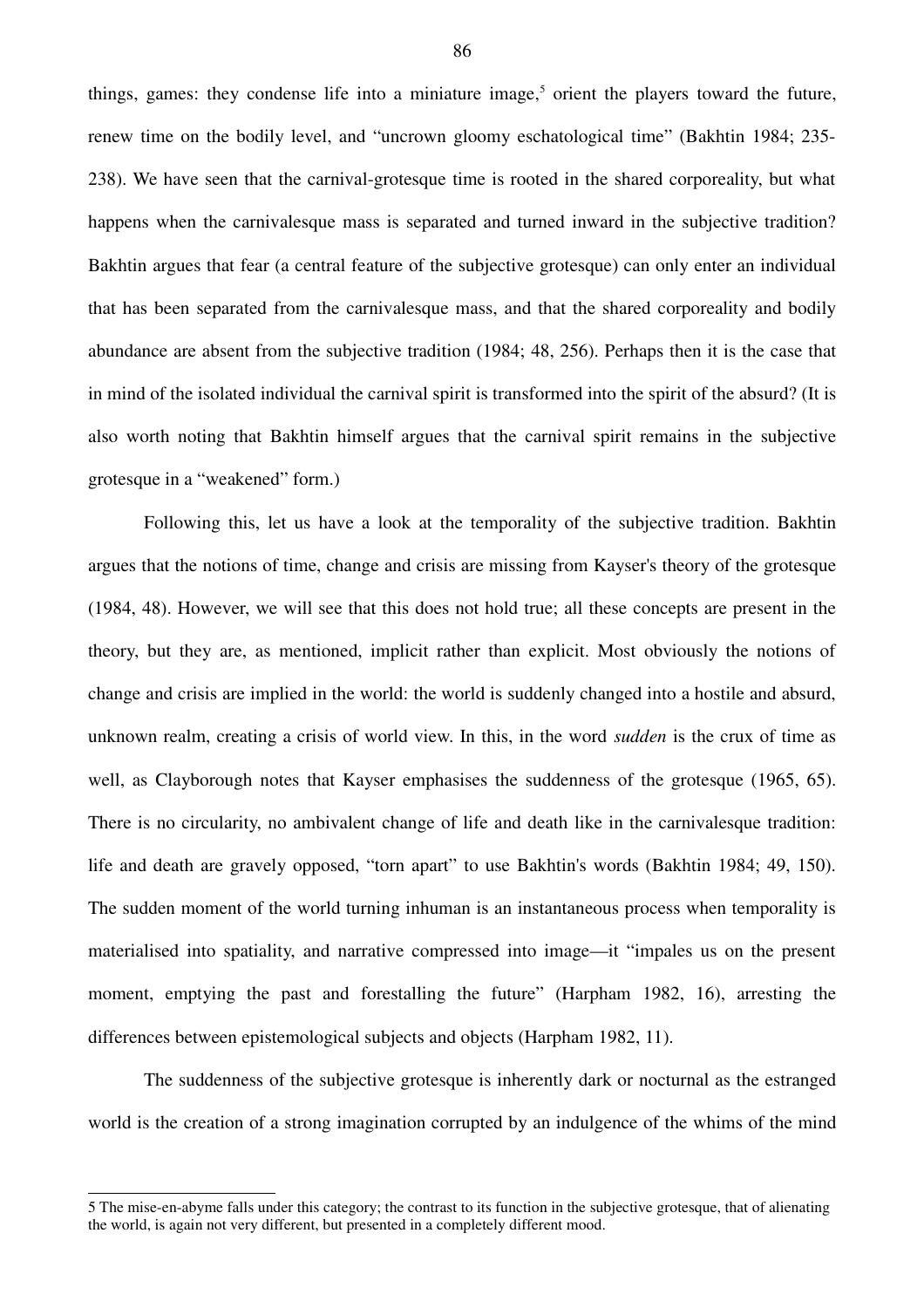things, games: they condense life into a miniature image,[5] orient the players toward the future, renew time on the bodily level, and "uncrown gloomy eschatological time" (Bakhtin 1984; 235-238). We have seen that the carnival-grotesque time is rooted in the shared corporeality, but what happens when the carnivalesque mass is separated and turned inward in the subjective tradition? Bakhtin argues that fear (a central feature of the subjective grotesque) can only enter an individual that has been separated from the carnivalesque mass, and that the shared corporeality and bodily abundance are absent from the subjective tradition (1984; 48, 256). Perhaps then it is the case that in mind of the isolated individual the carnival spirit is transformed into the spirit of the absurd? (It is also worth noting that Bakhtin himself argues that the carnival spirit remains in the subjective grotesque in a "weakened" form.)

Following this, let us have a look at the temporality of the subjective tradition. Bakhtin argues that the notions of time, change and crisis are missing from Kayser's theory of the grotesque (1984, 48). However, we will see that this does not hold true; all these concepts are present in the theory, but they are, as mentioned, implicit rather than explicit. Most obviously the notions of change and crisis are implied in the world: the world is suddenly changed into a hostile and absurd, unknown realm, creating a crisis of world view. In this, in the word *sudden* is the crux of time as well, as Clayborough notes that Kayser emphasises the suddenness of the grotesque (1965, 65). There is no circularity, no ambivalent change of life and death like in the carnivalesque tradition: life and death are gravely opposed, "torn apart" to use Bakhtin's words (Bakhtin 1984; 49, 150). The sudden moment of the world turning inhuman is an instantaneous process when temporality is materialised into spatiality, and narrative compressed into image—it "impales us on the present moment, emptying the past and forestalling the future" (Harpham 1982, 16), arresting the differences between epistemological subjects and objects (Harpham 1982, 11).

The suddenness of the subjective grotesque is inherently dark or nocturnal as the estranged world is the creation of a strong imagination corrupted by an indulgence of the whims of the mind

5 The mise-en-abyme falls under this category; the contrast to its function in the subjective grotesque, that of alienating the world, is again not very different, but presented in a completely different mood.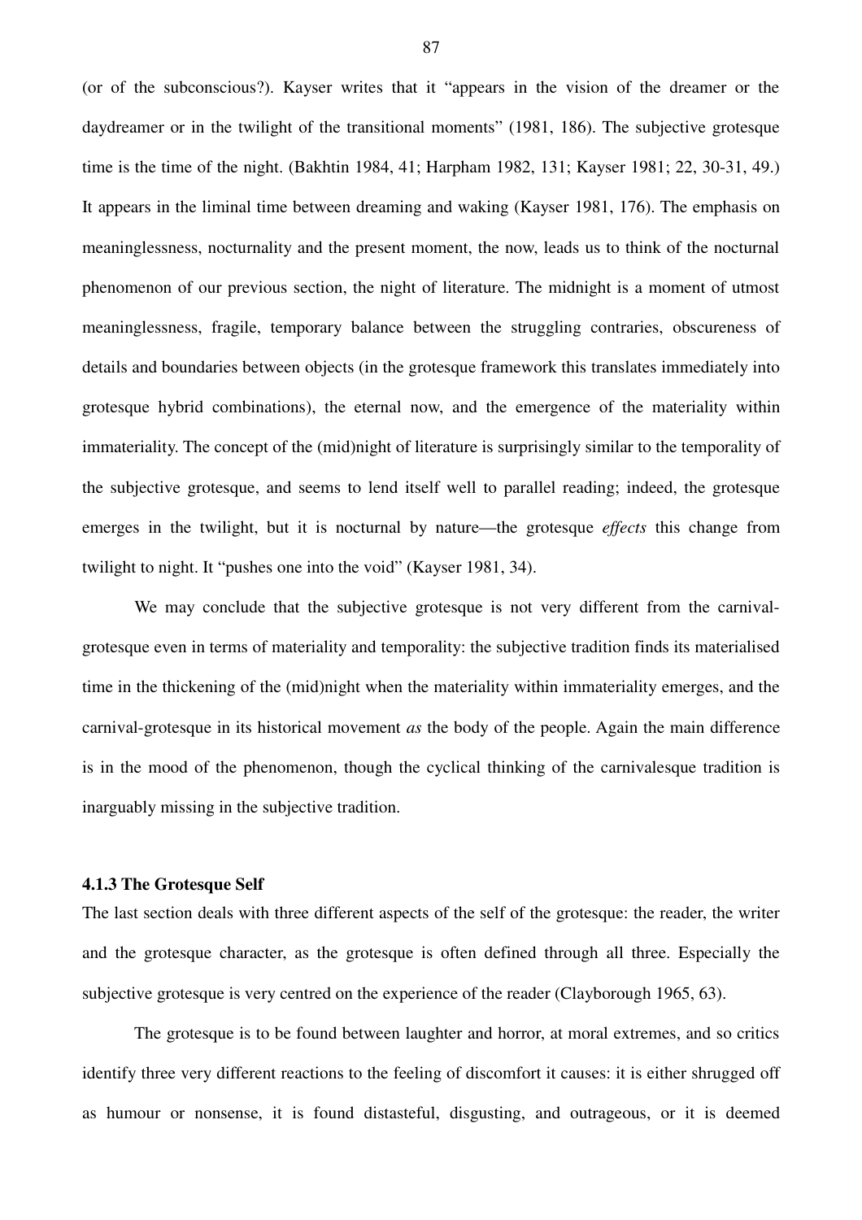(or of the subconscious?). Kayser writes that it "appears in the vision of the dreamer or the daydreamer or in the twilight of the transitional moments" (1981, 186). The subjective grotesque time is the time of the night. (Bakhtin 1984, 41; Harpham 1982, 131; Kayser 1981; 22, 30-31, 49.) It appears in the liminal time between dreaming and waking (Kayser 1981, 176). The emphasis on meaninglessness, nocturnality and the present moment, the now, leads us to think of the nocturnal phenomenon of our previous section, the night of literature. The midnight is a moment of utmost meaninglessness, fragile, temporary balance between the struggling contraries, obscureness of details and boundaries between objects (in the grotesque framework this translates immediately into grotesque hybrid combinations), the eternal now, and the emergence of the materiality within immateriality. The concept of the (mid)night of literature is surprisingly similar to the temporality of the subjective grotesque, and seems to lend itself well to parallel reading; indeed, the grotesque emerges in the twilight, but it is nocturnal by nature—the grotesque *effects* this change from twilight to night. It "pushes one into the void" (Kayser 1981, 34).

We may conclude that the subjective grotesque is not very different from the carnival-grotesque even in terms of materiality and temporality: the subjective tradition finds its materialised time in the thickening of the (mid)night when the materiality within immateriality emerges, and the carnival-grotesque in its historical movement *as* the body of the people. Again the main difference is in the mood of the phenomenon, though the cyclical thinking of the carnivalesque tradition is inarguably missing in the subjective tradition.

### 4.1.3 The Grotesque Self

The last section deals with three different aspects of the self of the grotesque: the reader, the writer and the grotesque character, as the grotesque is often defined through all three. Especially the subjective grotesque is very centred on the experience of the reader (Clayborough 1965, 63).

The grotesque is to be found between laughter and horror, at moral extremes, and so critics identify three very different reactions to the feeling of discomfort it causes: it is either shrugged off as humour or nonsense, it is found distasteful, disgusting, and outrageous, or it is deemed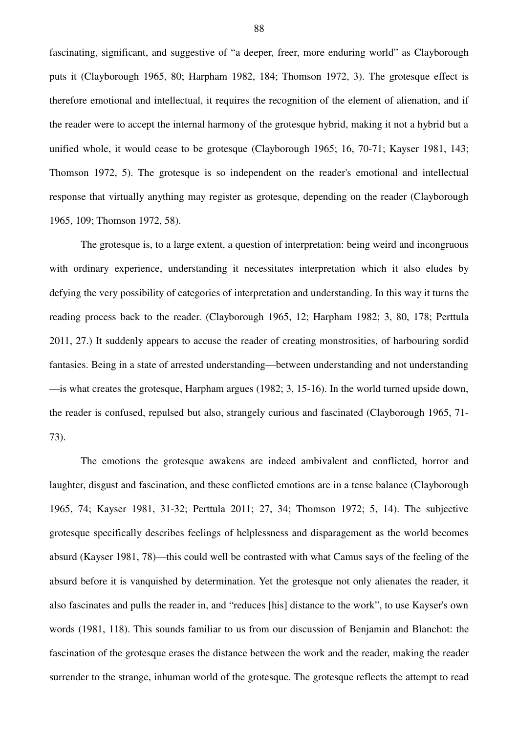fascinating, significant, and suggestive of "a deeper, freer, more enduring world" as Clayborough puts it (Clayborough 1965, 80; Harpham 1982, 184; Thomson 1972, 3). The grotesque effect is therefore emotional and intellectual, it requires the recognition of the element of alienation, and if the reader were to accept the internal harmony of the grotesque hybrid, making it not a hybrid but a unified whole, it would cease to be grotesque (Clayborough 1965; 16, 70-71; Kayser 1981, 143; Thomson 1972, 5). The grotesque is so independent on the reader's emotional and intellectual response that virtually anything may register as grotesque, depending on the reader (Clayborough 1965, 109; Thomson 1972, 58).

The grotesque is, to a large extent, a question of interpretation: being weird and incongruous with ordinary experience, understanding it necessitates interpretation which it also eludes by defying the very possibility of categories of interpretation and understanding. In this way it turns the reading process back to the reader. (Clayborough 1965, 12; Harpham 1982; 3, 80, 178; Perttula 2011, 27.) It suddenly appears to accuse the reader of creating monstrosities, of harbouring sordid fantasies. Being in a state of arrested understanding—between understanding and not understanding —is what creates the grotesque, Harpham argues (1982; 3, 15-16). In the world turned upside down, the reader is confused, repulsed but also, strangely curious and fascinated (Clayborough 1965, 71-73).

The emotions the grotesque awakens are indeed ambivalent and conflicted, horror and laughter, disgust and fascination, and these conflicted emotions are in a tense balance (Clayborough 1965, 74; Kayser 1981, 31-32; Perttula 2011; 27, 34; Thomson 1972; 5, 14). The subjective grotesque specifically describes feelings of helplessness and disparagement as the world becomes absurd (Kayser 1981, 78)—this could well be contrasted with what Camus says of the feeling of the absurd before it is vanquished by determination. Yet the grotesque not only alienates the reader, it also fascinates and pulls the reader in, and "reduces [his] distance to the work", to use Kayser's own words (1981, 118). This sounds familiar to us from our discussion of Benjamin and Blanchot: the fascination of the grotesque erases the distance between the work and the reader, making the reader surrender to the strange, inhuman world of the grotesque. The grotesque reflects the attempt to read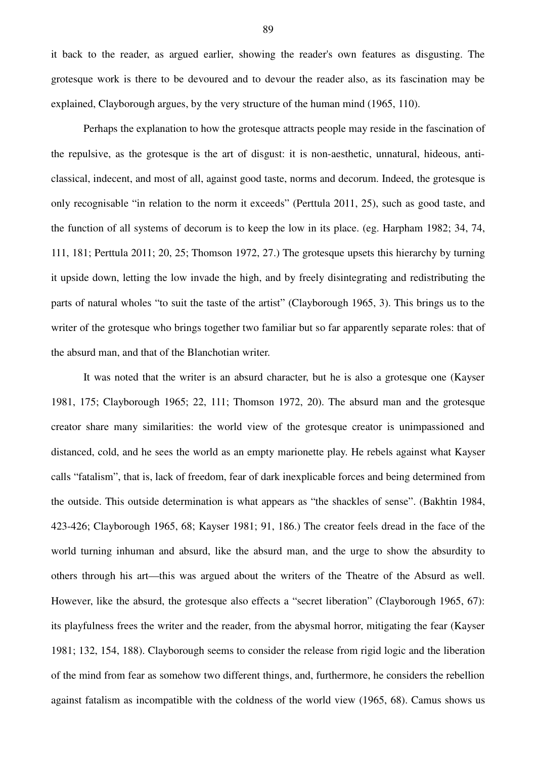it back to the reader, as argued earlier, showing the reader's own features as disgusting. The grotesque work is there to be devoured and to devour the reader also, as its fascination may be explained, Clayborough argues, by the very structure of the human mind (1965, 110).

Perhaps the explanation to how the grotesque attracts people may reside in the fascination of the repulsive, as the grotesque is the art of disgust: it is non-aesthetic, unnatural, hideous, anti-classical, indecent, and most of all, against good taste, norms and decorum. Indeed, the grotesque is only recognisable "in relation to the norm it exceeds" (Perttula 2011, 25), such as good taste, and the function of all systems of decorum is to keep the low in its place. (eg. Harpham 1982; 34, 74, 111, 181; Perttula 2011; 20, 25; Thomson 1972, 27.) The grotesque upsets this hierarchy by turning it upside down, letting the low invade the high, and by freely disintegrating and redistributing the parts of natural wholes "to suit the taste of the artist" (Clayborough 1965, 3). This brings us to the writer of the grotesque who brings together two familiar but so far apparently separate roles: that of the absurd man, and that of the Blanchotian writer.

It was noted that the writer is an absurd character, but he is also a grotesque one (Kayser 1981, 175; Clayborough 1965; 22, 111; Thomson 1972, 20). The absurd man and the grotesque creator share many similarities: the world view of the grotesque creator is unimpassioned and distanced, cold, and he sees the world as an empty marionette play. He rebels against what Kayser calls "fatalism", that is, lack of freedom, fear of dark inexplicable forces and being determined from the outside. This outside determination is what appears as "the shackles of sense". (Bakhtin 1984, 423-426; Clayborough 1965, 68; Kayser 1981; 91, 186.) The creator feels dread in the face of the world turning inhuman and absurd, like the absurd man, and the urge to show the absurdity to others through his art—this was argued about the writers of the Theatre of the Absurd as well. However, like the absurd, the grotesque also effects a "secret liberation" (Clayborough 1965, 67): its playfulness frees the writer and the reader, from the abysmal horror, mitigating the fear (Kayser 1981; 132, 154, 188). Clayborough seems to consider the release from rigid logic and the liberation of the mind from fear as somehow two different things, and, furthermore, he considers the rebellion against fatalism as incompatible with the coldness of the world view (1965, 68). Camus shows us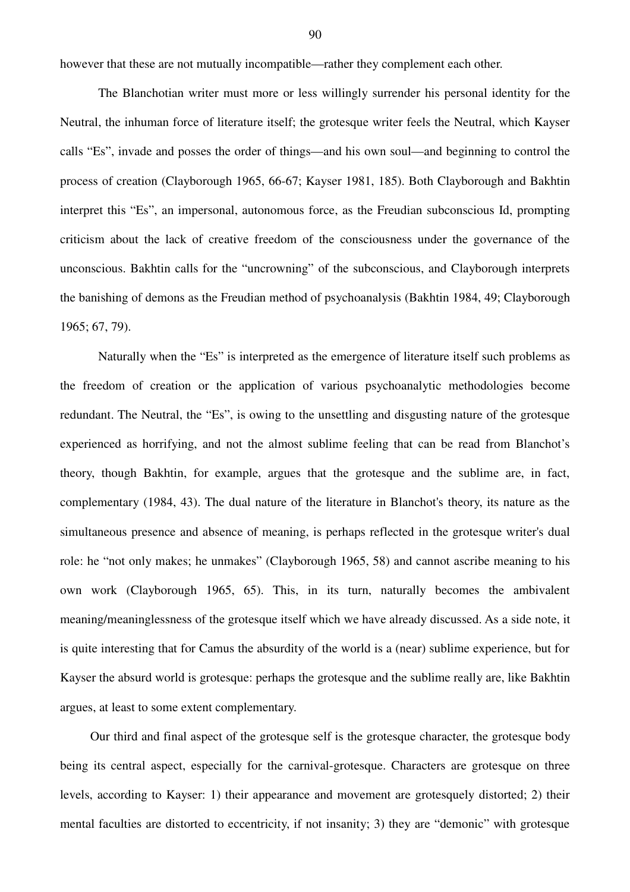however that these are not mutually incompatible—rather they complement each other.

The Blanchotian writer must more or less willingly surrender his personal identity for the Neutral, the inhuman force of literature itself; the grotesque writer feels the Neutral, which Kayser calls "Es", invade and posses the order of things—and his own soul—and beginning to control the process of creation (Clayborough 1965, 66-67; Kayser 1981, 185). Both Clayborough and Bakhtin interpret this "Es", an impersonal, autonomous force, as the Freudian subconscious Id, prompting criticism about the lack of creative freedom of the consciousness under the governance of the unconscious. Bakhtin calls for the "uncrowning" of the subconscious, and Clayborough interprets the banishing of demons as the Freudian method of psychoanalysis (Bakhtin 1984, 49; Clayborough 1965; 67, 79).

Naturally when the "Es" is interpreted as the emergence of literature itself such problems as the freedom of creation or the application of various psychoanalytic methodologies become redundant. The Neutral, the "Es", is owing to the unsettling and disgusting nature of the grotesque experienced as horrifying, and not the almost sublime feeling that can be read from Blanchot's theory, though Bakhtin, for example, argues that the grotesque and the sublime are, in fact, complementary (1984, 43). The dual nature of the literature in Blanchot's theory, its nature as the simultaneous presence and absence of meaning, is perhaps reflected in the grotesque writer's dual role: he "not only makes; he unmakes" (Clayborough 1965, 58) and cannot ascribe meaning to his own work (Clayborough 1965, 65). This, in its turn, naturally becomes the ambivalent meaning/meaninglessness of the grotesque itself which we have already discussed. As a side note, it is quite interesting that for Camus the absurdity of the world is a (near) sublime experience, but for Kayser the absurd world is grotesque: perhaps the grotesque and the sublime really are, like Bakhtin argues, at least to some extent complementary.

Our third and final aspect of the grotesque self is the grotesque character, the grotesque body being its central aspect, especially for the carnival-grotesque. Characters are grotesque on three levels, according to Kayser: 1) their appearance and movement are grotesquely distorted; 2) their mental faculties are distorted to eccentricity, if not insanity; 3) they are "demonic" with grotesque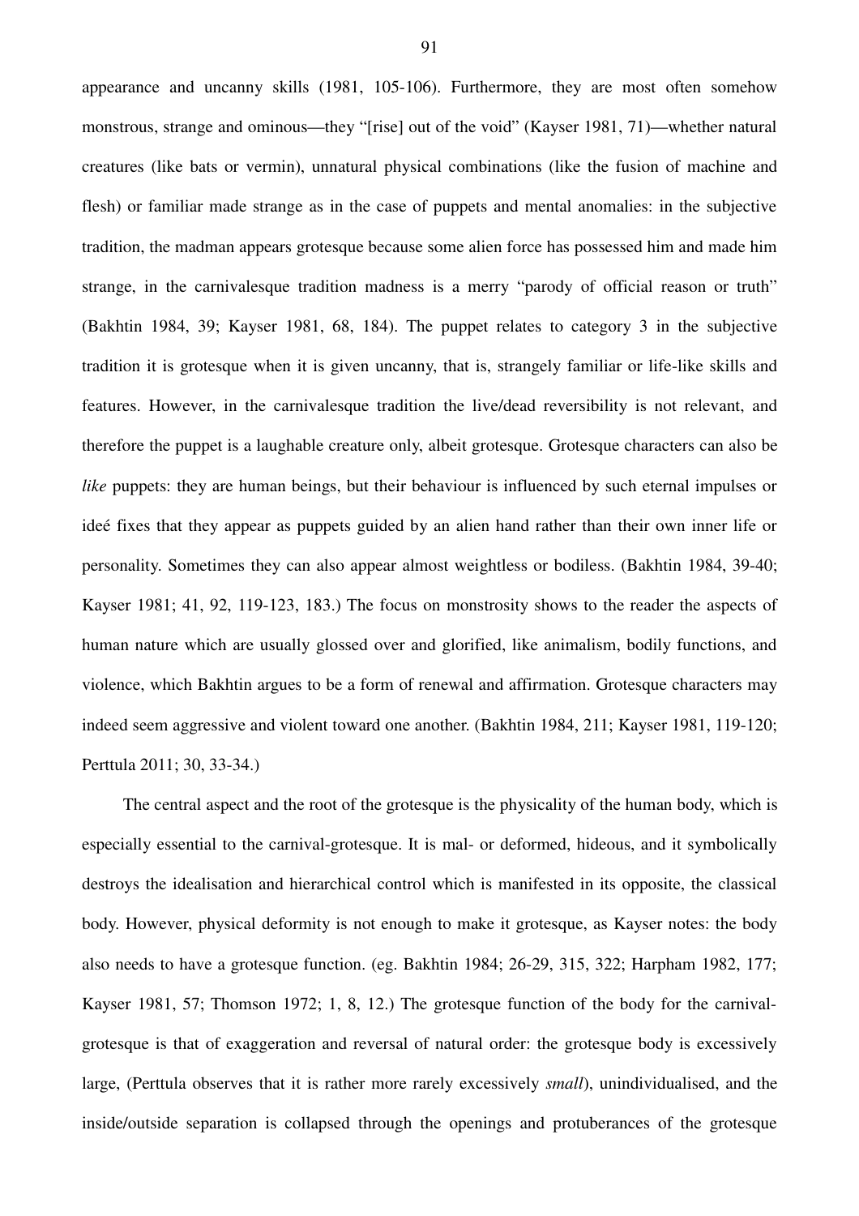appearance and uncanny skills (1981, 105-106). Furthermore, they are most often somehow monstrous, strange and ominous—they "[rise] out of the void" (Kayser 1981, 71)—whether natural creatures (like bats or vermin), unnatural physical combinations (like the fusion of machine and flesh) or familiar made strange as in the case of puppets and mental anomalies: in the subjective tradition, the madman appears grotesque because some alien force has possessed him and made him strange, in the carnivalesque tradition madness is a merry "parody of official reason or truth" (Bakhtin 1984, 39; Kayser 1981, 68, 184). The puppet relates to category 3 in the subjective tradition it is grotesque when it is given uncanny, that is, strangely familiar or life-like skills and features. However, in the carnivalesque tradition the live/dead reversibility is not relevant, and therefore the puppet is a laughable creature only, albeit grotesque. Grotesque characters can also be *like* puppets: they are human beings, but their behaviour is influenced by such eternal impulses or ideé fixes that they appear as puppets guided by an alien hand rather than their own inner life or personality. Sometimes they can also appear almost weightless or bodiless. (Bakhtin 1984, 39-40; Kayser 1981; 41, 92, 119-123, 183.) The focus on monstrosity shows to the reader the aspects of human nature which are usually glossed over and glorified, like animalism, bodily functions, and violence, which Bakhtin argues to be a form of renewal and affirmation. Grotesque characters may indeed seem aggressive and violent toward one another. (Bakhtin 1984, 211; Kayser 1981, 119-120; Perttula 2011; 30, 33-34.)

The central aspect and the root of the grotesque is the physicality of the human body, which is especially essential to the carnival-grotesque. It is mal- or deformed, hideous, and it symbolically destroys the idealisation and hierarchical control which is manifested in its opposite, the classical body. However, physical deformity is not enough to make it grotesque, as Kayser notes: the body also needs to have a grotesque function. (eg. Bakhtin 1984; 26-29, 315, 322; Harpham 1982, 177; Kayser 1981, 57; Thomson 1972; 1, 8, 12.) The grotesque function of the body for the carnival-grotesque is that of exaggeration and reversal of natural order: the grotesque body is excessively large, (Perttula observes that it is rather more rarely excessively *small*), unindividualised, and the inside/outside separation is collapsed through the openings and protuberances of the grotesque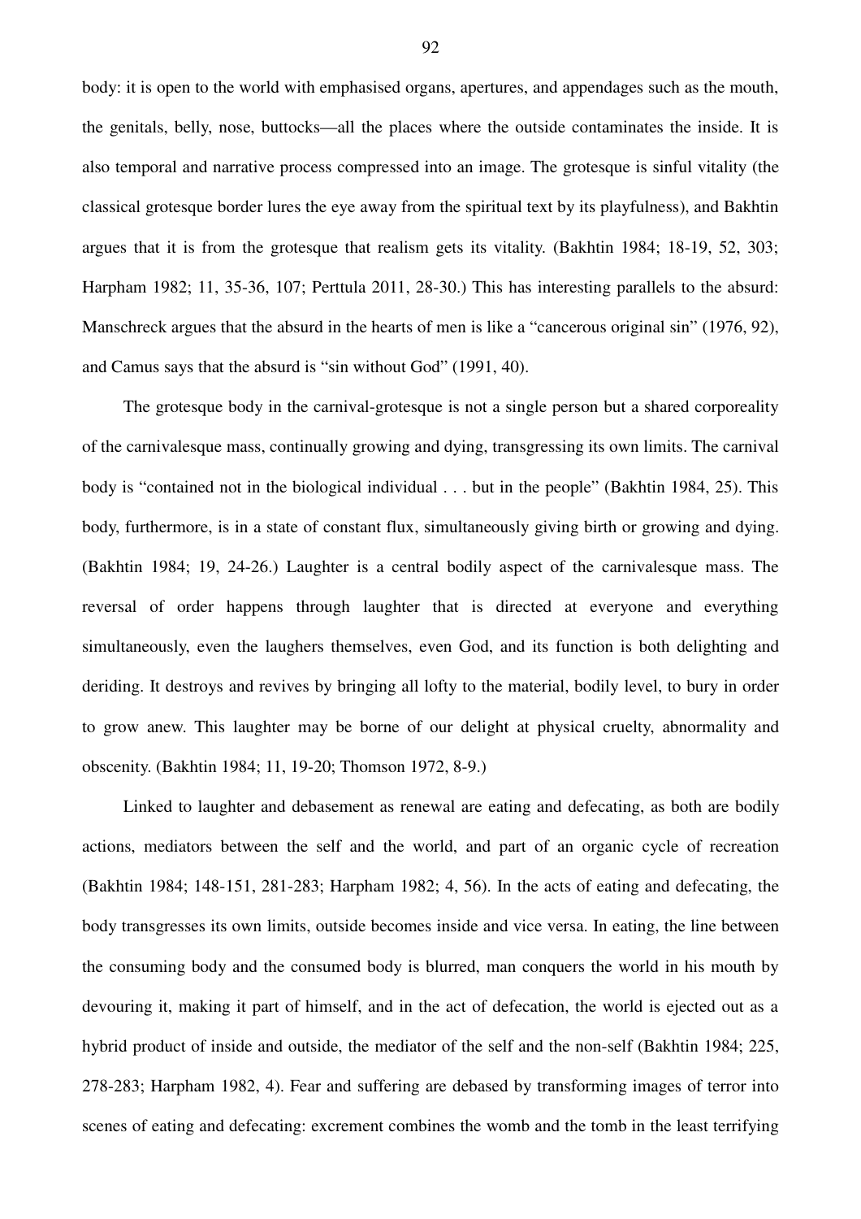body: it is open to the world with emphasised organs, apertures, and appendages such as the mouth, the genitals, belly, nose, buttocks—all the places where the outside contaminates the inside. It is also temporal and narrative process compressed into an image. The grotesque is sinful vitality (the classical grotesque border lures the eye away from the spiritual text by its playfulness), and Bakhtin argues that it is from the grotesque that realism gets its vitality. (Bakhtin 1984; 18-19, 52, 303; Harpham 1982; 11, 35-36, 107; Perttula 2011, 28-30.) This has interesting parallels to the absurd: Manschreck argues that the absurd in the hearts of men is like a "cancerous original sin" (1976, 92), and Camus says that the absurd is "sin without God" (1991, 40).

The grotesque body in the carnival-grotesque is not a single person but a shared corporeality of the carnivalesque mass, continually growing and dying, transgressing its own limits. The carnival body is "contained not in the biological individual . . . but in the people" (Bakhtin 1984, 25). This body, furthermore, is in a state of constant flux, simultaneously giving birth or growing and dying. (Bakhtin 1984; 19, 24-26.) Laughter is a central bodily aspect of the carnivalesque mass. The reversal of order happens through laughter that is directed at everyone and everything simultaneously, even the laughers themselves, even God, and its function is both delighting and deriding. It destroys and revives by bringing all lofty to the material, bodily level, to bury in order to grow anew. This laughter may be borne of our delight at physical cruelty, abnormality and obscenity. (Bakhtin 1984; 11, 19-20; Thomson 1972, 8-9.)

Linked to laughter and debasement as renewal are eating and defecating, as both are bodily actions, mediators between the self and the world, and part of an organic cycle of recreation (Bakhtin 1984; 148-151, 281-283; Harpham 1982; 4, 56). In the acts of eating and defecating, the body transgresses its own limits, outside becomes inside and vice versa. In eating, the line between the consuming body and the consumed body is blurred, man conquers the world in his mouth by devouring it, making it part of himself, and in the act of defecation, the world is ejected out as a hybrid product of inside and outside, the mediator of the self and the non-self (Bakhtin 1984; 225, 278-283; Harpham 1982, 4). Fear and suffering are debased by transforming images of terror into scenes of eating and defecating: excrement combines the womb and the tomb in the least terrifying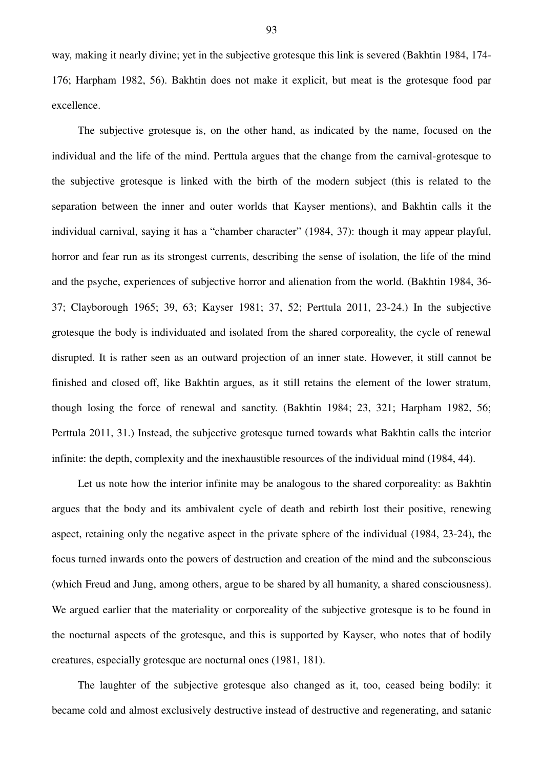way, making it nearly divine; yet in the subjective grotesque this link is severed (Bakhtin 1984, 174-176; Harpham 1982, 56). Bakhtin does not make it explicit, but meat is the grotesque food par excellence.

The subjective grotesque is, on the other hand, as indicated by the name, focused on the individual and the life of the mind. Perttula argues that the change from the carnival-grotesque to the subjective grotesque is linked with the birth of the modern subject (this is related to the separation between the inner and outer worlds that Kayser mentions), and Bakhtin calls it the individual carnival, saying it has a "chamber character" (1984, 37): though it may appear playful, horror and fear run as its strongest currents, describing the sense of isolation, the life of the mind and the psyche, experiences of subjective horror and alienation from the world. (Bakhtin 1984, 36-37; Clayborough 1965; 39, 63; Kayser 1981; 37, 52; Perttula 2011, 23-24.) In the subjective grotesque the body is individuated and isolated from the shared corporeality, the cycle of renewal disrupted. It is rather seen as an outward projection of an inner state. However, it still cannot be finished and closed off, like Bakhtin argues, as it still retains the element of the lower stratum, though losing the force of renewal and sanctity. (Bakhtin 1984; 23, 321; Harpham 1982, 56; Perttula 2011, 31.) Instead, the subjective grotesque turned towards what Bakhtin calls the interior infinite: the depth, complexity and the inexhaustible resources of the individual mind (1984, 44).

Let us note how the interior infinite may be analogous to the shared corporeality: as Bakhtin argues that the body and its ambivalent cycle of death and rebirth lost their positive, renewing aspect, retaining only the negative aspect in the private sphere of the individual (1984, 23-24), the focus turned inwards onto the powers of destruction and creation of the mind and the subconscious (which Freud and Jung, among others, argue to be shared by all humanity, a shared consciousness). We argued earlier that the materiality or corporeality of the subjective grotesque is to be found in the nocturnal aspects of the grotesque, and this is supported by Kayser, who notes that of bodily creatures, especially grotesque are nocturnal ones (1981, 181).

The laughter of the subjective grotesque also changed as it, too, ceased being bodily: it became cold and almost exclusively destructive instead of destructive and regenerating, and satanic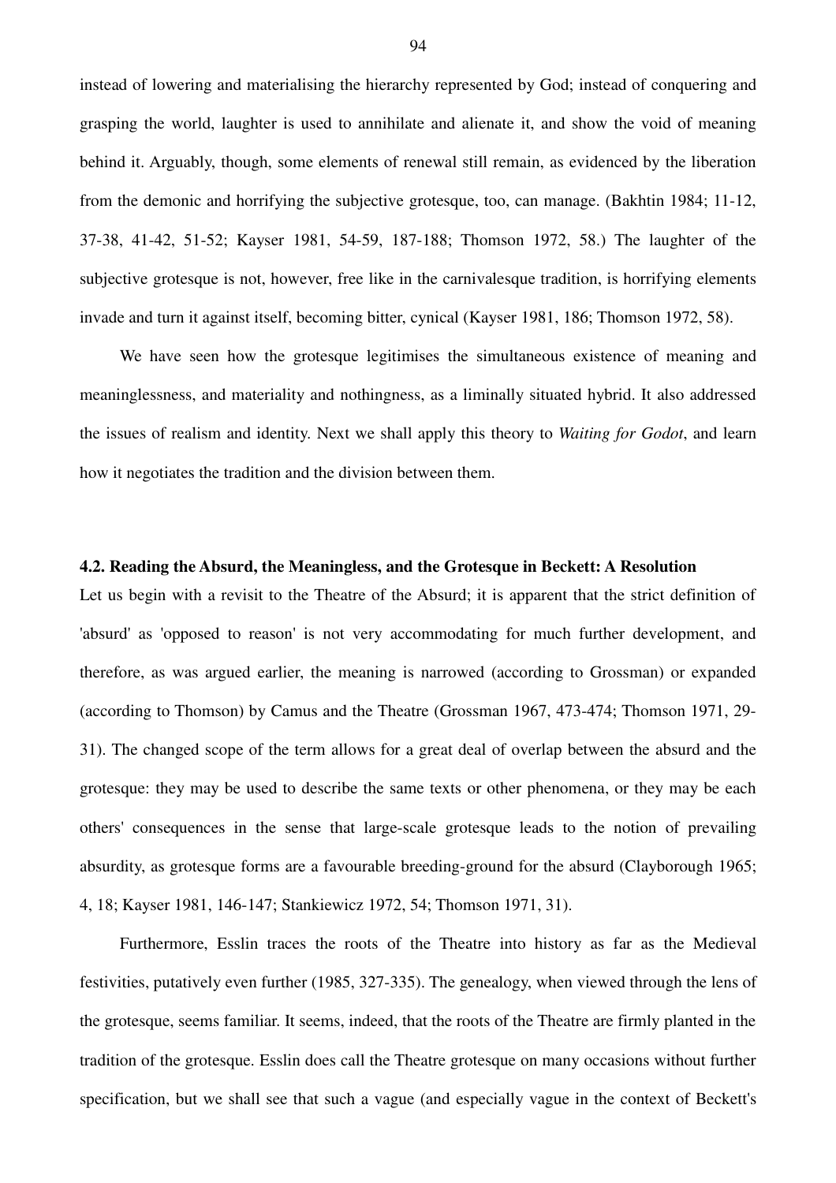instead of lowering and materialising the hierarchy represented by God; instead of conquering and grasping the world, laughter is used to annihilate and alienate it, and show the void of meaning behind it. Arguably, though, some elements of renewal still remain, as evidenced by the liberation from the demonic and horrifying the subjective grotesque, too, can manage. (Bakhtin 1984; 11-12, 37-38, 41-42, 51-52; Kayser 1981, 54-59, 187-188; Thomson 1972, 58.) The laughter of the subjective grotesque is not, however, free like in the carnivalesque tradition, is horrifying elements invade and turn it against itself, becoming bitter, cynical (Kayser 1981, 186; Thomson 1972, 58).

We have seen how the grotesque legitimises the simultaneous existence of meaning and meaninglessness, and materiality and nothingness, as a liminally situated hybrid. It also addressed the issues of realism and identity. Next we shall apply this theory to *Waiting for Godot*, and learn how it negotiates the tradition and the division between them.

### 4.2. Reading the Absurd, the Meaningless, and the Grotesque in Beckett: A Resolution

Let us begin with a revisit to the Theatre of the Absurd; it is apparent that the strict definition of 'absurd' as 'opposed to reason' is not very accommodating for much further development, and therefore, as was argued earlier, the meaning is narrowed (according to Grossman) or expanded (according to Thomson) by Camus and the Theatre (Grossman 1967, 473-474; Thomson 1971, 29-31). The changed scope of the term allows for a great deal of overlap between the absurd and the grotesque: they may be used to describe the same texts or other phenomena, or they may be each others' consequences in the sense that large-scale grotesque leads to the notion of prevailing absurdity, as grotesque forms are a favourable breeding-ground for the absurd (Clayborough 1965; 4, 18; Kayser 1981, 146-147; Stankiewicz 1972, 54; Thomson 1971, 31).

Furthermore, Esslin traces the roots of the Theatre into history as far as the Medieval festivities, putatively even further (1985, 327-335). The genealogy, when viewed through the lens of the grotesque, seems familiar. It seems, indeed, that the roots of the Theatre are firmly planted in the tradition of the grotesque. Esslin does call the Theatre grotesque on many occasions without further specification, but we shall see that such a vague (and especially vague in the context of Beckett's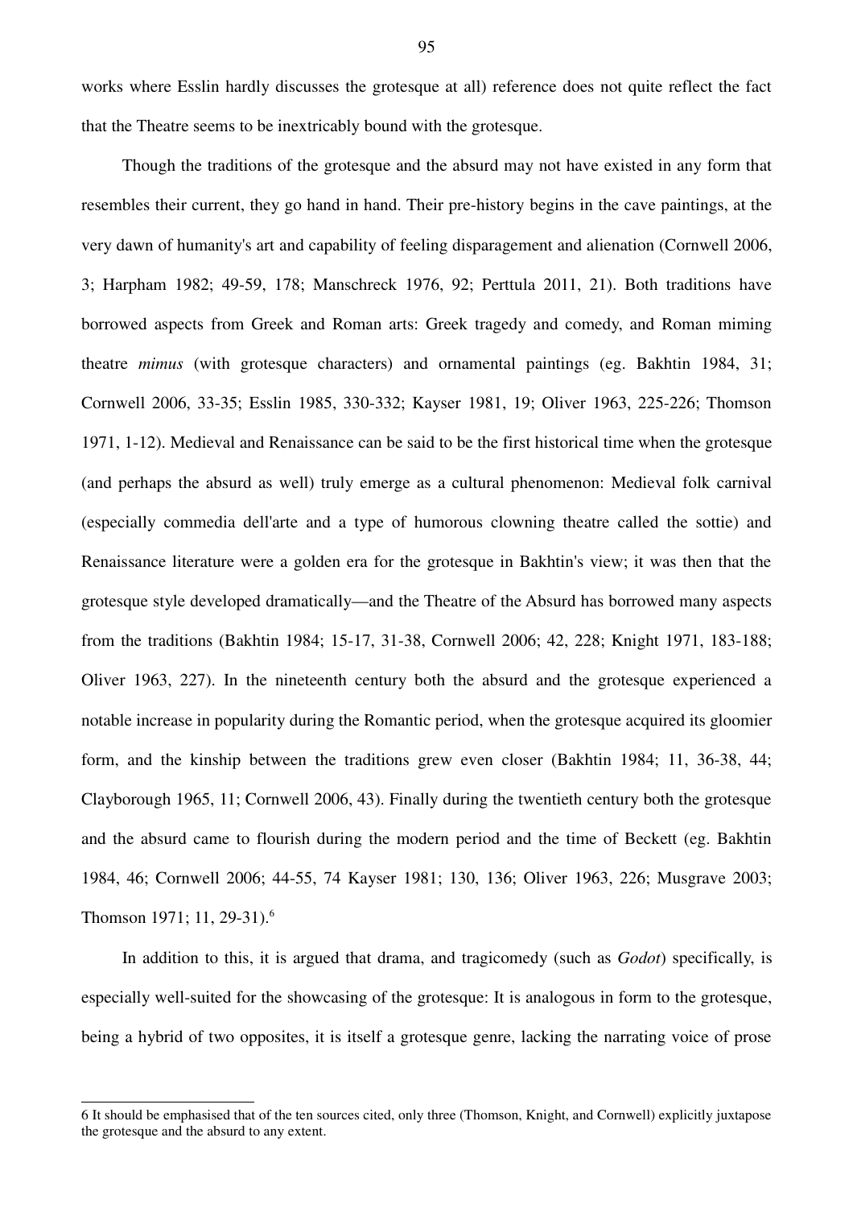works where Esslin hardly discusses the grotesque at all) reference does not quite reflect the fact that the Theatre seems to be inextricably bound with the grotesque.

Though the traditions of the grotesque and the absurd may not have existed in any form that resembles their current, they go hand in hand. Their pre-history begins in the cave paintings, at the very dawn of humanity's art and capability of feeling disparagement and alienation (Cornwell 2006, 3; Harpham 1982; 49-59, 178; Manschreck 1976, 92; Perttula 2011, 21). Both traditions have borrowed aspects from Greek and Roman arts: Greek tragedy and comedy, and Roman miming theatre *mimus* (with grotesque characters) and ornamental paintings (eg. Bakhtin 1984, 31; Cornwell 2006, 33-35; Esslin 1985, 330-332; Kayser 1981, 19; Oliver 1963, 225-226; Thomson 1971, 1-12). Medieval and Renaissance can be said to be the first historical time when the grotesque (and perhaps the absurd as well) truly emerge as a cultural phenomenon: Medieval folk carnival (especially commedia dell'arte and a type of humorous clowning theatre called the sottie) and Renaissance literature were a golden era for the grotesque in Bakhtin's view; it was then that the grotesque style developed dramatically—and the Theatre of the Absurd has borrowed many aspects from the traditions (Bakhtin 1984; 15-17, 31-38, Cornwell 2006; 42, 228; Knight 1971, 183-188; Oliver 1963, 227). In the nineteenth century both the absurd and the grotesque experienced a notable increase in popularity during the Romantic period, when the grotesque acquired its gloomier form, and the kinship between the traditions grew even closer (Bakhtin 1984; 11, 36-38, 44; Clayborough 1965, 11; Cornwell 2006, 43). Finally during the twentieth century both the grotesque and the absurd came to flourish during the modern period and the time of Beckett (eg. Bakhtin 1984, 46; Cornwell 2006; 44-55, 74 Kayser 1981; 130, 136; Oliver 1963, 226; Musgrave 2003; Thomson 1971; 11, 29-31).[6]

In addition to this, it is argued that drama, and tragicomedy (such as *Godot*) specifically, is especially well-suited for the showcasing of the grotesque: It is analogous in form to the grotesque, being a hybrid of two opposites, it is itself a grotesque genre, lacking the narrating voice of prose

---

[6] It should be emphasised that of the ten sources cited, only three (Thomson, Knight, and Cornwell) explicitly juxtapose the grotesque and the absurd to any extent.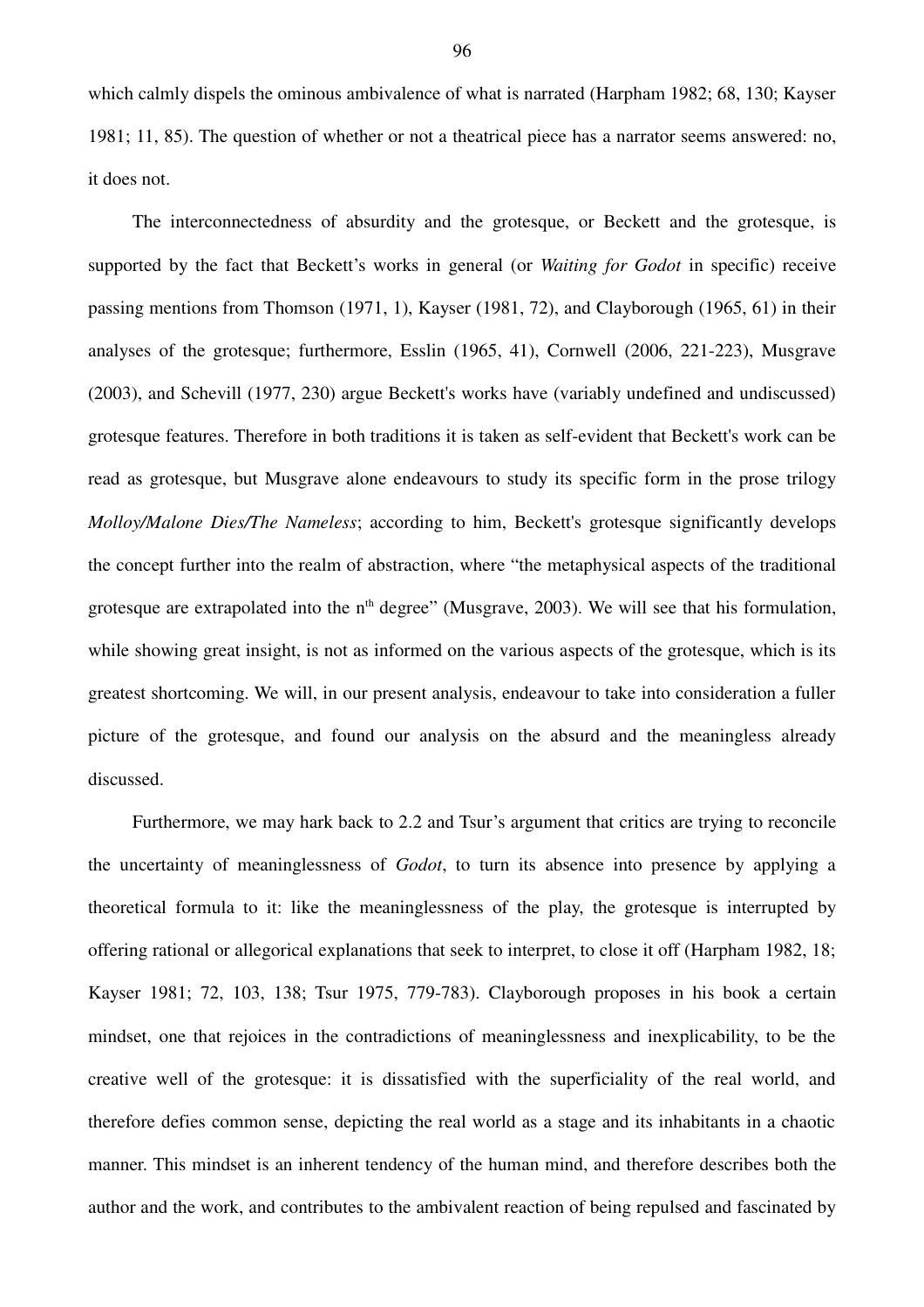which calmly dispels the ominous ambivalence of what is narrated (Harpham 1982; 68, 130; Kayser 1981; 11, 85). The question of whether or not a theatrical piece has a narrator seems answered: no, it does not.

The interconnectedness of absurdity and the grotesque, or Beckett and the grotesque, is supported by the fact that Beckett's works in general (or *Waiting for Godot* in specific) receive passing mentions from Thomson (1971, 1), Kayser (1981, 72), and Clayborough (1965, 61) in their analyses of the grotesque; furthermore, Esslin (1965, 41), Cornwell (2006, 221-223), Musgrave (2003), and Schevill (1977, 230) argue Beckett's works have (variably undefined and undiscussed) grotesque features. Therefore in both traditions it is taken as self-evident that Beckett's work can be read as grotesque, but Musgrave alone endeavours to study its specific form in the prose trilogy *Molloy/Malone Dies/The Nameless*; according to him, Beckett's grotesque significantly develops the concept further into the realm of abstraction, where "the metaphysical aspects of the traditional grotesque are extrapolated into the n$^{th}$ degree" (Musgrave, 2003). We will see that his formulation, while showing great insight, is not as informed on the various aspects of the grotesque, which is its greatest shortcoming. We will, in our present analysis, endeavour to take into consideration a fuller picture of the grotesque, and found our analysis on the absurd and the meaningless already discussed.

Furthermore, we may hark back to 2.2 and Tsur's argument that critics are trying to reconcile the uncertainty of meaninglessness of *Godot*, to turn its absence into presence by applying a theoretical formula to it: like the meaninglessness of the play, the grotesque is interrupted by offering rational or allegorical explanations that seek to interpret, to close it off (Harpham 1982, 18; Kayser 1981; 72, 103, 138; Tsur 1975, 779-783). Clayborough proposes in his book a certain mindset, one that rejoices in the contradictions of meaninglessness and inexplicability, to be the creative well of the grotesque: it is dissatisfied with the superficiality of the real world, and therefore defies common sense, depicting the real world as a stage and its inhabitants in a chaotic manner. This mindset is an inherent tendency of the human mind, and therefore describes both the author and the work, and contributes to the ambivalent reaction of being repulsed and fascinated by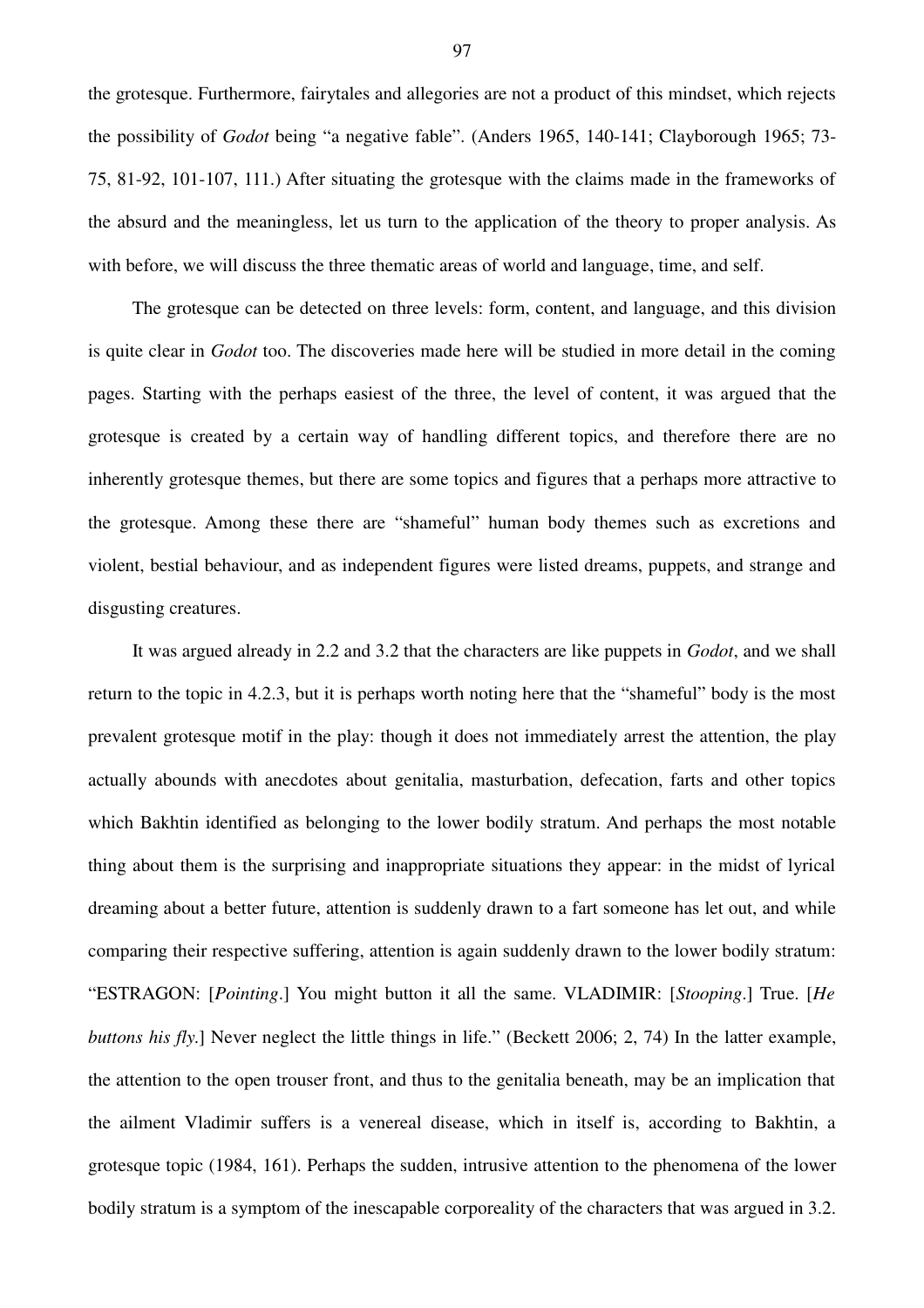the grotesque. Furthermore, fairytales and allegories are not a product of this mindset, which rejects the possibility of *Godot* being "a negative fable". (Anders 1965, 140-141; Clayborough 1965; 73-75, 81-92, 101-107, 111.) After situating the grotesque with the claims made in the frameworks of the absurd and the meaningless, let us turn to the application of the theory to proper analysis. As with before, we will discuss the three thematic areas of world and language, time, and self.

The grotesque can be detected on three levels: form, content, and language, and this division is quite clear in *Godot* too. The discoveries made here will be studied in more detail in the coming pages. Starting with the perhaps easiest of the three, the level of content, it was argued that the grotesque is created by a certain way of handling different topics, and therefore there are no inherently grotesque themes, but there are some topics and figures that a perhaps more attractive to the grotesque. Among these there are "shameful" human body themes such as excretions and violent, bestial behaviour, and as independent figures were listed dreams, puppets, and strange and disgusting creatures.

It was argued already in 2.2 and 3.2 that the characters are like puppets in *Godot*, and we shall return to the topic in 4.2.3, but it is perhaps worth noting here that the "shameful" body is the most prevalent grotesque motif in the play: though it does not immediately arrest the attention, the play actually abounds with anecdotes about genitalia, masturbation, defecation, farts and other topics which Bakhtin identified as belonging to the lower bodily stratum. And perhaps the most notable thing about them is the surprising and inappropriate situations they appear: in the midst of lyrical dreaming about a better future, attention is suddenly drawn to a fart someone has let out, and while comparing their respective suffering, attention is again suddenly drawn to the lower bodily stratum: "ESTRAGON: [*Pointing*.] You might button it all the same. VLADIMIR: [*Stooping*.] True. [*He buttons his fly*.] Never neglect the little things in life." (Beckett 2006; 2, 74) In the latter example, the attention to the open trouser front, and thus to the genitalia beneath, may be an implication that the ailment Vladimir suffers is a venereal disease, which in itself is, according to Bakhtin, a grotesque topic (1984, 161). Perhaps the sudden, intrusive attention to the phenomena of the lower bodily stratum is a symptom of the inescapable corporeality of the characters that was argued in 3.2.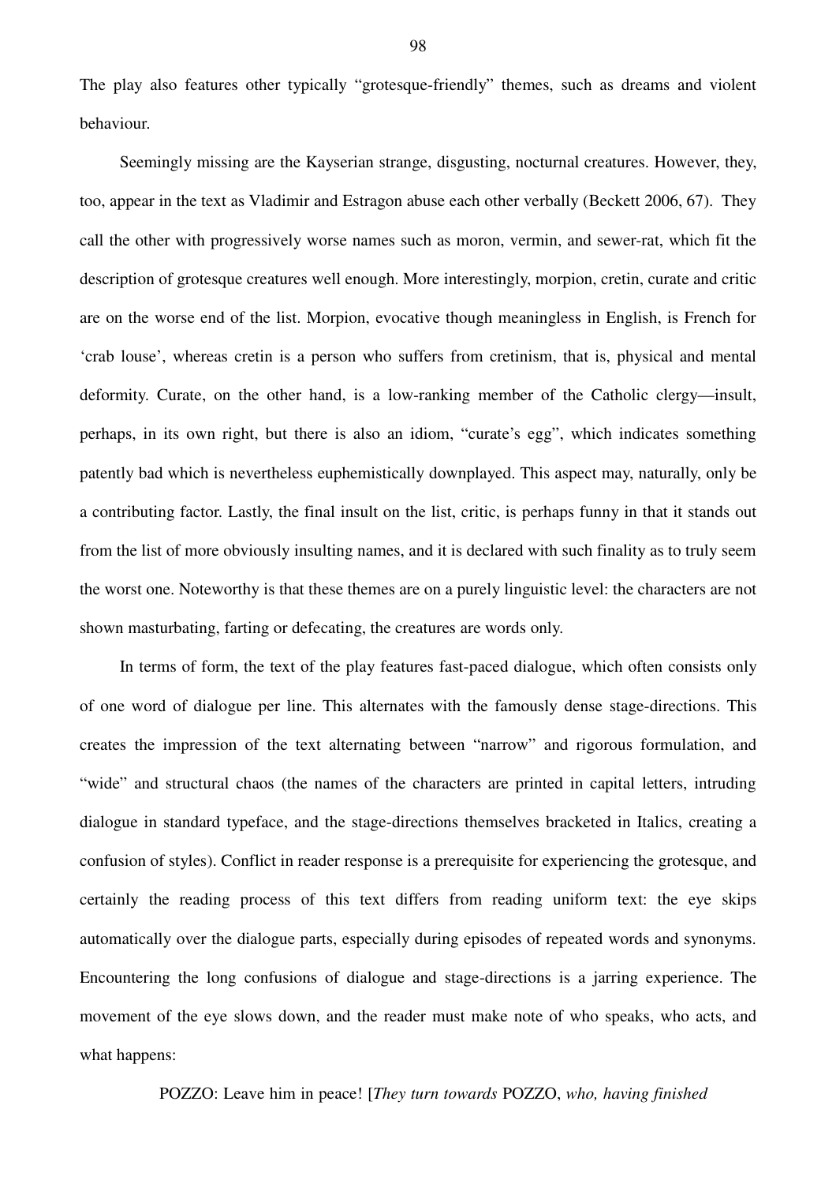The play also features other typically "grotesque-friendly" themes, such as dreams and violent behaviour.

Seemingly missing are the Kayserian strange, disgusting, nocturnal creatures. However, they, too, appear in the text as Vladimir and Estragon abuse each other verbally (Beckett 2006, 67). They call the other with progressively worse names such as moron, vermin, and sewer-rat, which fit the description of grotesque creatures well enough. More interestingly, morpion, cretin, curate and critic are on the worse end of the list. Morpion, evocative though meaningless in English, is French for 'crab louse', whereas cretin is a person who suffers from cretinism, that is, physical and mental deformity. Curate, on the other hand, is a low-ranking member of the Catholic clergy—insult, perhaps, in its own right, but there is also an idiom, "curate's egg", which indicates something patently bad which is nevertheless euphemistically downplayed. This aspect may, naturally, only be a contributing factor. Lastly, the final insult on the list, critic, is perhaps funny in that it stands out from the list of more obviously insulting names, and it is declared with such finality as to truly seem the worst one. Noteworthy is that these themes are on a purely linguistic level: the characters are not shown masturbating, farting or defecating, the creatures are words only.

In terms of form, the text of the play features fast-paced dialogue, which often consists only of one word of dialogue per line. This alternates with the famously dense stage-directions. This creates the impression of the text alternating between "narrow" and rigorous formulation, and "wide" and structural chaos (the names of the characters are printed in capital letters, intruding dialogue in standard typeface, and the stage-directions themselves bracketed in Italics, creating a confusion of styles). Conflict in reader response is a prerequisite for experiencing the grotesque, and certainly the reading process of this text differs from reading uniform text: the eye skips automatically over the dialogue parts, especially during episodes of repeated words and synonyms. Encountering the long confusions of dialogue and stage-directions is a jarring experience. The movement of the eye slows down, and the reader must make note of who speaks, who acts, and what happens:

POZZO: Leave him in peace! [*They turn towards* POZZO, *who, having finished*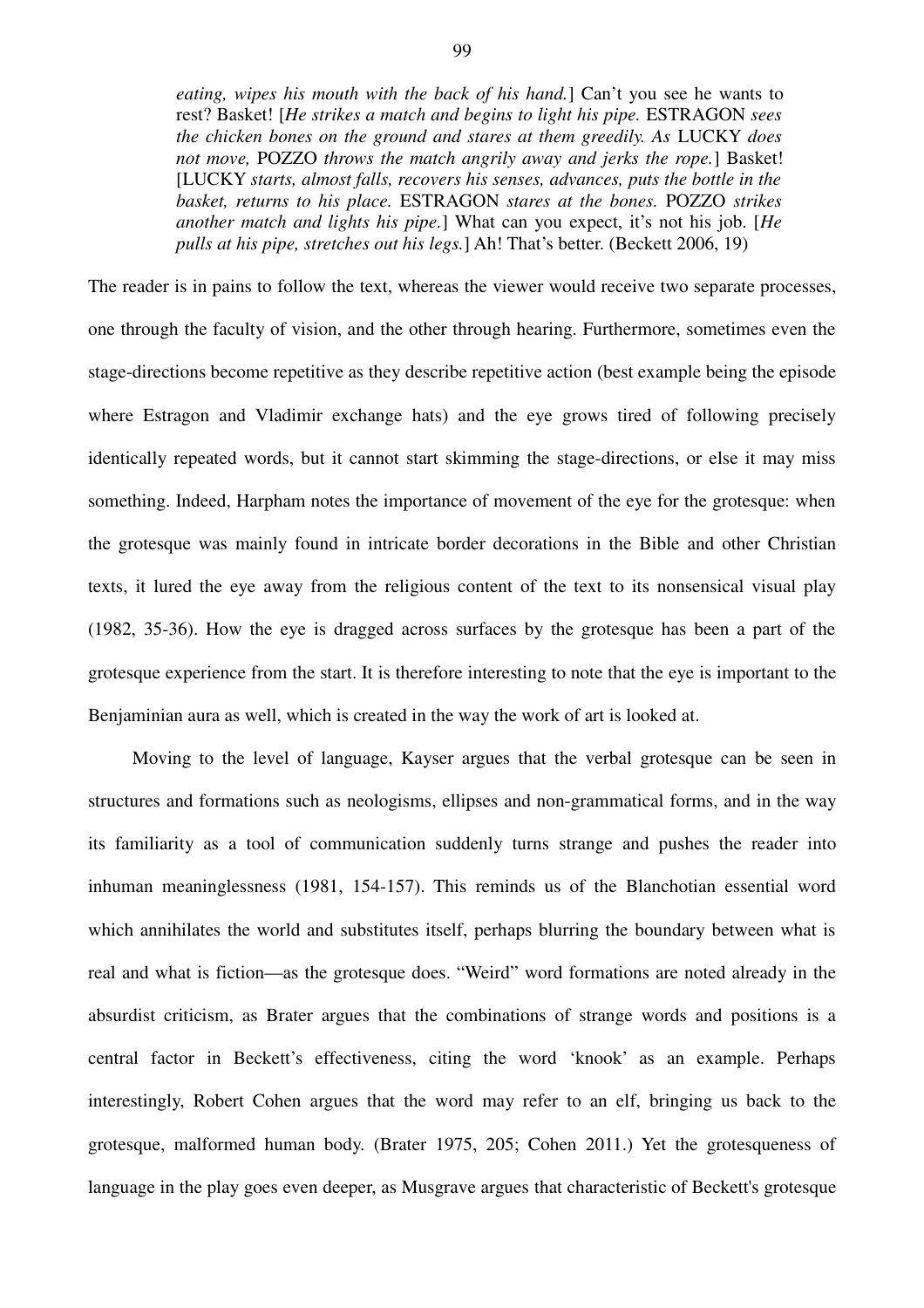> *eating, wipes his mouth with the back of his hand.*] Can't you see he wants to rest? Basket! [*He strikes a match and begins to light his pipe.* ESTRAGON *sees the chicken bones on the ground and stares at them greedily. As* LUCKY *does not move,* POZZO *throws the match angrily away and jerks the rope.*] Basket! [LUCKY *starts, almost falls, recovers his senses, advances, puts the bottle in the basket, returns to his place.* ESTRAGON *stares at the bones.* POZZO *strikes another match and lights his pipe.*] What can you expect, it's not his job. [*He pulls at his pipe, stretches out his legs.*] Ah! That's better. (Beckett 2006, 19)

The reader is in pains to follow the text, whereas the viewer would receive two separate processes, one through the faculty of vision, and the other through hearing. Furthermore, sometimes even the stage-directions become repetitive as they describe repetitive action (best example being the episode where Estragon and Vladimir exchange hats) and the eye grows tired of following precisely identically repeated words, but it cannot start skimming the stage-directions, or else it may miss something. Indeed, Harpham notes the importance of movement of the eye for the grotesque: when the grotesque was mainly found in intricate border decorations in the Bible and other Christian texts, it lured the eye away from the religious content of the text to its nonsensical visual play (1982, 35-36). How the eye is dragged across surfaces by the grotesque has been a part of the grotesque experience from the start. It is therefore interesting to note that the eye is important to the Benjaminian aura as well, which is created in the way the work of art is looked at.

Moving to the level of language, Kayser argues that the verbal grotesque can be seen in structures and formations such as neologisms, ellipses and non-grammatical forms, and in the way its familiarity as a tool of communication suddenly turns strange and pushes the reader into inhuman meaninglessness (1981, 154-157). This reminds us of the Blanchotian essential word which annihilates the world and substitutes itself, perhaps blurring the boundary between what is real and what is fiction—as the grotesque does. "Weird" word formations are noted already in the absurdist criticism, as Brater argues that the combinations of strange words and positions is a central factor in Beckett's effectiveness, citing the word 'knook' as an example. Perhaps interestingly, Robert Cohen argues that the word may refer to an elf, bringing us back to the grotesque, malformed human body. (Brater 1975, 205; Cohen 2011.) Yet the grotesqueness of language in the play goes even deeper, as Musgrave argues that characteristic of Beckett's grotesque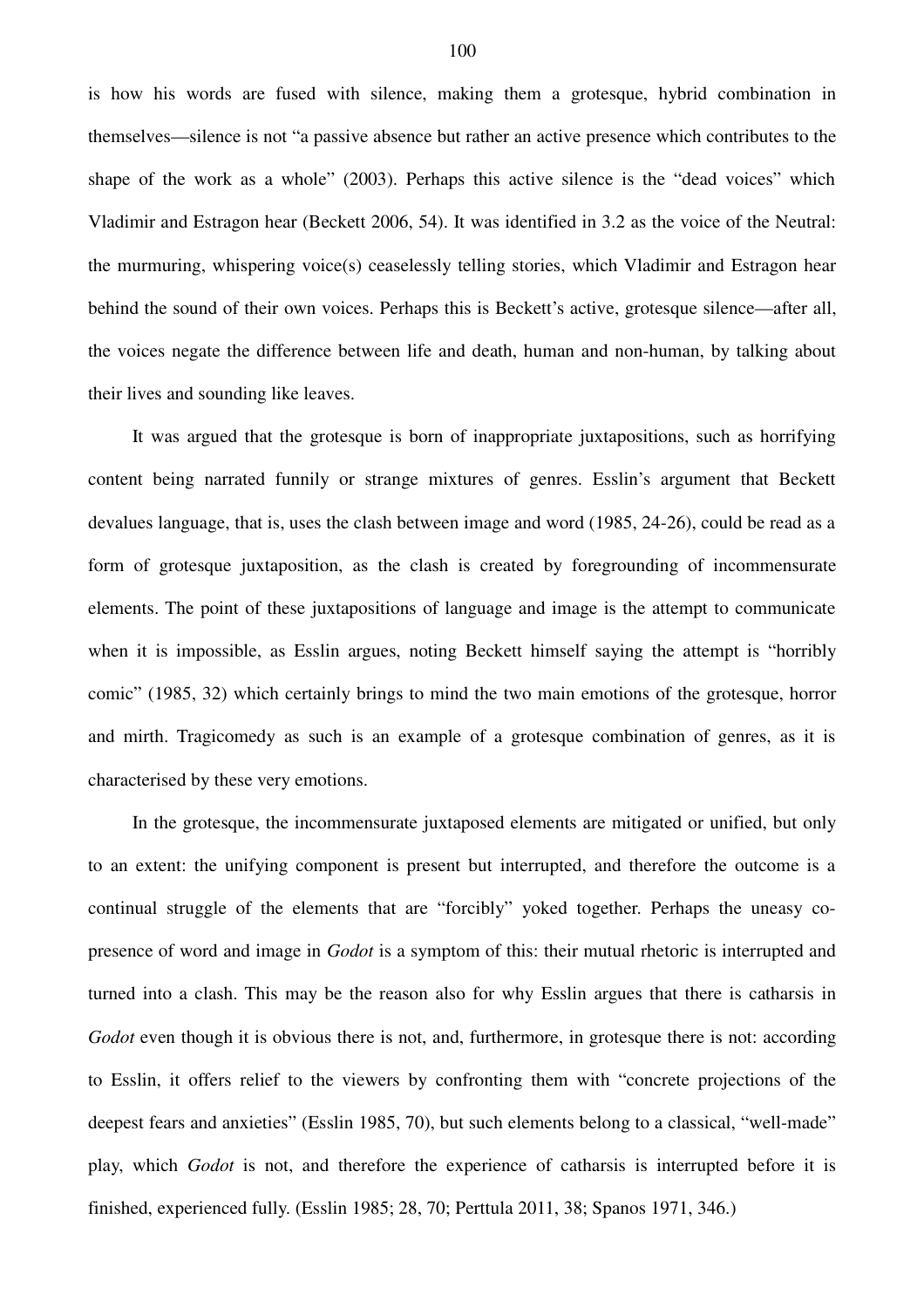is how his words are fused with silence, making them a grotesque, hybrid combination in themselves—silence is not "a passive absence but rather an active presence which contributes to the shape of the work as a whole" (2003). Perhaps this active silence is the "dead voices" which Vladimir and Estragon hear (Beckett 2006, 54). It was identified in 3.2 as the voice of the Neutral: the murmuring, whispering voice(s) ceaselessly telling stories, which Vladimir and Estragon hear behind the sound of their own voices. Perhaps this is Beckett's active, grotesque silence—after all, the voices negate the difference between life and death, human and non-human, by talking about their lives and sounding like leaves.

It was argued that the grotesque is born of inappropriate juxtapositions, such as horrifying content being narrated funnily or strange mixtures of genres. Esslin's argument that Beckett devalues language, that is, uses the clash between image and word (1985, 24-26), could be read as a form of grotesque juxtaposition, as the clash is created by foregrounding of incommensurate elements. The point of these juxtapositions of language and image is the attempt to communicate when it is impossible, as Esslin argues, noting Beckett himself saying the attempt is "horribly comic" (1985, 32) which certainly brings to mind the two main emotions of the grotesque, horror and mirth. Tragicomedy as such is an example of a grotesque combination of genres, as it is characterised by these very emotions.

In the grotesque, the incommensurate juxtaposed elements are mitigated or unified, but only to an extent: the unifying component is present but interrupted, and therefore the outcome is a continual struggle of the elements that are "forcibly" yoked together. Perhaps the uneasy co-presence of word and image in *Godot* is a symptom of this: their mutual rhetoric is interrupted and turned into a clash. This may be the reason also for why Esslin argues that there is catharsis in *Godot* even though it is obvious there is not, and, furthermore, in grotesque there is not: according to Esslin, it offers relief to the viewers by confronting them with "concrete projections of the deepest fears and anxieties" (Esslin 1985, 70), but such elements belong to a classical, "well-made" play, which *Godot* is not, and therefore the experience of catharsis is interrupted before it is finished, experienced fully. (Esslin 1985; 28, 70; Perttula 2011, 38; Spanos 1971, 346.)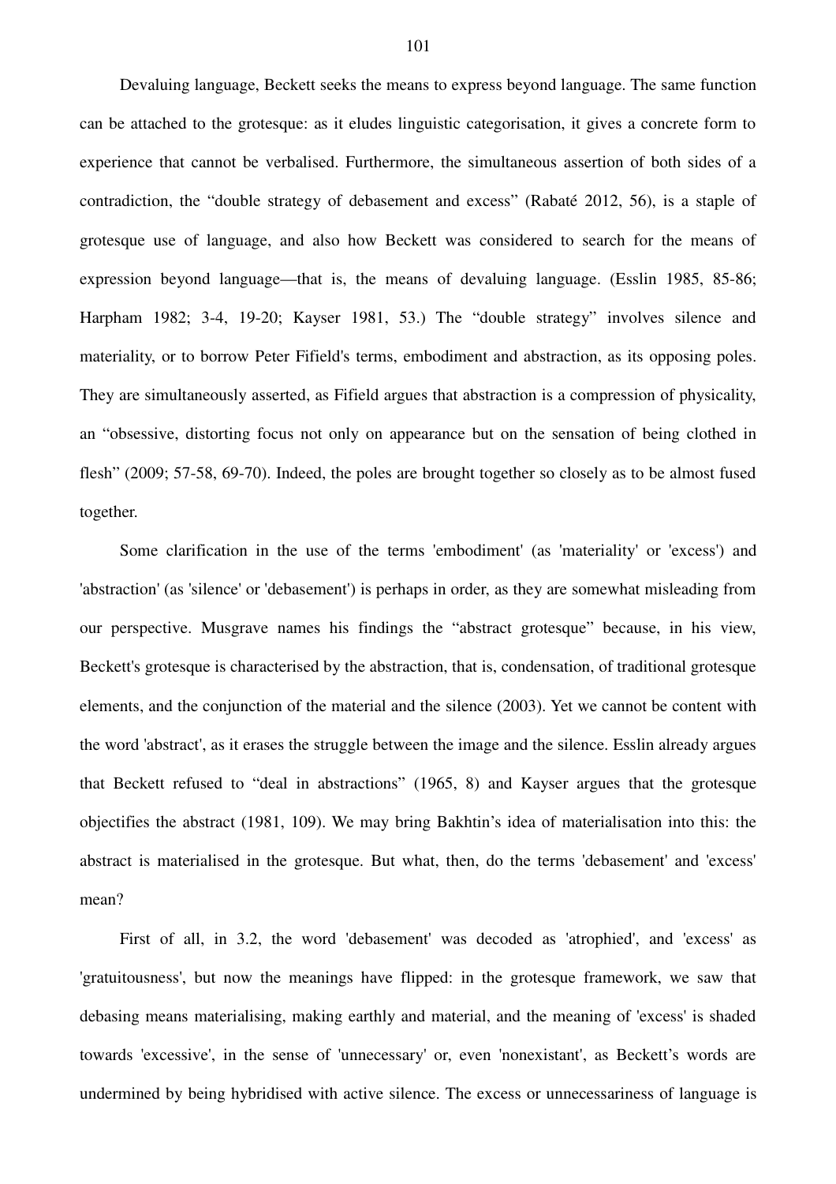Devaluing language, Beckett seeks the means to express beyond language. The same function can be attached to the grotesque: as it eludes linguistic categorisation, it gives a concrete form to experience that cannot be verbalised. Furthermore, the simultaneous assertion of both sides of a contradiction, the "double strategy of debasement and excess" (Rabaté 2012, 56), is a staple of grotesque use of language, and also how Beckett was considered to search for the means of expression beyond language—that is, the means of devaluing language. (Esslin 1985, 85-86; Harpham 1982; 3-4, 19-20; Kayser 1981, 53.) The "double strategy" involves silence and materiality, or to borrow Peter Fifield's terms, embodiment and abstraction, as its opposing poles. They are simultaneously asserted, as Fifield argues that abstraction is a compression of physicality, an "obsessive, distorting focus not only on appearance but on the sensation of being clothed in flesh" (2009; 57-58, 69-70). Indeed, the poles are brought together so closely as to be almost fused together.

Some clarification in the use of the terms 'embodiment' (as 'materiality' or 'excess') and 'abstraction' (as 'silence' or 'debasement') is perhaps in order, as they are somewhat misleading from our perspective. Musgrave names his findings the "abstract grotesque" because, in his view, Beckett's grotesque is characterised by the abstraction, that is, condensation, of traditional grotesque elements, and the conjunction of the material and the silence (2003). Yet we cannot be content with the word 'abstract', as it erases the struggle between the image and the silence. Esslin already argues that Beckett refused to "deal in abstractions" (1965, 8) and Kayser argues that the grotesque objectifies the abstract (1981, 109). We may bring Bakhtin's idea of materialisation into this: the abstract is materialised in the grotesque. But what, then, do the terms 'debasement' and 'excess' mean?

First of all, in 3.2, the word 'debasement' was decoded as 'atrophied', and 'excess' as 'gratuitousness', but now the meanings have flipped: in the grotesque framework, we saw that debasing means materialising, making earthly and material, and the meaning of 'excess' is shaded towards 'excessive', in the sense of 'unnecessary' or, even 'nonexistant', as Beckett's words are undermined by being hybridised with active silence. The excess or unnecessariness of language is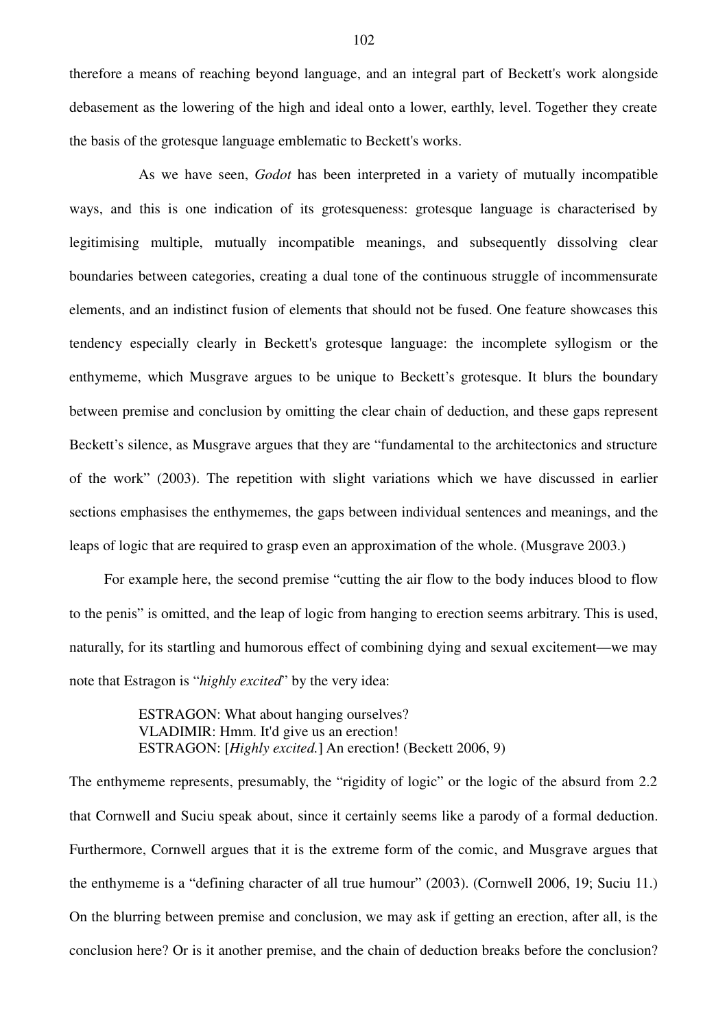therefore a means of reaching beyond language, and an integral part of Beckett's work alongside debasement as the lowering of the high and ideal onto a lower, earthly, level. Together they create the basis of the grotesque language emblematic to Beckett's works.

As we have seen, *Godot* has been interpreted in a variety of mutually incompatible ways, and this is one indication of its grotesqueness: grotesque language is characterised by legitimising multiple, mutually incompatible meanings, and subsequently dissolving clear boundaries between categories, creating a dual tone of the continuous struggle of incommensurate elements, and an indistinct fusion of elements that should not be fused. One feature showcases this tendency especially clearly in Beckett's grotesque language: the incomplete syllogism or the enthymeme, which Musgrave argues to be unique to Beckett's grotesque. It blurs the boundary between premise and conclusion by omitting the clear chain of deduction, and these gaps represent Beckett's silence, as Musgrave argues that they are "fundamental to the architectonics and structure of the work" (2003). The repetition with slight variations which we have discussed in earlier sections emphasises the enthymemes, the gaps between individual sentences and meanings, and the leaps of logic that are required to grasp even an approximation of the whole. (Musgrave 2003.)

For example here, the second premise "cutting the air flow to the body induces blood to flow to the penis" is omitted, and the leap of logic from hanging to erection seems arbitrary. This is used, naturally, for its startling and humorous effect of combining dying and sexual excitement—we may note that Estragon is "*highly excited*" by the very idea:

> ESTRAGON: What about hanging ourselves?
> VLADIMIR: Hmm. It'd give us an erection!
> ESTRAGON: [*Highly excited.*] An erection! (Beckett 2006, 9)

The enthymeme represents, presumably, the "rigidity of logic" or the logic of the absurd from 2.2 that Cornwell and Suciu speak about, since it certainly seems like a parody of a formal deduction. Furthermore, Cornwell argues that it is the extreme form of the comic, and Musgrave argues that the enthymeme is a "defining character of all true humour" (2003). (Cornwell 2006, 19; Suciu 11.) On the blurring between premise and conclusion, we may ask if getting an erection, after all, is the conclusion here? Or is it another premise, and the chain of deduction breaks before the conclusion?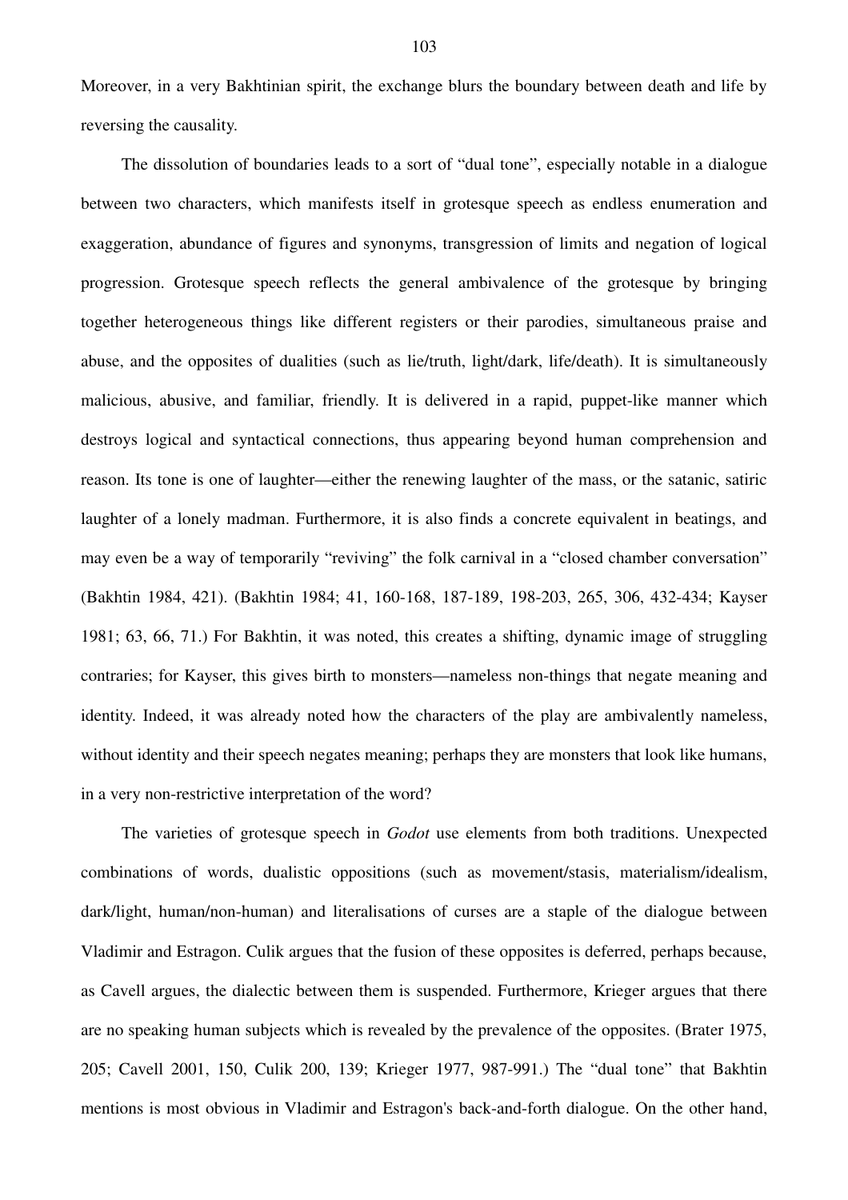Moreover, in a very Bakhtinian spirit, the exchange blurs the boundary between death and life by reversing the causality.

The dissolution of boundaries leads to a sort of "dual tone", especially notable in a dialogue between two characters, which manifests itself in grotesque speech as endless enumeration and exaggeration, abundance of figures and synonyms, transgression of limits and negation of logical progression. Grotesque speech reflects the general ambivalence of the grotesque by bringing together heterogeneous things like different registers or their parodies, simultaneous praise and abuse, and the opposites of dualities (such as lie/truth, light/dark, life/death). It is simultaneously malicious, abusive, and familiar, friendly. It is delivered in a rapid, puppet-like manner which destroys logical and syntactical connections, thus appearing beyond human comprehension and reason. Its tone is one of laughter—either the renewing laughter of the mass, or the satanic, satiric laughter of a lonely madman. Furthermore, it is also finds a concrete equivalent in beatings, and may even be a way of temporarily "reviving" the folk carnival in a "closed chamber conversation" (Bakhtin 1984, 421). (Bakhtin 1984; 41, 160-168, 187-189, 198-203, 265, 306, 432-434; Kayser 1981; 63, 66, 71.) For Bakhtin, it was noted, this creates a shifting, dynamic image of struggling contraries; for Kayser, this gives birth to monsters—nameless non-things that negate meaning and identity. Indeed, it was already noted how the characters of the play are ambivalently nameless, without identity and their speech negates meaning; perhaps they are monsters that look like humans, in a very non-restrictive interpretation of the word?

The varieties of grotesque speech in *Godot* use elements from both traditions. Unexpected combinations of words, dualistic oppositions (such as movement/stasis, materialism/idealism, dark/light, human/non-human) and literalisations of curses are a staple of the dialogue between Vladimir and Estragon. Culik argues that the fusion of these opposites is deferred, perhaps because, as Cavell argues, the dialectic between them is suspended. Furthermore, Krieger argues that there are no speaking human subjects which is revealed by the prevalence of the opposites. (Brater 1975, 205; Cavell 2001, 150, Culik 200, 139; Krieger 1977, 987-991.) The "dual tone" that Bakhtin mentions is most obvious in Vladimir and Estragon's back-and-forth dialogue. On the other hand,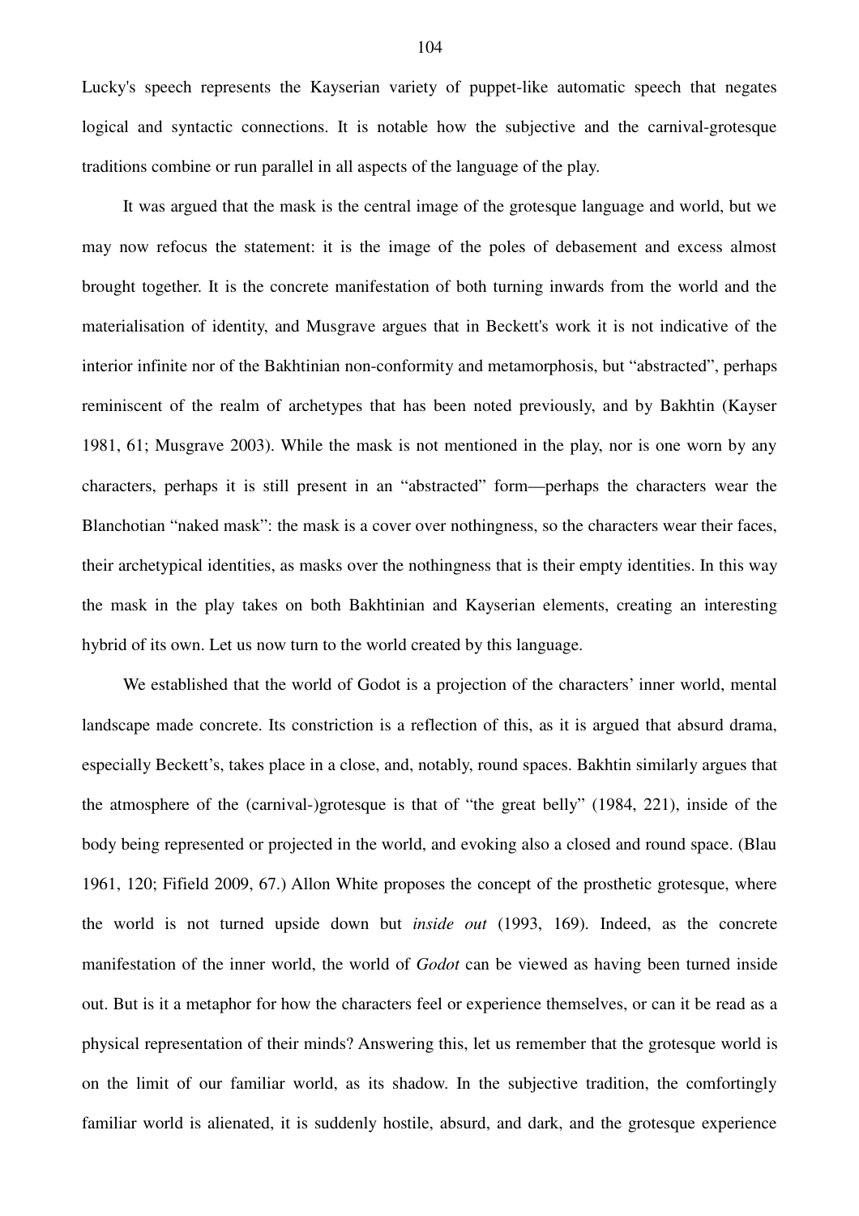Lucky's speech represents the Kayserian variety of puppet-like automatic speech that negates logical and syntactic connections. It is notable how the subjective and the carnival-grotesque traditions combine or run parallel in all aspects of the language of the play.

It was argued that the mask is the central image of the grotesque language and world, but we may now refocus the statement: it is the image of the poles of debasement and excess almost brought together. It is the concrete manifestation of both turning inwards from the world and the materialisation of identity, and Musgrave argues that in Beckett's work it is not indicative of the interior infinite nor of the Bakhtinian non-conformity and metamorphosis, but "abstracted", perhaps reminiscent of the realm of archetypes that has been noted previously, and by Bakhtin (Kayser 1981, 61; Musgrave 2003). While the mask is not mentioned in the play, nor is one worn by any characters, perhaps it is still present in an "abstracted" form—perhaps the characters wear the Blanchotian "naked mask": the mask is a cover over nothingness, so the characters wear their faces, their archetypical identities, as masks over the nothingness that is their empty identities. In this way the mask in the play takes on both Bakhtinian and Kayserian elements, creating an interesting hybrid of its own. Let us now turn to the world created by this language.

We established that the world of Godot is a projection of the characters' inner world, mental landscape made concrete. Its constriction is a reflection of this, as it is argued that absurd drama, especially Beckett's, takes place in a close, and, notably, round spaces. Bakhtin similarly argues that the atmosphere of the (carnival-)grotesque is that of "the great belly" (1984, 221), inside of the body being represented or projected in the world, and evoking also a closed and round space. (Blau 1961, 120; Fifield 2009, 67.) Allon White proposes the concept of the prosthetic grotesque, where the world is not turned upside down but *inside out* (1993, 169). Indeed, as the concrete manifestation of the inner world, the world of *Godot* can be viewed as having been turned inside out. But is it a metaphor for how the characters feel or experience themselves, or can it be read as a physical representation of their minds? Answering this, let us remember that the grotesque world is on the limit of our familiar world, as its shadow. In the subjective tradition, the comfortingly familiar world is alienated, it is suddenly hostile, absurd, and dark, and the grotesque experience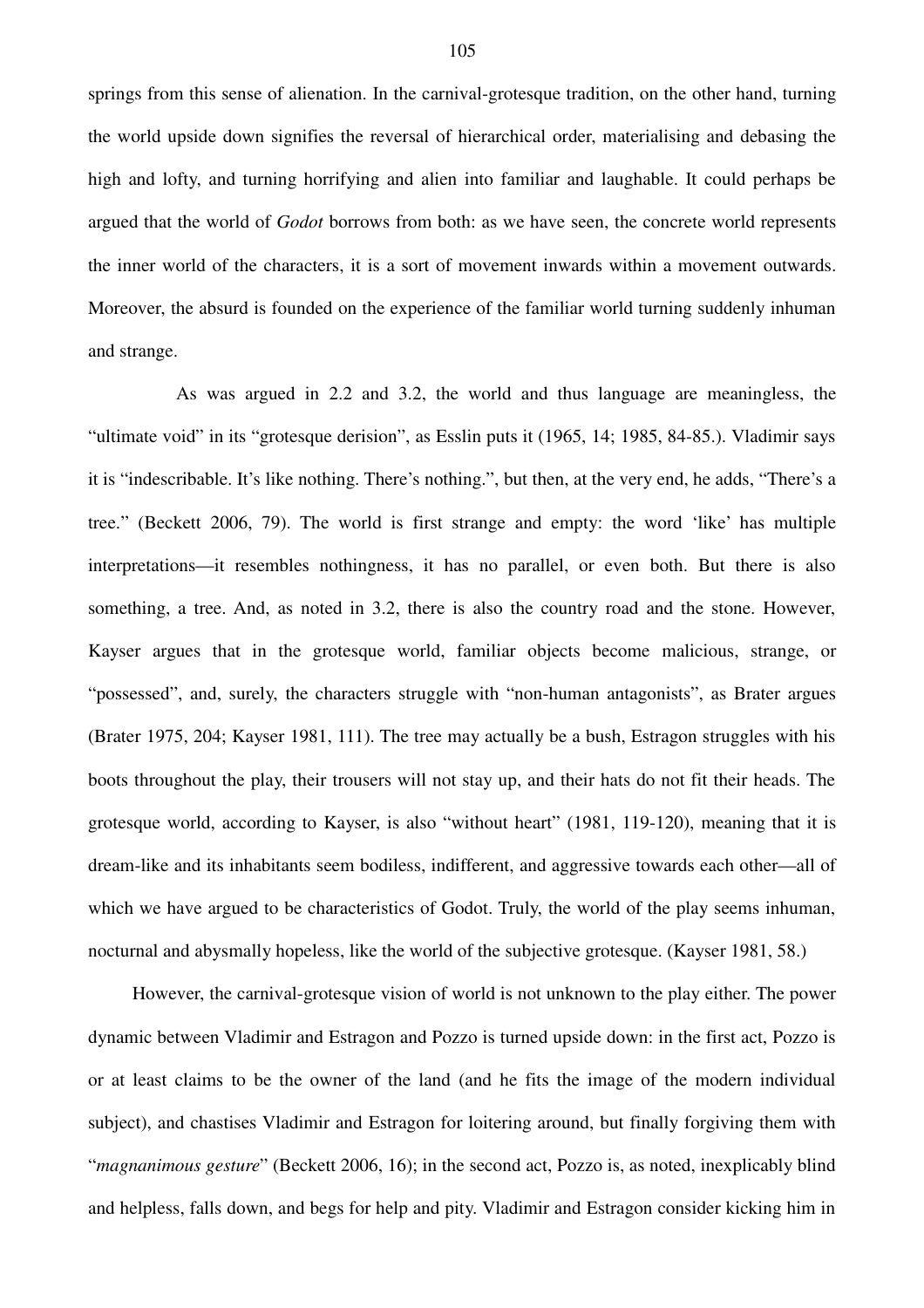springs from this sense of alienation. In the carnival-grotesque tradition, on the other hand, turning the world upside down signifies the reversal of hierarchical order, materialising and debasing the high and lofty, and turning horrifying and alien into familiar and laughable. It could perhaps be argued that the world of *Godot* borrows from both: as we have seen, the concrete world represents the inner world of the characters, it is a sort of movement inwards within a movement outwards. Moreover, the absurd is founded on the experience of the familiar world turning suddenly inhuman and strange.

As was argued in 2.2 and 3.2, the world and thus language are meaningless, the "ultimate void" in its "grotesque derision", as Esslin puts it (1965, 14; 1985, 84-85.). Vladimir says it is "indescribable. It's like nothing. There's nothing.", but then, at the very end, he adds, "There's a tree." (Beckett 2006, 79). The world is first strange and empty: the word 'like' has multiple interpretations—it resembles nothingness, it has no parallel, or even both. But there is also something, a tree. And, as noted in 3.2, there is also the country road and the stone. However, Kayser argues that in the grotesque world, familiar objects become malicious, strange, or "possessed", and, surely, the characters struggle with "non-human antagonists", as Brater argues (Brater 1975, 204; Kayser 1981, 111). The tree may actually be a bush, Estragon struggles with his boots throughout the play, their trousers will not stay up, and their hats do not fit their heads. The grotesque world, according to Kayser, is also "without heart" (1981, 119-120), meaning that it is dream-like and its inhabitants seem bodiless, indifferent, and aggressive towards each other—all of which we have argued to be characteristics of Godot. Truly, the world of the play seems inhuman, nocturnal and abysmally hopeless, like the world of the subjective grotesque. (Kayser 1981, 58.)

However, the carnival-grotesque vision of world is not unknown to the play either. The power dynamic between Vladimir and Estragon and Pozzo is turned upside down: in the first act, Pozzo is or at least claims to be the owner of the land (and he fits the image of the modern individual subject), and chastises Vladimir and Estragon for loitering around, but finally forgiving them with "*magnanimous gesture*" (Beckett 2006, 16); in the second act, Pozzo is, as noted, inexplicably blind and helpless, falls down, and begs for help and pity. Vladimir and Estragon consider kicking him in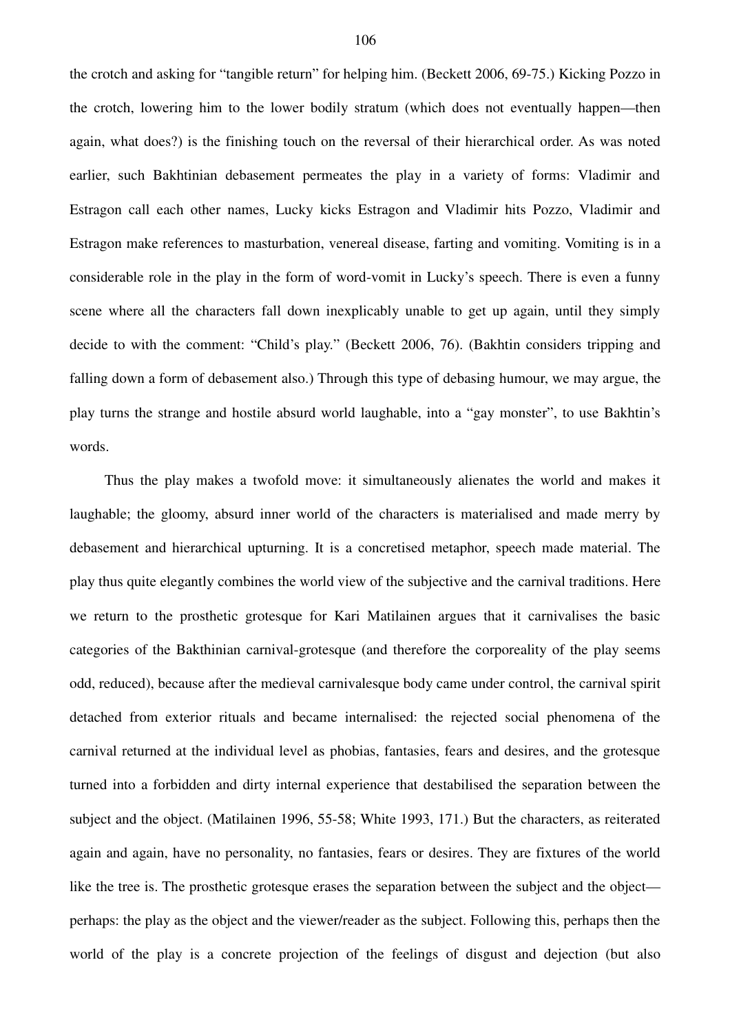the crotch and asking for "tangible return" for helping him. (Beckett 2006, 69-75.) Kicking Pozzo in the crotch, lowering him to the lower bodily stratum (which does not eventually happen—then again, what does?) is the finishing touch on the reversal of their hierarchical order. As was noted earlier, such Bakhtinian debasement permeates the play in a variety of forms: Vladimir and Estragon call each other names, Lucky kicks Estragon and Vladimir hits Pozzo, Vladimir and Estragon make references to masturbation, venereal disease, farting and vomiting. Vomiting is in a considerable role in the play in the form of word-vomit in Lucky's speech. There is even a funny scene where all the characters fall down inexplicably unable to get up again, until they simply decide to with the comment: "Child's play." (Beckett 2006, 76). (Bakhtin considers tripping and falling down a form of debasement also.) Through this type of debasing humour, we may argue, the play turns the strange and hostile absurd world laughable, into a "gay monster", to use Bakhtin's words.

Thus the play makes a twofold move: it simultaneously alienates the world and makes it laughable; the gloomy, absurd inner world of the characters is materialised and made merry by debasement and hierarchical upturning. It is a concretised metaphor, speech made material. The play thus quite elegantly combines the world view of the subjective and the carnival traditions. Here we return to the prosthetic grotesque for Kari Matilainen argues that it carnivalises the basic categories of the Bakthinian carnival-grotesque (and therefore the corporeality of the play seems odd, reduced), because after the medieval carnivalesque body came under control, the carnival spirit detached from exterior rituals and became internalised: the rejected social phenomena of the carnival returned at the individual level as phobias, fantasies, fears and desires, and the grotesque turned into a forbidden and dirty internal experience that destabilised the separation between the subject and the object. (Matilainen 1996, 55-58; White 1993, 171.) But the characters, as reiterated again and again, have no personality, no fantasies, fears or desires. They are fixtures of the world like the tree is. The prosthetic grotesque erases the separation between the subject and the object—perhaps: the play as the object and the viewer/reader as the subject. Following this, perhaps then the world of the play is a concrete projection of the feelings of disgust and dejection (but also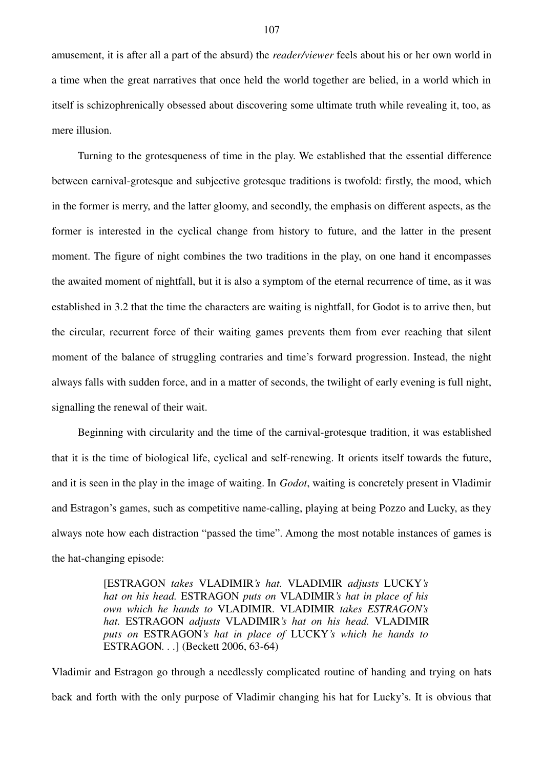amusement, it is after all a part of the absurd) the *reader/viewer* feels about his or her own world in a time when the great narratives that once held the world together are belied, in a world which in itself is schizophrenically obsessed about discovering some ultimate truth while revealing it, too, as mere illusion.

Turning to the grotesqueness of time in the play. We established that the essential difference between carnival-grotesque and subjective grotesque traditions is twofold: firstly, the mood, which in the former is merry, and the latter gloomy, and secondly, the emphasis on different aspects, as the former is interested in the cyclical change from history to future, and the latter in the present moment. The figure of night combines the two traditions in the play, on one hand it encompasses the awaited moment of nightfall, but it is also a symptom of the eternal recurrence of time, as it was established in 3.2 that the time the characters are waiting is nightfall, for Godot is to arrive then, but the circular, recurrent force of their waiting games prevents them from ever reaching that silent moment of the balance of struggling contraries and time's forward progression. Instead, the night always falls with sudden force, and in a matter of seconds, the twilight of early evening is full night, signalling the renewal of their wait.

Beginning with circularity and the time of the carnival-grotesque tradition, it was established that it is the time of biological life, cyclical and self-renewing. It orients itself towards the future, and it is seen in the play in the image of waiting. In *Godot*, waiting is concretely present in Vladimir and Estragon's games, such as competitive name-calling, playing at being Pozzo and Lucky, as they always note how each distraction "passed the time". Among the most notable instances of games is the hat-changing episode:

> [ESTRAGON *takes* VLADIMIR*'s hat.* VLADIMIR *adjusts* LUCKY*'s hat on his head.* ESTRAGON *puts on* VLADIMIR*'s hat in place of his own which he hands to* VLADIMIR. VLADIMIR *takes ESTRAGON's hat.* ESTRAGON *adjusts* VLADIMIR*'s hat on his head.* VLADIMIR *puts on* ESTRAGON*'s hat in place of* LUCKY*'s which he hands to* ESTRAGON. . .] (Beckett 2006, 63-64)

Vladimir and Estragon go through a needlessly complicated routine of handing and trying on hats back and forth with the only purpose of Vladimir changing his hat for Lucky's. It is obvious that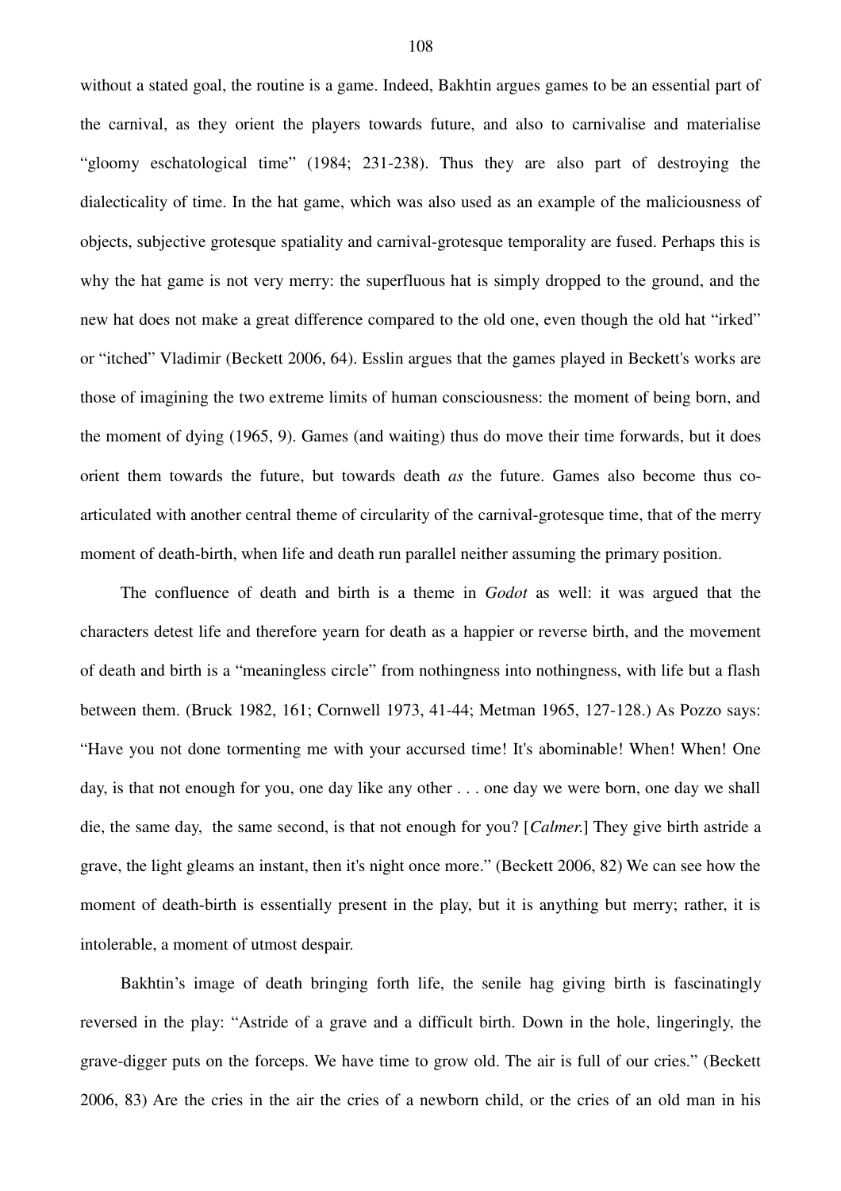without a stated goal, the routine is a game. Indeed, Bakhtin argues games to be an essential part of the carnival, as they orient the players towards future, and also to carnivalise and materialise "gloomy eschatological time" (1984; 231-238). Thus they are also part of destroying the dialecticality of time. In the hat game, which was also used as an example of the maliciousness of objects, subjective grotesque spatiality and carnival-grotesque temporality are fused. Perhaps this is why the hat game is not very merry: the superfluous hat is simply dropped to the ground, and the new hat does not make a great difference compared to the old one, even though the old hat "irked" or "itched" Vladimir (Beckett 2006, 64). Esslin argues that the games played in Beckett's works are those of imagining the two extreme limits of human consciousness: the moment of being born, and the moment of dying (1965, 9). Games (and waiting) thus do move their time forwards, but it does orient them towards the future, but towards death *as* the future. Games also become thus co-articulated with another central theme of circularity of the carnival-grotesque time, that of the merry moment of death-birth, when life and death run parallel neither assuming the primary position.

The confluence of death and birth is a theme in *Godot* as well: it was argued that the characters detest life and therefore yearn for death as a happier or reverse birth, and the movement of death and birth is a "meaningless circle" from nothingness into nothingness, with life but a flash between them. (Bruck 1982, 161; Cornwell 1973, 41-44; Metman 1965, 127-128.) As Pozzo says: "Have you not done tormenting me with your accursed time! It's abominable! When! When! One day, is that not enough for you, one day like any other . . . one day we were born, one day we shall die, the same day, the same second, is that not enough for you? [*Calmer.*] They give birth astride a grave, the light gleams an instant, then it's night once more." (Beckett 2006, 82) We can see how the moment of death-birth is essentially present in the play, but it is anything but merry; rather, it is intolerable, a moment of utmost despair.

Bakhtin's image of death bringing forth life, the senile hag giving birth is fascinatingly reversed in the play: "Astride of a grave and a difficult birth. Down in the hole, lingeringly, the grave-digger puts on the forceps. We have time to grow old. The air is full of our cries." (Beckett 2006, 83) Are the cries in the air the cries of a newborn child, or the cries of an old man in his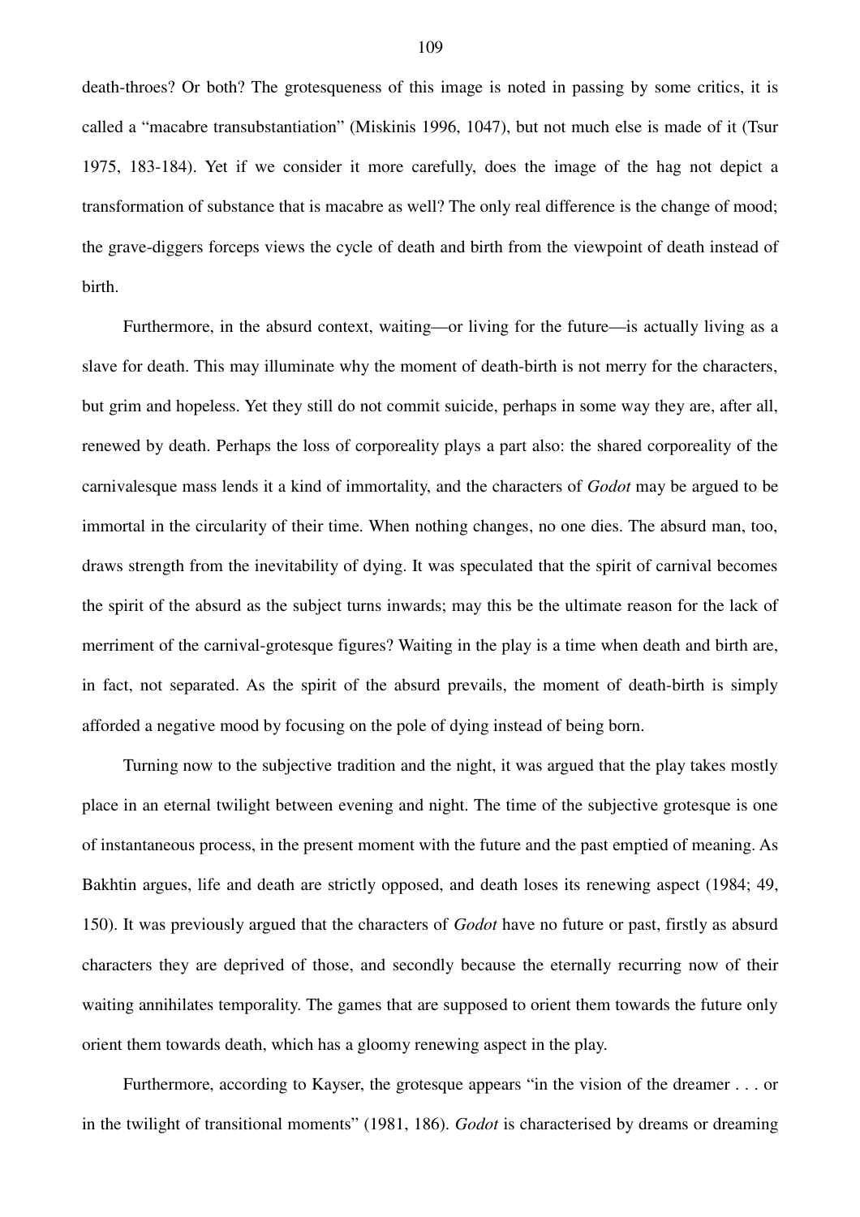death-throes? Or both? The grotesqueness of this image is noted in passing by some critics, it is called a "macabre transubstantiation" (Miskinis 1996, 1047), but not much else is made of it (Tsur 1975, 183-184). Yet if we consider it more carefully, does the image of the hag not depict a transformation of substance that is macabre as well? The only real difference is the change of mood; the grave-diggers forceps views the cycle of death and birth from the viewpoint of death instead of birth.

Furthermore, in the absurd context, waiting—or living for the future—is actually living as a slave for death. This may illuminate why the moment of death-birth is not merry for the characters, but grim and hopeless. Yet they still do not commit suicide, perhaps in some way they are, after all, renewed by death. Perhaps the loss of corporeality plays a part also: the shared corporeality of the carnivalesque mass lends it a kind of immortality, and the characters of *Godot* may be argued to be immortal in the circularity of their time. When nothing changes, no one dies. The absurd man, too, draws strength from the inevitability of dying. It was speculated that the spirit of carnival becomes the spirit of the absurd as the subject turns inwards; may this be the ultimate reason for the lack of merriment of the carnival-grotesque figures? Waiting in the play is a time when death and birth are, in fact, not separated. As the spirit of the absurd prevails, the moment of death-birth is simply afforded a negative mood by focusing on the pole of dying instead of being born.

Turning now to the subjective tradition and the night, it was argued that the play takes mostly place in an eternal twilight between evening and night. The time of the subjective grotesque is one of instantaneous process, in the present moment with the future and the past emptied of meaning. As Bakhtin argues, life and death are strictly opposed, and death loses its renewing aspect (1984; 49, 150). It was previously argued that the characters of *Godot* have no future or past, firstly as absurd characters they are deprived of those, and secondly because the eternally recurring now of their waiting annihilates temporality. The games that are supposed to orient them towards the future only orient them towards death, which has a gloomy renewing aspect in the play.

Furthermore, according to Kayser, the grotesque appears "in the vision of the dreamer . . . or in the twilight of transitional moments" (1981, 186). *Godot* is characterised by dreams or dreaming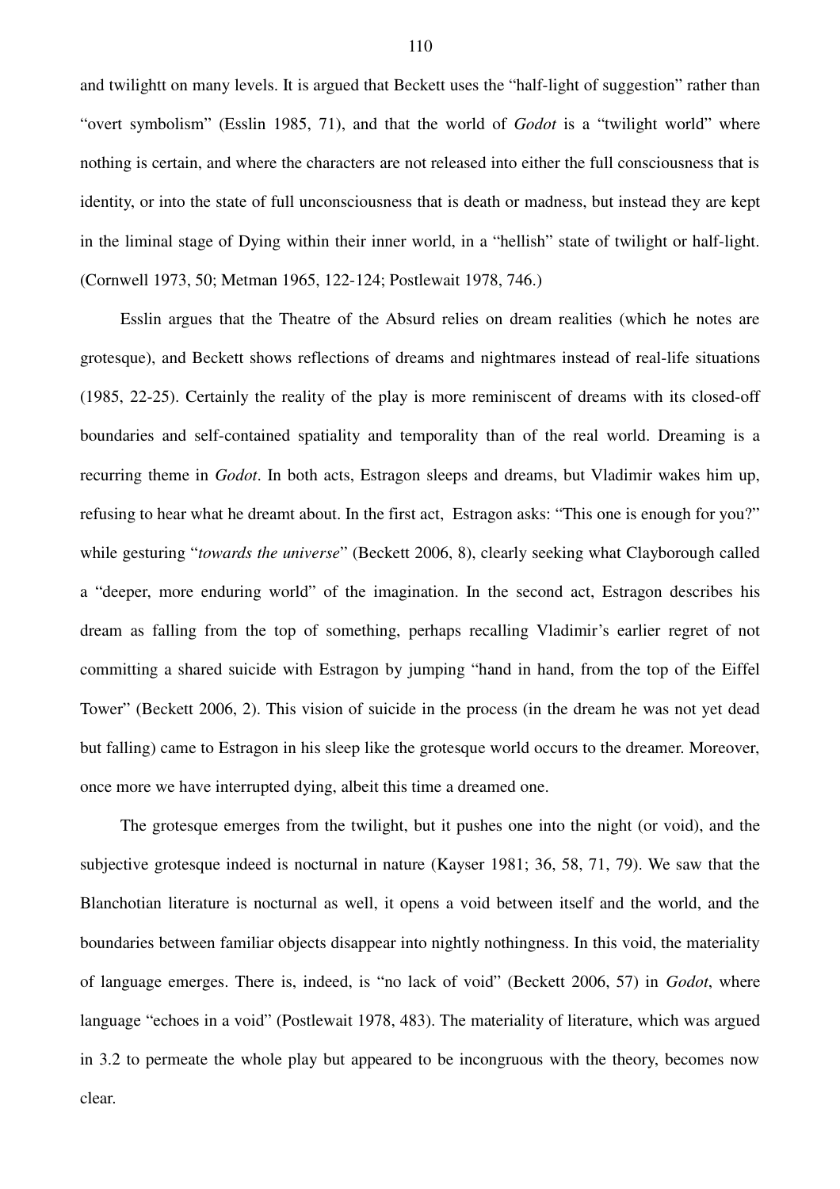and twilightt on many levels. It is argued that Beckett uses the "half-light of suggestion" rather than "overt symbolism" (Esslin 1985, 71), and that the world of *Godot* is a "twilight world" where nothing is certain, and where the characters are not released into either the full consciousness that is identity, or into the state of full unconsciousness that is death or madness, but instead they are kept in the liminal stage of Dying within their inner world, in a "hellish" state of twilight or half-light. (Cornwell 1973, 50; Metman 1965, 122-124; Postlewait 1978, 746.)

Esslin argues that the Theatre of the Absurd relies on dream realities (which he notes are grotesque), and Beckett shows reflections of dreams and nightmares instead of real-life situations (1985, 22-25). Certainly the reality of the play is more reminiscent of dreams with its closed-off boundaries and self-contained spatiality and temporality than of the real world. Dreaming is a recurring theme in *Godot*. In both acts, Estragon sleeps and dreams, but Vladimir wakes him up, refusing to hear what he dreamt about. In the first act, Estragon asks: "This one is enough for you?" while gesturing "*towards the universe*" (Beckett 2006, 8), clearly seeking what Clayborough called a "deeper, more enduring world" of the imagination. In the second act, Estragon describes his dream as falling from the top of something, perhaps recalling Vladimir's earlier regret of not committing a shared suicide with Estragon by jumping "hand in hand, from the top of the Eiffel Tower" (Beckett 2006, 2). This vision of suicide in the process (in the dream he was not yet dead but falling) came to Estragon in his sleep like the grotesque world occurs to the dreamer. Moreover, once more we have interrupted dying, albeit this time a dreamed one.

The grotesque emerges from the twilight, but it pushes one into the night (or void), and the subjective grotesque indeed is nocturnal in nature (Kayser 1981; 36, 58, 71, 79). We saw that the Blanchotian literature is nocturnal as well, it opens a void between itself and the world, and the boundaries between familiar objects disappear into nightly nothingness. In this void, the materiality of language emerges. There is, indeed, is "no lack of void" (Beckett 2006, 57) in *Godot*, where language "echoes in a void" (Postlewait 1978, 483). The materiality of literature, which was argued in 3.2 to permeate the whole play but appeared to be incongruous with the theory, becomes now clear.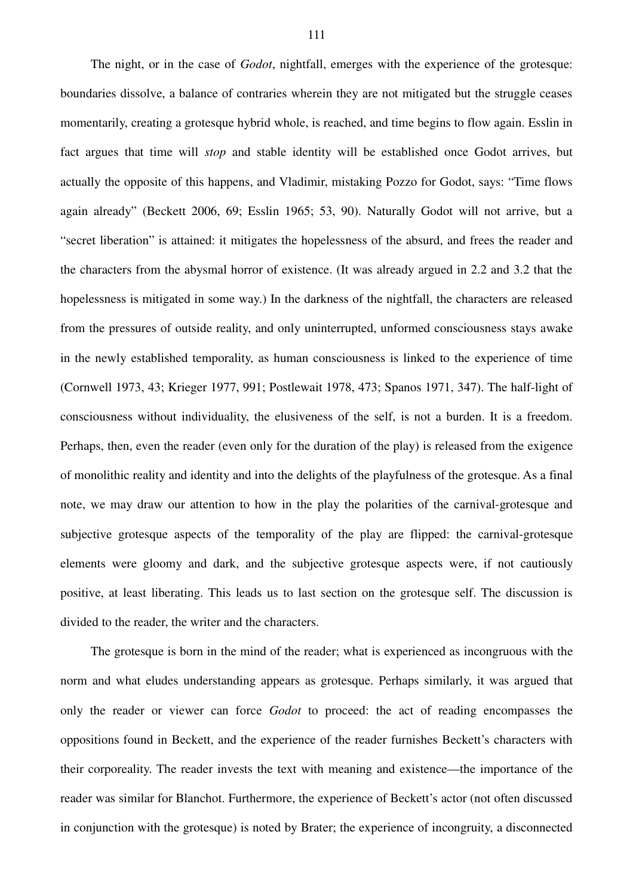The night, or in the case of *Godot*, nightfall, emerges with the experience of the grotesque: boundaries dissolve, a balance of contraries wherein they are not mitigated but the struggle ceases momentarily, creating a grotesque hybrid whole, is reached, and time begins to flow again. Esslin in fact argues that time will *stop* and stable identity will be established once Godot arrives, but actually the opposite of this happens, and Vladimir, mistaking Pozzo for Godot, says: "Time flows again already" (Beckett 2006, 69; Esslin 1965; 53, 90). Naturally Godot will not arrive, but a "secret liberation" is attained: it mitigates the hopelessness of the absurd, and frees the reader and the characters from the abysmal horror of existence. (It was already argued in 2.2 and 3.2 that the hopelessness is mitigated in some way.) In the darkness of the nightfall, the characters are released from the pressures of outside reality, and only uninterrupted, unformed consciousness stays awake in the newly established temporality, as human consciousness is linked to the experience of time (Cornwell 1973, 43; Krieger 1977, 991; Postlewait 1978, 473; Spanos 1971, 347). The half-light of consciousness without individuality, the elusiveness of the self, is not a burden. It is a freedom. Perhaps, then, even the reader (even only for the duration of the play) is released from the exigence of monolithic reality and identity and into the delights of the playfulness of the grotesque. As a final note, we may draw our attention to how in the play the polarities of the carnival-grotesque and subjective grotesque aspects of the temporality of the play are flipped: the carnival-grotesque elements were gloomy and dark, and the subjective grotesque aspects were, if not cautiously positive, at least liberating. This leads us to last section on the grotesque self. The discussion is divided to the reader, the writer and the characters.

The grotesque is born in the mind of the reader; what is experienced as incongruous with the norm and what eludes understanding appears as grotesque. Perhaps similarly, it was argued that only the reader or viewer can force *Godot* to proceed: the act of reading encompasses the oppositions found in Beckett, and the experience of the reader furnishes Beckett's characters with their corporeality. The reader invests the text with meaning and existence—the importance of the reader was similar for Blanchot. Furthermore, the experience of Beckett's actor (not often discussed in conjunction with the grotesque) is noted by Brater; the experience of incongruity, a disconnected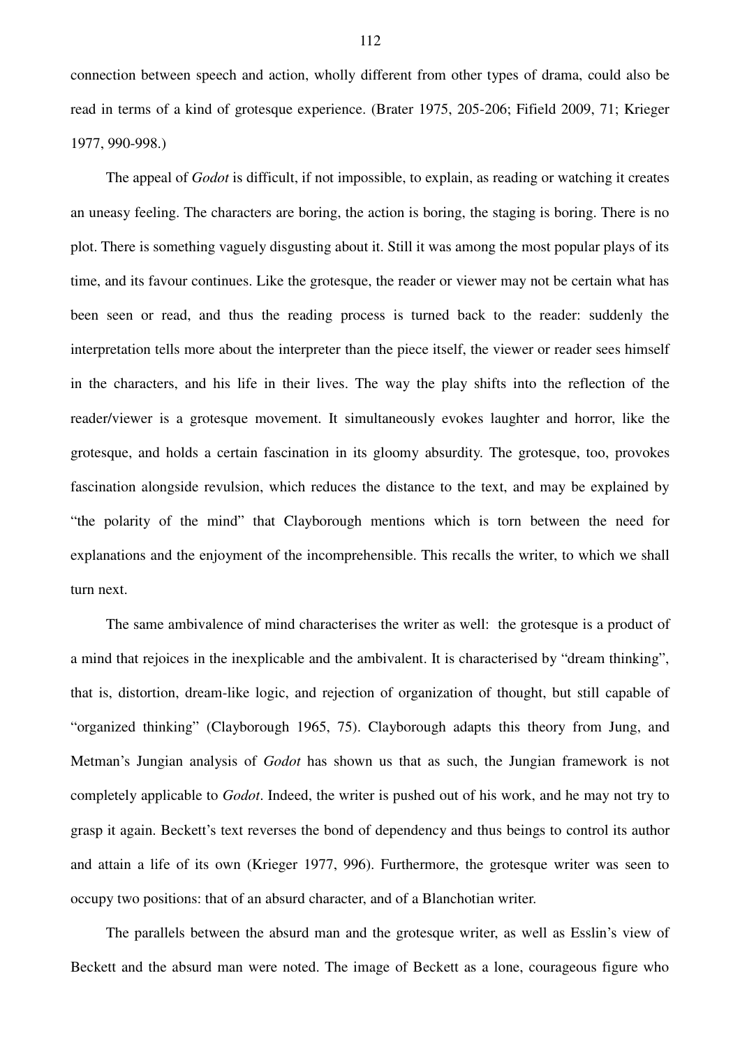connection between speech and action, wholly different from other types of drama, could also be read in terms of a kind of grotesque experience. (Brater 1975, 205-206; Fifield 2009, 71; Krieger 1977, 990-998.)

The appeal of *Godot* is difficult, if not impossible, to explain, as reading or watching it creates an uneasy feeling. The characters are boring, the action is boring, the staging is boring. There is no plot. There is something vaguely disgusting about it. Still it was among the most popular plays of its time, and its favour continues. Like the grotesque, the reader or viewer may not be certain what has been seen or read, and thus the reading process is turned back to the reader: suddenly the interpretation tells more about the interpreter than the piece itself, the viewer or reader sees himself in the characters, and his life in their lives. The way the play shifts into the reflection of the reader/viewer is a grotesque movement. It simultaneously evokes laughter and horror, like the grotesque, and holds a certain fascination in its gloomy absurdity. The grotesque, too, provokes fascination alongside revulsion, which reduces the distance to the text, and may be explained by "the polarity of the mind" that Clayborough mentions which is torn between the need for explanations and the enjoyment of the incomprehensible. This recalls the writer, to which we shall turn next.

The same ambivalence of mind characterises the writer as well: the grotesque is a product of a mind that rejoices in the inexplicable and the ambivalent. It is characterised by "dream thinking", that is, distortion, dream-like logic, and rejection of organization of thought, but still capable of "organized thinking" (Clayborough 1965, 75). Clayborough adapts this theory from Jung, and Metman's Jungian analysis of *Godot* has shown us that as such, the Jungian framework is not completely applicable to *Godot*. Indeed, the writer is pushed out of his work, and he may not try to grasp it again. Beckett's text reverses the bond of dependency and thus beings to control its author and attain a life of its own (Krieger 1977, 996). Furthermore, the grotesque writer was seen to occupy two positions: that of an absurd character, and of a Blanchotian writer.

The parallels between the absurd man and the grotesque writer, as well as Esslin's view of Beckett and the absurd man were noted. The image of Beckett as a lone, courageous figure who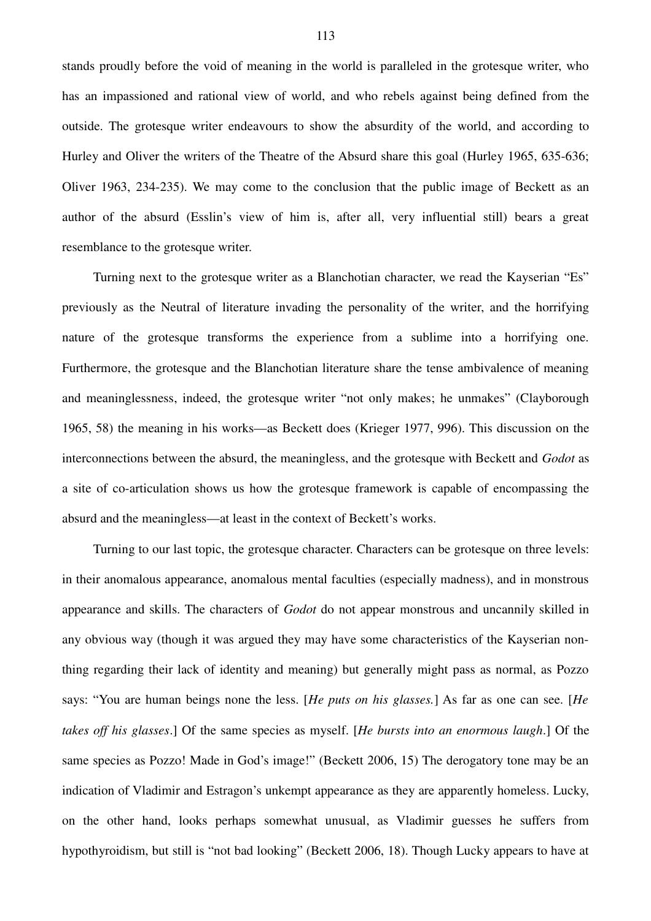stands proudly before the void of meaning in the world is paralleled in the grotesque writer, who has an impassioned and rational view of world, and who rebels against being defined from the outside. The grotesque writer endeavours to show the absurdity of the world, and according to Hurley and Oliver the writers of the Theatre of the Absurd share this goal (Hurley 1965, 635-636; Oliver 1963, 234-235). We may come to the conclusion that the public image of Beckett as an author of the absurd (Esslin's view of him is, after all, very influential still) bears a great resemblance to the grotesque writer.

Turning next to the grotesque writer as a Blanchotian character, we read the Kayserian "Es" previously as the Neutral of literature invading the personality of the writer, and the horrifying nature of the grotesque transforms the experience from a sublime into a horrifying one. Furthermore, the grotesque and the Blanchotian literature share the tense ambivalence of meaning and meaninglessness, indeed, the grotesque writer "not only makes; he unmakes" (Clayborough 1965, 58) the meaning in his works—as Beckett does (Krieger 1977, 996). This discussion on the interconnections between the absurd, the meaningless, and the grotesque with Beckett and *Godot* as a site of co-articulation shows us how the grotesque framework is capable of encompassing the absurd and the meaningless—at least in the context of Beckett's works.

Turning to our last topic, the grotesque character. Characters can be grotesque on three levels: in their anomalous appearance, anomalous mental faculties (especially madness), and in monstrous appearance and skills. The characters of *Godot* do not appear monstrous and uncannily skilled in any obvious way (though it was argued they may have some characteristics of the Kayserian non-thing regarding their lack of identity and meaning) but generally might pass as normal, as Pozzo says: "You are human beings none the less. [*He puts on his glasses.*] As far as one can see. [*He takes off his glasses*.] Of the same species as myself. [*He bursts into an enormous laugh*.] Of the same species as Pozzo! Made in God's image!" (Beckett 2006, 15) The derogatory tone may be an indication of Vladimir and Estragon's unkempt appearance as they are apparently homeless. Lucky, on the other hand, looks perhaps somewhat unusual, as Vladimir guesses he suffers from hypothyroidism, but still is "not bad looking" (Beckett 2006, 18). Though Lucky appears to have at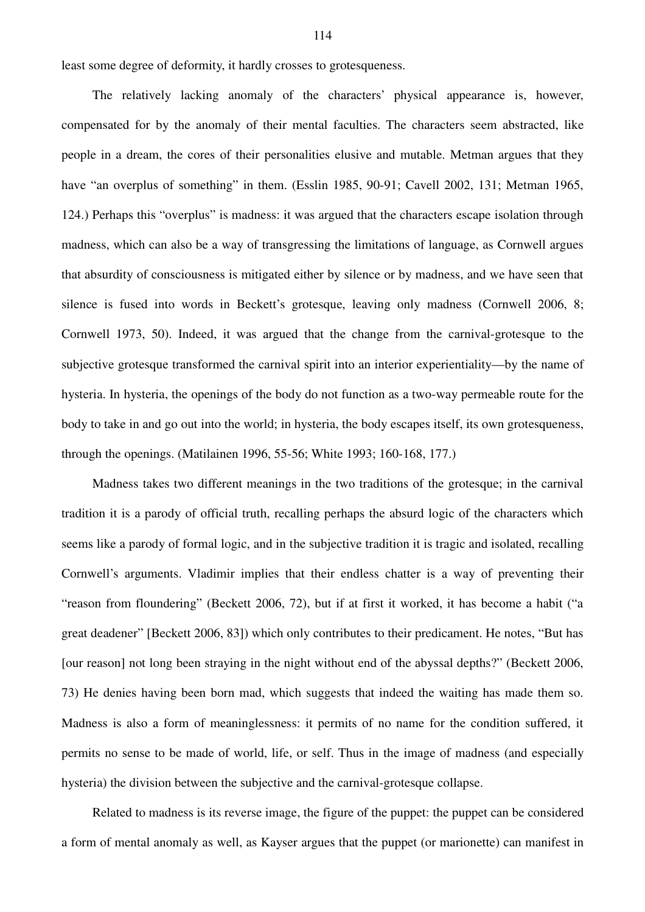least some degree of deformity, it hardly crosses to grotesqueness.

The relatively lacking anomaly of the characters' physical appearance is, however, compensated for by the anomaly of their mental faculties. The characters seem abstracted, like people in a dream, the cores of their personalities elusive and mutable. Metman argues that they have "an overplus of something" in them. (Esslin 1985, 90-91; Cavell 2002, 131; Metman 1965, 124.) Perhaps this "overplus" is madness: it was argued that the characters escape isolation through madness, which can also be a way of transgressing the limitations of language, as Cornwell argues that absurdity of consciousness is mitigated either by silence or by madness, and we have seen that silence is fused into words in Beckett's grotesque, leaving only madness (Cornwell 2006, 8; Cornwell 1973, 50). Indeed, it was argued that the change from the carnival-grotesque to the subjective grotesque transformed the carnival spirit into an interior experientiality—by the name of hysteria. In hysteria, the openings of the body do not function as a two-way permeable route for the body to take in and go out into the world; in hysteria, the body escapes itself, its own grotesqueness, through the openings. (Matilainen 1996, 55-56; White 1993; 160-168, 177.)

Madness takes two different meanings in the two traditions of the grotesque; in the carnival tradition it is a parody of official truth, recalling perhaps the absurd logic of the characters which seems like a parody of formal logic, and in the subjective tradition it is tragic and isolated, recalling Cornwell's arguments. Vladimir implies that their endless chatter is a way of preventing their "reason from floundering" (Beckett 2006, 72), but if at first it worked, it has become a habit ("a great deadener" [Beckett 2006, 83]) which only contributes to their predicament. He notes, "But has [our reason] not long been straying in the night without end of the abyssal depths?" (Beckett 2006, 73) He denies having been born mad, which suggests that indeed the waiting has made them so. Madness is also a form of meaninglessness: it permits of no name for the condition suffered, it permits no sense to be made of world, life, or self. Thus in the image of madness (and especially hysteria) the division between the subjective and the carnival-grotesque collapse.

Related to madness is its reverse image, the figure of the puppet: the puppet can be considered a form of mental anomaly as well, as Kayser argues that the puppet (or marionette) can manifest in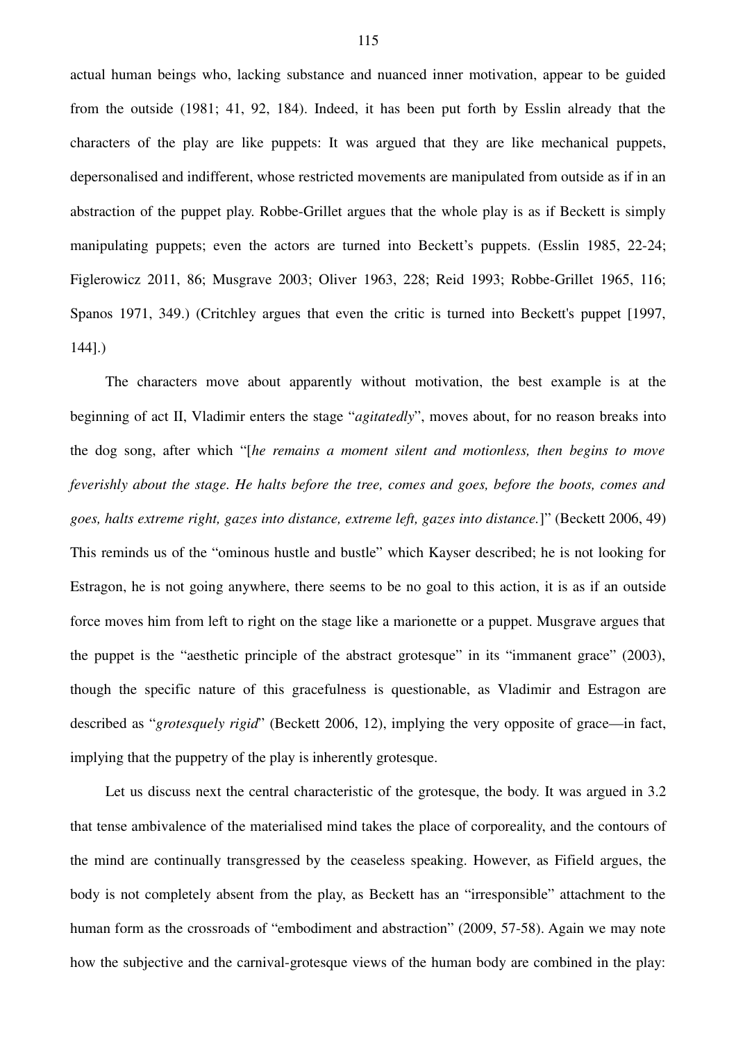actual human beings who, lacking substance and nuanced inner motivation, appear to be guided from the outside (1981; 41, 92, 184). Indeed, it has been put forth by Esslin already that the characters of the play are like puppets: It was argued that they are like mechanical puppets, depersonalised and indifferent, whose restricted movements are manipulated from outside as if in an abstraction of the puppet play. Robbe-Grillet argues that the whole play is as if Beckett is simply manipulating puppets; even the actors are turned into Beckett's puppets. (Esslin 1985, 22-24; Figlerowicz 2011, 86; Musgrave 2003; Oliver 1963, 228; Reid 1993; Robbe-Grillet 1965, 116; Spanos 1971, 349.) (Critchley argues that even the critic is turned into Beckett's puppet [1997, 144].)

The characters move about apparently without motivation, the best example is at the beginning of act II, Vladimir enters the stage "*agitatedly*", moves about, for no reason breaks into the dog song, after which "[*he remains a moment silent and motionless, then begins to move feverishly about the stage. He halts before the tree, comes and goes, before the boots, comes and goes, halts extreme right, gazes into distance, extreme left, gazes into distance.*]" (Beckett 2006, 49) This reminds us of the "ominous hustle and bustle" which Kayser described; he is not looking for Estragon, he is not going anywhere, there seems to be no goal to this action, it is as if an outside force moves him from left to right on the stage like a marionette or a puppet. Musgrave argues that the puppet is the "aesthetic principle of the abstract grotesque" in its "immanent grace" (2003), though the specific nature of this gracefulness is questionable, as Vladimir and Estragon are described as "*grotesquely rigid*" (Beckett 2006, 12), implying the very opposite of grace—in fact, implying that the puppetry of the play is inherently grotesque.

Let us discuss next the central characteristic of the grotesque, the body. It was argued in 3.2 that tense ambivalence of the materialised mind takes the place of corporeality, and the contours of the mind are continually transgressed by the ceaseless speaking. However, as Fifield argues, the body is not completely absent from the play, as Beckett has an "irresponsible" attachment to the human form as the crossroads of "embodiment and abstraction" (2009, 57-58). Again we may note how the subjective and the carnival-grotesque views of the human body are combined in the play: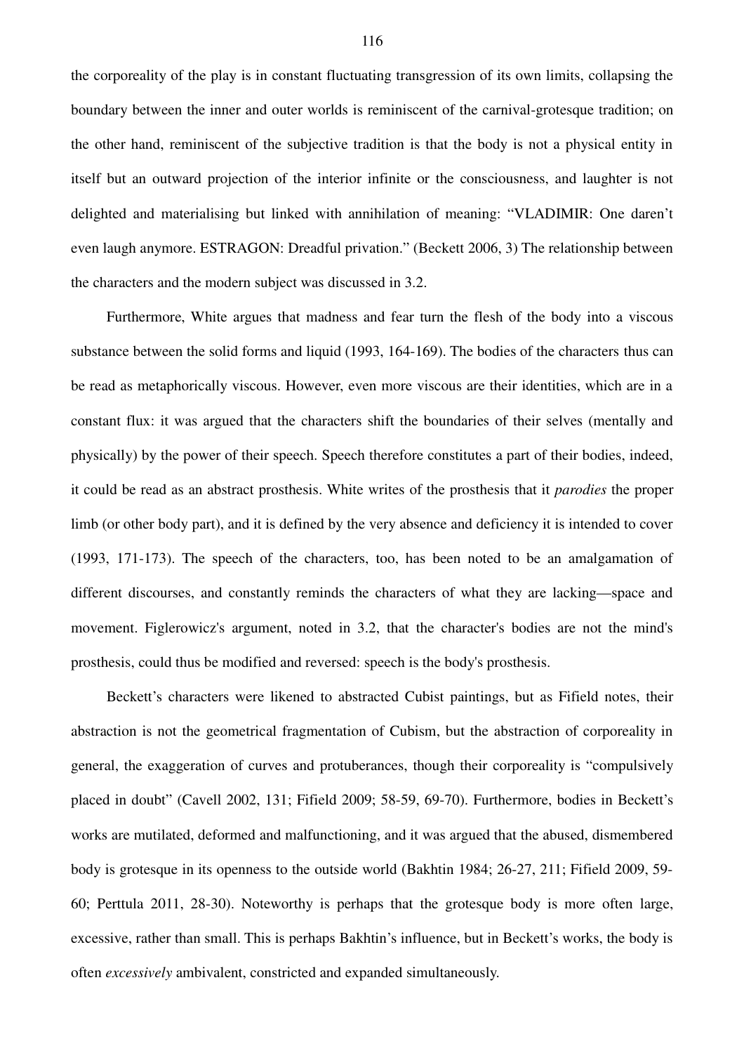the corporeality of the play is in constant fluctuating transgression of its own limits, collapsing the boundary between the inner and outer worlds is reminiscent of the carnival-grotesque tradition; on the other hand, reminiscent of the subjective tradition is that the body is not a physical entity in itself but an outward projection of the interior infinite or the consciousness, and laughter is not delighted and materialising but linked with annihilation of meaning: "VLADIMIR: One daren't even laugh anymore. ESTRAGON: Dreadful privation." (Beckett 2006, 3) The relationship between the characters and the modern subject was discussed in 3.2.

Furthermore, White argues that madness and fear turn the flesh of the body into a viscous substance between the solid forms and liquid (1993, 164-169). The bodies of the characters thus can be read as metaphorically viscous. However, even more viscous are their identities, which are in a constant flux: it was argued that the characters shift the boundaries of their selves (mentally and physically) by the power of their speech. Speech therefore constitutes a part of their bodies, indeed, it could be read as an abstract prosthesis. White writes of the prosthesis that it *parodies* the proper limb (or other body part), and it is defined by the very absence and deficiency it is intended to cover (1993, 171-173). The speech of the characters, too, has been noted to be an amalgamation of different discourses, and constantly reminds the characters of what they are lacking—space and movement. Figlerowicz's argument, noted in 3.2, that the character's bodies are not the mind's prosthesis, could thus be modified and reversed: speech is the body's prosthesis.

Beckett's characters were likened to abstracted Cubist paintings, but as Fifield notes, their abstraction is not the geometrical fragmentation of Cubism, but the abstraction of corporeality in general, the exaggeration of curves and protuberances, though their corporeality is "compulsively placed in doubt" (Cavell 2002, 131; Fifield 2009; 58-59, 69-70). Furthermore, bodies in Beckett's works are mutilated, deformed and malfunctioning, and it was argued that the abused, dismembered body is grotesque in its openness to the outside world (Bakhtin 1984; 26-27, 211; Fifield 2009, 59-60; Perttula 2011, 28-30). Noteworthy is perhaps that the grotesque body is more often large, excessive, rather than small. This is perhaps Bakhtin's influence, but in Beckett's works, the body is often *excessively* ambivalent, constricted and expanded simultaneously.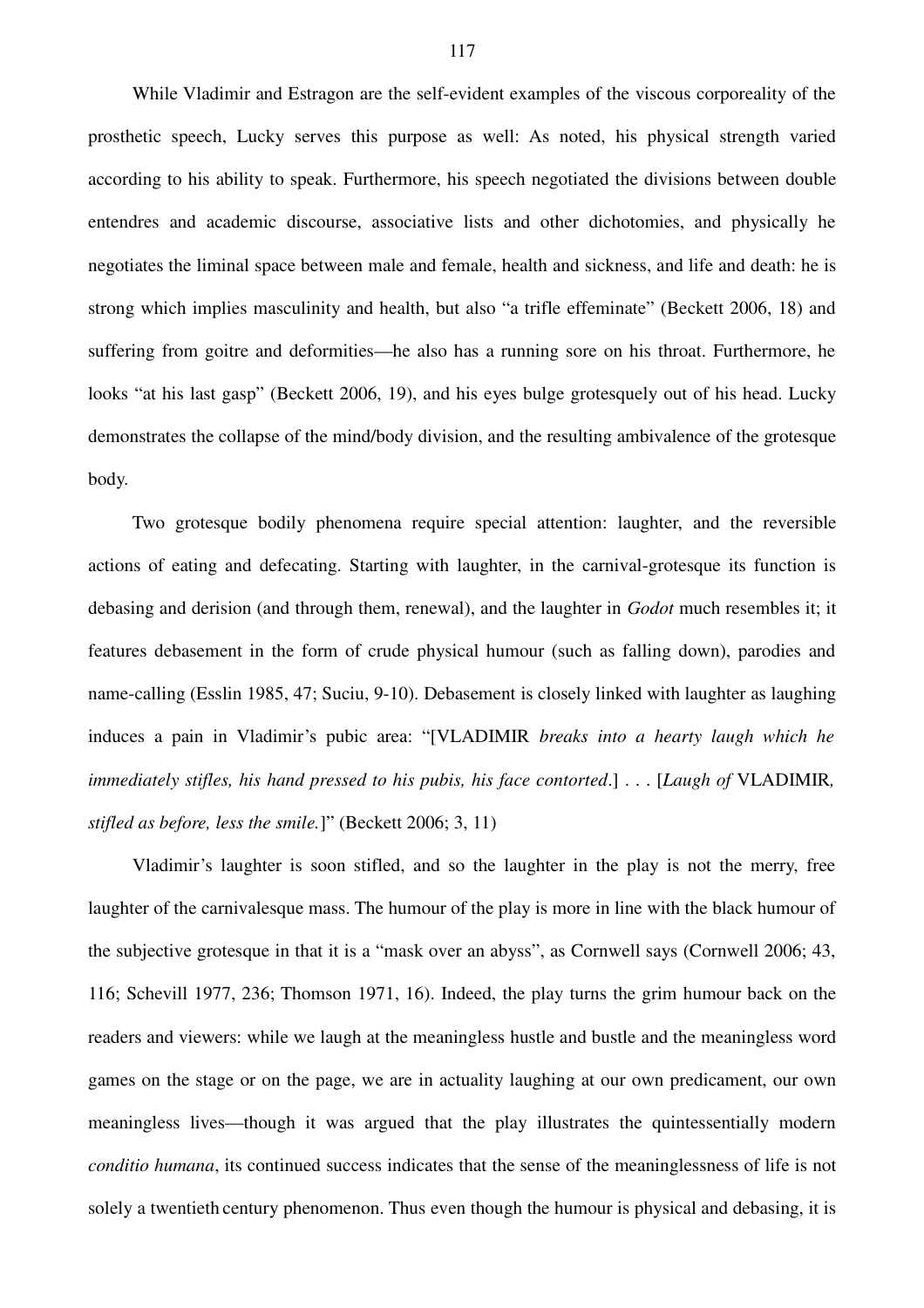While Vladimir and Estragon are the self-evident examples of the viscous corporeality of the prosthetic speech, Lucky serves this purpose as well: As noted, his physical strength varied according to his ability to speak. Furthermore, his speech negotiated the divisions between double entendres and academic discourse, associative lists and other dichotomies, and physically he negotiates the liminal space between male and female, health and sickness, and life and death: he is strong which implies masculinity and health, but also "a trifle effeminate" (Beckett 2006, 18) and suffering from goitre and deformities—he also has a running sore on his throat. Furthermore, he looks "at his last gasp" (Beckett 2006, 19), and his eyes bulge grotesquely out of his head. Lucky demonstrates the collapse of the mind/body division, and the resulting ambivalence of the grotesque body.

Two grotesque bodily phenomena require special attention: laughter, and the reversible actions of eating and defecating. Starting with laughter, in the carnival-grotesque its function is debasing and derision (and through them, renewal), and the laughter in *Godot* much resembles it; it features debasement in the form of crude physical humour (such as falling down), parodies and name-calling (Esslin 1985, 47; Suciu, 9-10). Debasement is closely linked with laughter as laughing induces a pain in Vladimir's pubic area: "[VLADIMIR *breaks into a hearty laugh which he immediately stifles, his hand pressed to his pubis, his face contorted*.] . . . [*Laugh of* VLADIMIR*, stifled as before, less the smile.*]" (Beckett 2006; 3, 11)

Vladimir's laughter is soon stifled, and so the laughter in the play is not the merry, free laughter of the carnivalesque mass. The humour of the play is more in line with the black humour of the subjective grotesque in that it is a "mask over an abyss", as Cornwell says (Cornwell 2006; 43, 116; Schevill 1977, 236; Thomson 1971, 16). Indeed, the play turns the grim humour back on the readers and viewers: while we laugh at the meaningless hustle and bustle and the meaningless word games on the stage or on the page, we are in actuality laughing at our own predicament, our own meaningless lives—though it was argued that the play illustrates the quintessentially modern *conditio humana*, its continued success indicates that the sense of the meaninglessness of life is not solely a twentieth century phenomenon. Thus even though the humour is physical and debasing, it is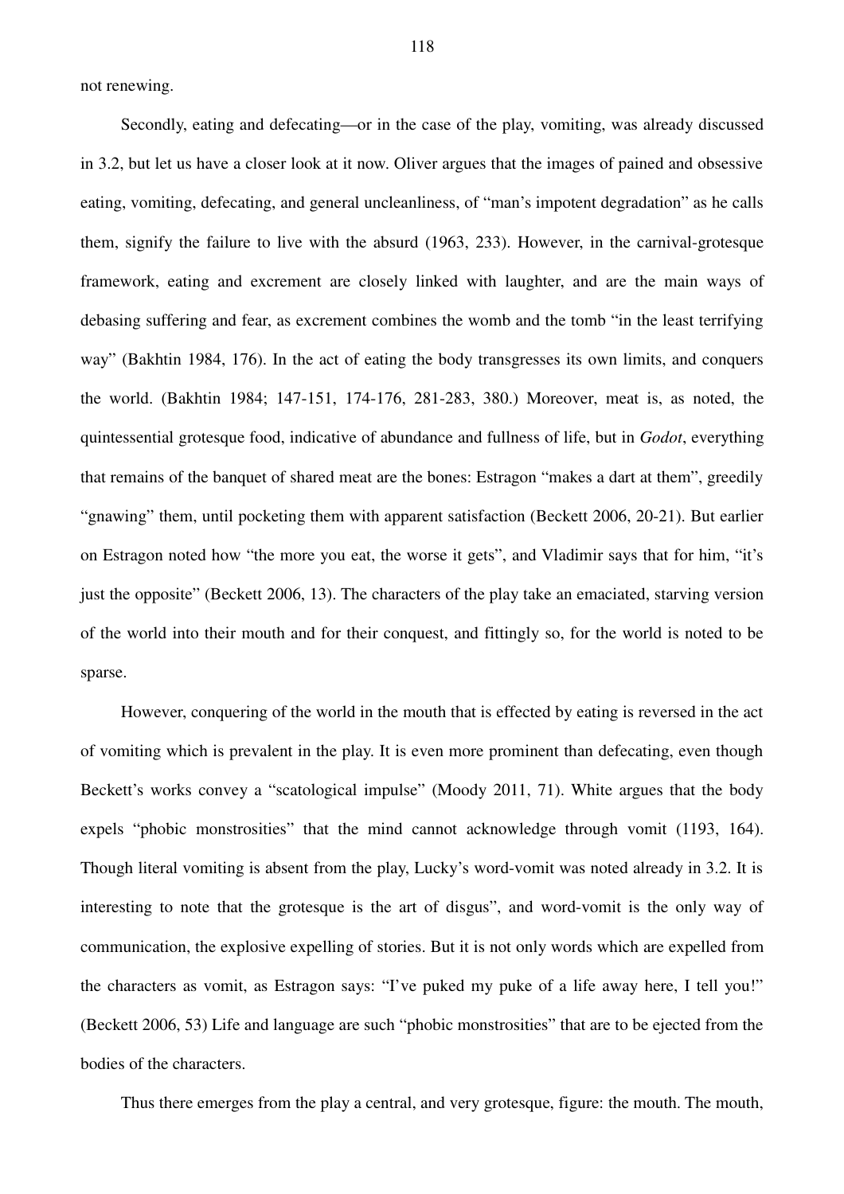not renewing.

Secondly, eating and defecating—or in the case of the play, vomiting, was already discussed in 3.2, but let us have a closer look at it now. Oliver argues that the images of pained and obsessive eating, vomiting, defecating, and general uncleanliness, of "man's impotent degradation" as he calls them, signify the failure to live with the absurd (1963, 233). However, in the carnival-grotesque framework, eating and excrement are closely linked with laughter, and are the main ways of debasing suffering and fear, as excrement combines the womb and the tomb "in the least terrifying way" (Bakhtin 1984, 176). In the act of eating the body transgresses its own limits, and conquers the world. (Bakhtin 1984; 147-151, 174-176, 281-283, 380.) Moreover, meat is, as noted, the quintessential grotesque food, indicative of abundance and fullness of life, but in *Godot*, everything that remains of the banquet of shared meat are the bones: Estragon "makes a dart at them", greedily "gnawing" them, until pocketing them with apparent satisfaction (Beckett 2006, 20-21). But earlier on Estragon noted how "the more you eat, the worse it gets", and Vladimir says that for him, "it's just the opposite" (Beckett 2006, 13). The characters of the play take an emaciated, starving version of the world into their mouth and for their conquest, and fittingly so, for the world is noted to be sparse.

However, conquering of the world in the mouth that is effected by eating is reversed in the act of vomiting which is prevalent in the play. It is even more prominent than defecating, even though Beckett's works convey a "scatological impulse" (Moody 2011, 71). White argues that the body expels "phobic monstrosities" that the mind cannot acknowledge through vomit (1193, 164). Though literal vomiting is absent from the play, Lucky's word-vomit was noted already in 3.2. It is interesting to note that the grotesque is the art of disgus", and word-vomit is the only way of communication, the explosive expelling of stories. But it is not only words which are expelled from the characters as vomit, as Estragon says: "I've puked my puke of a life away here, I tell you!" (Beckett 2006, 53) Life and language are such "phobic monstrosities" that are to be ejected from the bodies of the characters.

Thus there emerges from the play a central, and very grotesque, figure: the mouth. The mouth,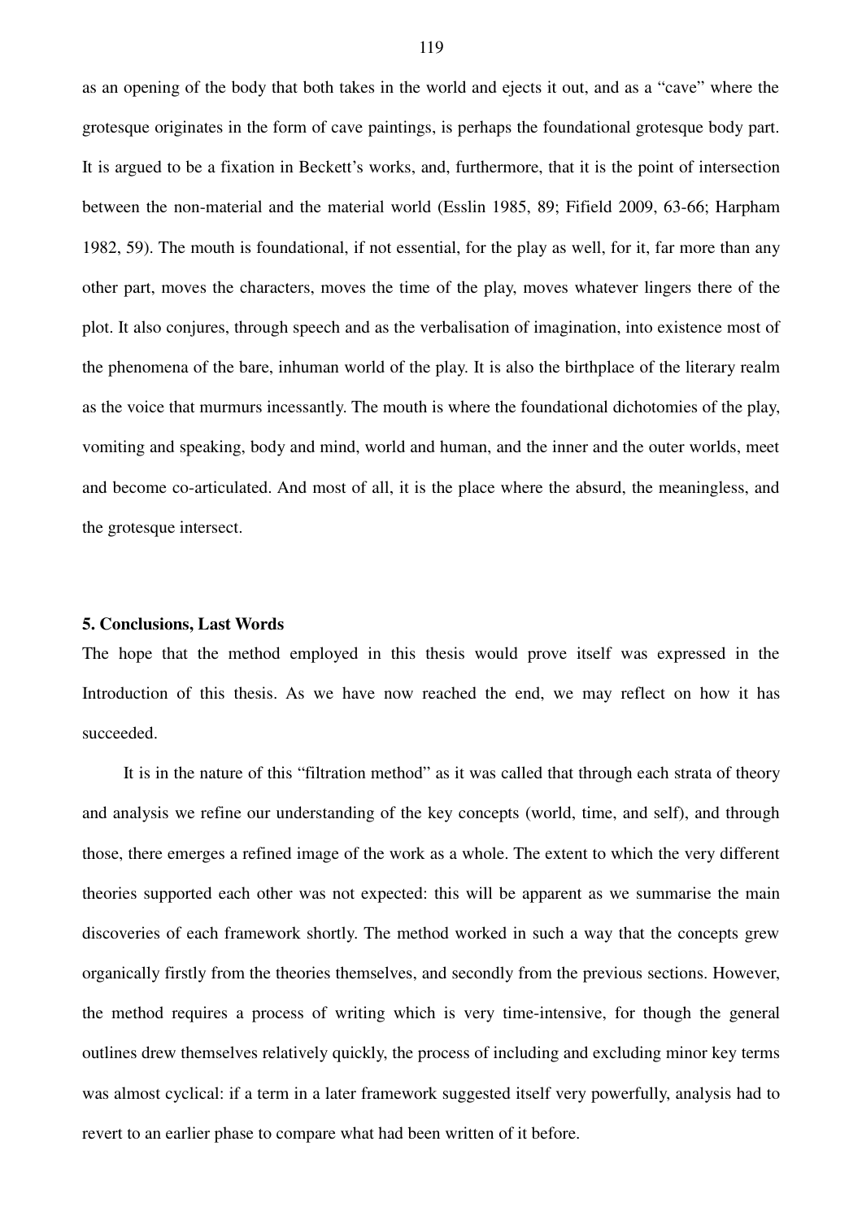as an opening of the body that both takes in the world and ejects it out, and as a "cave" where the grotesque originates in the form of cave paintings, is perhaps the foundational grotesque body part. It is argued to be a fixation in Beckett's works, and, furthermore, that it is the point of intersection between the non-material and the material world (Esslin 1985, 89; Fifield 2009, 63-66; Harpham 1982, 59). The mouth is foundational, if not essential, for the play as well, for it, far more than any other part, moves the characters, moves the time of the play, moves whatever lingers there of the plot. It also conjures, through speech and as the verbalisation of imagination, into existence most of the phenomena of the bare, inhuman world of the play. It is also the birthplace of the literary realm as the voice that murmurs incessantly. The mouth is where the foundational dichotomies of the play, vomiting and speaking, body and mind, world and human, and the inner and the outer worlds, meet and become co-articulated. And most of all, it is the place where the absurd, the meaningless, and the grotesque intersect.

## 5. Conclusions, Last Words

The hope that the method employed in this thesis would prove itself was expressed in the Introduction of this thesis. As we have now reached the end, we may reflect on how it has succeeded.

It is in the nature of this "filtration method" as it was called that through each strata of theory and analysis we refine our understanding of the key concepts (world, time, and self), and through those, there emerges a refined image of the work as a whole. The extent to which the very different theories supported each other was not expected: this will be apparent as we summarise the main discoveries of each framework shortly. The method worked in such a way that the concepts grew organically firstly from the theories themselves, and secondly from the previous sections. However, the method requires a process of writing which is very time-intensive, for though the general outlines drew themselves relatively quickly, the process of including and excluding minor key terms was almost cyclical: if a term in a later framework suggested itself very powerfully, analysis had to revert to an earlier phase to compare what had been written of it before.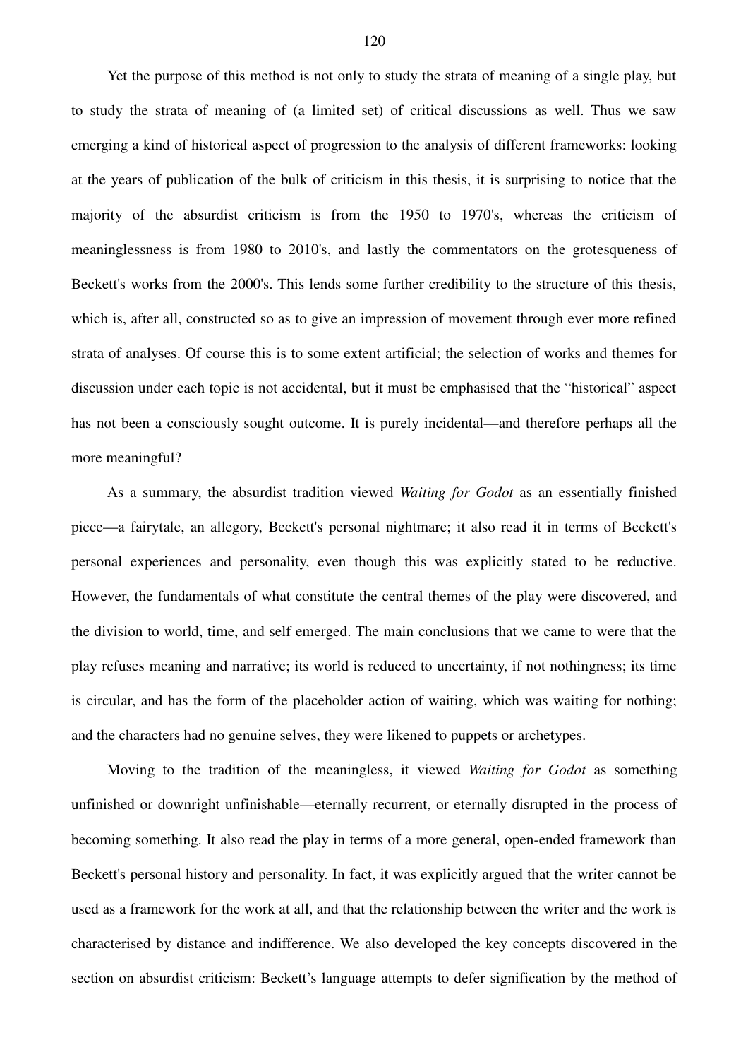Yet the purpose of this method is not only to study the strata of meaning of a single play, but to study the strata of meaning of (a limited set) of critical discussions as well. Thus we saw emerging a kind of historical aspect of progression to the analysis of different frameworks: looking at the years of publication of the bulk of criticism in this thesis, it is surprising to notice that the majority of the absurdist criticism is from the 1950 to 1970's, whereas the criticism of meaninglessness is from 1980 to 2010's, and lastly the commentators on the grotesqueness of Beckett's works from the 2000's. This lends some further credibility to the structure of this thesis, which is, after all, constructed so as to give an impression of movement through ever more refined strata of analyses. Of course this is to some extent artificial; the selection of works and themes for discussion under each topic is not accidental, but it must be emphasised that the "historical" aspect has not been a consciously sought outcome. It is purely incidental—and therefore perhaps all the more meaningful?

As a summary, the absurdist tradition viewed *Waiting for Godot* as an essentially finished piece—a fairytale, an allegory, Beckett's personal nightmare; it also read it in terms of Beckett's personal experiences and personality, even though this was explicitly stated to be reductive. However, the fundamentals of what constitute the central themes of the play were discovered, and the division to world, time, and self emerged. The main conclusions that we came to were that the play refuses meaning and narrative; its world is reduced to uncertainty, if not nothingness; its time is circular, and has the form of the placeholder action of waiting, which was waiting for nothing; and the characters had no genuine selves, they were likened to puppets or archetypes.

Moving to the tradition of the meaningless, it viewed *Waiting for Godot* as something unfinished or downright unfinishable—eternally recurrent, or eternally disrupted in the process of becoming something. It also read the play in terms of a more general, open-ended framework than Beckett's personal history and personality. In fact, it was explicitly argued that the writer cannot be used as a framework for the work at all, and that the relationship between the writer and the work is characterised by distance and indifference. We also developed the key concepts discovered in the section on absurdist criticism: Beckett's language attempts to defer signification by the method of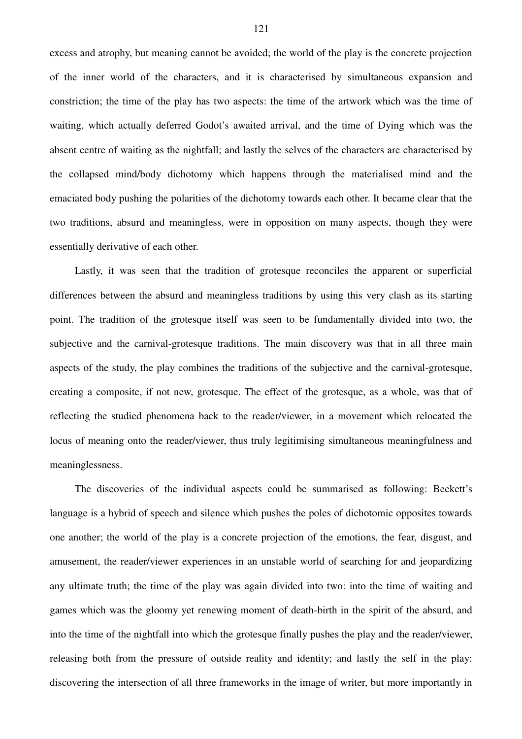excess and atrophy, but meaning cannot be avoided; the world of the play is the concrete projection of the inner world of the characters, and it is characterised by simultaneous expansion and constriction; the time of the play has two aspects: the time of the artwork which was the time of waiting, which actually deferred Godot's awaited arrival, and the time of Dying which was the absent centre of waiting as the nightfall; and lastly the selves of the characters are characterised by the collapsed mind/body dichotomy which happens through the materialised mind and the emaciated body pushing the polarities of the dichotomy towards each other. It became clear that the two traditions, absurd and meaningless, were in opposition on many aspects, though they were essentially derivative of each other.

Lastly, it was seen that the tradition of grotesque reconciles the apparent or superficial differences between the absurd and meaningless traditions by using this very clash as its starting point. The tradition of the grotesque itself was seen to be fundamentally divided into two, the subjective and the carnival-grotesque traditions. The main discovery was that in all three main aspects of the study, the play combines the traditions of the subjective and the carnival-grotesque, creating a composite, if not new, grotesque. The effect of the grotesque, as a whole, was that of reflecting the studied phenomena back to the reader/viewer, in a movement which relocated the locus of meaning onto the reader/viewer, thus truly legitimising simultaneous meaningfulness and meaninglessness.

The discoveries of the individual aspects could be summarised as following: Beckett's language is a hybrid of speech and silence which pushes the poles of dichotomic opposites towards one another; the world of the play is a concrete projection of the emotions, the fear, disgust, and amusement, the reader/viewer experiences in an unstable world of searching for and jeopardizing any ultimate truth; the time of the play was again divided into two: into the time of waiting and games which was the gloomy yet renewing moment of death-birth in the spirit of the absurd, and into the time of the nightfall into which the grotesque finally pushes the play and the reader/viewer, releasing both from the pressure of outside reality and identity; and lastly the self in the play: discovering the intersection of all three frameworks in the image of writer, but more importantly in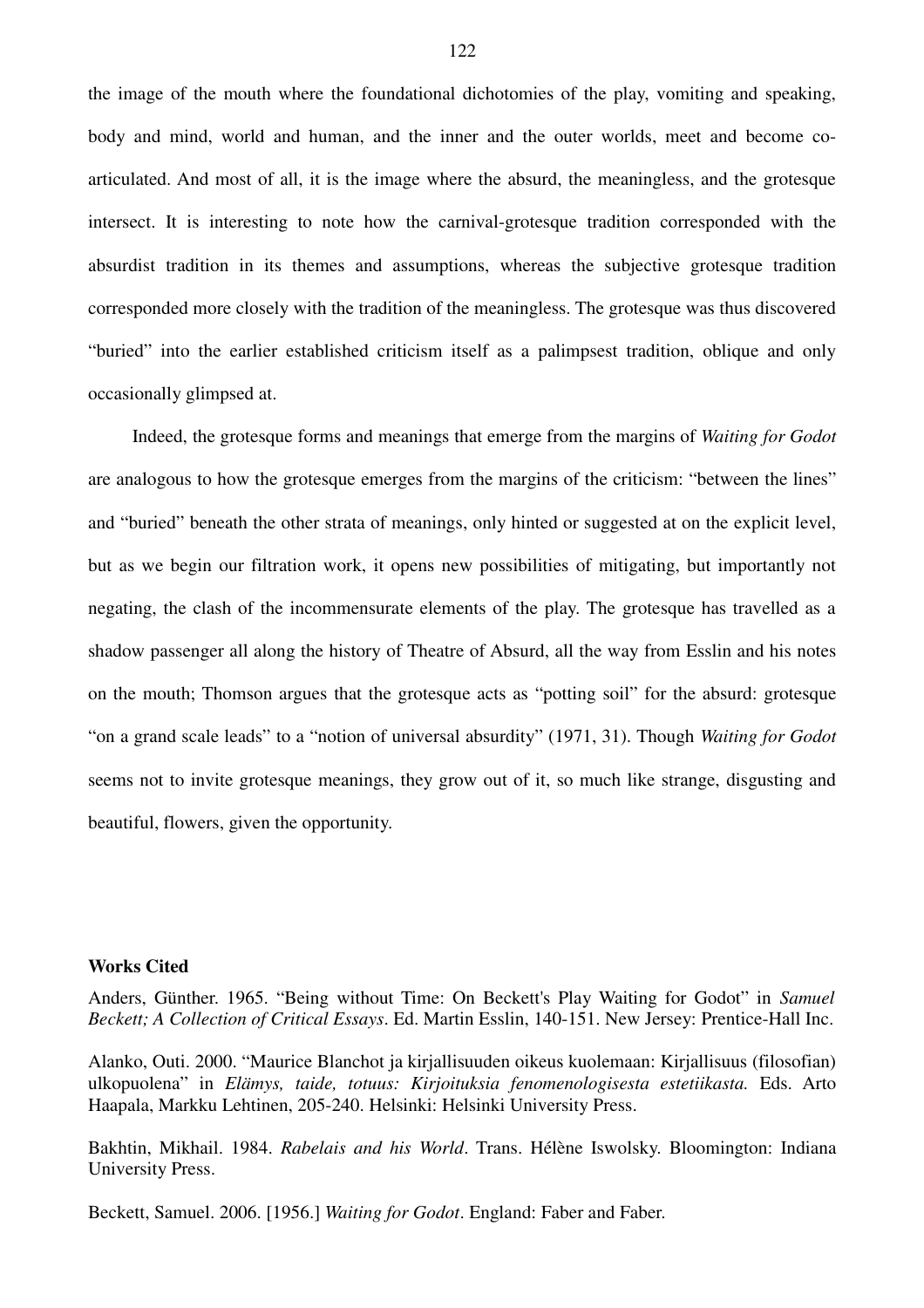the image of the mouth where the foundational dichotomies of the play, vomiting and speaking, body and mind, world and human, and the inner and the outer worlds, meet and become co-articulated. And most of all, it is the image where the absurd, the meaningless, and the grotesque intersect. It is interesting to note how the carnival-grotesque tradition corresponded with the absurdist tradition in its themes and assumptions, whereas the subjective grotesque tradition corresponded more closely with the tradition of the meaningless. The grotesque was thus discovered "buried" into the earlier established criticism itself as a palimpsest tradition, oblique and only occasionally glimpsed at.

Indeed, the grotesque forms and meanings that emerge from the margins of *Waiting for Godot* are analogous to how the grotesque emerges from the margins of the criticism: "between the lines" and "buried" beneath the other strata of meanings, only hinted or suggested at on the explicit level, but as we begin our filtration work, it opens new possibilities of mitigating, but importantly not negating, the clash of the incommensurate elements of the play. The grotesque has travelled as a shadow passenger all along the history of Theatre of Absurd, all the way from Esslin and his notes on the mouth; Thomson argues that the grotesque acts as "potting soil" for the absurd: grotesque "on a grand scale leads" to a "notion of universal absurdity" (1971, 31). Though *Waiting for Godot* seems not to invite grotesque meanings, they grow out of it, so much like strange, disgusting and beautiful, flowers, given the opportunity.

**Works Cited**

Anders, Günther. 1965. "Being without Time: On Beckett's Play Waiting for Godot" in *Samuel Beckett; A Collection of Critical Essays*. Ed. Martin Esslin, 140-151. New Jersey: Prentice-Hall Inc.

Alanko, Outi. 2000. "Maurice Blanchot ja kirjallisuuden oikeus kuolemaan: Kirjallisuus (filosofian) ulkopuolena" in *Elämys, taide, totuus: Kirjoituksia fenomenologisesta estetiikasta.* Eds. Arto Haapala, Markku Lehtinen, 205-240. Helsinki: Helsinki University Press.

Bakhtin, Mikhail. 1984. *Rabelais and his World*. Trans. Hélène Iswolsky. Bloomington: Indiana University Press.

Beckett, Samuel. 2006. [1956.] *Waiting for Godot*. England: Faber and Faber.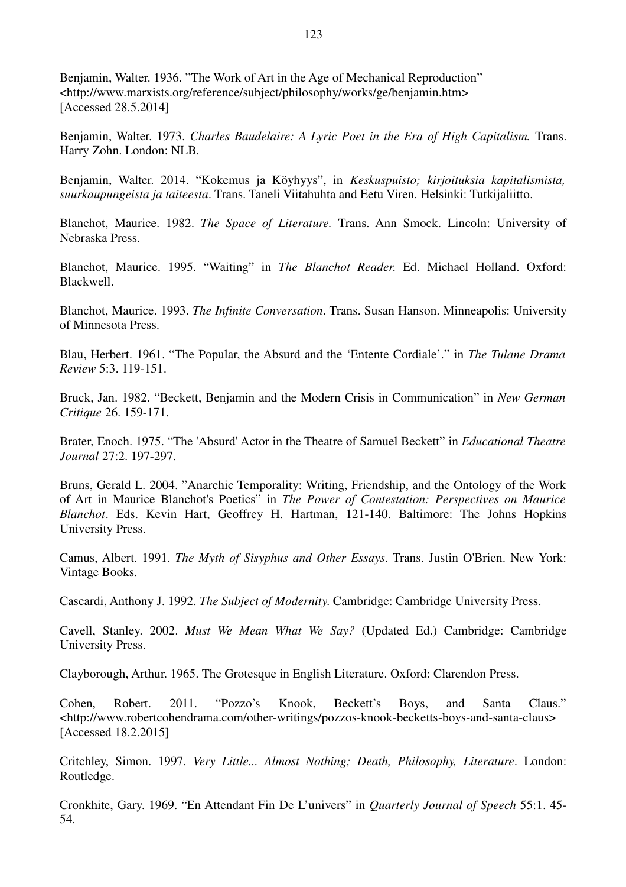Benjamin, Walter. 1936. ”The Work of Art in the Age of Mechanical Reproduction” <http://www.marxists.org/reference/subject/philosophy/works/ge/benjamin.htm> [Accessed 28.5.2014]

Benjamin, Walter. 1973. *Charles Baudelaire: A Lyric Poet in the Era of High Capitalism.* Trans. Harry Zohn. London: NLB.

Benjamin, Walter. 2014. “Kokemus ja Köyhyys”, in *Keskuspuisto; kirjoituksia kapitalismista, suurkaupungeista ja taiteesta*. Trans. Taneli Viitahuhta and Eetu Viren. Helsinki: Tutkijaliitto.

Blanchot, Maurice. 1982. *The Space of Literature.* Trans. Ann Smock. Lincoln: University of Nebraska Press.

Blanchot, Maurice. 1995. “Waiting” in *The Blanchot Reader.* Ed. Michael Holland. Oxford: Blackwell.

Blanchot, Maurice. 1993. *The Infinite Conversation*. Trans. Susan Hanson. Minneapolis: University of Minnesota Press.

Blau, Herbert. 1961. “The Popular, the Absurd and the ‘Entente Cordiale’.” in *The Tulane Drama Review* 5:3. 119-151.

Bruck, Jan. 1982. “Beckett, Benjamin and the Modern Crisis in Communication” in *New German Critique* 26. 159-171.

Brater, Enoch. 1975. “The 'Absurd' Actor in the Theatre of Samuel Beckett” in *Educational Theatre Journal* 27:2. 197-297.

Bruns, Gerald L. 2004. ”Anarchic Temporality: Writing, Friendship, and the Ontology of the Work of Art in Maurice Blanchot's Poetics” in *The Power of Contestation: Perspectives on Maurice Blanchot*. Eds. Kevin Hart, Geoffrey H. Hartman, 121-140. Baltimore: The Johns Hopkins University Press.

Camus, Albert. 1991. *The Myth of Sisyphus and Other Essays*. Trans. Justin O'Brien. New York: Vintage Books.

Cascardi, Anthony J. 1992. *The Subject of Modernity.* Cambridge: Cambridge University Press.

Cavell, Stanley. 2002. *Must We Mean What We Say?* (Updated Ed.) Cambridge: Cambridge University Press.

Clayborough, Arthur. 1965. The Grotesque in English Literature. Oxford: Clarendon Press.

Cohen, Robert. 2011. “Pozzo’s Knook, Beckett’s Boys, and Santa Claus.” <http://www.robertcohendrama.com/other-writings/pozzos-knook-becketts-boys-and-santa-claus> [Accessed 18.2.2015]

Critchley, Simon. 1997. *Very Little... Almost Nothing; Death, Philosophy, Literature*. London: Routledge.

Cronkhite, Gary. 1969. “En Attendant Fin De L’univers” in *Quarterly Journal of Speech* 55:1. 45-54.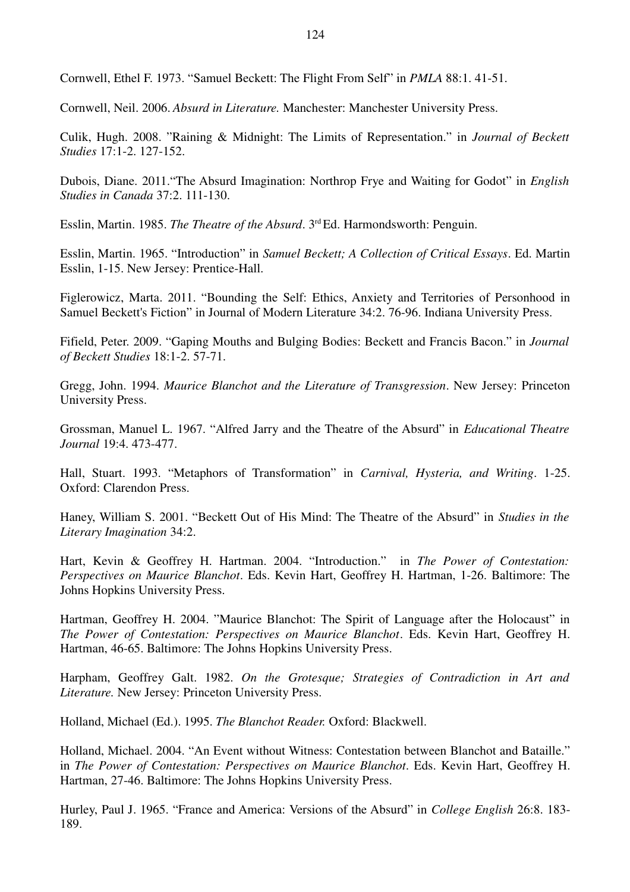Cornwell, Ethel F. 1973. "Samuel Beckett: The Flight From Self" in *PMLA* 88:1. 41-51.

Cornwell, Neil. 2006. *Absurd in Literature.* Manchester: Manchester University Press.

Culik, Hugh. 2008. "Raining & Midnight: The Limits of Representation." in *Journal of Beckett Studies* 17:1-2. 127-152.

Dubois, Diane. 2011."The Absurd Imagination: Northrop Frye and Waiting for Godot" in *English Studies in Canada* 37:2. 111-130.

Esslin, Martin. 1985. *The Theatre of the Absurd*. 3rd Ed. Harmondsworth: Penguin.

Esslin, Martin. 1965. "Introduction" in *Samuel Beckett; A Collection of Critical Essays*. Ed. Martin Esslin, 1-15. New Jersey: Prentice-Hall.

Figlerowicz, Marta. 2011. "Bounding the Self: Ethics, Anxiety and Territories of Personhood in Samuel Beckett's Fiction" in Journal of Modern Literature 34:2. 76-96. Indiana University Press.

Fifield, Peter. 2009. "Gaping Mouths and Bulging Bodies: Beckett and Francis Bacon." in *Journal of Beckett Studies* 18:1-2. 57-71.

Gregg, John. 1994. *Maurice Blanchot and the Literature of Transgression*. New Jersey: Princeton University Press.

Grossman, Manuel L. 1967. "Alfred Jarry and the Theatre of the Absurd" in *Educational Theatre Journal* 19:4. 473-477.

Hall, Stuart. 1993. "Metaphors of Transformation" in *Carnival, Hysteria, and Writing*. 1-25. Oxford: Clarendon Press.

Haney, William S. 2001. "Beckett Out of His Mind: The Theatre of the Absurd" in *Studies in the Literary Imagination* 34:2.

Hart, Kevin & Geoffrey H. Hartman. 2004. "Introduction." in *The Power of Contestation: Perspectives on Maurice Blanchot*. Eds. Kevin Hart, Geoffrey H. Hartman, 1-26. Baltimore: The Johns Hopkins University Press.

Hartman, Geoffrey H. 2004. "Maurice Blanchot: The Spirit of Language after the Holocaust" in *The Power of Contestation: Perspectives on Maurice Blanchot*. Eds. Kevin Hart, Geoffrey H. Hartman, 46-65. Baltimore: The Johns Hopkins University Press.

Harpham, Geoffrey Galt. 1982. *On the Grotesque; Strategies of Contradiction in Art and Literature.* New Jersey: Princeton University Press.

Holland, Michael (Ed.). 1995. *The Blanchot Reader.* Oxford: Blackwell.

Holland, Michael. 2004. "An Event without Witness: Contestation between Blanchot and Bataille." in *The Power of Contestation: Perspectives on Maurice Blanchot*. Eds. Kevin Hart, Geoffrey H. Hartman, 27-46. Baltimore: The Johns Hopkins University Press.

Hurley, Paul J. 1965. "France and America: Versions of the Absurd" in *College English* 26:8. 183-189.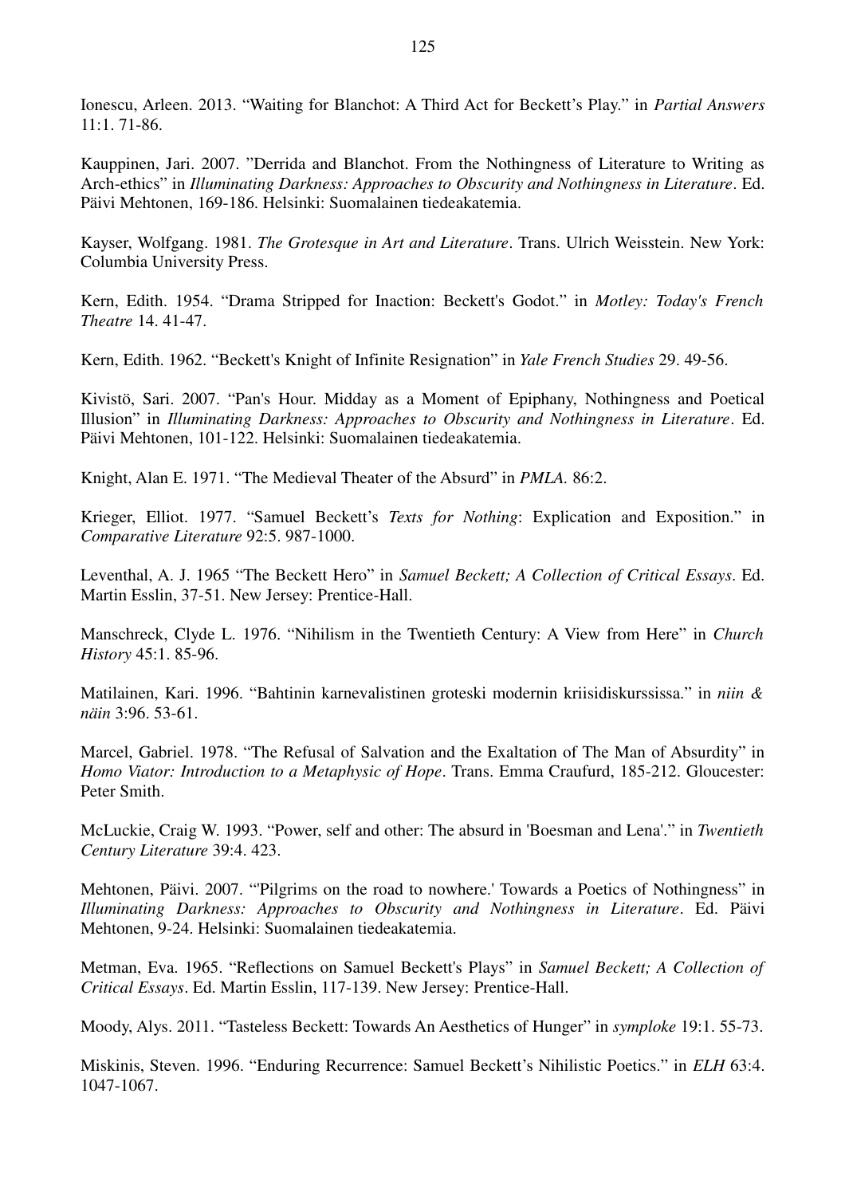Ionescu, Arleen. 2013. "Waiting for Blanchot: A Third Act for Beckett's Play." in *Partial Answers* 11:1. 71-86.

Kauppinen, Jari. 2007. "Derrida and Blanchot. From the Nothingness of Literature to Writing as Arch-ethics" in *Illuminating Darkness: Approaches to Obscurity and Nothingness in Literature*. Ed. Päivi Mehtonen, 169-186. Helsinki: Suomalainen tiedeakatemia.

Kayser, Wolfgang. 1981. *The Grotesque in Art and Literature*. Trans. Ulrich Weisstein. New York: Columbia University Press.

Kern, Edith. 1954. "Drama Stripped for Inaction: Beckett's Godot." in *Motley: Today's French Theatre* 14. 41-47.

Kern, Edith. 1962. "Beckett's Knight of Infinite Resignation" in *Yale French Studies* 29. 49-56.

Kivistö, Sari. 2007. "Pan's Hour. Midday as a Moment of Epiphany, Nothingness and Poetical Illusion" in *Illuminating Darkness: Approaches to Obscurity and Nothingness in Literature*. Ed. Päivi Mehtonen, 101-122. Helsinki: Suomalainen tiedeakatemia.

Knight, Alan E. 1971. "The Medieval Theater of the Absurd" in *PMLA.* 86:2.

Krieger, Elliot. 1977. "Samuel Beckett's *Texts for Nothing*: Explication and Exposition." in *Comparative Literature* 92:5. 987-1000.

Leventhal, A. J. 1965 "The Beckett Hero" in *Samuel Beckett; A Collection of Critical Essays*. Ed. Martin Esslin, 37-51. New Jersey: Prentice-Hall.

Manschreck, Clyde L. 1976. "Nihilism in the Twentieth Century: A View from Here" in *Church History* 45:1. 85-96.

Matilainen, Kari. 1996. "Bahtinin karnevalistinen groteski modernin kriisidiskurssissa." in *niin & näin* 3:96. 53-61.

Marcel, Gabriel. 1978. "The Refusal of Salvation and the Exaltation of The Man of Absurdity" in *Homo Viator: Introduction to a Metaphysic of Hope*. Trans. Emma Craufurd, 185-212. Gloucester: Peter Smith.

McLuckie, Craig W. 1993. "Power, self and other: The absurd in 'Boesman and Lena'." in *Twentieth Century Literature* 39:4. 423.

Mehtonen, Päivi. 2007. "'Pilgrims on the road to nowhere.' Towards a Poetics of Nothingness" in *Illuminating Darkness: Approaches to Obscurity and Nothingness in Literature*. Ed. Päivi Mehtonen, 9-24. Helsinki: Suomalainen tiedeakatemia.

Metman, Eva. 1965. "Reflections on Samuel Beckett's Plays" in *Samuel Beckett; A Collection of Critical Essays*. Ed. Martin Esslin, 117-139. New Jersey: Prentice-Hall.

Moody, Alys. 2011. "Tasteless Beckett: Towards An Aesthetics of Hunger" in *symploke* 19:1. 55-73.

Miskinis, Steven. 1996. "Enduring Recurrence: Samuel Beckett's Nihilistic Poetics." in *ELH* 63:4. 1047-1067.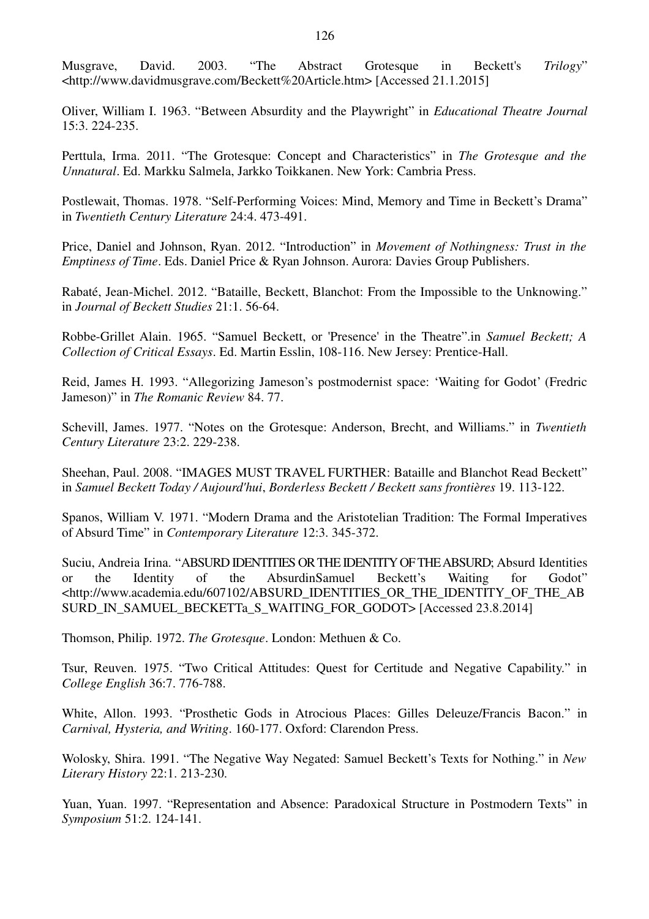Musgrave, David. 2003. "The Abstract Grotesque in Beckett's *Trilogy*" <http://www.davidmusgrave.com/Beckett%20Article.htm> [Accessed 21.1.2015]

Oliver, William I. 1963. "Between Absurdity and the Playwright" in *Educational Theatre Journal* 15:3. 224-235.

Perttula, Irma. 2011. "The Grotesque: Concept and Characteristics" in *The Grotesque and the Unnatural*. Ed. Markku Salmela, Jarkko Toikkanen. New York: Cambria Press.

Postlewait, Thomas. 1978. "Self-Performing Voices: Mind, Memory and Time in Beckett's Drama" in *Twentieth Century Literature* 24:4. 473-491.

Price, Daniel and Johnson, Ryan. 2012. "Introduction" in *Movement of Nothingness: Trust in the Emptiness of Time*. Eds. Daniel Price & Ryan Johnson. Aurora: Davies Group Publishers.

Rabaté, Jean-Michel. 2012. "Bataille, Beckett, Blanchot: From the Impossible to the Unknowing." in *Journal of Beckett Studies* 21:1. 56-64.

Robbe-Grillet Alain. 1965. "Samuel Beckett, or 'Presence' in the Theatre".in *Samuel Beckett; A Collection of Critical Essays*. Ed. Martin Esslin, 108-116. New Jersey: Prentice-Hall.

Reid, James H. 1993. "Allegorizing Jameson's postmodernist space: 'Waiting for Godot' (Fredric Jameson)" in *The Romanic Review* 84. 77.

Schevill, James. 1977. "Notes on the Grotesque: Anderson, Brecht, and Williams." in *Twentieth Century Literature* 23:2. 229-238.

Sheehan, Paul. 2008. "IMAGES MUST TRAVEL FURTHER: Bataille and Blanchot Read Beckett" in *Samuel Beckett Today / Aujourd'hui*, *Borderless Beckett / Beckett sans frontières* 19. 113-122.

Spanos, William V. 1971. "Modern Drama and the Aristotelian Tradition: The Formal Imperatives of Absurd Time" in *Contemporary Literature* 12:3. 345-372.

Suciu, Andreia Irina. "ABSURD IDENTITIES OR THE IDENTITY OF THE ABSURD; Absurd Identities or the Identity of the AbsurdinSamuel Beckett's Waiting for Godot" <http://www.academia.edu/607102/ABSURD_IDENTITIES_OR_THE_IDENTITY_OF_THE_ABSURD_IN_SAMUEL_BECKETTa_S_WAITING_FOR_GODOT> [Accessed 23.8.2014]

Thomson, Philip. 1972. *The Grotesque*. London: Methuen & Co.

Tsur, Reuven. 1975. "Two Critical Attitudes: Quest for Certitude and Negative Capability." in *College English* 36:7. 776-788.

White, Allon. 1993. "Prosthetic Gods in Atrocious Places: Gilles Deleuze/Francis Bacon." in *Carnival, Hysteria, and Writing*. 160-177. Oxford: Clarendon Press.

Wolosky, Shira. 1991. "The Negative Way Negated: Samuel Beckett's Texts for Nothing." in *New Literary History* 22:1. 213-230.

Yuan, Yuan. 1997. "Representation and Absence: Paradoxical Structure in Postmodern Texts" in *Symposium* 51:2. 124-141.